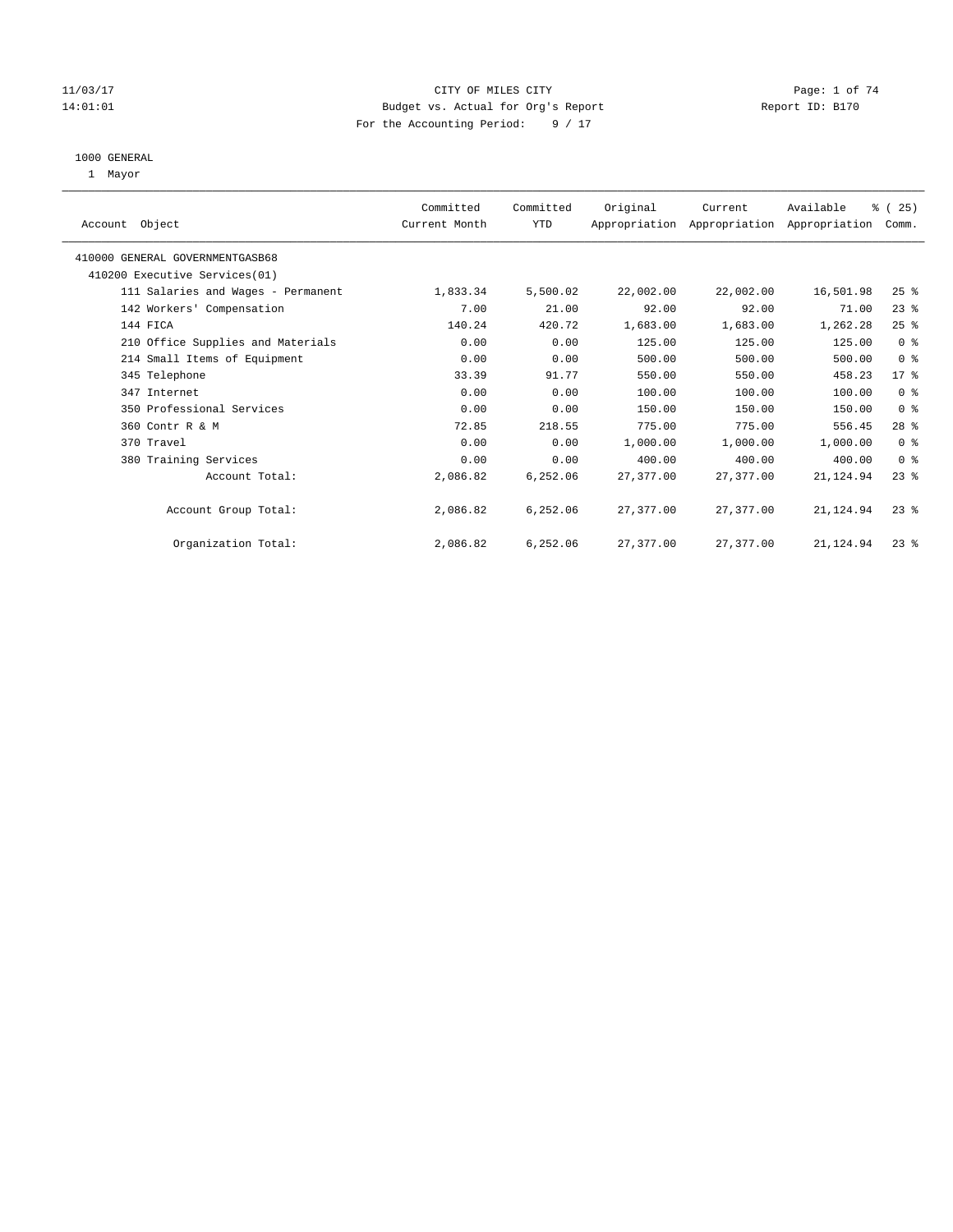CITY OF MILES CITY
Budget vs. Actual for Org's Report
For the Accounting Period: 9 / 17

11/03/17
14:01:01

Report ID: B170

1000 GENERAL
1 Mayor

| Account Object | Committed Current Month | Committed YTD | Original Appropriation | Current Appropriation | Available Appropriation | % ( 25) Comm. |
|---|---|---|---|---|---|---|
| 410000 GENERAL GOVERNMENTGASB68 | | | | | | |
| 410200 Executive Services(01) | | | | | | |
| 111 Salaries and Wages - Permanent | 1,833.34 | 5,500.02 | 22,002.00 | 22,002.00 | 16,501.98 | 25 % |
| 142 Workers' Compensation | 7.00 | 21.00 | 92.00 | 92.00 | 71.00 | 23 % |
| 144 FICA | 140.24 | 420.72 | 1,683.00 | 1,683.00 | 1,262.28 | 25 % |
| 210 Office Supplies and Materials | 0.00 | 0.00 | 125.00 | 125.00 | 125.00 | 0 % |
| 214 Small Items of Equipment | 0.00 | 0.00 | 500.00 | 500.00 | 500.00 | 0 % |
| 345 Telephone | 33.39 | 91.77 | 550.00 | 550.00 | 458.23 | 17 % |
| 347 Internet | 0.00 | 0.00 | 100.00 | 100.00 | 100.00 | 0 % |
| 350 Professional Services | 0.00 | 0.00 | 150.00 | 150.00 | 150.00 | 0 % |
| 360 Contr R & M | 72.85 | 218.55 | 775.00 | 775.00 | 556.45 | 28 % |
| 370 Travel | 0.00 | 0.00 | 1,000.00 | 1,000.00 | 1,000.00 | 0 % |
| 380 Training Services | 0.00 | 0.00 | 400.00 | 400.00 | 400.00 | 0 % |
| Account Total: | 2,086.82 | 6,252.06 | 27,377.00 | 27,377.00 | 21,124.94 | 23 % |
| Account Group Total: | 2,086.82 | 6,252.06 | 27,377.00 | 27,377.00 | 21,124.94 | 23 % |
| Organization Total: | 2,086.82 | 6,252.06 | 27,377.00 | 27,377.00 | 21,124.94 | 23 % |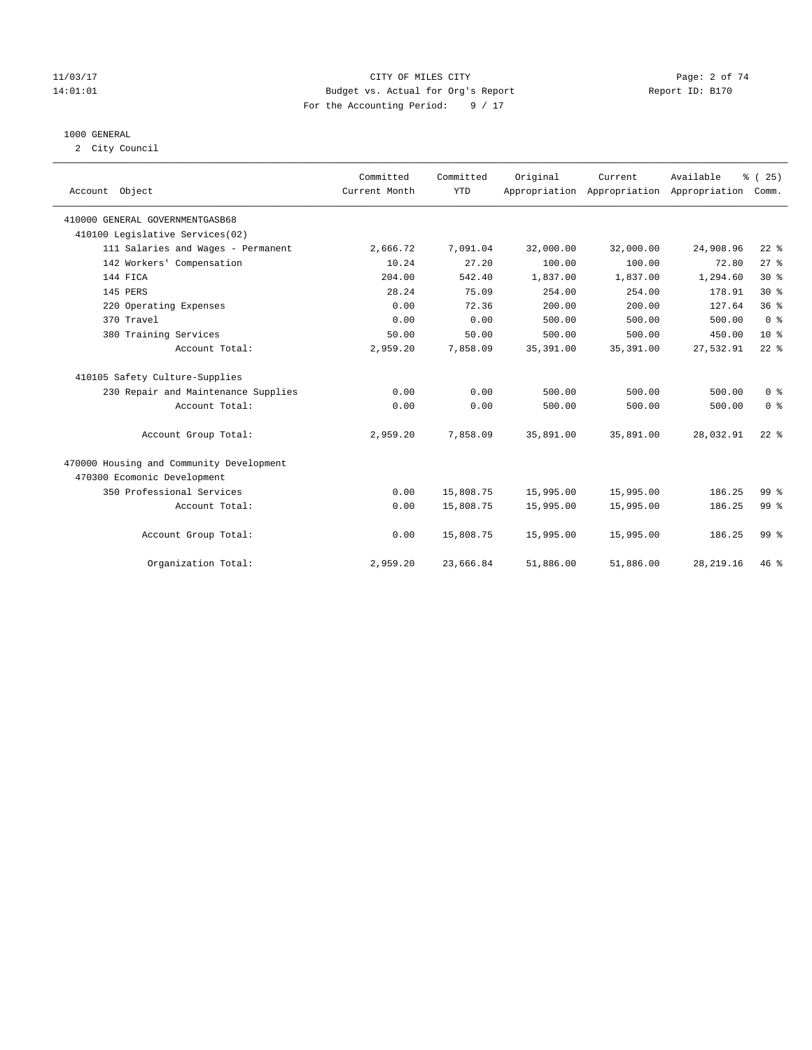# CITY OF MILES CITY

Budget vs. Actual for Org's Report

For the Accounting Period: 9 / 17

11/03/17 14:01:01 — Report ID: B170

## 1000 GENERAL

2 City Council

| Account Object | Committed Current Month | Committed YTD | Original Appropriation | Current Appropriation | Available Appropriation | % ( 25) Comm. |
|---|---|---|---|---|---|---|
| 410000 GENERAL GOVERNMENTGASB68 | | | | | | |
| 410100 Legislative Services(02) | | | | | | |
| 111 Salaries and Wages - Permanent | 2,666.72 | 7,091.04 | 32,000.00 | 32,000.00 | 24,908.96 | 22 % |
| 142 Workers' Compensation | 10.24 | 27.20 | 100.00 | 100.00 | 72.80 | 27 % |
| 144 FICA | 204.00 | 542.40 | 1,837.00 | 1,837.00 | 1,294.60 | 30 % |
| 145 PERS | 28.24 | 75.09 | 254.00 | 254.00 | 178.91 | 30 % |
| 220 Operating Expenses | 0.00 | 72.36 | 200.00 | 200.00 | 127.64 | 36 % |
| 370 Travel | 0.00 | 0.00 | 500.00 | 500.00 | 500.00 | 0 % |
| 380 Training Services | 50.00 | 50.00 | 500.00 | 500.00 | 450.00 | 10 % |
| Account Total: | 2,959.20 | 7,858.09 | 35,391.00 | 35,391.00 | 27,532.91 | 22 % |
| 410105 Safety Culture-Supplies | | | | | | |
| 230 Repair and Maintenance Supplies | 0.00 | 0.00 | 500.00 | 500.00 | 500.00 | 0 % |
| Account Total: | 0.00 | 0.00 | 500.00 | 500.00 | 500.00 | 0 % |
| Account Group Total: | 2,959.20 | 7,858.09 | 35,891.00 | 35,891.00 | 28,032.91 | 22 % |
| 470000 Housing and Community Development | | | | | | |
| 470300 Ecomonic Development | | | | | | |
| 350 Professional Services | 0.00 | 15,808.75 | 15,995.00 | 15,995.00 | 186.25 | 99 % |
| Account Total: | 0.00 | 15,808.75 | 15,995.00 | 15,995.00 | 186.25 | 99 % |
| Account Group Total: | 0.00 | 15,808.75 | 15,995.00 | 15,995.00 | 186.25 | 99 % |
| Organization Total: | 2,959.20 | 23,666.84 | 51,886.00 | 51,886.00 | 28,219.16 | 46 % |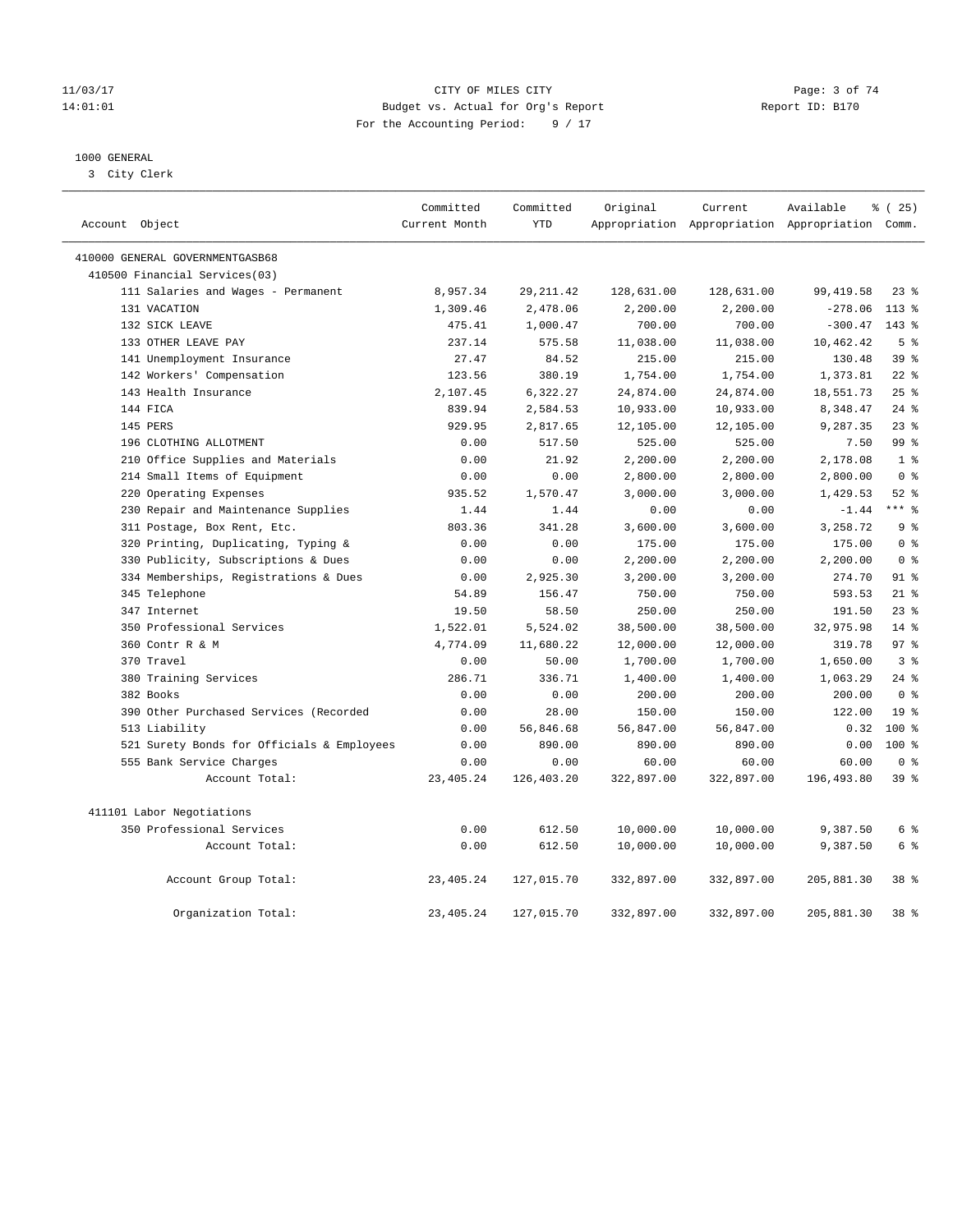CITY OF MILES CITY
Budget vs. Actual for Org's Report
For the Accounting Period: 9 / 17

11/03/17 14:01:01 — Report ID: B170

1000 GENERAL
3 City Clerk

| Account Object | Committed Current Month | Committed YTD | Original Appropriation | Current Appropriation | Available Appropriation | % ( 25) Comm. |
|---|---|---|---|---|---|---|
| 410000 GENERAL GOVERNMENTGASB68 | | | | | | |
| 410500 Financial Services(03) | | | | | | |
| 111 Salaries and Wages - Permanent | 8,957.34 | 29,211.42 | 128,631.00 | 128,631.00 | 99,419.58 | 23 % |
| 131 VACATION | 1,309.46 | 2,478.06 | 2,200.00 | 2,200.00 | -278.06 | 113 % |
| 132 SICK LEAVE | 475.41 | 1,000.47 | 700.00 | 700.00 | -300.47 | 143 % |
| 133 OTHER LEAVE PAY | 237.14 | 575.58 | 11,038.00 | 11,038.00 | 10,462.42 | 5 % |
| 141 Unemployment Insurance | 27.47 | 84.52 | 215.00 | 215.00 | 130.48 | 39 % |
| 142 Workers' Compensation | 123.56 | 380.19 | 1,754.00 | 1,754.00 | 1,373.81 | 22 % |
| 143 Health Insurance | 2,107.45 | 6,322.27 | 24,874.00 | 24,874.00 | 18,551.73 | 25 % |
| 144 FICA | 839.94 | 2,584.53 | 10,933.00 | 10,933.00 | 8,348.47 | 24 % |
| 145 PERS | 929.95 | 2,817.65 | 12,105.00 | 12,105.00 | 9,287.35 | 23 % |
| 196 CLOTHING ALLOTMENT | 0.00 | 517.50 | 525.00 | 525.00 | 7.50 | 99 % |
| 210 Office Supplies and Materials | 0.00 | 21.92 | 2,200.00 | 2,200.00 | 2,178.08 | 1 % |
| 214 Small Items of Equipment | 0.00 | 0.00 | 2,800.00 | 2,800.00 | 2,800.00 | 0 % |
| 220 Operating Expenses | 935.52 | 1,570.47 | 3,000.00 | 3,000.00 | 1,429.53 | 52 % |
| 230 Repair and Maintenance Supplies | 1.44 | 1.44 | 0.00 | 0.00 | -1.44 | *** % |
| 311 Postage, Box Rent, Etc. | 803.36 | 341.28 | 3,600.00 | 3,600.00 | 3,258.72 | 9 % |
| 320 Printing, Duplicating, Typing & | 0.00 | 0.00 | 175.00 | 175.00 | 175.00 | 0 % |
| 330 Publicity, Subscriptions & Dues | 0.00 | 0.00 | 2,200.00 | 2,200.00 | 2,200.00 | 0 % |
| 334 Memberships, Registrations & Dues | 0.00 | 2,925.30 | 3,200.00 | 3,200.00 | 274.70 | 91 % |
| 345 Telephone | 54.89 | 156.47 | 750.00 | 750.00 | 593.53 | 21 % |
| 347 Internet | 19.50 | 58.50 | 250.00 | 250.00 | 191.50 | 23 % |
| 350 Professional Services | 1,522.01 | 5,524.02 | 38,500.00 | 38,500.00 | 32,975.98 | 14 % |
| 360 Contr R & M | 4,774.09 | 11,680.22 | 12,000.00 | 12,000.00 | 319.78 | 97 % |
| 370 Travel | 0.00 | 50.00 | 1,700.00 | 1,700.00 | 1,650.00 | 3 % |
| 380 Training Services | 286.71 | 336.71 | 1,400.00 | 1,400.00 | 1,063.29 | 24 % |
| 382 Books | 0.00 | 0.00 | 200.00 | 200.00 | 200.00 | 0 % |
| 390 Other Purchased Services (Recorded | 0.00 | 28.00 | 150.00 | 150.00 | 122.00 | 19 % |
| 513 Liability | 0.00 | 56,846.68 | 56,847.00 | 56,847.00 | 0.32 | 100 % |
| 521 Surety Bonds for Officials & Employees | 0.00 | 890.00 | 890.00 | 890.00 | 0.00 | 100 % |
| 555 Bank Service Charges | 0.00 | 0.00 | 60.00 | 60.00 | 60.00 | 0 % |
| Account Total: | 23,405.24 | 126,403.20 | 322,897.00 | 322,897.00 | 196,493.80 | 39 % |
| 411101 Labor Negotiations | | | | | | |
| 350 Professional Services | 0.00 | 612.50 | 10,000.00 | 10,000.00 | 9,387.50 | 6 % |
| Account Total: | 0.00 | 612.50 | 10,000.00 | 10,000.00 | 9,387.50 | 6 % |
| Account Group Total: | 23,405.24 | 127,015.70 | 332,897.00 | 332,897.00 | 205,881.30 | 38 % |
| Organization Total: | 23,405.24 | 127,015.70 | 332,897.00 | 332,897.00 | 205,881.30 | 38 % |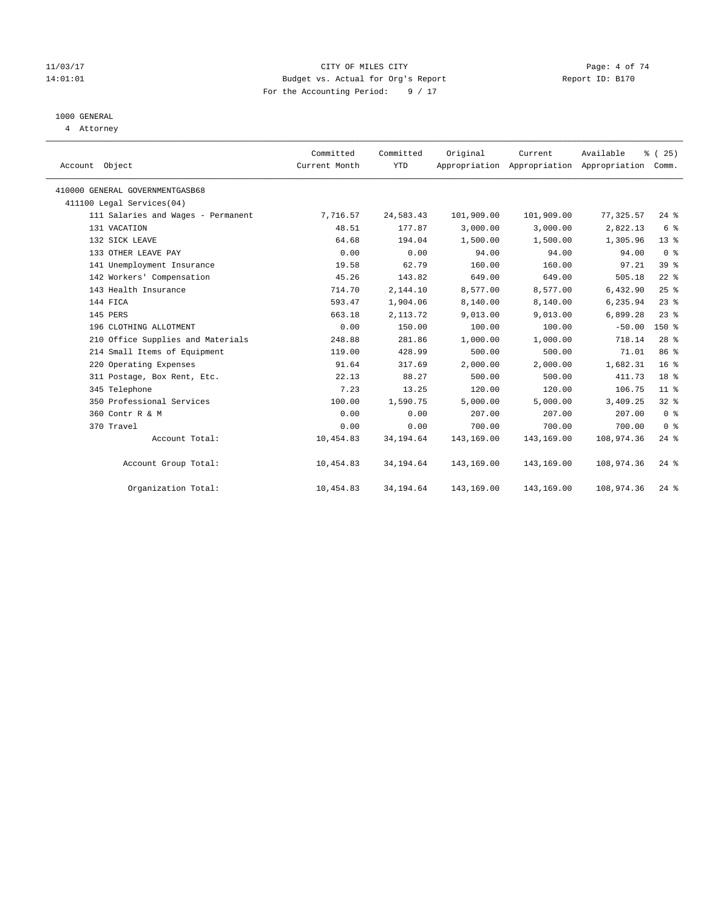CITY OF MILES CITY
Budget vs. Actual for Org's Report
For the Accounting Period: 9 / 17

11/03/17
14:01:01

Report ID: B170

1000 GENERAL
4 Attorney

| Account Object | Committed Current Month | Committed YTD | Original Appropriation | Current Appropriation | Available Appropriation | % ( 25) Comm. |
|---|---|---|---|---|---|---|
| 410000 GENERAL GOVERNMENTGASB68 | | | | | | |
| 411100 Legal Services(04) | | | | | | |
| 111 Salaries and Wages - Permanent | 7,716.57 | 24,583.43 | 101,909.00 | 101,909.00 | 77,325.57 | 24 % |
| 131 VACATION | 48.51 | 177.87 | 3,000.00 | 3,000.00 | 2,822.13 | 6 % |
| 132 SICK LEAVE | 64.68 | 194.04 | 1,500.00 | 1,500.00 | 1,305.96 | 13 % |
| 133 OTHER LEAVE PAY | 0.00 | 0.00 | 94.00 | 94.00 | 94.00 | 0 % |
| 141 Unemployment Insurance | 19.58 | 62.79 | 160.00 | 160.00 | 97.21 | 39 % |
| 142 Workers' Compensation | 45.26 | 143.82 | 649.00 | 649.00 | 505.18 | 22 % |
| 143 Health Insurance | 714.70 | 2,144.10 | 8,577.00 | 8,577.00 | 6,432.90 | 25 % |
| 144 FICA | 593.47 | 1,904.06 | 8,140.00 | 8,140.00 | 6,235.94 | 23 % |
| 145 PERS | 663.18 | 2,113.72 | 9,013.00 | 9,013.00 | 6,899.28 | 23 % |
| 196 CLOTHING ALLOTMENT | 0.00 | 150.00 | 100.00 | 100.00 | -50.00 | 150 % |
| 210 Office Supplies and Materials | 248.88 | 281.86 | 1,000.00 | 1,000.00 | 718.14 | 28 % |
| 214 Small Items of Equipment | 119.00 | 428.99 | 500.00 | 500.00 | 71.01 | 86 % |
| 220 Operating Expenses | 91.64 | 317.69 | 2,000.00 | 2,000.00 | 1,682.31 | 16 % |
| 311 Postage, Box Rent, Etc. | 22.13 | 88.27 | 500.00 | 500.00 | 411.73 | 18 % |
| 345 Telephone | 7.23 | 13.25 | 120.00 | 120.00 | 106.75 | 11 % |
| 350 Professional Services | 100.00 | 1,590.75 | 5,000.00 | 5,000.00 | 3,409.25 | 32 % |
| 360 Contr R & M | 0.00 | 0.00 | 207.00 | 207.00 | 207.00 | 0 % |
| 370 Travel | 0.00 | 0.00 | 700.00 | 700.00 | 700.00 | 0 % |
| Account Total: | 10,454.83 | 34,194.64 | 143,169.00 | 143,169.00 | 108,974.36 | 24 % |
| Account Group Total: | 10,454.83 | 34,194.64 | 143,169.00 | 143,169.00 | 108,974.36 | 24 % |
| Organization Total: | 10,454.83 | 34,194.64 | 143,169.00 | 143,169.00 | 108,974.36 | 24 % |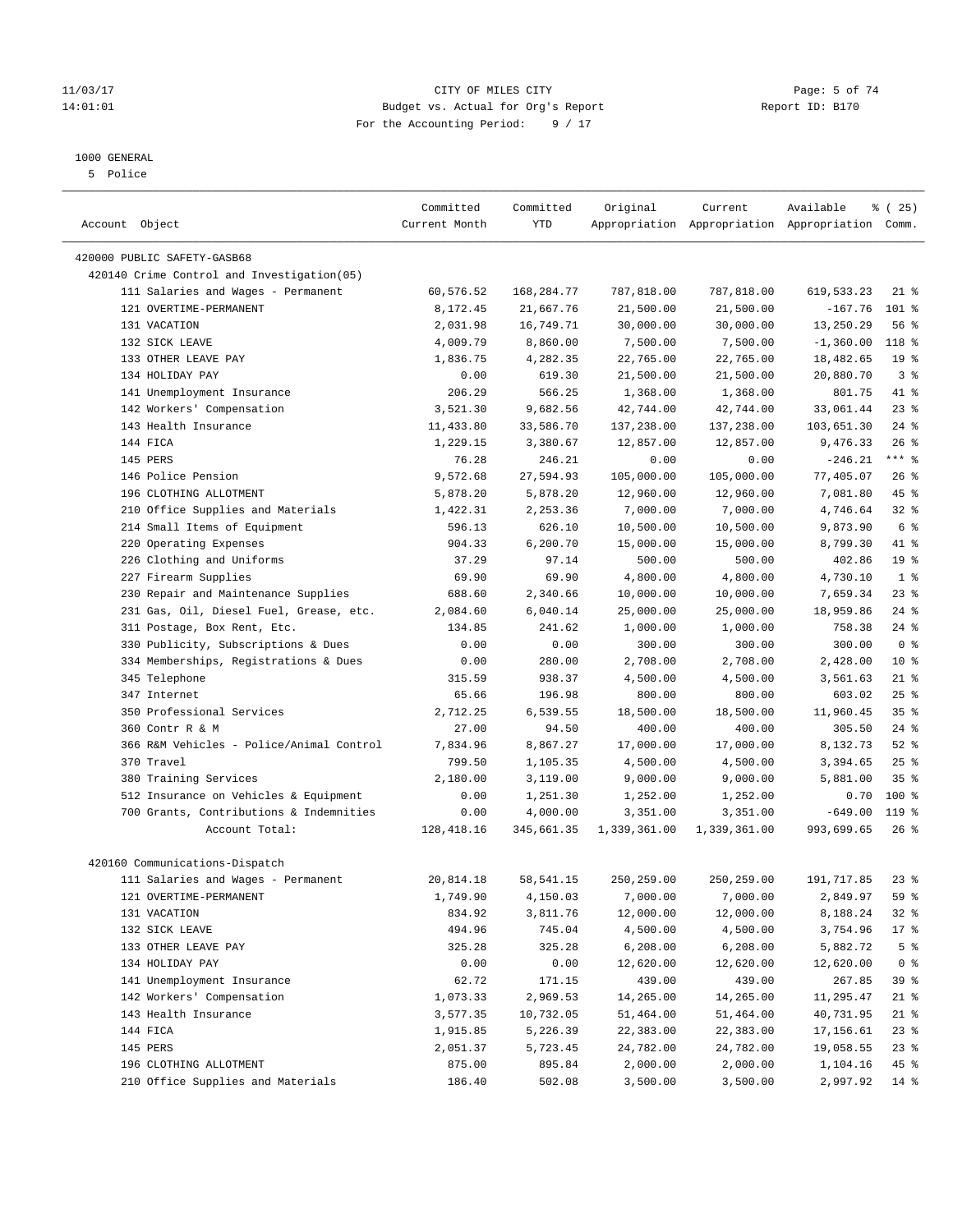11/03/17 CITY OF MILES CITY
14:01:01 Budget vs. Actual for Org's Report Report ID: B170
For the Accounting Period: 9 / 17

1000 GENERAL
5 Police

| Account Object | Committed Current Month | Committed YTD | Original Appropriation | Current Appropriation | Available Appropriation | % ( 25) Comm. |
|---|---|---|---|---|---|---|
| 420000 PUBLIC SAFETY-GASB68 | | | | | | |
| 420140 Crime Control and Investigation(05) | | | | | | |
| 111 Salaries and Wages - Permanent | 60,576.52 | 168,284.77 | 787,818.00 | 787,818.00 | 619,533.23 | 21 % |
| 121 OVERTIME-PERMANENT | 8,172.45 | 21,667.76 | 21,500.00 | 21,500.00 | -167.76 | 101 % |
| 131 VACATION | 2,031.98 | 16,749.71 | 30,000.00 | 30,000.00 | 13,250.29 | 56 % |
| 132 SICK LEAVE | 4,009.79 | 8,860.00 | 7,500.00 | 7,500.00 | -1,360.00 | 118 % |
| 133 OTHER LEAVE PAY | 1,836.75 | 4,282.35 | 22,765.00 | 22,765.00 | 18,482.65 | 19 % |
| 134 HOLIDAY PAY | 0.00 | 619.30 | 21,500.00 | 21,500.00 | 20,880.70 | 3 % |
| 141 Unemployment Insurance | 206.29 | 566.25 | 1,368.00 | 1,368.00 | 801.75 | 41 % |
| 142 Workers' Compensation | 3,521.30 | 9,682.56 | 42,744.00 | 42,744.00 | 33,061.44 | 23 % |
| 143 Health Insurance | 11,433.80 | 33,586.70 | 137,238.00 | 137,238.00 | 103,651.30 | 24 % |
| 144 FICA | 1,229.15 | 3,380.67 | 12,857.00 | 12,857.00 | 9,476.33 | 26 % |
| 145 PERS | 76.28 | 246.21 | 0.00 | 0.00 | -246.21 | *** % |
| 146 Police Pension | 9,572.68 | 27,594.93 | 105,000.00 | 105,000.00 | 77,405.07 | 26 % |
| 196 CLOTHING ALLOTMENT | 5,878.20 | 5,878.20 | 12,960.00 | 12,960.00 | 7,081.80 | 45 % |
| 210 Office Supplies and Materials | 1,422.31 | 2,253.36 | 7,000.00 | 7,000.00 | 4,746.64 | 32 % |
| 214 Small Items of Equipment | 596.13 | 626.10 | 10,500.00 | 10,500.00 | 9,873.90 | 6 % |
| 220 Operating Expenses | 904.33 | 6,200.70 | 15,000.00 | 15,000.00 | 8,799.30 | 41 % |
| 226 Clothing and Uniforms | 37.29 | 97.14 | 500.00 | 500.00 | 402.86 | 19 % |
| 227 Firearm Supplies | 69.90 | 69.90 | 4,800.00 | 4,800.00 | 4,730.10 | 1 % |
| 230 Repair and Maintenance Supplies | 688.60 | 2,340.66 | 10,000.00 | 10,000.00 | 7,659.34 | 23 % |
| 231 Gas, Oil, Diesel Fuel, Grease, etc. | 2,084.60 | 6,040.14 | 25,000.00 | 25,000.00 | 18,959.86 | 24 % |
| 311 Postage, Box Rent, Etc. | 134.85 | 241.62 | 1,000.00 | 1,000.00 | 758.38 | 24 % |
| 330 Publicity, Subscriptions & Dues | 0.00 | 0.00 | 300.00 | 300.00 | 300.00 | 0 % |
| 334 Memberships, Registrations & Dues | 0.00 | 280.00 | 2,708.00 | 2,708.00 | 2,428.00 | 10 % |
| 345 Telephone | 315.59 | 938.37 | 4,500.00 | 4,500.00 | 3,561.63 | 21 % |
| 347 Internet | 65.66 | 196.98 | 800.00 | 800.00 | 603.02 | 25 % |
| 350 Professional Services | 2,712.25 | 6,539.55 | 18,500.00 | 18,500.00 | 11,960.45 | 35 % |
| 360 Contr R & M | 27.00 | 94.50 | 400.00 | 400.00 | 305.50 | 24 % |
| 366 R&M Vehicles - Police/Animal Control | 7,834.96 | 8,867.27 | 17,000.00 | 17,000.00 | 8,132.73 | 52 % |
| 370 Travel | 799.50 | 1,105.35 | 4,500.00 | 4,500.00 | 3,394.65 | 25 % |
| 380 Training Services | 2,180.00 | 3,119.00 | 9,000.00 | 9,000.00 | 5,881.00 | 35 % |
| 512 Insurance on Vehicles & Equipment | 0.00 | 1,251.30 | 1,252.00 | 1,252.00 | 0.70 | 100 % |
| 700 Grants, Contributions & Indemnities | 0.00 | 4,000.00 | 3,351.00 | 3,351.00 | -649.00 | 119 % |
| Account Total: | 128,418.16 | 345,661.35 | 1,339,361.00 | 1,339,361.00 | 993,699.65 | 26 % |
| 420160 Communications-Dispatch | | | | | | |
| 111 Salaries and Wages - Permanent | 20,814.18 | 58,541.15 | 250,259.00 | 250,259.00 | 191,717.85 | 23 % |
| 121 OVERTIME-PERMANENT | 1,749.90 | 4,150.03 | 7,000.00 | 7,000.00 | 2,849.97 | 59 % |
| 131 VACATION | 834.92 | 3,811.76 | 12,000.00 | 12,000.00 | 8,188.24 | 32 % |
| 132 SICK LEAVE | 494.96 | 745.04 | 4,500.00 | 4,500.00 | 3,754.96 | 17 % |
| 133 OTHER LEAVE PAY | 325.28 | 325.28 | 6,208.00 | 6,208.00 | 5,882.72 | 5 % |
| 134 HOLIDAY PAY | 0.00 | 0.00 | 12,620.00 | 12,620.00 | 12,620.00 | 0 % |
| 141 Unemployment Insurance | 62.72 | 171.15 | 439.00 | 439.00 | 267.85 | 39 % |
| 142 Workers' Compensation | 1,073.33 | 2,969.53 | 14,265.00 | 14,265.00 | 11,295.47 | 21 % |
| 143 Health Insurance | 3,577.35 | 10,732.05 | 51,464.00 | 51,464.00 | 40,731.95 | 21 % |
| 144 FICA | 1,915.85 | 5,226.39 | 22,383.00 | 22,383.00 | 17,156.61 | 23 % |
| 145 PERS | 2,051.37 | 5,723.45 | 24,782.00 | 24,782.00 | 19,058.55 | 23 % |
| 196 CLOTHING ALLOTMENT | 875.00 | 895.84 | 2,000.00 | 2,000.00 | 1,104.16 | 45 % |
| 210 Office Supplies and Materials | 186.40 | 502.08 | 3,500.00 | 3,500.00 | 2,997.92 | 14 % |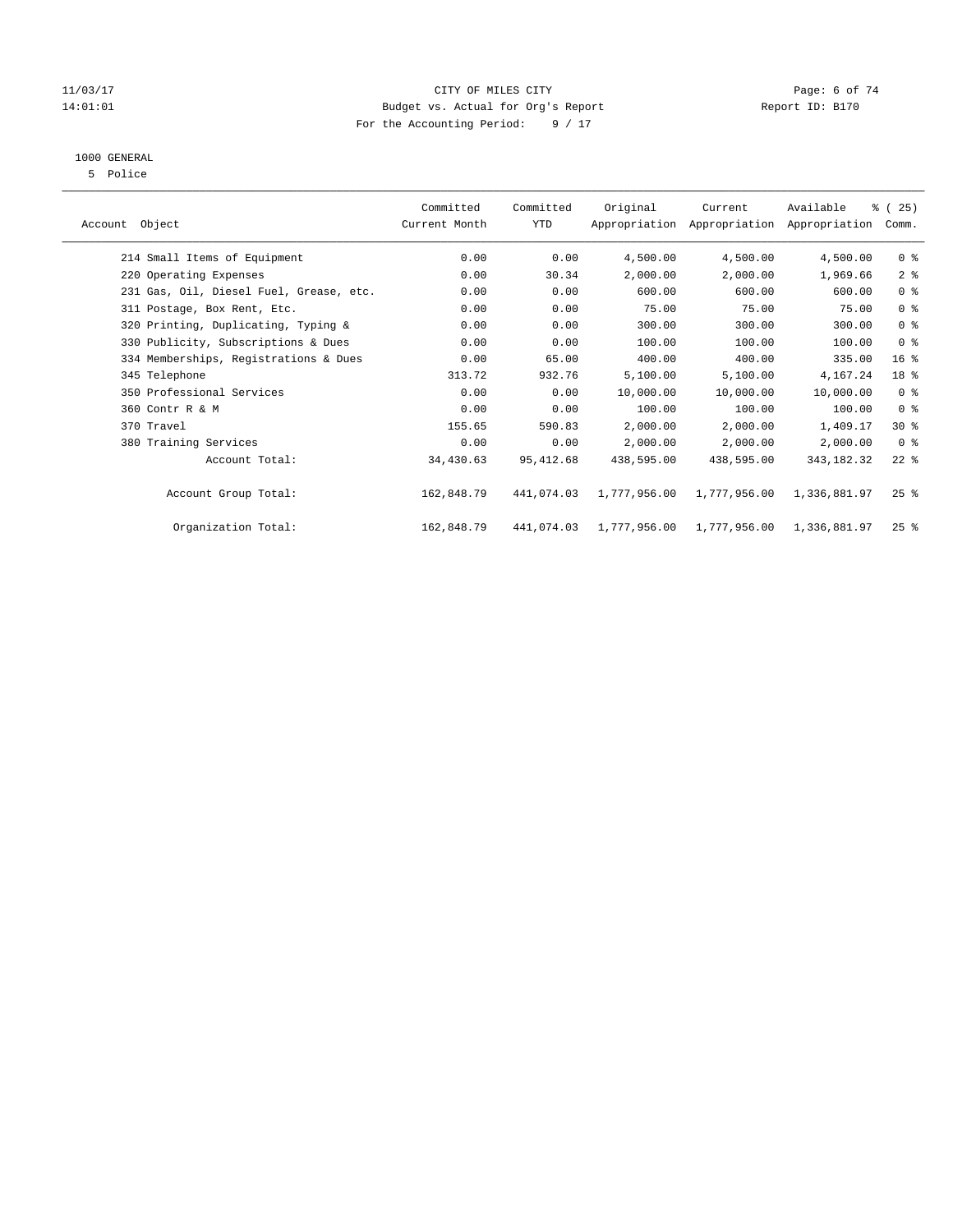CITY OF MILES CITY

Budget vs. Actual for Org's Report

For the Accounting Period: 9 / 17

11/03/17 14:01:01 — Report ID: B170

1000 GENERAL

5 Police

| Account Object | Committed Current Month | Committed YTD | Original Appropriation | Current Appropriation | Available Appropriation | % ( 25) Comm. |
|---|---|---|---|---|---|---|
| 214 Small Items of Equipment | 0.00 | 0.00 | 4,500.00 | 4,500.00 | 4,500.00 | 0 % |
| 220 Operating Expenses | 0.00 | 30.34 | 2,000.00 | 2,000.00 | 1,969.66 | 2 % |
| 231 Gas, Oil, Diesel Fuel, Grease, etc. | 0.00 | 0.00 | 600.00 | 600.00 | 600.00 | 0 % |
| 311 Postage, Box Rent, Etc. | 0.00 | 0.00 | 75.00 | 75.00 | 75.00 | 0 % |
| 320 Printing, Duplicating, Typing & | 0.00 | 0.00 | 300.00 | 300.00 | 300.00 | 0 % |
| 330 Publicity, Subscriptions & Dues | 0.00 | 0.00 | 100.00 | 100.00 | 100.00 | 0 % |
| 334 Memberships, Registrations & Dues | 0.00 | 65.00 | 400.00 | 400.00 | 335.00 | 16 % |
| 345 Telephone | 313.72 | 932.76 | 5,100.00 | 5,100.00 | 4,167.24 | 18 % |
| 350 Professional Services | 0.00 | 0.00 | 10,000.00 | 10,000.00 | 10,000.00 | 0 % |
| 360 Contr R & M | 0.00 | 0.00 | 100.00 | 100.00 | 100.00 | 0 % |
| 370 Travel | 155.65 | 590.83 | 2,000.00 | 2,000.00 | 1,409.17 | 30 % |
| 380 Training Services | 0.00 | 0.00 | 2,000.00 | 2,000.00 | 2,000.00 | 0 % |
| Account Total: | 34,430.63 | 95,412.68 | 438,595.00 | 438,595.00 | 343,182.32 | 22 % |
| Account Group Total: | 162,848.79 | 441,074.03 | 1,777,956.00 | 1,777,956.00 | 1,336,881.97 | 25 % |
| Organization Total: | 162,848.79 | 441,074.03 | 1,777,956.00 | 1,777,956.00 | 1,336,881.97 | 25 % |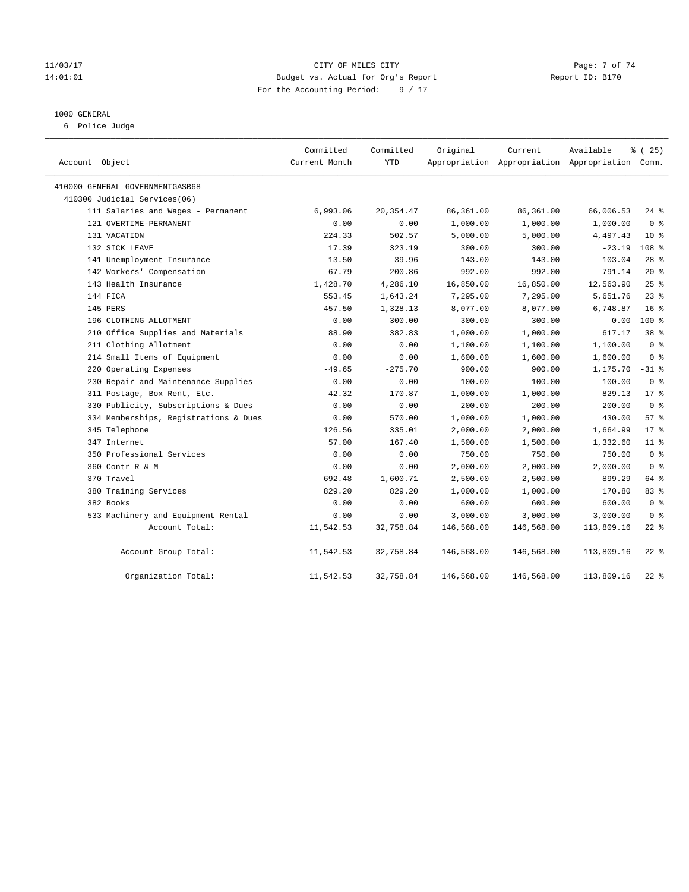CITY OF MILES CITY
Budget vs. Actual for Org's Report
For the Accounting Period: 9 / 17

11/03/17 14:01:01 — Report ID: B170

1000 GENERAL
6 Police Judge

| Account Object | Committed Current Month | Committed YTD | Original Appropriation | Current Appropriation | Available Appropriation | % ( 25) Comm. |
|---|---|---|---|---|---|---|
| 410000 GENERAL GOVERNMENTGASB68 | | | | | | |
| 410300 Judicial Services(06) | | | | | | |
| 111 Salaries and Wages - Permanent | 6,993.06 | 20,354.47 | 86,361.00 | 86,361.00 | 66,006.53 | 24 % |
| 121 OVERTIME-PERMANENT | 0.00 | 0.00 | 1,000.00 | 1,000.00 | 1,000.00 | 0 % |
| 131 VACATION | 224.33 | 502.57 | 5,000.00 | 5,000.00 | 4,497.43 | 10 % |
| 132 SICK LEAVE | 17.39 | 323.19 | 300.00 | 300.00 | -23.19 | 108 % |
| 141 Unemployment Insurance | 13.50 | 39.96 | 143.00 | 143.00 | 103.04 | 28 % |
| 142 Workers' Compensation | 67.79 | 200.86 | 992.00 | 992.00 | 791.14 | 20 % |
| 143 Health Insurance | 1,428.70 | 4,286.10 | 16,850.00 | 16,850.00 | 12,563.90 | 25 % |
| 144 FICA | 553.45 | 1,643.24 | 7,295.00 | 7,295.00 | 5,651.76 | 23 % |
| 145 PERS | 457.50 | 1,328.13 | 8,077.00 | 8,077.00 | 6,748.87 | 16 % |
| 196 CLOTHING ALLOTMENT | 0.00 | 300.00 | 300.00 | 300.00 | 0.00 | 100 % |
| 210 Office Supplies and Materials | 88.90 | 382.83 | 1,000.00 | 1,000.00 | 617.17 | 38 % |
| 211 Clothing Allotment | 0.00 | 0.00 | 1,100.00 | 1,100.00 | 1,100.00 | 0 % |
| 214 Small Items of Equipment | 0.00 | 0.00 | 1,600.00 | 1,600.00 | 1,600.00 | 0 % |
| 220 Operating Expenses | -49.65 | -275.70 | 900.00 | 900.00 | 1,175.70 | -31 % |
| 230 Repair and Maintenance Supplies | 0.00 | 0.00 | 100.00 | 100.00 | 100.00 | 0 % |
| 311 Postage, Box Rent, Etc. | 42.32 | 170.87 | 1,000.00 | 1,000.00 | 829.13 | 17 % |
| 330 Publicity, Subscriptions & Dues | 0.00 | 0.00 | 200.00 | 200.00 | 200.00 | 0 % |
| 334 Memberships, Registrations & Dues | 0.00 | 570.00 | 1,000.00 | 1,000.00 | 430.00 | 57 % |
| 345 Telephone | 126.56 | 335.01 | 2,000.00 | 2,000.00 | 1,664.99 | 17 % |
| 347 Internet | 57.00 | 167.40 | 1,500.00 | 1,500.00 | 1,332.60 | 11 % |
| 350 Professional Services | 0.00 | 0.00 | 750.00 | 750.00 | 750.00 | 0 % |
| 360 Contr R & M | 0.00 | 0.00 | 2,000.00 | 2,000.00 | 2,000.00 | 0 % |
| 370 Travel | 692.48 | 1,600.71 | 2,500.00 | 2,500.00 | 899.29 | 64 % |
| 380 Training Services | 829.20 | 829.20 | 1,000.00 | 1,000.00 | 170.80 | 83 % |
| 382 Books | 0.00 | 0.00 | 600.00 | 600.00 | 600.00 | 0 % |
| 533 Machinery and Equipment Rental | 0.00 | 0.00 | 3,000.00 | 3,000.00 | 3,000.00 | 0 % |
| Account Total: | 11,542.53 | 32,758.84 | 146,568.00 | 146,568.00 | 113,809.16 | 22 % |
| Account Group Total: | 11,542.53 | 32,758.84 | 146,568.00 | 146,568.00 | 113,809.16 | 22 % |
| Organization Total: | 11,542.53 | 32,758.84 | 146,568.00 | 146,568.00 | 113,809.16 | 22 % |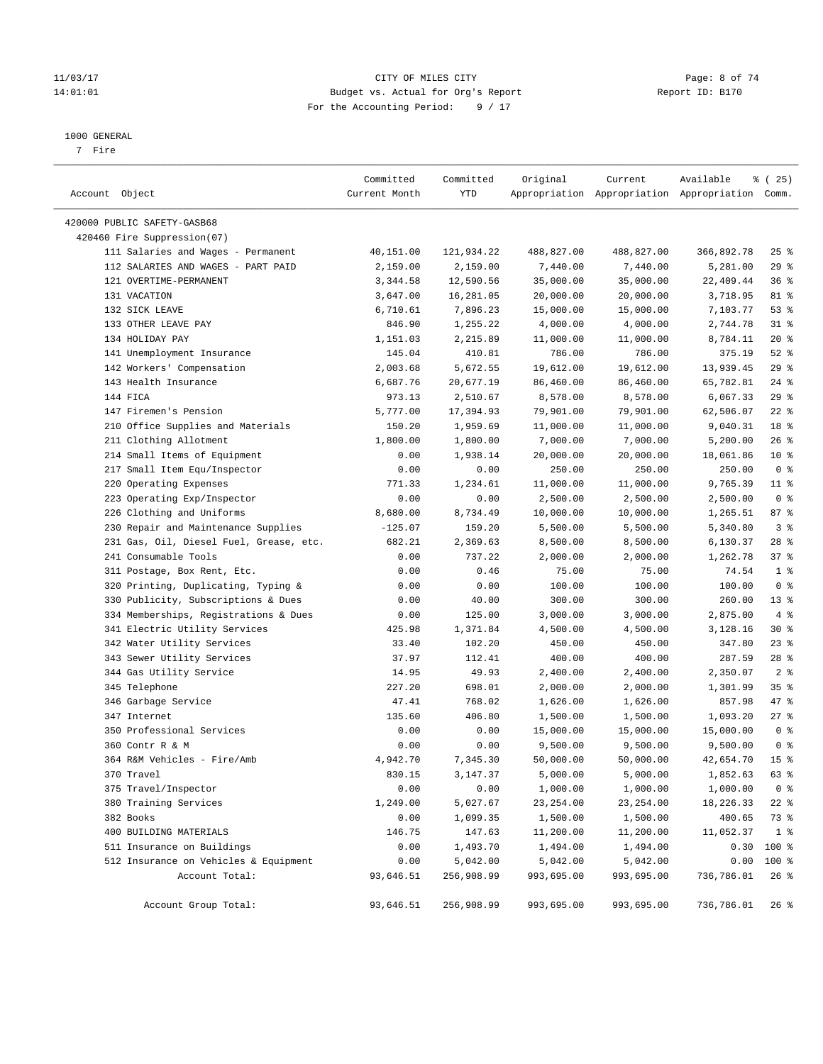11/03/17 CITY OF MILES CITY
14:01:01 Budget vs. Actual for Org's Report Report ID: B170
For the Accounting Period: 9 / 17

1000 GENERAL
7 Fire

| Account Object | Committed Current Month | Committed YTD | Original Appropriation | Current Appropriation | Available Appropriation | % ( 25) Comm. |
|---|---|---|---|---|---|---|
| 420000 PUBLIC SAFETY-GASB68 | | | | | | |
| 420460 Fire Suppression(07) | | | | | | |
| 111 Salaries and Wages - Permanent | 40,151.00 | 121,934.22 | 488,827.00 | 488,827.00 | 366,892.78 | 25 % |
| 112 SALARIES AND WAGES - PART PAID | 2,159.00 | 2,159.00 | 7,440.00 | 7,440.00 | 5,281.00 | 29 % |
| 121 OVERTIME-PERMANENT | 3,344.58 | 12,590.56 | 35,000.00 | 35,000.00 | 22,409.44 | 36 % |
| 131 VACATION | 3,647.00 | 16,281.05 | 20,000.00 | 20,000.00 | 3,718.95 | 81 % |
| 132 SICK LEAVE | 6,710.61 | 7,896.23 | 15,000.00 | 15,000.00 | 7,103.77 | 53 % |
| 133 OTHER LEAVE PAY | 846.90 | 1,255.22 | 4,000.00 | 4,000.00 | 2,744.78 | 31 % |
| 134 HOLIDAY PAY | 1,151.03 | 2,215.89 | 11,000.00 | 11,000.00 | 8,784.11 | 20 % |
| 141 Unemployment Insurance | 145.04 | 410.81 | 786.00 | 786.00 | 375.19 | 52 % |
| 142 Workers' Compensation | 2,003.68 | 5,672.55 | 19,612.00 | 19,612.00 | 13,939.45 | 29 % |
| 143 Health Insurance | 6,687.76 | 20,677.19 | 86,460.00 | 86,460.00 | 65,782.81 | 24 % |
| 144 FICA | 973.13 | 2,510.67 | 8,578.00 | 8,578.00 | 6,067.33 | 29 % |
| 147 Firemen's Pension | 5,777.00 | 17,394.93 | 79,901.00 | 79,901.00 | 62,506.07 | 22 % |
| 210 Office Supplies and Materials | 150.20 | 1,959.69 | 11,000.00 | 11,000.00 | 9,040.31 | 18 % |
| 211 Clothing Allotment | 1,800.00 | 1,800.00 | 7,000.00 | 7,000.00 | 5,200.00 | 26 % |
| 214 Small Items of Equipment | 0.00 | 1,938.14 | 20,000.00 | 20,000.00 | 18,061.86 | 10 % |
| 217 Small Item Equ/Inspector | 0.00 | 0.00 | 250.00 | 250.00 | 250.00 | 0 % |
| 220 Operating Expenses | 771.33 | 1,234.61 | 11,000.00 | 11,000.00 | 9,765.39 | 11 % |
| 223 Operating Exp/Inspector | 0.00 | 0.00 | 2,500.00 | 2,500.00 | 2,500.00 | 0 % |
| 226 Clothing and Uniforms | 8,680.00 | 8,734.49 | 10,000.00 | 10,000.00 | 1,265.51 | 87 % |
| 230 Repair and Maintenance Supplies | -125.07 | 159.20 | 5,500.00 | 5,500.00 | 5,340.80 | 3 % |
| 231 Gas, Oil, Diesel Fuel, Grease, etc. | 682.21 | 2,369.63 | 8,500.00 | 8,500.00 | 6,130.37 | 28 % |
| 241 Consumable Tools | 0.00 | 737.22 | 2,000.00 | 2,000.00 | 1,262.78 | 37 % |
| 311 Postage, Box Rent, Etc. | 0.00 | 0.46 | 75.00 | 75.00 | 74.54 | 1 % |
| 320 Printing, Duplicating, Typing & | 0.00 | 0.00 | 100.00 | 100.00 | 100.00 | 0 % |
| 330 Publicity, Subscriptions & Dues | 0.00 | 40.00 | 300.00 | 300.00 | 260.00 | 13 % |
| 334 Memberships, Registrations & Dues | 0.00 | 125.00 | 3,000.00 | 3,000.00 | 2,875.00 | 4 % |
| 341 Electric Utility Services | 425.98 | 1,371.84 | 4,500.00 | 4,500.00 | 3,128.16 | 30 % |
| 342 Water Utility Services | 33.40 | 102.20 | 450.00 | 450.00 | 347.80 | 23 % |
| 343 Sewer Utility Services | 37.97 | 112.41 | 400.00 | 400.00 | 287.59 | 28 % |
| 344 Gas Utility Service | 14.95 | 49.93 | 2,400.00 | 2,400.00 | 2,350.07 | 2 % |
| 345 Telephone | 227.20 | 698.01 | 2,000.00 | 2,000.00 | 1,301.99 | 35 % |
| 346 Garbage Service | 47.41 | 768.02 | 1,626.00 | 1,626.00 | 857.98 | 47 % |
| 347 Internet | 135.60 | 406.80 | 1,500.00 | 1,500.00 | 1,093.20 | 27 % |
| 350 Professional Services | 0.00 | 0.00 | 15,000.00 | 15,000.00 | 15,000.00 | 0 % |
| 360 Contr R & M | 0.00 | 0.00 | 9,500.00 | 9,500.00 | 9,500.00 | 0 % |
| 364 R&M Vehicles - Fire/Amb | 4,942.70 | 7,345.30 | 50,000.00 | 50,000.00 | 42,654.70 | 15 % |
| 370 Travel | 830.15 | 3,147.37 | 5,000.00 | 5,000.00 | 1,852.63 | 63 % |
| 375 Travel/Inspector | 0.00 | 0.00 | 1,000.00 | 1,000.00 | 1,000.00 | 0 % |
| 380 Training Services | 1,249.00 | 5,027.67 | 23,254.00 | 23,254.00 | 18,226.33 | 22 % |
| 382 Books | 0.00 | 1,099.35 | 1,500.00 | 1,500.00 | 400.65 | 73 % |
| 400 BUILDING MATERIALS | 146.75 | 147.63 | 11,200.00 | 11,200.00 | 11,052.37 | 1 % |
| 511 Insurance on Buildings | 0.00 | 1,493.70 | 1,494.00 | 1,494.00 | 0.30 | 100 % |
| 512 Insurance on Vehicles & Equipment | 0.00 | 5,042.00 | 5,042.00 | 5,042.00 | 0.00 | 100 % |
| Account Total: | 93,646.51 | 256,908.99 | 993,695.00 | 993,695.00 | 736,786.01 | 26 % |
| Account Group Total: | 93,646.51 | 256,908.99 | 993,695.00 | 993,695.00 | 736,786.01 | 26 % |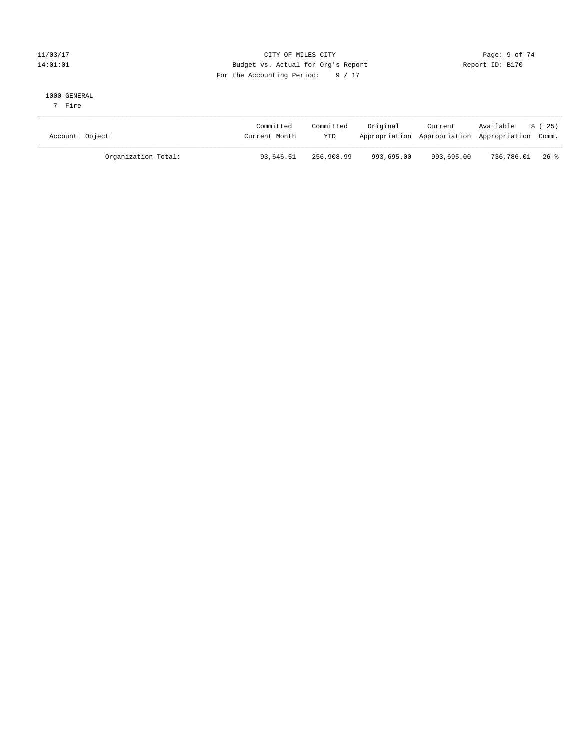11/03/17 CITY OF MILES CITY
14:01:01 Budget vs. Actual for Org's Report Report ID: B170
For the Accounting Period: 9 / 17

1000 GENERAL
7 Fire

| Account Object | Committed Current Month | Committed YTD | Original Appropriation | Current Appropriation | Available Appropriation | % ( 25) Comm. |
|---|---|---|---|---|---|---|
| Organization Total: | 93,646.51 | 256,908.99 | 993,695.00 | 993,695.00 | 736,786.01 | 26 % |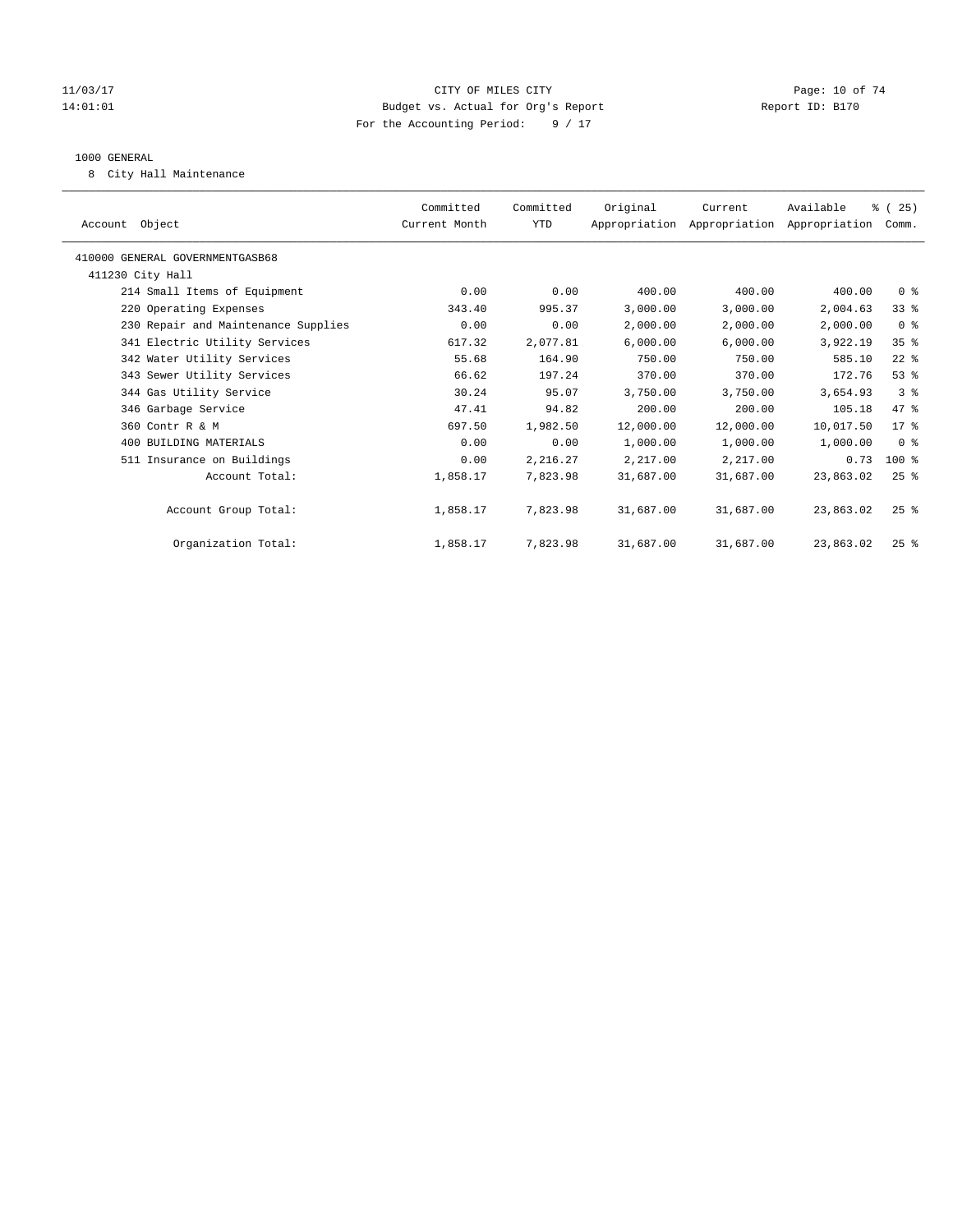CITY OF MILES CITY
Budget vs. Actual for Org's Report
For the Accounting Period: 9 / 17

11/03/17
14:01:01

Report ID: B170

1000 GENERAL

8 City Hall Maintenance

| Account Object | Committed Current Month | Committed YTD | Original Appropriation | Current Appropriation | Available Appropriation | % ( 25) Comm. |
|---|---|---|---|---|---|---|
| 410000 GENERAL GOVERNMENTGASB68 | | | | | | |
| 411230 City Hall | | | | | | |
| 214 Small Items of Equipment | 0.00 | 0.00 | 400.00 | 400.00 | 400.00 | 0 % |
| 220 Operating Expenses | 343.40 | 995.37 | 3,000.00 | 3,000.00 | 2,004.63 | 33 % |
| 230 Repair and Maintenance Supplies | 0.00 | 0.00 | 2,000.00 | 2,000.00 | 2,000.00 | 0 % |
| 341 Electric Utility Services | 617.32 | 2,077.81 | 6,000.00 | 6,000.00 | 3,922.19 | 35 % |
| 342 Water Utility Services | 55.68 | 164.90 | 750.00 | 750.00 | 585.10 | 22 % |
| 343 Sewer Utility Services | 66.62 | 197.24 | 370.00 | 370.00 | 172.76 | 53 % |
| 344 Gas Utility Service | 30.24 | 95.07 | 3,750.00 | 3,750.00 | 3,654.93 | 3 % |
| 346 Garbage Service | 47.41 | 94.82 | 200.00 | 200.00 | 105.18 | 47 % |
| 360 Contr R & M | 697.50 | 1,982.50 | 12,000.00 | 12,000.00 | 10,017.50 | 17 % |
| 400 BUILDING MATERIALS | 0.00 | 0.00 | 1,000.00 | 1,000.00 | 1,000.00 | 0 % |
| 511 Insurance on Buildings | 0.00 | 2,216.27 | 2,217.00 | 2,217.00 | 0.73 | 100 % |
| Account Total: | 1,858.17 | 7,823.98 | 31,687.00 | 31,687.00 | 23,863.02 | 25 % |
| Account Group Total: | 1,858.17 | 7,823.98 | 31,687.00 | 31,687.00 | 23,863.02 | 25 % |
| Organization Total: | 1,858.17 | 7,823.98 | 31,687.00 | 31,687.00 | 23,863.02 | 25 % |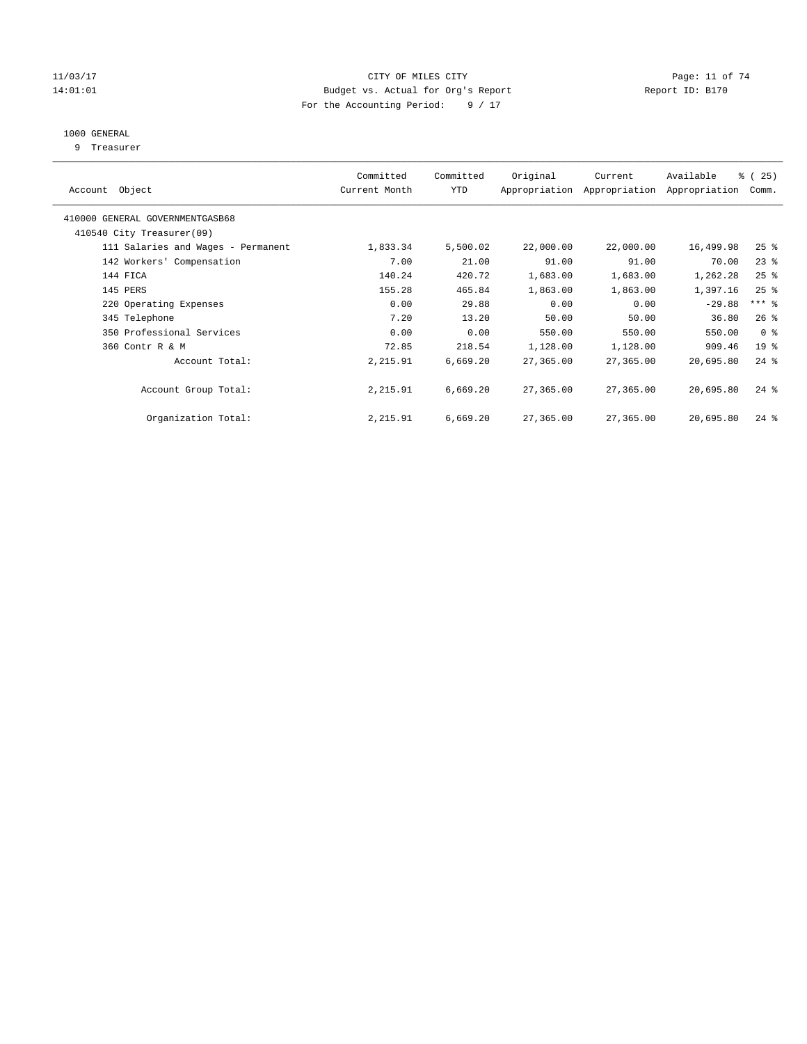CITY OF MILES CITY
Budget vs. Actual for Org's Report
For the Accounting Period: 9 / 17

11/03/17
14:01:01

Report ID: B170

1000 GENERAL
9 Treasurer

| Account Object | Committed Current Month | Committed YTD | Original Appropriation | Current Appropriation | Available Appropriation | % ( 25) Comm. |
|---|---|---|---|---|---|---|
| 410000 GENERAL GOVERNMENTGASB68 | | | | | | |
| 410540 City Treasurer(09) | | | | | | |
| 111 Salaries and Wages - Permanent | 1,833.34 | 5,500.02 | 22,000.00 | 22,000.00 | 16,499.98 | 25 % |
| 142 Workers' Compensation | 7.00 | 21.00 | 91.00 | 91.00 | 70.00 | 23 % |
| 144 FICA | 140.24 | 420.72 | 1,683.00 | 1,683.00 | 1,262.28 | 25 % |
| 145 PERS | 155.28 | 465.84 | 1,863.00 | 1,863.00 | 1,397.16 | 25 % |
| 220 Operating Expenses | 0.00 | 29.88 | 0.00 | 0.00 | -29.88 | *** % |
| 345 Telephone | 7.20 | 13.20 | 50.00 | 50.00 | 36.80 | 26 % |
| 350 Professional Services | 0.00 | 0.00 | 550.00 | 550.00 | 550.00 | 0 % |
| 360 Contr R & M | 72.85 | 218.54 | 1,128.00 | 1,128.00 | 909.46 | 19 % |
| Account Total: | 2,215.91 | 6,669.20 | 27,365.00 | 27,365.00 | 20,695.80 | 24 % |
| Account Group Total: | 2,215.91 | 6,669.20 | 27,365.00 | 27,365.00 | 20,695.80 | 24 % |
| Organization Total: | 2,215.91 | 6,669.20 | 27,365.00 | 27,365.00 | 20,695.80 | 24 % |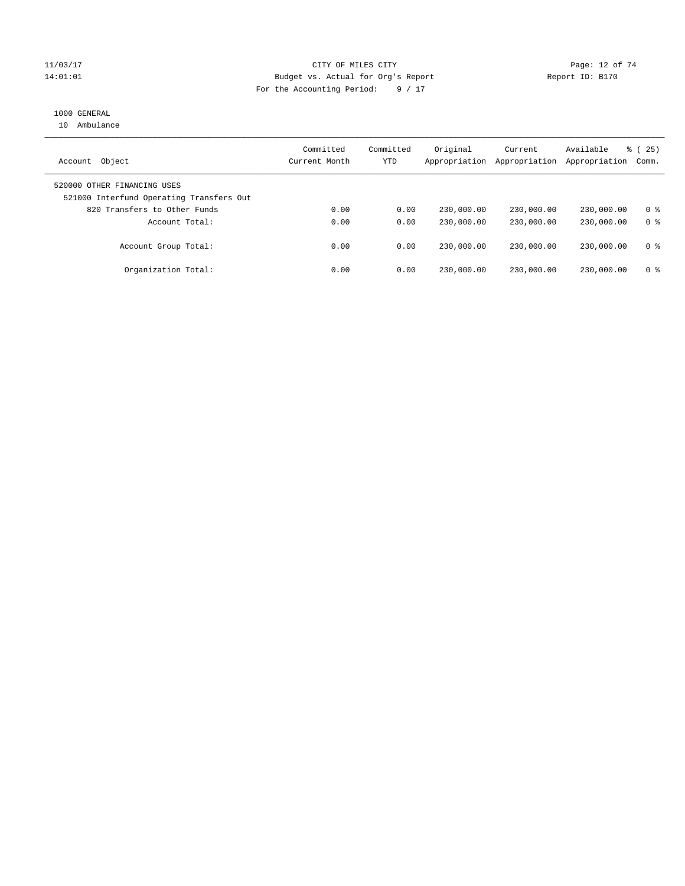CITY OF MILES CITY
Budget vs. Actual for Org's Report
For the Accounting Period: 9 / 17

11/03/17
14:01:01

Report ID: B170

1000 GENERAL
10 Ambulance

| Account Object | Committed Current Month | Committed YTD | Original Appropriation | Current Appropriation | Available Appropriation | % ( 25) Comm. |
|---|---|---|---|---|---|---|
| 520000 OTHER FINANCING USES | | | | | | |
| 521000 Interfund Operating Transfers Out | | | | | | |
| 820 Transfers to Other Funds | 0.00 | 0.00 | 230,000.00 | 230,000.00 | 230,000.00 | 0 % |
| Account Total: | 0.00 | 0.00 | 230,000.00 | 230,000.00 | 230,000.00 | 0 % |
| Account Group Total: | 0.00 | 0.00 | 230,000.00 | 230,000.00 | 230,000.00 | 0 % |
| Organization Total: | 0.00 | 0.00 | 230,000.00 | 230,000.00 | 230,000.00 | 0 % |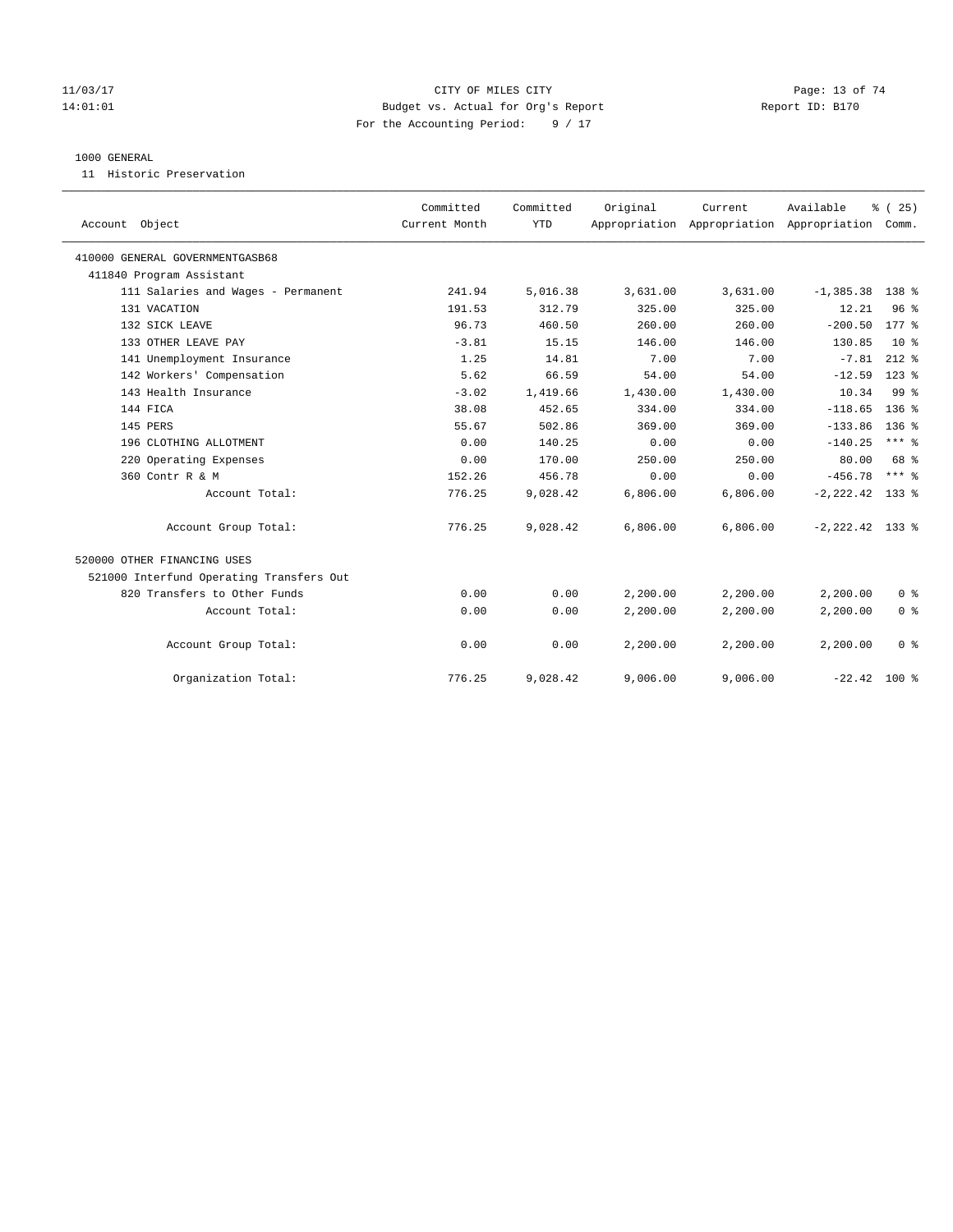CITY OF MILES CITY
Budget vs. Actual for Org's Report
For the Accounting Period: 9 / 17

11/03/17
14:01:01
Report ID: B170

1000 GENERAL
11 Historic Preservation

| Account Object | Committed Current Month | Committed YTD | Original Appropriation | Current Appropriation | Available Appropriation | % ( 25) Comm. |
|---|---|---|---|---|---|---|
| 410000 GENERAL GOVERNMENTGASB68 | | | | | | |
| 411840 Program Assistant | | | | | | |
| 111 Salaries and Wages - Permanent | 241.94 | 5,016.38 | 3,631.00 | 3,631.00 | -1,385.38 | 138 % |
| 131 VACATION | 191.53 | 312.79 | 325.00 | 325.00 | 12.21 | 96 % |
| 132 SICK LEAVE | 96.73 | 460.50 | 260.00 | 260.00 | -200.50 | 177 % |
| 133 OTHER LEAVE PAY | -3.81 | 15.15 | 146.00 | 146.00 | 130.85 | 10 % |
| 141 Unemployment Insurance | 1.25 | 14.81 | 7.00 | 7.00 | -7.81 | 212 % |
| 142 Workers' Compensation | 5.62 | 66.59 | 54.00 | 54.00 | -12.59 | 123 % |
| 143 Health Insurance | -3.02 | 1,419.66 | 1,430.00 | 1,430.00 | 10.34 | 99 % |
| 144 FICA | 38.08 | 452.65 | 334.00 | 334.00 | -118.65 | 136 % |
| 145 PERS | 55.67 | 502.86 | 369.00 | 369.00 | -133.86 | 136 % |
| 196 CLOTHING ALLOTMENT | 0.00 | 140.25 | 0.00 | 0.00 | -140.25 | *** % |
| 220 Operating Expenses | 0.00 | 170.00 | 250.00 | 250.00 | 80.00 | 68 % |
| 360 Contr R & M | 152.26 | 456.78 | 0.00 | 0.00 | -456.78 | *** % |
| Account Total: | 776.25 | 9,028.42 | 6,806.00 | 6,806.00 | -2,222.42 | 133 % |
| Account Group Total: | 776.25 | 9,028.42 | 6,806.00 | 6,806.00 | -2,222.42 | 133 % |
| 520000 OTHER FINANCING USES | | | | | | |
| 521000 Interfund Operating Transfers Out | | | | | | |
| 820 Transfers to Other Funds | 0.00 | 0.00 | 2,200.00 | 2,200.00 | 2,200.00 | 0 % |
| Account Total: | 0.00 | 0.00 | 2,200.00 | 2,200.00 | 2,200.00 | 0 % |
| Account Group Total: | 0.00 | 0.00 | 2,200.00 | 2,200.00 | 2,200.00 | 0 % |
| Organization Total: | 776.25 | 9,028.42 | 9,006.00 | 9,006.00 | -22.42 | 100 % |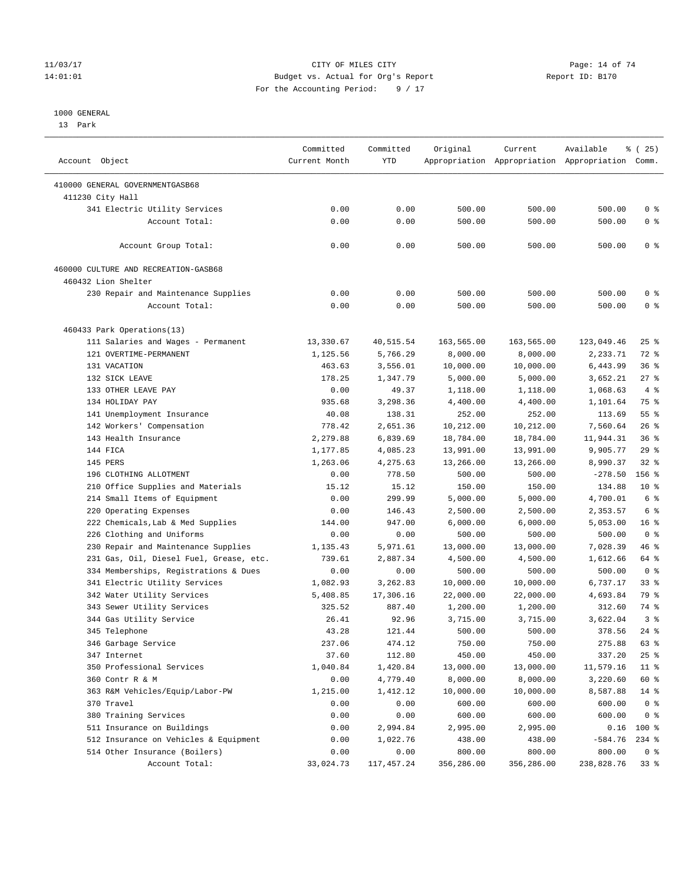11/03/17 CITY OF MILES CITY
14:01:01 Budget vs. Actual for Org's Report Report ID: B170
For the Accounting Period: 9 / 17

1000 GENERAL
13 Park

| Account Object | Committed Current Month | Committed YTD | Original Appropriation | Current Appropriation | Available Appropriation | % ( 25) Comm. |
|---|---|---|---|---|---|---|
| 410000 GENERAL GOVERNMENTGASB68 | | | | | | |
| 411230 City Hall | | | | | | |
| 341 Electric Utility Services | 0.00 | 0.00 | 500.00 | 500.00 | 500.00 | 0 % |
| Account Total: | 0.00 | 0.00 | 500.00 | 500.00 | 500.00 | 0 % |
| Account Group Total: | 0.00 | 0.00 | 500.00 | 500.00 | 500.00 | 0 % |
| 460000 CULTURE AND RECREATION-GASB68 | | | | | | |
| 460432 Lion Shelter | | | | | | |
| 230 Repair and Maintenance Supplies | 0.00 | 0.00 | 500.00 | 500.00 | 500.00 | 0 % |
| Account Total: | 0.00 | 0.00 | 500.00 | 500.00 | 500.00 | 0 % |
| 460433 Park Operations(13) | | | | | | |
| 111 Salaries and Wages - Permanent | 13,330.67 | 40,515.54 | 163,565.00 | 163,565.00 | 123,049.46 | 25 % |
| 121 OVERTIME-PERMANENT | 1,125.56 | 5,766.29 | 8,000.00 | 8,000.00 | 2,233.71 | 72 % |
| 131 VACATION | 463.63 | 3,556.01 | 10,000.00 | 10,000.00 | 6,443.99 | 36 % |
| 132 SICK LEAVE | 178.25 | 1,347.79 | 5,000.00 | 5,000.00 | 3,652.21 | 27 % |
| 133 OTHER LEAVE PAY | 0.00 | 49.37 | 1,118.00 | 1,118.00 | 1,068.63 | 4 % |
| 134 HOLIDAY PAY | 935.68 | 3,298.36 | 4,400.00 | 4,400.00 | 1,101.64 | 75 % |
| 141 Unemployment Insurance | 40.08 | 138.31 | 252.00 | 252.00 | 113.69 | 55 % |
| 142 Workers' Compensation | 778.42 | 2,651.36 | 10,212.00 | 10,212.00 | 7,560.64 | 26 % |
| 143 Health Insurance | 2,279.88 | 6,839.69 | 18,784.00 | 18,784.00 | 11,944.31 | 36 % |
| 144 FICA | 1,177.85 | 4,085.23 | 13,991.00 | 13,991.00 | 9,905.77 | 29 % |
| 145 PERS | 1,263.06 | 4,275.63 | 13,266.00 | 13,266.00 | 8,990.37 | 32 % |
| 196 CLOTHING ALLOTMENT | 0.00 | 778.50 | 500.00 | 500.00 | -278.50 | 156 % |
| 210 Office Supplies and Materials | 15.12 | 15.12 | 150.00 | 150.00 | 134.88 | 10 % |
| 214 Small Items of Equipment | 0.00 | 299.99 | 5,000.00 | 5,000.00 | 4,700.01 | 6 % |
| 220 Operating Expenses | 0.00 | 146.43 | 2,500.00 | 2,500.00 | 2,353.57 | 6 % |
| 222 Chemicals,Lab & Med Supplies | 144.00 | 947.00 | 6,000.00 | 6,000.00 | 5,053.00 | 16 % |
| 226 Clothing and Uniforms | 0.00 | 0.00 | 500.00 | 500.00 | 500.00 | 0 % |
| 230 Repair and Maintenance Supplies | 1,135.43 | 5,971.61 | 13,000.00 | 13,000.00 | 7,028.39 | 46 % |
| 231 Gas, Oil, Diesel Fuel, Grease, etc. | 739.61 | 2,887.34 | 4,500.00 | 4,500.00 | 1,612.66 | 64 % |
| 334 Memberships, Registrations & Dues | 0.00 | 0.00 | 500.00 | 500.00 | 500.00 | 0 % |
| 341 Electric Utility Services | 1,082.93 | 3,262.83 | 10,000.00 | 10,000.00 | 6,737.17 | 33 % |
| 342 Water Utility Services | 5,408.85 | 17,306.16 | 22,000.00 | 22,000.00 | 4,693.84 | 79 % |
| 343 Sewer Utility Services | 325.52 | 887.40 | 1,200.00 | 1,200.00 | 312.60 | 74 % |
| 344 Gas Utility Service | 26.41 | 92.96 | 3,715.00 | 3,715.00 | 3,622.04 | 3 % |
| 345 Telephone | 43.28 | 121.44 | 500.00 | 500.00 | 378.56 | 24 % |
| 346 Garbage Service | 237.06 | 474.12 | 750.00 | 750.00 | 275.88 | 63 % |
| 347 Internet | 37.60 | 112.80 | 450.00 | 450.00 | 337.20 | 25 % |
| 350 Professional Services | 1,040.84 | 1,420.84 | 13,000.00 | 13,000.00 | 11,579.16 | 11 % |
| 360 Contr R & M | 0.00 | 4,779.40 | 8,000.00 | 8,000.00 | 3,220.60 | 60 % |
| 363 R&M Vehicles/Equip/Labor-PW | 1,215.00 | 1,412.12 | 10,000.00 | 10,000.00 | 8,587.88 | 14 % |
| 370 Travel | 0.00 | 0.00 | 600.00 | 600.00 | 600.00 | 0 % |
| 380 Training Services | 0.00 | 0.00 | 600.00 | 600.00 | 600.00 | 0 % |
| 511 Insurance on Buildings | 0.00 | 2,994.84 | 2,995.00 | 2,995.00 | 0.16 | 100 % |
| 512 Insurance on Vehicles & Equipment | 0.00 | 1,022.76 | 438.00 | 438.00 | -584.76 | 234 % |
| 514 Other Insurance (Boilers) | 0.00 | 0.00 | 800.00 | 800.00 | 800.00 | 0 % |
| Account Total: | 33,024.73 | 117,457.24 | 356,286.00 | 356,286.00 | 238,828.76 | 33 % |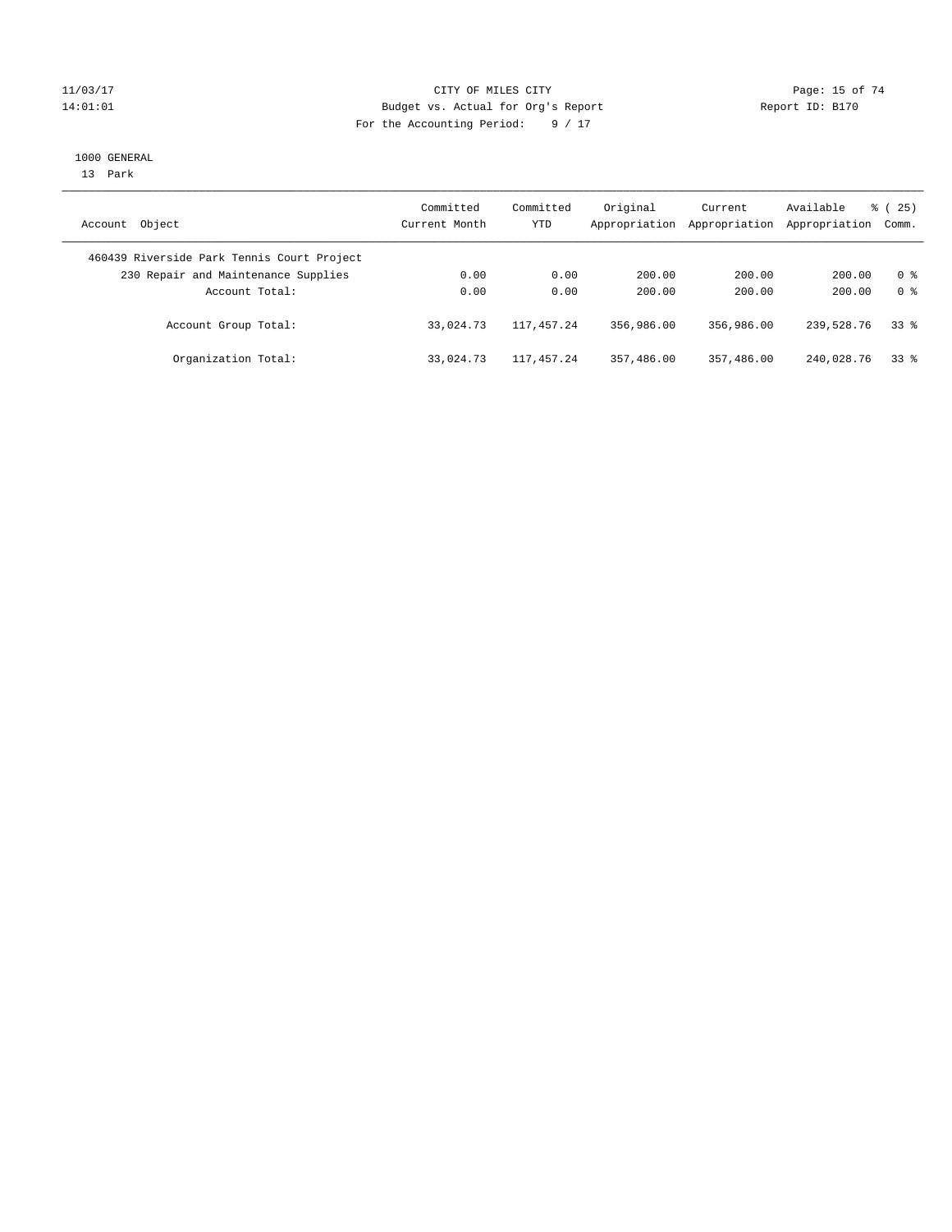CITY OF MILES CITY
Budget vs. Actual for Org's Report
For the Accounting Period: 9 / 17

11/03/17
14:01:01

Report ID: B170

1000 GENERAL
13 Park

| Account Object | Committed Current Month | Committed YTD | Original Appropriation | Current Appropriation | Available Appropriation | % ( 25) Comm. |
|---|---|---|---|---|---|---|
| 460439 Riverside Park Tennis Court Project | | | | | | |
| 230 Repair and Maintenance Supplies | 0.00 | 0.00 | 200.00 | 200.00 | 200.00 | 0 % |
| Account Total: | 0.00 | 0.00 | 200.00 | 200.00 | 200.00 | 0 % |
| Account Group Total: | 33,024.73 | 117,457.24 | 356,986.00 | 356,986.00 | 239,528.76 | 33 % |
| Organization Total: | 33,024.73 | 117,457.24 | 357,486.00 | 357,486.00 | 240,028.76 | 33 % |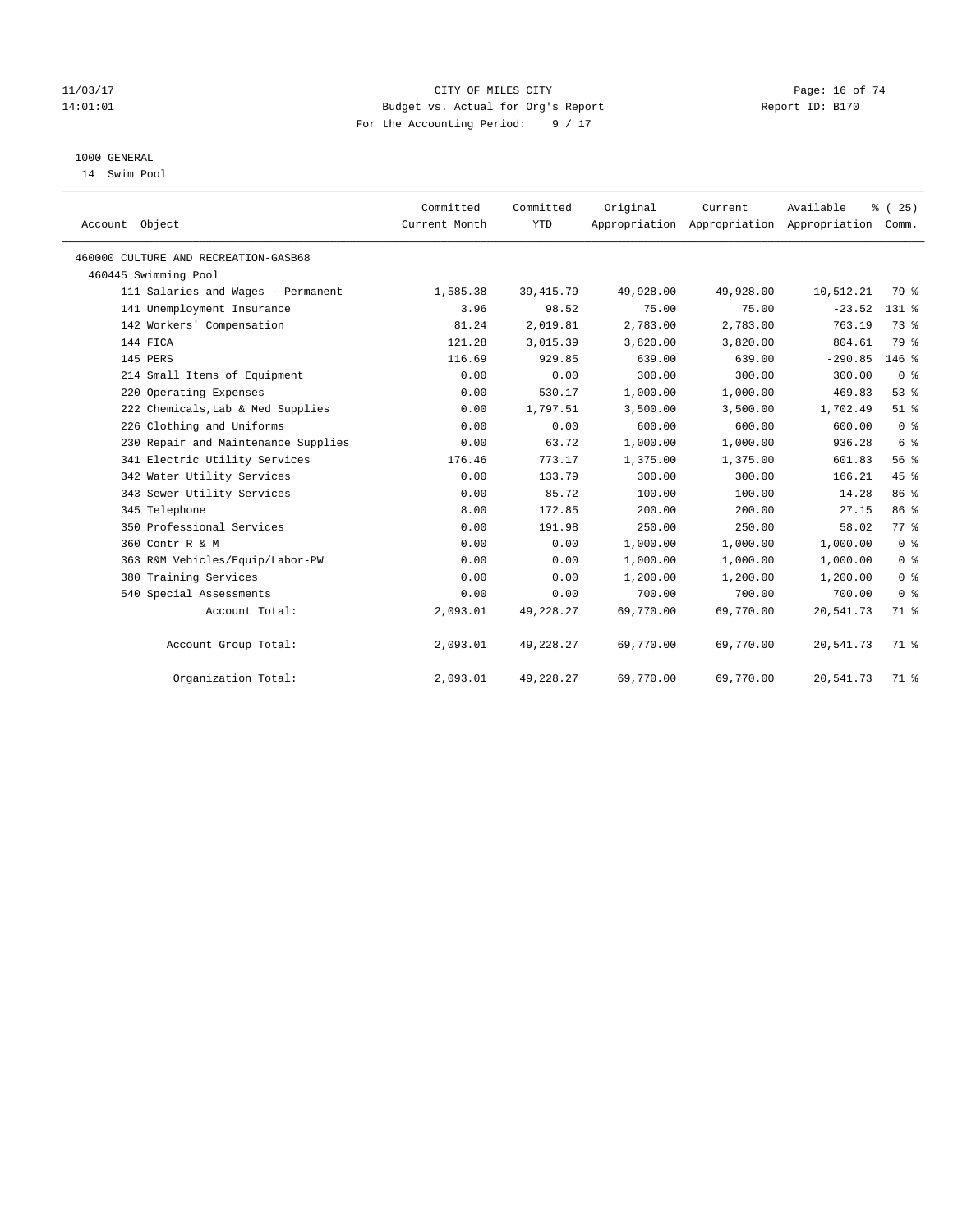11/03/17 CITY OF MILES CITY
14:01:01 Budget vs. Actual for Org's Report Report ID: B170
For the Accounting Period: 9 / 17

1000 GENERAL
14 Swim Pool

| Account Object | Committed Current Month | Committed YTD | Original Appropriation | Current Appropriation | Available Appropriation | % ( 25) Comm. |
|---|---|---|---|---|---|---|
| 460000 CULTURE AND RECREATION-GASB68 | | | | | | |
| 460445 Swimming Pool | | | | | | |
| 111 Salaries and Wages - Permanent | 1,585.38 | 39,415.79 | 49,928.00 | 49,928.00 | 10,512.21 | 79 % |
| 141 Unemployment Insurance | 3.96 | 98.52 | 75.00 | 75.00 | -23.52 | 131 % |
| 142 Workers' Compensation | 81.24 | 2,019.81 | 2,783.00 | 2,783.00 | 763.19 | 73 % |
| 144 FICA | 121.28 | 3,015.39 | 3,820.00 | 3,820.00 | 804.61 | 79 % |
| 145 PERS | 116.69 | 929.85 | 639.00 | 639.00 | -290.85 | 146 % |
| 214 Small Items of Equipment | 0.00 | 0.00 | 300.00 | 300.00 | 300.00 | 0 % |
| 220 Operating Expenses | 0.00 | 530.17 | 1,000.00 | 1,000.00 | 469.83 | 53 % |
| 222 Chemicals,Lab & Med Supplies | 0.00 | 1,797.51 | 3,500.00 | 3,500.00 | 1,702.49 | 51 % |
| 226 Clothing and Uniforms | 0.00 | 0.00 | 600.00 | 600.00 | 600.00 | 0 % |
| 230 Repair and Maintenance Supplies | 0.00 | 63.72 | 1,000.00 | 1,000.00 | 936.28 | 6 % |
| 341 Electric Utility Services | 176.46 | 773.17 | 1,375.00 | 1,375.00 | 601.83 | 56 % |
| 342 Water Utility Services | 0.00 | 133.79 | 300.00 | 300.00 | 166.21 | 45 % |
| 343 Sewer Utility Services | 0.00 | 85.72 | 100.00 | 100.00 | 14.28 | 86 % |
| 345 Telephone | 8.00 | 172.85 | 200.00 | 200.00 | 27.15 | 86 % |
| 350 Professional Services | 0.00 | 191.98 | 250.00 | 250.00 | 58.02 | 77 % |
| 360 Contr R & M | 0.00 | 0.00 | 1,000.00 | 1,000.00 | 1,000.00 | 0 % |
| 363 R&M Vehicles/Equip/Labor-PW | 0.00 | 0.00 | 1,000.00 | 1,000.00 | 1,000.00 | 0 % |
| 380 Training Services | 0.00 | 0.00 | 1,200.00 | 1,200.00 | 1,200.00 | 0 % |
| 540 Special Assessments | 0.00 | 0.00 | 700.00 | 700.00 | 700.00 | 0 % |
| Account Total: | 2,093.01 | 49,228.27 | 69,770.00 | 69,770.00 | 20,541.73 | 71 % |
| Account Group Total: | 2,093.01 | 49,228.27 | 69,770.00 | 69,770.00 | 20,541.73 | 71 % |
| Organization Total: | 2,093.01 | 49,228.27 | 69,770.00 | 69,770.00 | 20,541.73 | 71 % |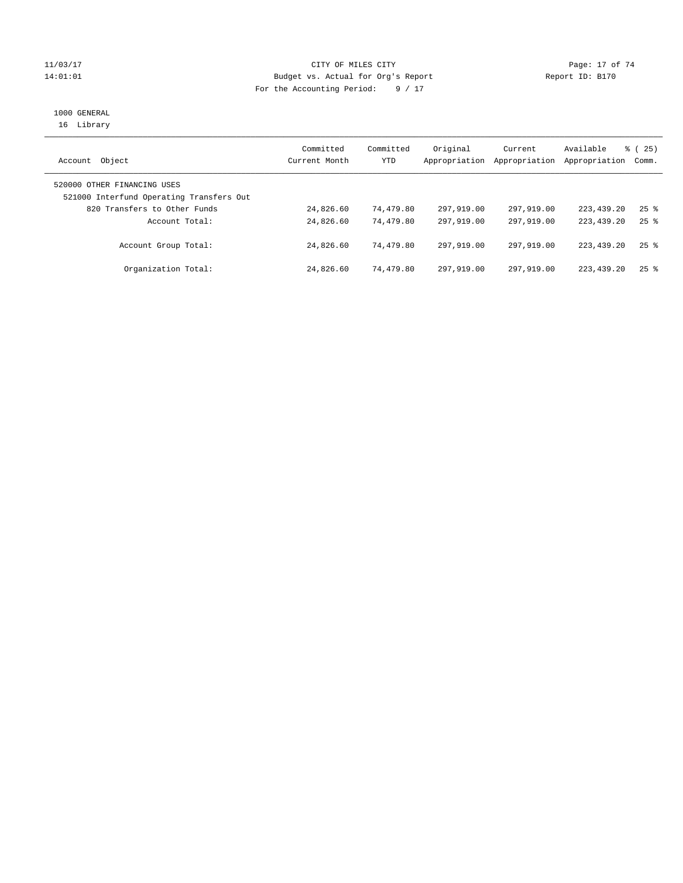11/03/17 CITY OF MILES CITY
14:01:01 Budget vs. Actual for Org's Report Report ID: B170
For the Accounting Period: 9 / 17

1000 GENERAL
16 Library

| Account Object | Committed Current Month | Committed YTD | Original Appropriation | Current Appropriation | Available Appropriation | % ( 25) Comm. |
|---|---|---|---|---|---|---|
| 520000 OTHER FINANCING USES | | | | | | |
| 521000 Interfund Operating Transfers Out | | | | | | |
| 820 Transfers to Other Funds | 24,826.60 | 74,479.80 | 297,919.00 | 297,919.00 | 223,439.20 | 25 % |
| Account Total: | 24,826.60 | 74,479.80 | 297,919.00 | 297,919.00 | 223,439.20 | 25 % |
| Account Group Total: | 24,826.60 | 74,479.80 | 297,919.00 | 297,919.00 | 223,439.20 | 25 % |
| Organization Total: | 24,826.60 | 74,479.80 | 297,919.00 | 297,919.00 | 223,439.20 | 25 % |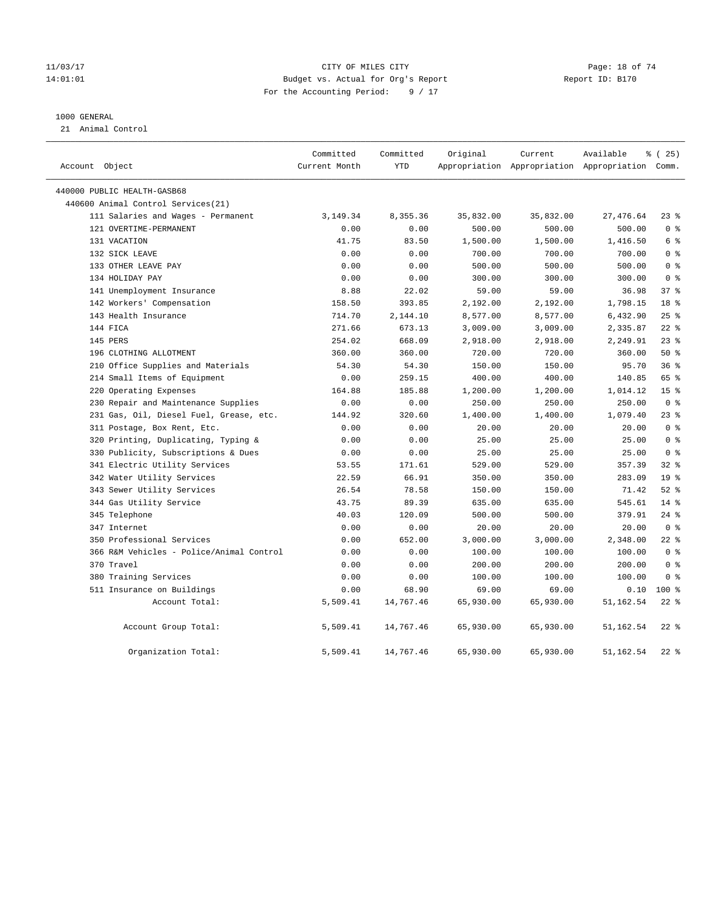11/03/17 CITY OF MILES CITY
14:01:01 Budget vs. Actual for Org's Report Report ID: B170
For the Accounting Period: 9 / 17

1000 GENERAL
21 Animal Control

| Account Object | Committed Current Month | Committed YTD | Original Appropriation | Current Appropriation | Available Appropriation | % ( 25) Comm. |
|---|---|---|---|---|---|---|
| 440000 PUBLIC HEALTH-GASB68 | | | | | | |
| 440600 Animal Control Services(21) | | | | | | |
| 111 Salaries and Wages - Permanent | 3,149.34 | 8,355.36 | 35,832.00 | 35,832.00 | 27,476.64 | 23 % |
| 121 OVERTIME-PERMANENT | 0.00 | 0.00 | 500.00 | 500.00 | 500.00 | 0 % |
| 131 VACATION | 41.75 | 83.50 | 1,500.00 | 1,500.00 | 1,416.50 | 6 % |
| 132 SICK LEAVE | 0.00 | 0.00 | 700.00 | 700.00 | 700.00 | 0 % |
| 133 OTHER LEAVE PAY | 0.00 | 0.00 | 500.00 | 500.00 | 500.00 | 0 % |
| 134 HOLIDAY PAY | 0.00 | 0.00 | 300.00 | 300.00 | 300.00 | 0 % |
| 141 Unemployment Insurance | 8.88 | 22.02 | 59.00 | 59.00 | 36.98 | 37 % |
| 142 Workers' Compensation | 158.50 | 393.85 | 2,192.00 | 2,192.00 | 1,798.15 | 18 % |
| 143 Health Insurance | 714.70 | 2,144.10 | 8,577.00 | 8,577.00 | 6,432.90 | 25 % |
| 144 FICA | 271.66 | 673.13 | 3,009.00 | 3,009.00 | 2,335.87 | 22 % |
| 145 PERS | 254.02 | 668.09 | 2,918.00 | 2,918.00 | 2,249.91 | 23 % |
| 196 CLOTHING ALLOTMENT | 360.00 | 360.00 | 720.00 | 720.00 | 360.00 | 50 % |
| 210 Office Supplies and Materials | 54.30 | 54.30 | 150.00 | 150.00 | 95.70 | 36 % |
| 214 Small Items of Equipment | 0.00 | 259.15 | 400.00 | 400.00 | 140.85 | 65 % |
| 220 Operating Expenses | 164.88 | 185.88 | 1,200.00 | 1,200.00 | 1,014.12 | 15 % |
| 230 Repair and Maintenance Supplies | 0.00 | 0.00 | 250.00 | 250.00 | 250.00 | 0 % |
| 231 Gas, Oil, Diesel Fuel, Grease, etc. | 144.92 | 320.60 | 1,400.00 | 1,400.00 | 1,079.40 | 23 % |
| 311 Postage, Box Rent, Etc. | 0.00 | 0.00 | 20.00 | 20.00 | 20.00 | 0 % |
| 320 Printing, Duplicating, Typing & | 0.00 | 0.00 | 25.00 | 25.00 | 25.00 | 0 % |
| 330 Publicity, Subscriptions & Dues | 0.00 | 0.00 | 25.00 | 25.00 | 25.00 | 0 % |
| 341 Electric Utility Services | 53.55 | 171.61 | 529.00 | 529.00 | 357.39 | 32 % |
| 342 Water Utility Services | 22.59 | 66.91 | 350.00 | 350.00 | 283.09 | 19 % |
| 343 Sewer Utility Services | 26.54 | 78.58 | 150.00 | 150.00 | 71.42 | 52 % |
| 344 Gas Utility Service | 43.75 | 89.39 | 635.00 | 635.00 | 545.61 | 14 % |
| 345 Telephone | 40.03 | 120.09 | 500.00 | 500.00 | 379.91 | 24 % |
| 347 Internet | 0.00 | 0.00 | 20.00 | 20.00 | 20.00 | 0 % |
| 350 Professional Services | 0.00 | 652.00 | 3,000.00 | 3,000.00 | 2,348.00 | 22 % |
| 366 R&M Vehicles - Police/Animal Control | 0.00 | 0.00 | 100.00 | 100.00 | 100.00 | 0 % |
| 370 Travel | 0.00 | 0.00 | 200.00 | 200.00 | 200.00 | 0 % |
| 380 Training Services | 0.00 | 0.00 | 100.00 | 100.00 | 100.00 | 0 % |
| 511 Insurance on Buildings | 0.00 | 68.90 | 69.00 | 69.00 | 0.10 | 100 % |
| Account Total: | 5,509.41 | 14,767.46 | 65,930.00 | 65,930.00 | 51,162.54 | 22 % |
| Account Group Total: | 5,509.41 | 14,767.46 | 65,930.00 | 65,930.00 | 51,162.54 | 22 % |
| Organization Total: | 5,509.41 | 14,767.46 | 65,930.00 | 65,930.00 | 51,162.54 | 22 % |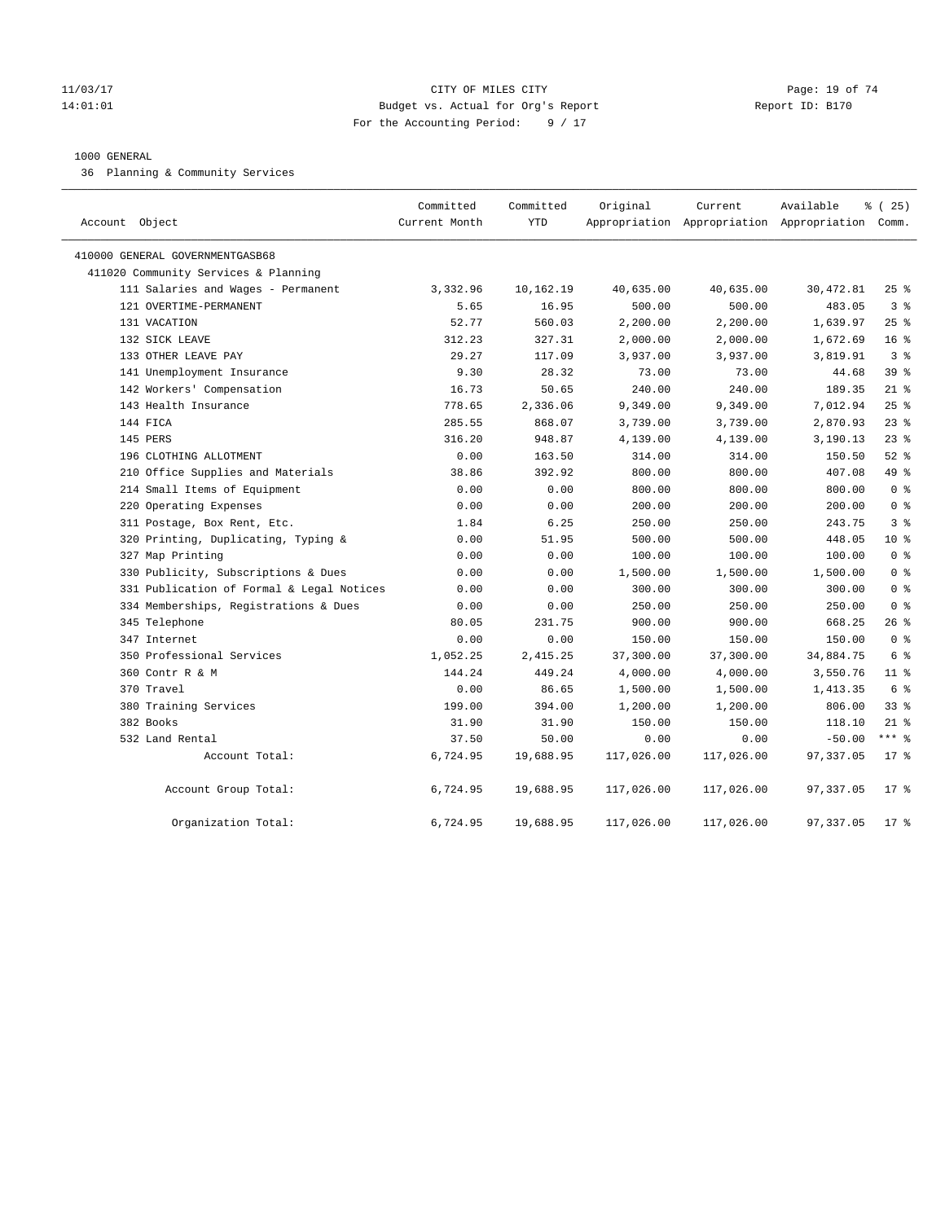CITY OF MILES CITY
Budget vs. Actual for Org's Report
For the Accounting Period: 9 / 17

1000 GENERAL
36 Planning & Community Services

| Account Object | Committed Current Month | Committed YTD | Original Appropriation | Current Appropriation | Available Appropriation | % ( 25) Comm. |
|---|---|---|---|---|---|---|
| 410000 GENERAL GOVERNMENTGASB68 | | | | | | |
| 411020 Community Services & Planning | | | | | | |
| 111 Salaries and Wages - Permanent | 3,332.96 | 10,162.19 | 40,635.00 | 40,635.00 | 30,472.81 | 25 % |
| 121 OVERTIME-PERMANENT | 5.65 | 16.95 | 500.00 | 500.00 | 483.05 | 3 % |
| 131 VACATION | 52.77 | 560.03 | 2,200.00 | 2,200.00 | 1,639.97 | 25 % |
| 132 SICK LEAVE | 312.23 | 327.31 | 2,000.00 | 2,000.00 | 1,672.69 | 16 % |
| 133 OTHER LEAVE PAY | 29.27 | 117.09 | 3,937.00 | 3,937.00 | 3,819.91 | 3 % |
| 141 Unemployment Insurance | 9.30 | 28.32 | 73.00 | 73.00 | 44.68 | 39 % |
| 142 Workers' Compensation | 16.73 | 50.65 | 240.00 | 240.00 | 189.35 | 21 % |
| 143 Health Insurance | 778.65 | 2,336.06 | 9,349.00 | 9,349.00 | 7,012.94 | 25 % |
| 144 FICA | 285.55 | 868.07 | 3,739.00 | 3,739.00 | 2,870.93 | 23 % |
| 145 PERS | 316.20 | 948.87 | 4,139.00 | 4,139.00 | 3,190.13 | 23 % |
| 196 CLOTHING ALLOTMENT | 0.00 | 163.50 | 314.00 | 314.00 | 150.50 | 52 % |
| 210 Office Supplies and Materials | 38.86 | 392.92 | 800.00 | 800.00 | 407.08 | 49 % |
| 214 Small Items of Equipment | 0.00 | 0.00 | 800.00 | 800.00 | 800.00 | 0 % |
| 220 Operating Expenses | 0.00 | 0.00 | 200.00 | 200.00 | 200.00 | 0 % |
| 311 Postage, Box Rent, Etc. | 1.84 | 6.25 | 250.00 | 250.00 | 243.75 | 3 % |
| 320 Printing, Duplicating, Typing & | 0.00 | 51.95 | 500.00 | 500.00 | 448.05 | 10 % |
| 327 Map Printing | 0.00 | 0.00 | 100.00 | 100.00 | 100.00 | 0 % |
| 330 Publicity, Subscriptions & Dues | 0.00 | 0.00 | 1,500.00 | 1,500.00 | 1,500.00 | 0 % |
| 331 Publication of Formal & Legal Notices | 0.00 | 0.00 | 300.00 | 300.00 | 300.00 | 0 % |
| 334 Memberships, Registrations & Dues | 0.00 | 0.00 | 250.00 | 250.00 | 250.00 | 0 % |
| 345 Telephone | 80.05 | 231.75 | 900.00 | 900.00 | 668.25 | 26 % |
| 347 Internet | 0.00 | 0.00 | 150.00 | 150.00 | 150.00 | 0 % |
| 350 Professional Services | 1,052.25 | 2,415.25 | 37,300.00 | 37,300.00 | 34,884.75 | 6 % |
| 360 Contr R & M | 144.24 | 449.24 | 4,000.00 | 4,000.00 | 3,550.76 | 11 % |
| 370 Travel | 0.00 | 86.65 | 1,500.00 | 1,500.00 | 1,413.35 | 6 % |
| 380 Training Services | 199.00 | 394.00 | 1,200.00 | 1,200.00 | 806.00 | 33 % |
| 382 Books | 31.90 | 31.90 | 150.00 | 150.00 | 118.10 | 21 % |
| 532 Land Rental | 37.50 | 50.00 | 0.00 | 0.00 | -50.00 | *** % |
| Account Total: | 6,724.95 | 19,688.95 | 117,026.00 | 117,026.00 | 97,337.05 | 17 % |
| Account Group Total: | 6,724.95 | 19,688.95 | 117,026.00 | 117,026.00 | 97,337.05 | 17 % |
| Organization Total: | 6,724.95 | 19,688.95 | 117,026.00 | 117,026.00 | 97,337.05 | 17 % |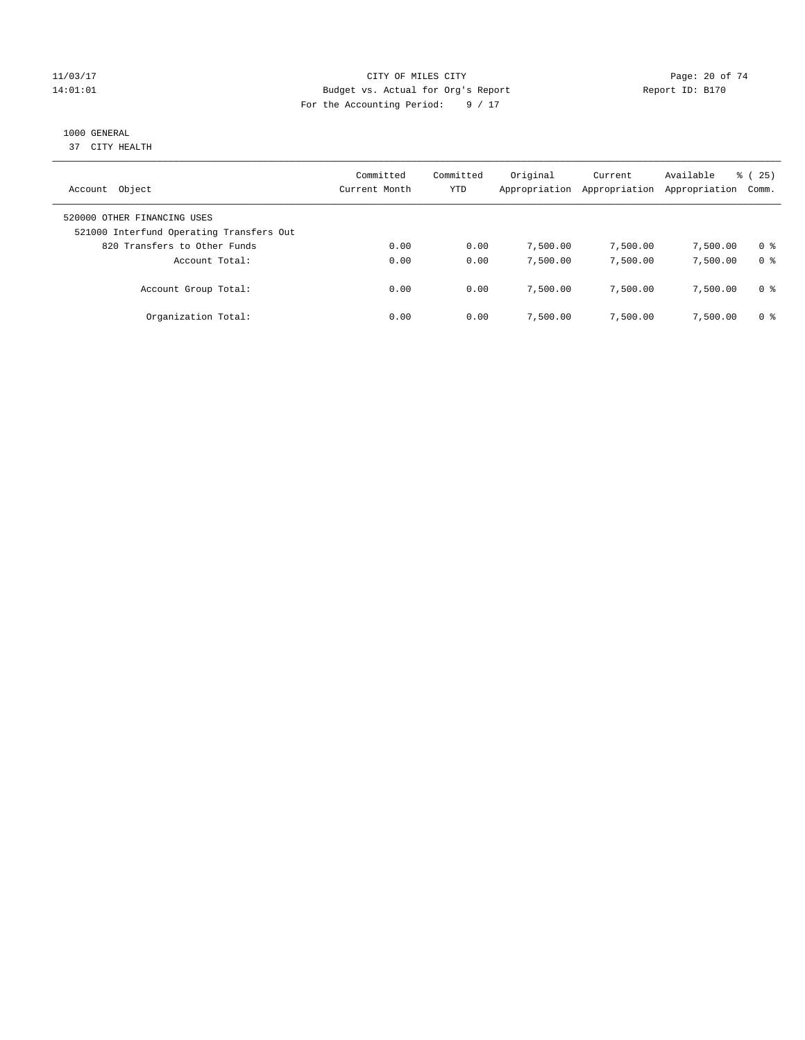CITY OF MILES CITY
Budget vs. Actual for Org's Report
For the Accounting Period: 9 / 17

11/03/17
14:01:01

Report ID: B170

1000 GENERAL
37 CITY HEALTH

| Account Object | Committed Current Month | Committed YTD | Original Appropriation | Current Appropriation | Available Appropriation | % ( 25) Comm. |
|---|---|---|---|---|---|---|
| 520000 OTHER FINANCING USES | | | | | | |
| 521000 Interfund Operating Transfers Out | | | | | | |
| 820 Transfers to Other Funds | 0.00 | 0.00 | 7,500.00 | 7,500.00 | 7,500.00 | 0 % |
| Account Total: | 0.00 | 0.00 | 7,500.00 | 7,500.00 | 7,500.00 | 0 % |
| Account Group Total: | 0.00 | 0.00 | 7,500.00 | 7,500.00 | 7,500.00 | 0 % |
| Organization Total: | 0.00 | 0.00 | 7,500.00 | 7,500.00 | 7,500.00 | 0 % |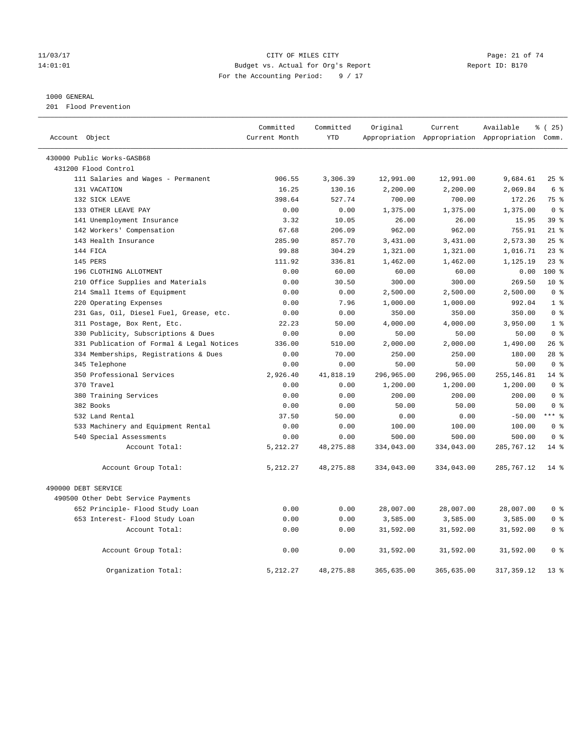CITY OF MILES CITY
Budget vs. Actual for Org's Report
For the Accounting Period: 9 / 17

11/03/17
14:01:01

Report ID: B170

1000 GENERAL
201 Flood Prevention

| Account Object | Committed Current Month | Committed YTD | Original Appropriation | Current Appropriation | Available Appropriation | % ( 25) Comm. |
|---|---|---|---|---|---|---|
| 430000 Public Works-GASB68 | | | | | | |
| 431200 Flood Control | | | | | | |
| 111 Salaries and Wages - Permanent | 906.55 | 3,306.39 | 12,991.00 | 12,991.00 | 9,684.61 | 25 % |
| 131 VACATION | 16.25 | 130.16 | 2,200.00 | 2,200.00 | 2,069.84 | 6 % |
| 132 SICK LEAVE | 398.64 | 527.74 | 700.00 | 700.00 | 172.26 | 75 % |
| 133 OTHER LEAVE PAY | 0.00 | 0.00 | 1,375.00 | 1,375.00 | 1,375.00 | 0 % |
| 141 Unemployment Insurance | 3.32 | 10.05 | 26.00 | 26.00 | 15.95 | 39 % |
| 142 Workers' Compensation | 67.68 | 206.09 | 962.00 | 962.00 | 755.91 | 21 % |
| 143 Health Insurance | 285.90 | 857.70 | 3,431.00 | 3,431.00 | 2,573.30 | 25 % |
| 144 FICA | 99.88 | 304.29 | 1,321.00 | 1,321.00 | 1,016.71 | 23 % |
| 145 PERS | 111.92 | 336.81 | 1,462.00 | 1,462.00 | 1,125.19 | 23 % |
| 196 CLOTHING ALLOTMENT | 0.00 | 60.00 | 60.00 | 60.00 | 0.00 | 100 % |
| 210 Office Supplies and Materials | 0.00 | 30.50 | 300.00 | 300.00 | 269.50 | 10 % |
| 214 Small Items of Equipment | 0.00 | 0.00 | 2,500.00 | 2,500.00 | 2,500.00 | 0 % |
| 220 Operating Expenses | 0.00 | 7.96 | 1,000.00 | 1,000.00 | 992.04 | 1 % |
| 231 Gas, Oil, Diesel Fuel, Grease, etc. | 0.00 | 0.00 | 350.00 | 350.00 | 350.00 | 0 % |
| 311 Postage, Box Rent, Etc. | 22.23 | 50.00 | 4,000.00 | 4,000.00 | 3,950.00 | 1 % |
| 330 Publicity, Subscriptions & Dues | 0.00 | 0.00 | 50.00 | 50.00 | 50.00 | 0 % |
| 331 Publication of Formal & Legal Notices | 336.00 | 510.00 | 2,000.00 | 2,000.00 | 1,490.00 | 26 % |
| 334 Memberships, Registrations & Dues | 0.00 | 70.00 | 250.00 | 250.00 | 180.00 | 28 % |
| 345 Telephone | 0.00 | 0.00 | 50.00 | 50.00 | 50.00 | 0 % |
| 350 Professional Services | 2,926.40 | 41,818.19 | 296,965.00 | 296,965.00 | 255,146.81 | 14 % |
| 370 Travel | 0.00 | 0.00 | 1,200.00 | 1,200.00 | 1,200.00 | 0 % |
| 380 Training Services | 0.00 | 0.00 | 200.00 | 200.00 | 200.00 | 0 % |
| 382 Books | 0.00 | 0.00 | 50.00 | 50.00 | 50.00 | 0 % |
| 532 Land Rental | 37.50 | 50.00 | 0.00 | 0.00 | -50.00 | *** % |
| 533 Machinery and Equipment Rental | 0.00 | 0.00 | 100.00 | 100.00 | 100.00 | 0 % |
| 540 Special Assessments | 0.00 | 0.00 | 500.00 | 500.00 | 500.00 | 0 % |
| Account Total: | 5,212.27 | 48,275.88 | 334,043.00 | 334,043.00 | 285,767.12 | 14 % |
| Account Group Total: | 5,212.27 | 48,275.88 | 334,043.00 | 334,043.00 | 285,767.12 | 14 % |
| 490000 DEBT SERVICE | | | | | | |
| 490500 Other Debt Service Payments | | | | | | |
| 652 Principle- Flood Study Loan | 0.00 | 0.00 | 28,007.00 | 28,007.00 | 28,007.00 | 0 % |
| 653 Interest- Flood Study Loan | 0.00 | 0.00 | 3,585.00 | 3,585.00 | 3,585.00 | 0 % |
| Account Total: | 0.00 | 0.00 | 31,592.00 | 31,592.00 | 31,592.00 | 0 % |
| Account Group Total: | 0.00 | 0.00 | 31,592.00 | 31,592.00 | 31,592.00 | 0 % |
| Organization Total: | 5,212.27 | 48,275.88 | 365,635.00 | 365,635.00 | 317,359.12 | 13 % |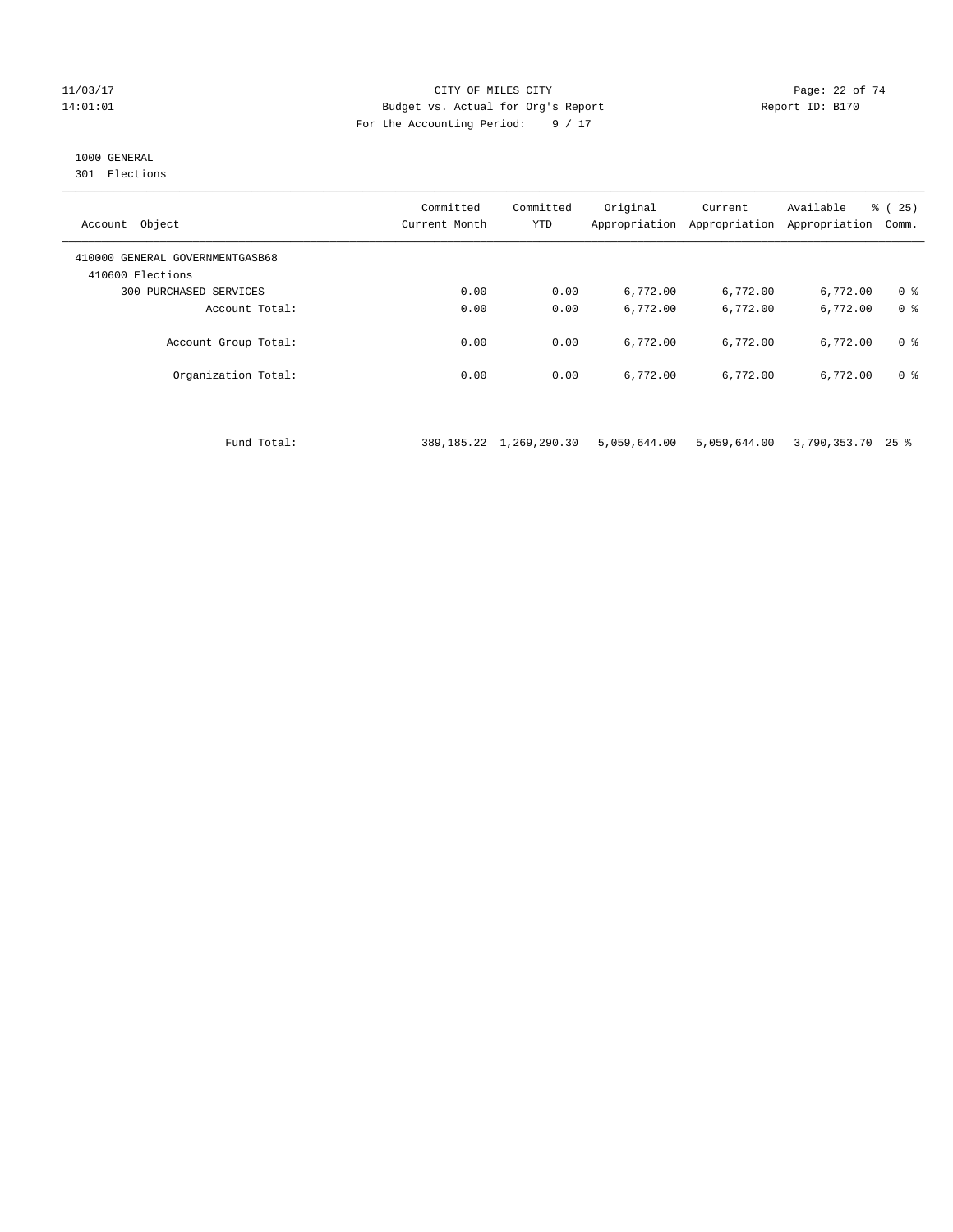CITY OF MILES CITY
Budget vs. Actual for Org's Report
For the Accounting Period: 9 / 17

11/03/17
14:01:01

Report ID: B170

1000 GENERAL
301 Elections

| Account Object | Committed Current Month | Committed YTD | Original Appropriation | Current Appropriation | Available Appropriation | % ( 25) Comm. |
|---|---|---|---|---|---|---|
| 410000 GENERAL GOVERNMENTGASB68 | | | | | | |
| 410600 Elections | | | | | | |
| 300 PURCHASED SERVICES | 0.00 | 0.00 | 6,772.00 | 6,772.00 | 6,772.00 | 0 % |
| Account Total: | 0.00 | 0.00 | 6,772.00 | 6,772.00 | 6,772.00 | 0 % |
| Account Group Total: | 0.00 | 0.00 | 6,772.00 | 6,772.00 | 6,772.00 | 0 % |
| Organization Total: | 0.00 | 0.00 | 6,772.00 | 6,772.00 | 6,772.00 | 0 % |
| Fund Total: | 389,185.22 | 1,269,290.30 | 5,059,644.00 | 5,059,644.00 | 3,790,353.70 | 25 % |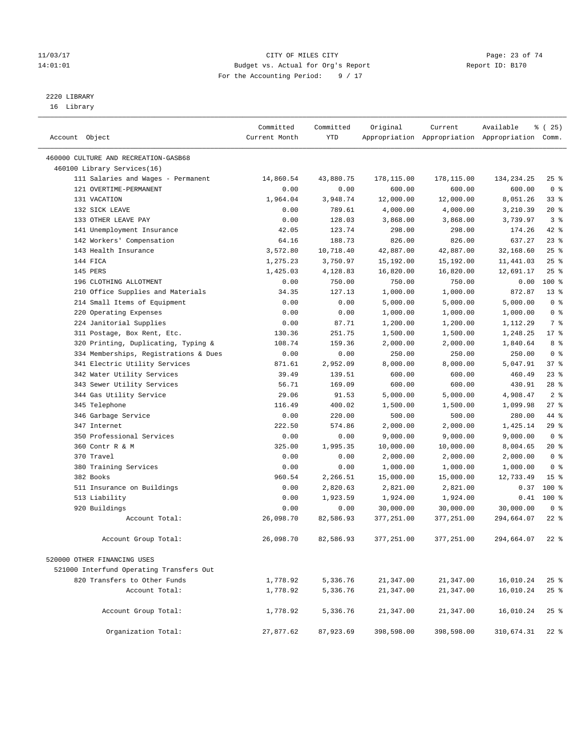CITY OF MILES CITY
Budget vs. Actual for Org's Report
For the Accounting Period: 9 / 17

11/03/17
14:01:01

Report ID: B170

2220 LIBRARY
16 Library

| Account Object | Committed Current Month | Committed YTD | Original Appropriation | Current Appropriation | Available Appropriation | % ( 25) Comm. |
|---|---|---|---|---|---|---|
| 460000 CULTURE AND RECREATION-GASB68 | | | | | | |
| 460100 Library Services(16) | | | | | | |
| 111 Salaries and Wages - Permanent | 14,860.54 | 43,880.75 | 178,115.00 | 178,115.00 | 134,234.25 | 25 % |
| 121 OVERTIME-PERMANENT | 0.00 | 0.00 | 600.00 | 600.00 | 600.00 | 0 % |
| 131 VACATION | 1,964.04 | 3,948.74 | 12,000.00 | 12,000.00 | 8,051.26 | 33 % |
| 132 SICK LEAVE | 0.00 | 789.61 | 4,000.00 | 4,000.00 | 3,210.39 | 20 % |
| 133 OTHER LEAVE PAY | 0.00 | 128.03 | 3,868.00 | 3,868.00 | 3,739.97 | 3 % |
| 141 Unemployment Insurance | 42.05 | 123.74 | 298.00 | 298.00 | 174.26 | 42 % |
| 142 Workers' Compensation | 64.16 | 188.73 | 826.00 | 826.00 | 637.27 | 23 % |
| 143 Health Insurance | 3,572.80 | 10,718.40 | 42,887.00 | 42,887.00 | 32,168.60 | 25 % |
| 144 FICA | 1,275.23 | 3,750.97 | 15,192.00 | 15,192.00 | 11,441.03 | 25 % |
| 145 PERS | 1,425.03 | 4,128.83 | 16,820.00 | 16,820.00 | 12,691.17 | 25 % |
| 196 CLOTHING ALLOTMENT | 0.00 | 750.00 | 750.00 | 750.00 | 0.00 | 100 % |
| 210 Office Supplies and Materials | 34.35 | 127.13 | 1,000.00 | 1,000.00 | 872.87 | 13 % |
| 214 Small Items of Equipment | 0.00 | 0.00 | 5,000.00 | 5,000.00 | 5,000.00 | 0 % |
| 220 Operating Expenses | 0.00 | 0.00 | 1,000.00 | 1,000.00 | 1,000.00 | 0 % |
| 224 Janitorial Supplies | 0.00 | 87.71 | 1,200.00 | 1,200.00 | 1,112.29 | 7 % |
| 311 Postage, Box Rent, Etc. | 130.36 | 251.75 | 1,500.00 | 1,500.00 | 1,248.25 | 17 % |
| 320 Printing, Duplicating, Typing & | 108.74 | 159.36 | 2,000.00 | 2,000.00 | 1,840.64 | 8 % |
| 334 Memberships, Registrations & Dues | 0.00 | 0.00 | 250.00 | 250.00 | 250.00 | 0 % |
| 341 Electric Utility Services | 871.61 | 2,952.09 | 8,000.00 | 8,000.00 | 5,047.91 | 37 % |
| 342 Water Utility Services | 39.49 | 139.51 | 600.00 | 600.00 | 460.49 | 23 % |
| 343 Sewer Utility Services | 56.71 | 169.09 | 600.00 | 600.00 | 430.91 | 28 % |
| 344 Gas Utility Service | 29.06 | 91.53 | 5,000.00 | 5,000.00 | 4,908.47 | 2 % |
| 345 Telephone | 116.49 | 400.02 | 1,500.00 | 1,500.00 | 1,099.98 | 27 % |
| 346 Garbage Service | 0.00 | 220.00 | 500.00 | 500.00 | 280.00 | 44 % |
| 347 Internet | 222.50 | 574.86 | 2,000.00 | 2,000.00 | 1,425.14 | 29 % |
| 350 Professional Services | 0.00 | 0.00 | 9,000.00 | 9,000.00 | 9,000.00 | 0 % |
| 360 Contr R & M | 325.00 | 1,995.35 | 10,000.00 | 10,000.00 | 8,004.65 | 20 % |
| 370 Travel | 0.00 | 0.00 | 2,000.00 | 2,000.00 | 2,000.00 | 0 % |
| 380 Training Services | 0.00 | 0.00 | 1,000.00 | 1,000.00 | 1,000.00 | 0 % |
| 382 Books | 960.54 | 2,266.51 | 15,000.00 | 15,000.00 | 12,733.49 | 15 % |
| 511 Insurance on Buildings | 0.00 | 2,820.63 | 2,821.00 | 2,821.00 | 0.37 | 100 % |
| 513 Liability | 0.00 | 1,923.59 | 1,924.00 | 1,924.00 | 0.41 | 100 % |
| 920 Buildings | 0.00 | 0.00 | 30,000.00 | 30,000.00 | 30,000.00 | 0 % |
| Account Total: | 26,098.70 | 82,586.93 | 377,251.00 | 377,251.00 | 294,664.07 | 22 % |
| Account Group Total: | 26,098.70 | 82,586.93 | 377,251.00 | 377,251.00 | 294,664.07 | 22 % |
| 520000 OTHER FINANCING USES | | | | | | |
| 521000 Interfund Operating Transfers Out | | | | | | |
| 820 Transfers to Other Funds | 1,778.92 | 5,336.76 | 21,347.00 | 21,347.00 | 16,010.24 | 25 % |
| Account Total: | 1,778.92 | 5,336.76 | 21,347.00 | 21,347.00 | 16,010.24 | 25 % |
| Account Group Total: | 1,778.92 | 5,336.76 | 21,347.00 | 21,347.00 | 16,010.24 | 25 % |
| Organization Total: | 27,877.62 | 87,923.69 | 398,598.00 | 398,598.00 | 310,674.31 | 22 % |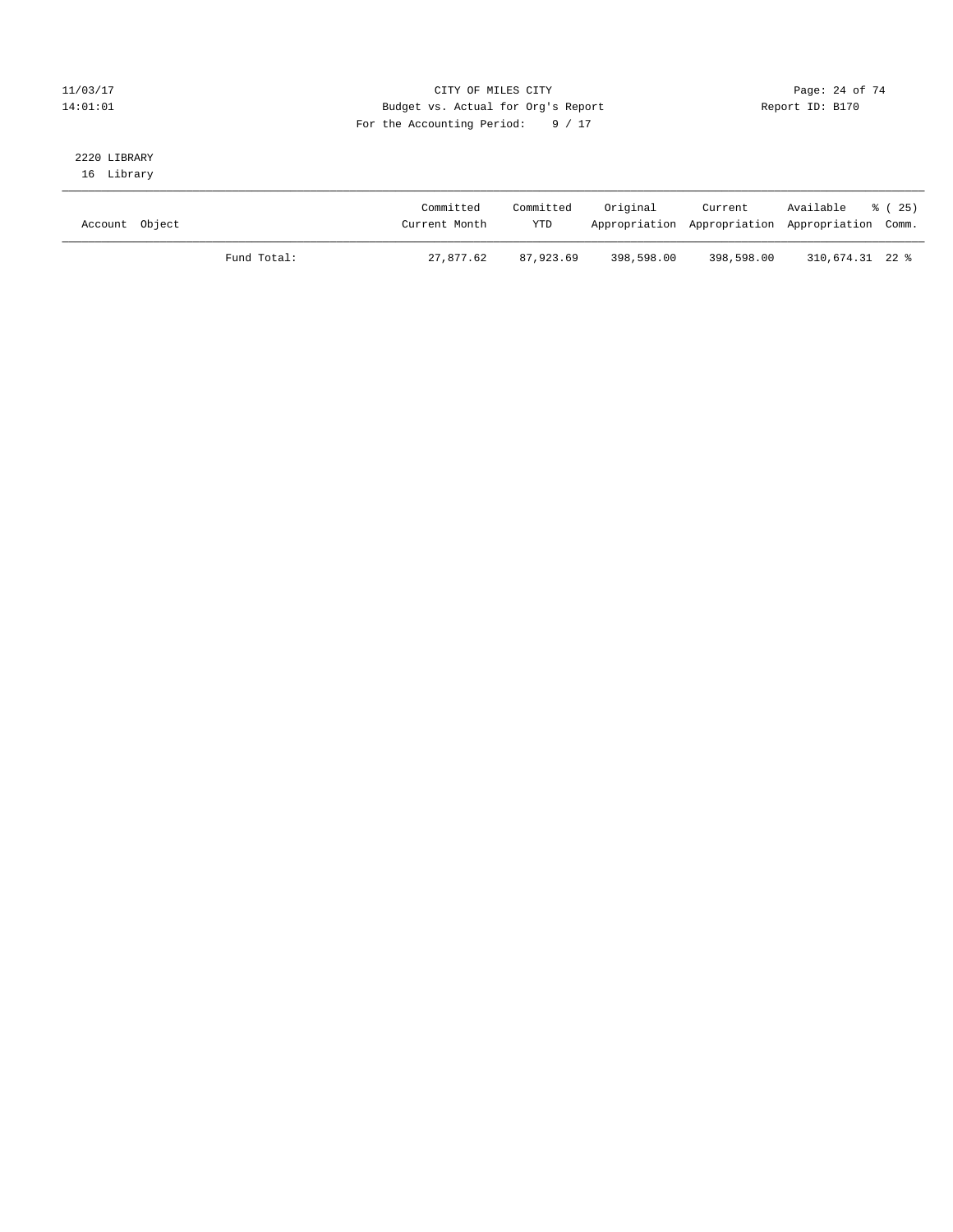CITY OF MILES CITY

Budget vs. Actual for Org's Report

For the Accounting Period: 9 / 17

11/03/17
14:01:01

Report ID: B170

2220 LIBRARY
16 Library

| Account Object | | Committed Current Month | Committed YTD | Original Appropriation | Current Appropriation | Available Appropriation | % ( 25) Comm. |
|---|---|---|---|---|---|---|---|
| | Fund Total: | 27,877.62 | 87,923.69 | 398,598.00 | 398,598.00 | 310,674.31 | 22 % |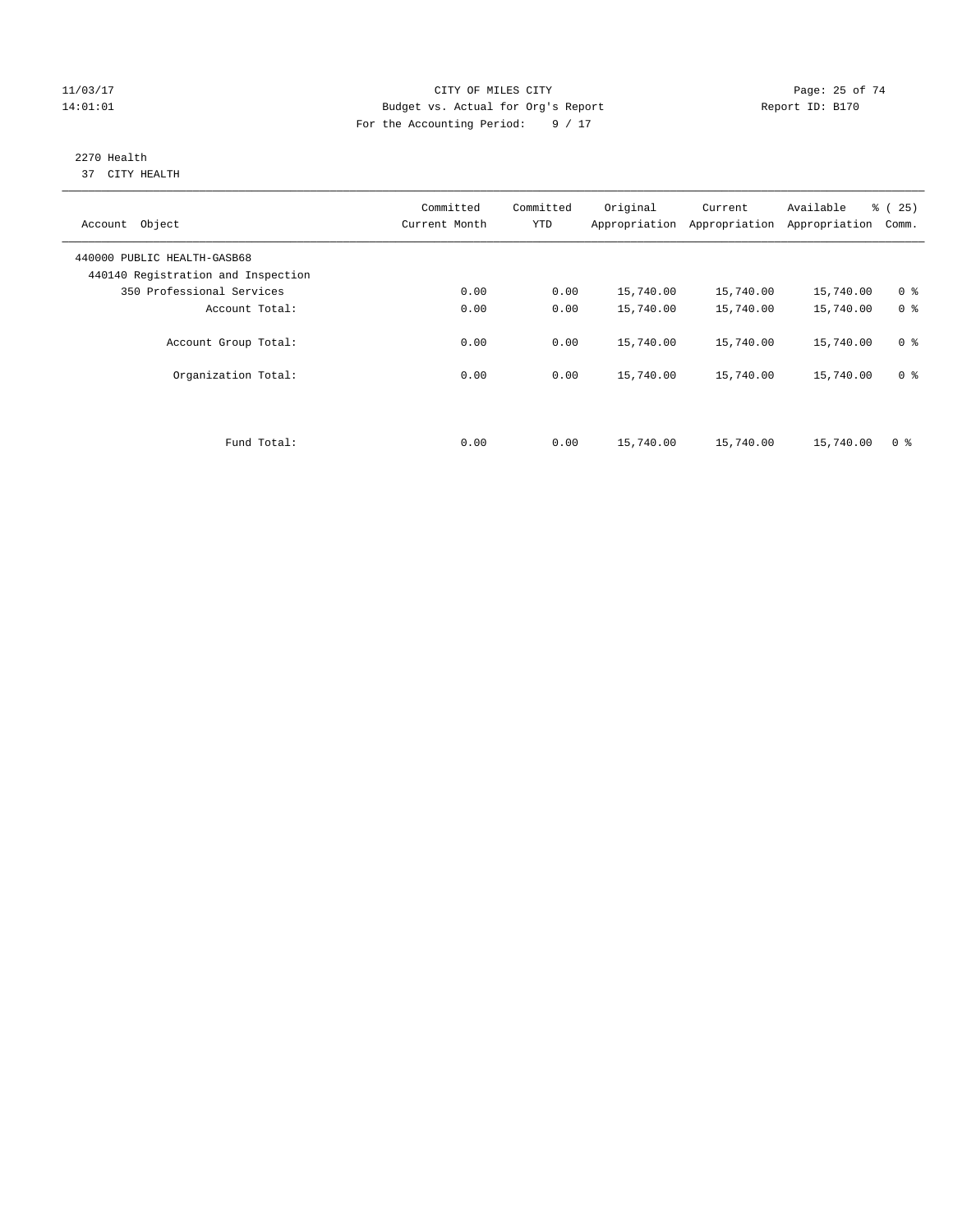CITY OF MILES CITY

Budget vs. Actual for Org's Report

Report ID: B170

11/03/17
14:01:01

For the Accounting Period: 9 / 17

2270 Health
37 CITY HEALTH

| Account Object | Committed Current Month | Committed YTD | Original Appropriation | Current Appropriation | Available Appropriation | % ( 25) Comm. |
|---|---|---|---|---|---|---|
| 440000 PUBLIC HEALTH-GASB68 | | | | | | |
| 440140 Registration and Inspection | | | | | | |
| 350 Professional Services | 0.00 | 0.00 | 15,740.00 | 15,740.00 | 15,740.00 | 0 % |
| Account Total: | 0.00 | 0.00 | 15,740.00 | 15,740.00 | 15,740.00 | 0 % |
| Account Group Total: | 0.00 | 0.00 | 15,740.00 | 15,740.00 | 15,740.00 | 0 % |
| Organization Total: | 0.00 | 0.00 | 15,740.00 | 15,740.00 | 15,740.00 | 0 % |
| Fund Total: | 0.00 | 0.00 | 15,740.00 | 15,740.00 | 15,740.00 | 0 % |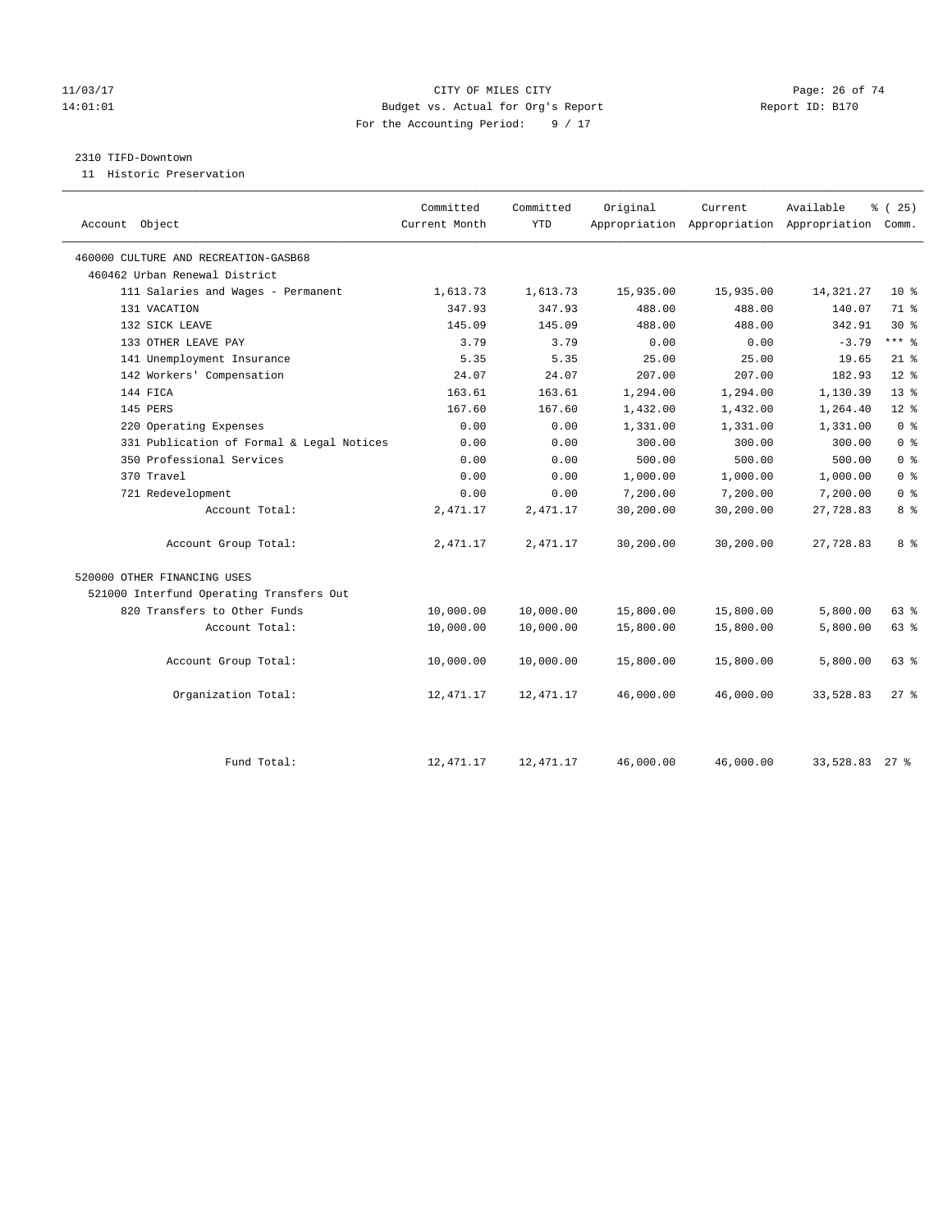CITY OF MILES CITY
Budget vs. Actual for Org's Report
For the Accounting Period: 9 / 17

11/03/17
14:01:01

Report ID: B170

2310 TIFD-Downtown

11 Historic Preservation

| Account Object | Committed Current Month | Committed YTD | Original Appropriation | Current Appropriation | Available Appropriation | % ( 25) Comm. |
|---|---|---|---|---|---|---|
| 460000 CULTURE AND RECREATION-GASB68 | | | | | | |
| 460462 Urban Renewal District | | | | | | |
| 111 Salaries and Wages - Permanent | 1,613.73 | 1,613.73 | 15,935.00 | 15,935.00 | 14,321.27 | 10 % |
| 131 VACATION | 347.93 | 347.93 | 488.00 | 488.00 | 140.07 | 71 % |
| 132 SICK LEAVE | 145.09 | 145.09 | 488.00 | 488.00 | 342.91 | 30 % |
| 133 OTHER LEAVE PAY | 3.79 | 3.79 | 0.00 | 0.00 | -3.79 | *** % |
| 141 Unemployment Insurance | 5.35 | 5.35 | 25.00 | 25.00 | 19.65 | 21 % |
| 142 Workers' Compensation | 24.07 | 24.07 | 207.00 | 207.00 | 182.93 | 12 % |
| 144 FICA | 163.61 | 163.61 | 1,294.00 | 1,294.00 | 1,130.39 | 13 % |
| 145 PERS | 167.60 | 167.60 | 1,432.00 | 1,432.00 | 1,264.40 | 12 % |
| 220 Operating Expenses | 0.00 | 0.00 | 1,331.00 | 1,331.00 | 1,331.00 | 0 % |
| 331 Publication of Formal & Legal Notices | 0.00 | 0.00 | 300.00 | 300.00 | 300.00 | 0 % |
| 350 Professional Services | 0.00 | 0.00 | 500.00 | 500.00 | 500.00 | 0 % |
| 370 Travel | 0.00 | 0.00 | 1,000.00 | 1,000.00 | 1,000.00 | 0 % |
| 721 Redevelopment | 0.00 | 0.00 | 7,200.00 | 7,200.00 | 7,200.00 | 0 % |
| Account Total: | 2,471.17 | 2,471.17 | 30,200.00 | 30,200.00 | 27,728.83 | 8 % |
| Account Group Total: | 2,471.17 | 2,471.17 | 30,200.00 | 30,200.00 | 27,728.83 | 8 % |
| 520000 OTHER FINANCING USES | | | | | | |
| 521000 Interfund Operating Transfers Out | | | | | | |
| 820 Transfers to Other Funds | 10,000.00 | 10,000.00 | 15,800.00 | 15,800.00 | 5,800.00 | 63 % |
| Account Total: | 10,000.00 | 10,000.00 | 15,800.00 | 15,800.00 | 5,800.00 | 63 % |
| Account Group Total: | 10,000.00 | 10,000.00 | 15,800.00 | 15,800.00 | 5,800.00 | 63 % |
| Organization Total: | 12,471.17 | 12,471.17 | 46,000.00 | 46,000.00 | 33,528.83 | 27 % |
| Fund Total: | 12,471.17 | 12,471.17 | 46,000.00 | 46,000.00 | 33,528.83 | 27 % |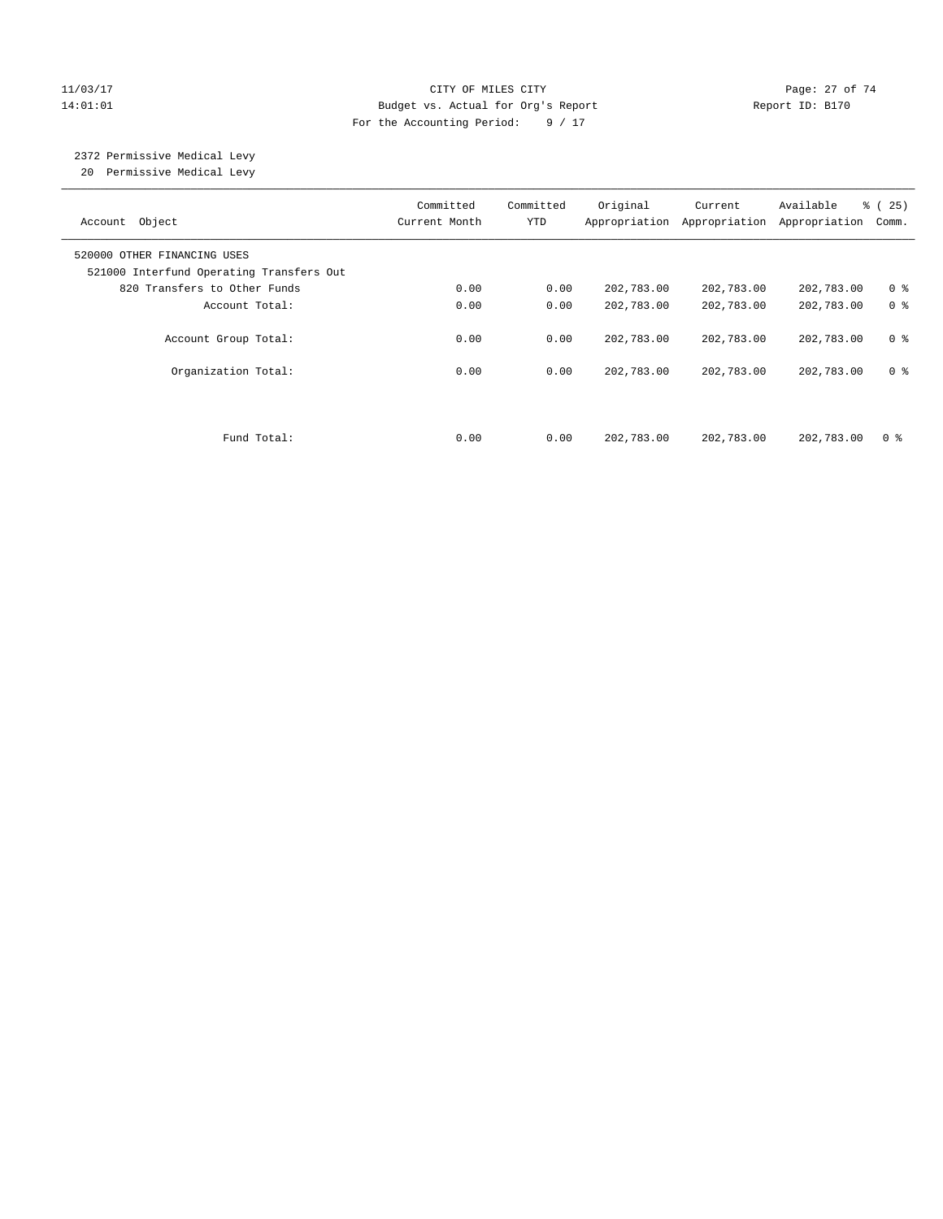11/03/17 CITY OF MILES CITY
14:01:01 Budget vs. Actual for Org's Report Report ID: B170
For the Accounting Period: 9 / 17

2372 Permissive Medical Levy
20 Permissive Medical Levy

| Account Object | Committed Current Month | Committed YTD | Original Appropriation | Current Appropriation | Available Appropriation | % ( 25) Comm. |
|---|---|---|---|---|---|---|
| 520000 OTHER FINANCING USES | | | | | | |
| 521000 Interfund Operating Transfers Out | | | | | | |
| 820 Transfers to Other Funds | 0.00 | 0.00 | 202,783.00 | 202,783.00 | 202,783.00 | 0 % |
| Account Total: | 0.00 | 0.00 | 202,783.00 | 202,783.00 | 202,783.00 | 0 % |
| Account Group Total: | 0.00 | 0.00 | 202,783.00 | 202,783.00 | 202,783.00 | 0 % |
| Organization Total: | 0.00 | 0.00 | 202,783.00 | 202,783.00 | 202,783.00 | 0 % |
| Fund Total: | 0.00 | 0.00 | 202,783.00 | 202,783.00 | 202,783.00 | 0 % |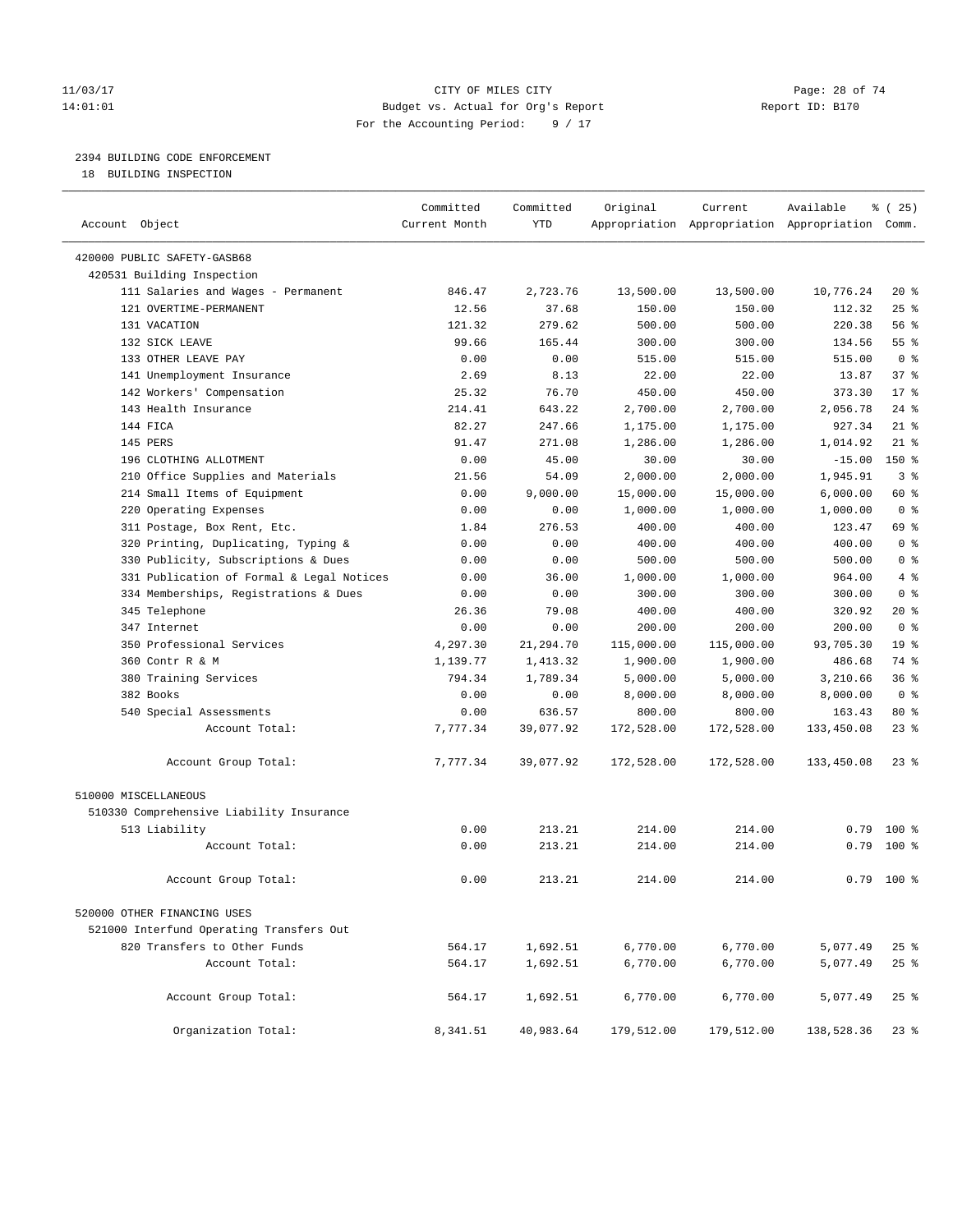11/03/17 CITY OF MILES CITY
14:01:01 Budget vs. Actual for Org's Report Report ID: B170
For the Accounting Period: 9 / 17

2394 BUILDING CODE ENFORCEMENT
18 BUILDING INSPECTION

| Account Object | Committed Current Month | Committed YTD | Original Appropriation | Current Appropriation | Available Appropriation | % ( 25) Comm. |
|---|---|---|---|---|---|---|
| 420000 PUBLIC SAFETY-GASB68 | | | | | | |
| 420531 Building Inspection | | | | | | |
| 111 Salaries and Wages - Permanent | 846.47 | 2,723.76 | 13,500.00 | 13,500.00 | 10,776.24 | 20 % |
| 121 OVERTIME-PERMANENT | 12.56 | 37.68 | 150.00 | 150.00 | 112.32 | 25 % |
| 131 VACATION | 121.32 | 279.62 | 500.00 | 500.00 | 220.38 | 56 % |
| 132 SICK LEAVE | 99.66 | 165.44 | 300.00 | 300.00 | 134.56 | 55 % |
| 133 OTHER LEAVE PAY | 0.00 | 0.00 | 515.00 | 515.00 | 515.00 | 0 % |
| 141 Unemployment Insurance | 2.69 | 8.13 | 22.00 | 22.00 | 13.87 | 37 % |
| 142 Workers' Compensation | 25.32 | 76.70 | 450.00 | 450.00 | 373.30 | 17 % |
| 143 Health Insurance | 214.41 | 643.22 | 2,700.00 | 2,700.00 | 2,056.78 | 24 % |
| 144 FICA | 82.27 | 247.66 | 1,175.00 | 1,175.00 | 927.34 | 21 % |
| 145 PERS | 91.47 | 271.08 | 1,286.00 | 1,286.00 | 1,014.92 | 21 % |
| 196 CLOTHING ALLOTMENT | 0.00 | 45.00 | 30.00 | 30.00 | -15.00 | 150 % |
| 210 Office Supplies and Materials | 21.56 | 54.09 | 2,000.00 | 2,000.00 | 1,945.91 | 3 % |
| 214 Small Items of Equipment | 0.00 | 9,000.00 | 15,000.00 | 15,000.00 | 6,000.00 | 60 % |
| 220 Operating Expenses | 0.00 | 0.00 | 1,000.00 | 1,000.00 | 1,000.00 | 0 % |
| 311 Postage, Box Rent, Etc. | 1.84 | 276.53 | 400.00 | 400.00 | 123.47 | 69 % |
| 320 Printing, Duplicating, Typing & | 0.00 | 0.00 | 400.00 | 400.00 | 400.00 | 0 % |
| 330 Publicity, Subscriptions & Dues | 0.00 | 0.00 | 500.00 | 500.00 | 500.00 | 0 % |
| 331 Publication of Formal & Legal Notices | 0.00 | 36.00 | 1,000.00 | 1,000.00 | 964.00 | 4 % |
| 334 Memberships, Registrations & Dues | 0.00 | 0.00 | 300.00 | 300.00 | 300.00 | 0 % |
| 345 Telephone | 26.36 | 79.08 | 400.00 | 400.00 | 320.92 | 20 % |
| 347 Internet | 0.00 | 0.00 | 200.00 | 200.00 | 200.00 | 0 % |
| 350 Professional Services | 4,297.30 | 21,294.70 | 115,000.00 | 115,000.00 | 93,705.30 | 19 % |
| 360 Contr R & M | 1,139.77 | 1,413.32 | 1,900.00 | 1,900.00 | 486.68 | 74 % |
| 380 Training Services | 794.34 | 1,789.34 | 5,000.00 | 5,000.00 | 3,210.66 | 36 % |
| 382 Books | 0.00 | 0.00 | 8,000.00 | 8,000.00 | 8,000.00 | 0 % |
| 540 Special Assessments | 0.00 | 636.57 | 800.00 | 800.00 | 163.43 | 80 % |
| Account Total: | 7,777.34 | 39,077.92 | 172,528.00 | 172,528.00 | 133,450.08 | 23 % |
| Account Group Total: | 7,777.34 | 39,077.92 | 172,528.00 | 172,528.00 | 133,450.08 | 23 % |
| 510000 MISCELLANEOUS | | | | | | |
| 510330 Comprehensive Liability Insurance | | | | | | |
| 513 Liability | 0.00 | 213.21 | 214.00 | 214.00 | 0.79 | 100 % |
| Account Total: | 0.00 | 213.21 | 214.00 | 214.00 | 0.79 | 100 % |
| Account Group Total: | 0.00 | 213.21 | 214.00 | 214.00 | 0.79 | 100 % |
| 520000 OTHER FINANCING USES | | | | | | |
| 521000 Interfund Operating Transfers Out | | | | | | |
| 820 Transfers to Other Funds | 564.17 | 1,692.51 | 6,770.00 | 6,770.00 | 5,077.49 | 25 % |
| Account Total: | 564.17 | 1,692.51 | 6,770.00 | 6,770.00 | 5,077.49 | 25 % |
| Account Group Total: | 564.17 | 1,692.51 | 6,770.00 | 6,770.00 | 5,077.49 | 25 % |
| Organization Total: | 8,341.51 | 40,983.64 | 179,512.00 | 179,512.00 | 138,528.36 | 23 % |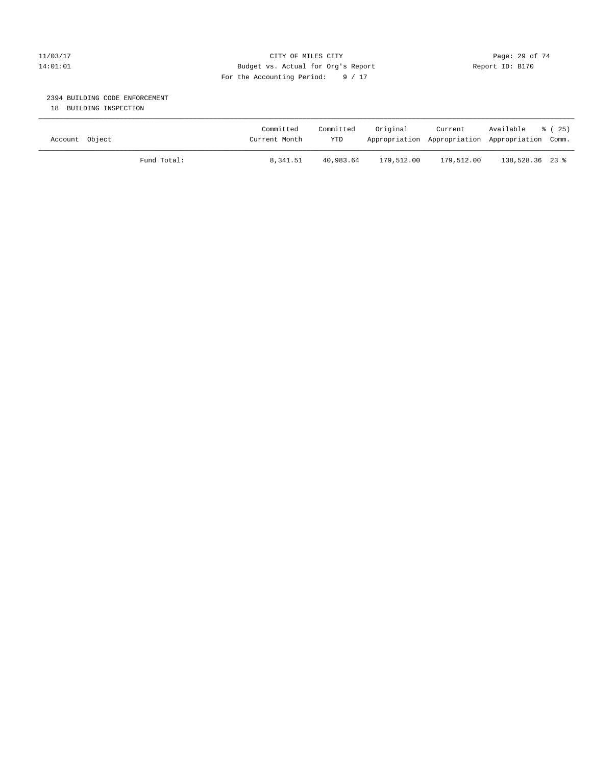CITY OF MILES CITY
Budget vs. Actual for Org's Report
For the Accounting Period: 9 / 17

11/03/17
14:01:01

Report ID: B170

2394 BUILDING CODE ENFORCEMENT
18 BUILDING INSPECTION

| Account Object | Committed Current Month | Committed YTD | Original Appropriation | Current Appropriation | Available Appropriation | % ( 25) Comm. |
|---|---|---|---|---|---|---|
| Fund Total: | 8,341.51 | 40,983.64 | 179,512.00 | 179,512.00 | 138,528.36 | 23 % |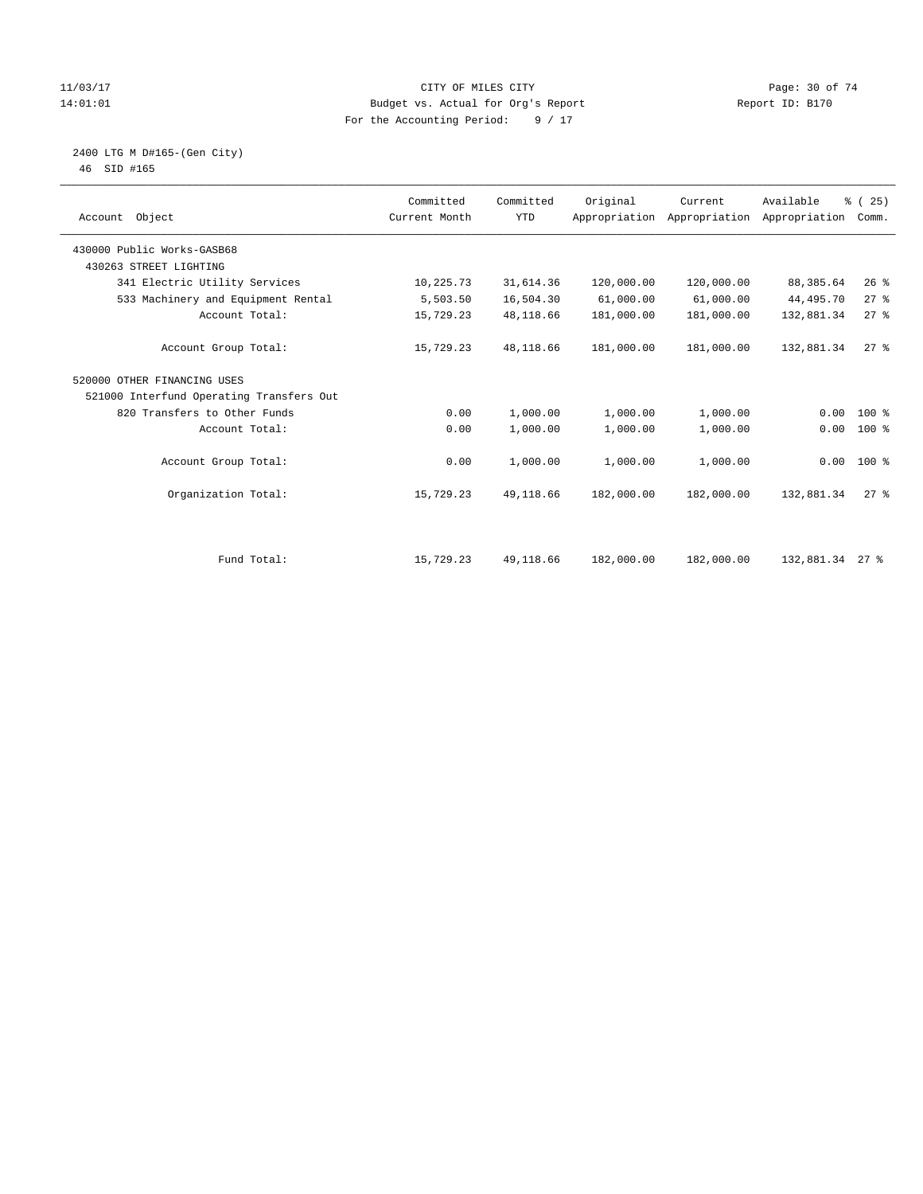CITY OF MILES CITY
Budget vs. Actual for Org's Report
For the Accounting Period: 9 / 17

11/03/17
14:01:01

Report ID: B170

2400 LTG M D#165-(Gen City)
46 SID #165

| Account Object | Committed Current Month | Committed YTD | Original Appropriation | Current Appropriation | Available Appropriation | % ( 25) Comm. |
|---|---|---|---|---|---|---|
| 430000 Public Works-GASB68 | | | | | | |
| 430263 STREET LIGHTING | | | | | | |
| 341 Electric Utility Services | 10,225.73 | 31,614.36 | 120,000.00 | 120,000.00 | 88,385.64 | 26 % |
| 533 Machinery and Equipment Rental | 5,503.50 | 16,504.30 | 61,000.00 | 61,000.00 | 44,495.70 | 27 % |
| Account Total: | 15,729.23 | 48,118.66 | 181,000.00 | 181,000.00 | 132,881.34 | 27 % |
| Account Group Total: | 15,729.23 | 48,118.66 | 181,000.00 | 181,000.00 | 132,881.34 | 27 % |
| 520000 OTHER FINANCING USES | | | | | | |
| 521000 Interfund Operating Transfers Out | | | | | | |
| 820 Transfers to Other Funds | 0.00 | 1,000.00 | 1,000.00 | 1,000.00 | 0.00 | 100 % |
| Account Total: | 0.00 | 1,000.00 | 1,000.00 | 1,000.00 | 0.00 | 100 % |
| Account Group Total: | 0.00 | 1,000.00 | 1,000.00 | 1,000.00 | 0.00 | 100 % |
| Organization Total: | 15,729.23 | 49,118.66 | 182,000.00 | 182,000.00 | 132,881.34 | 27 % |
| Fund Total: | 15,729.23 | 49,118.66 | 182,000.00 | 182,000.00 | 132,881.34 | 27 % |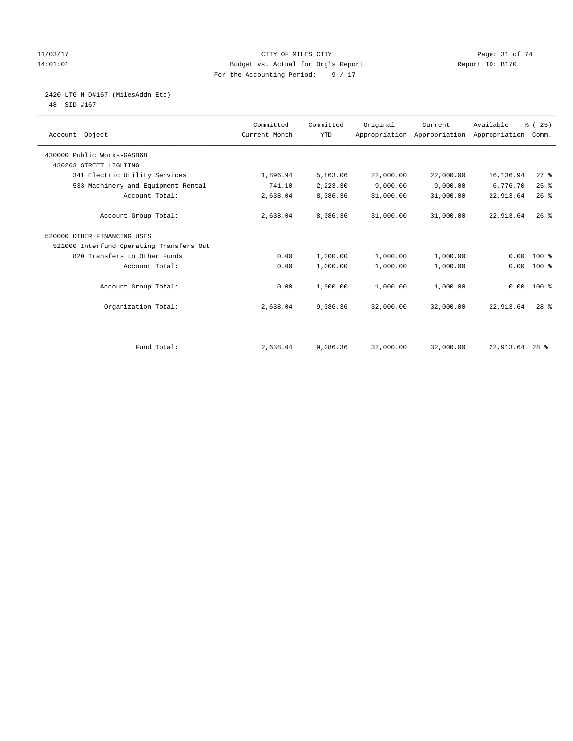CITY OF MILES CITY
Budget vs. Actual for Org's Report
For the Accounting Period: 9 / 17

11/03/17
14:01:01

Report ID: B170

2420 LTG M D#167-(MilesAddn Etc)
48 SID #167

| Account Object | Committed Current Month | Committed YTD | Original Appropriation | Current Appropriation | Available Appropriation | % ( 25) Comm. |
|---|---|---|---|---|---|---|
| 430000 Public Works-GASB68 | | | | | | |
| 430263 STREET LIGHTING | | | | | | |
| 341 Electric Utility Services | 1,896.94 | 5,863.06 | 22,000.00 | 22,000.00 | 16,136.94 | 27 % |
| 533 Machinery and Equipment Rental | 741.10 | 2,223.30 | 9,000.00 | 9,000.00 | 6,776.70 | 25 % |
| Account Total: | 2,638.04 | 8,086.36 | 31,000.00 | 31,000.00 | 22,913.64 | 26 % |
| Account Group Total: | 2,638.04 | 8,086.36 | 31,000.00 | 31,000.00 | 22,913.64 | 26 % |
| 520000 OTHER FINANCING USES | | | | | | |
| 521000 Interfund Operating Transfers Out | | | | | | |
| 820 Transfers to Other Funds | 0.00 | 1,000.00 | 1,000.00 | 1,000.00 | 0.00 | 100 % |
| Account Total: | 0.00 | 1,000.00 | 1,000.00 | 1,000.00 | 0.00 | 100 % |
| Account Group Total: | 0.00 | 1,000.00 | 1,000.00 | 1,000.00 | 0.00 | 100 % |
| Organization Total: | 2,638.04 | 9,086.36 | 32,000.00 | 32,000.00 | 22,913.64 | 28 % |
| Fund Total: | 2,638.04 | 9,086.36 | 32,000.00 | 32,000.00 | 22,913.64 | 28 % |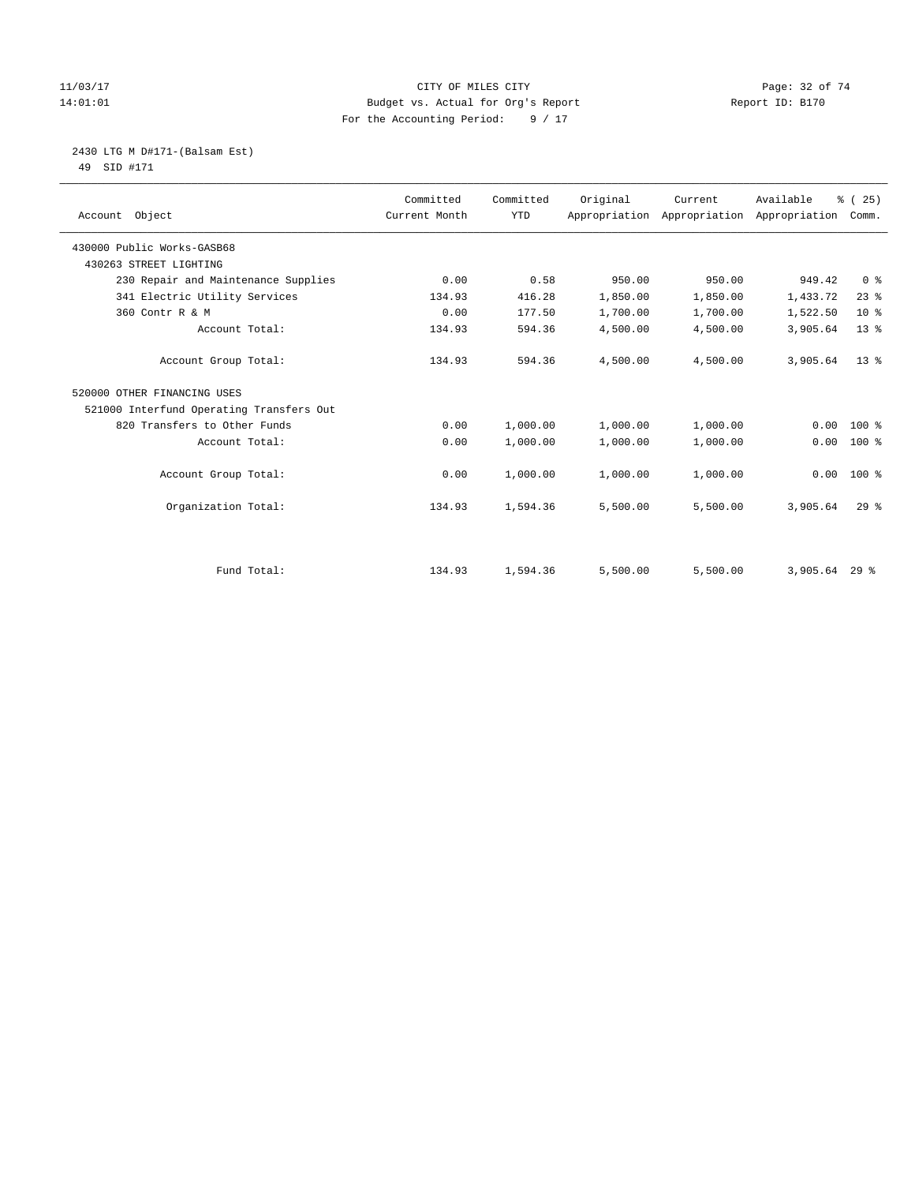# CITY OF MILES CITY

Budget vs. Actual for Org's Report

For the Accounting Period: 9 / 17

11/03/17 14:01:01 — Report ID: B170

## 2430 LTG M D#171-(Balsam Est)

49 SID #171

| Account Object | Committed Current Month | Committed YTD | Original Appropriation | Current Appropriation | Available Appropriation | % ( 25) Comm. |
|---|---|---|---|---|---|---|
| 430000 Public Works-GASB68 | | | | | | |
| 430263 STREET LIGHTING | | | | | | |
| 230 Repair and Maintenance Supplies | 0.00 | 0.58 | 950.00 | 950.00 | 949.42 | 0 % |
| 341 Electric Utility Services | 134.93 | 416.28 | 1,850.00 | 1,850.00 | 1,433.72 | 23 % |
| 360 Contr R & M | 0.00 | 177.50 | 1,700.00 | 1,700.00 | 1,522.50 | 10 % |
| Account Total: | 134.93 | 594.36 | 4,500.00 | 4,500.00 | 3,905.64 | 13 % |
| Account Group Total: | 134.93 | 594.36 | 4,500.00 | 4,500.00 | 3,905.64 | 13 % |
| 520000 OTHER FINANCING USES | | | | | | |
| 521000 Interfund Operating Transfers Out | | | | | | |
| 820 Transfers to Other Funds | 0.00 | 1,000.00 | 1,000.00 | 1,000.00 | 0.00 | 100 % |
| Account Total: | 0.00 | 1,000.00 | 1,000.00 | 1,000.00 | 0.00 | 100 % |
| Account Group Total: | 0.00 | 1,000.00 | 1,000.00 | 1,000.00 | 0.00 | 100 % |
| Organization Total: | 134.93 | 1,594.36 | 5,500.00 | 5,500.00 | 3,905.64 | 29 % |
| Fund Total: | 134.93 | 1,594.36 | 5,500.00 | 5,500.00 | 3,905.64 | 29 % |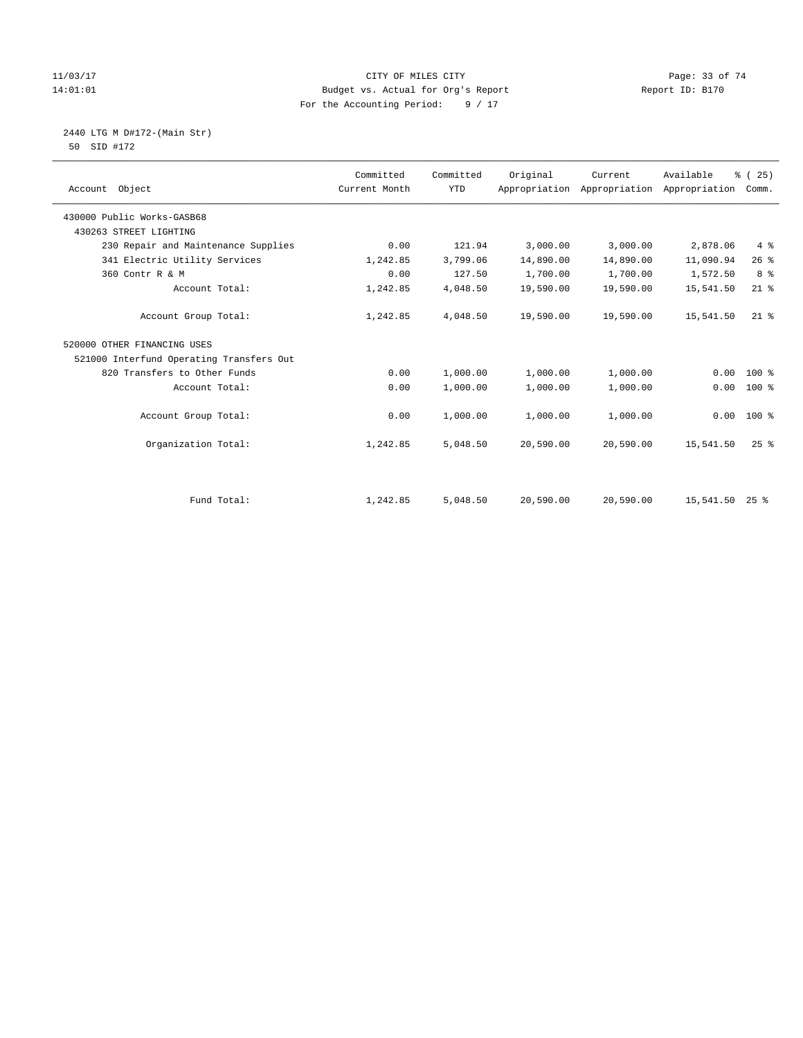CITY OF MILES CITY
Budget vs. Actual for Org's Report
For the Accounting Period: 9 / 17

11/03/17
14:01:01

Report ID: B170

2440 LTG M D#172-(Main Str)
50 SID #172

| Account Object | Committed Current Month | Committed YTD | Original Appropriation | Current Appropriation | Available Appropriation | % ( 25) Comm. |
|---|---|---|---|---|---|---|
| 430000 Public Works-GASB68 | | | | | | |
| 430263 STREET LIGHTING | | | | | | |
| 230 Repair and Maintenance Supplies | 0.00 | 121.94 | 3,000.00 | 3,000.00 | 2,878.06 | 4 % |
| 341 Electric Utility Services | 1,242.85 | 3,799.06 | 14,890.00 | 14,890.00 | 11,090.94 | 26 % |
| 360 Contr R & M | 0.00 | 127.50 | 1,700.00 | 1,700.00 | 1,572.50 | 8 % |
| Account Total: | 1,242.85 | 4,048.50 | 19,590.00 | 19,590.00 | 15,541.50 | 21 % |
| Account Group Total: | 1,242.85 | 4,048.50 | 19,590.00 | 19,590.00 | 15,541.50 | 21 % |
| 520000 OTHER FINANCING USES | | | | | | |
| 521000 Interfund Operating Transfers Out | | | | | | |
| 820 Transfers to Other Funds | 0.00 | 1,000.00 | 1,000.00 | 1,000.00 | 0.00 | 100 % |
| Account Total: | 0.00 | 1,000.00 | 1,000.00 | 1,000.00 | 0.00 | 100 % |
| Account Group Total: | 0.00 | 1,000.00 | 1,000.00 | 1,000.00 | 0.00 | 100 % |
| Organization Total: | 1,242.85 | 5,048.50 | 20,590.00 | 20,590.00 | 15,541.50 | 25 % |
| Fund Total: | 1,242.85 | 5,048.50 | 20,590.00 | 20,590.00 | 15,541.50 | 25 % |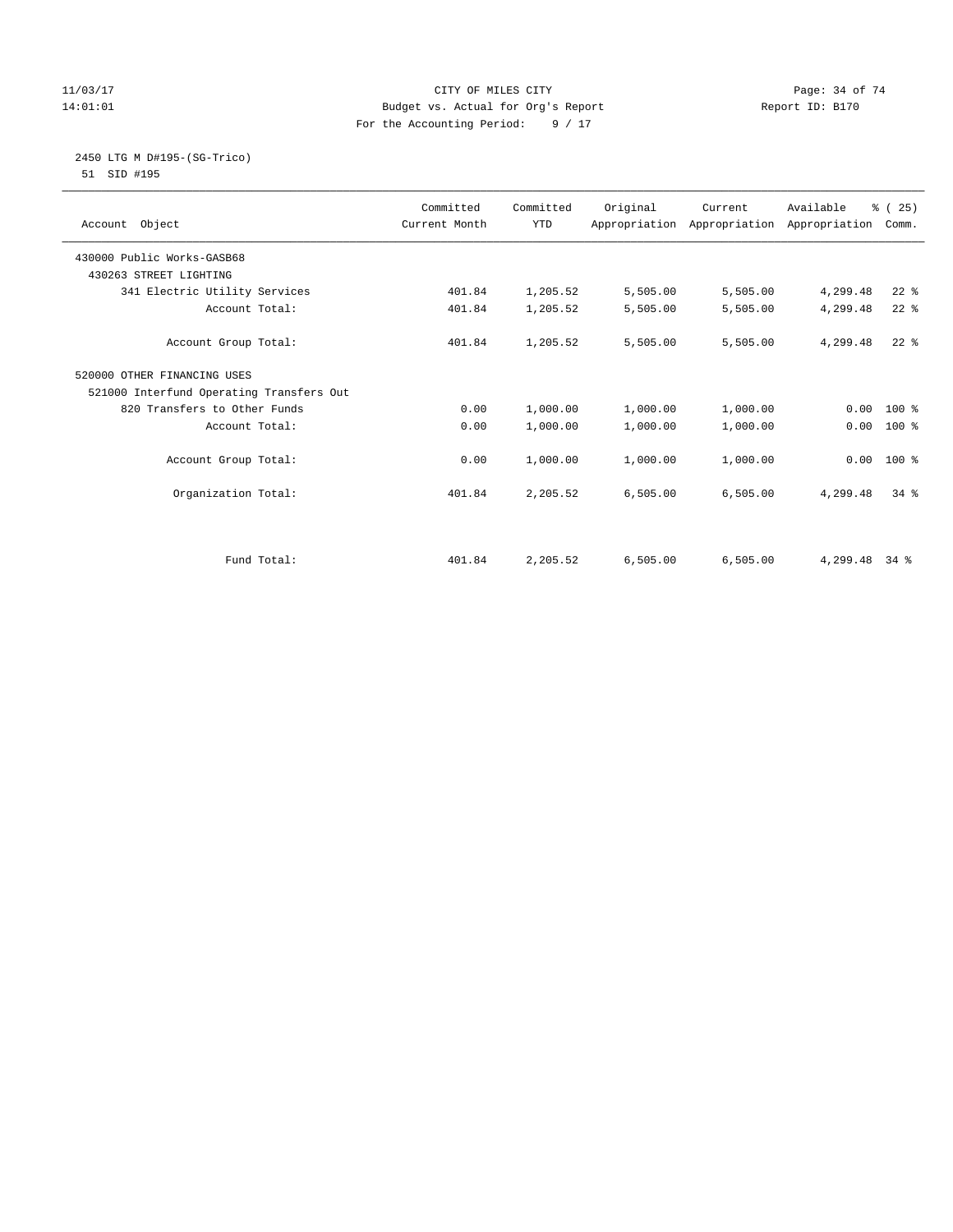CITY OF MILES CITY

Budget vs. Actual for Org's Report

For the Accounting Period: 9 / 17

2450 LTG M D#195-(SG-Trico)

51 SID #195

| Account Object | Committed Current Month | Committed YTD | Original Appropriation | Current Appropriation | Available Appropriation | % ( 25) Comm. |
|---|---|---|---|---|---|---|
| 430000 Public Works-GASB68 | | | | | | |
| 430263 STREET LIGHTING | | | | | | |
| 341 Electric Utility Services | 401.84 | 1,205.52 | 5,505.00 | 5,505.00 | 4,299.48 | 22 % |
| Account Total: | 401.84 | 1,205.52 | 5,505.00 | 5,505.00 | 4,299.48 | 22 % |
| Account Group Total: | 401.84 | 1,205.52 | 5,505.00 | 5,505.00 | 4,299.48 | 22 % |
| 520000 OTHER FINANCING USES | | | | | | |
| 521000 Interfund Operating Transfers Out | | | | | | |
| 820 Transfers to Other Funds | 0.00 | 1,000.00 | 1,000.00 | 1,000.00 | 0.00 | 100 % |
| Account Total: | 0.00 | 1,000.00 | 1,000.00 | 1,000.00 | 0.00 | 100 % |
| Account Group Total: | 0.00 | 1,000.00 | 1,000.00 | 1,000.00 | 0.00 | 100 % |
| Organization Total: | 401.84 | 2,205.52 | 6,505.00 | 6,505.00 | 4,299.48 | 34 % |
| Fund Total: | 401.84 | 2,205.52 | 6,505.00 | 6,505.00 | 4,299.48 | 34 % |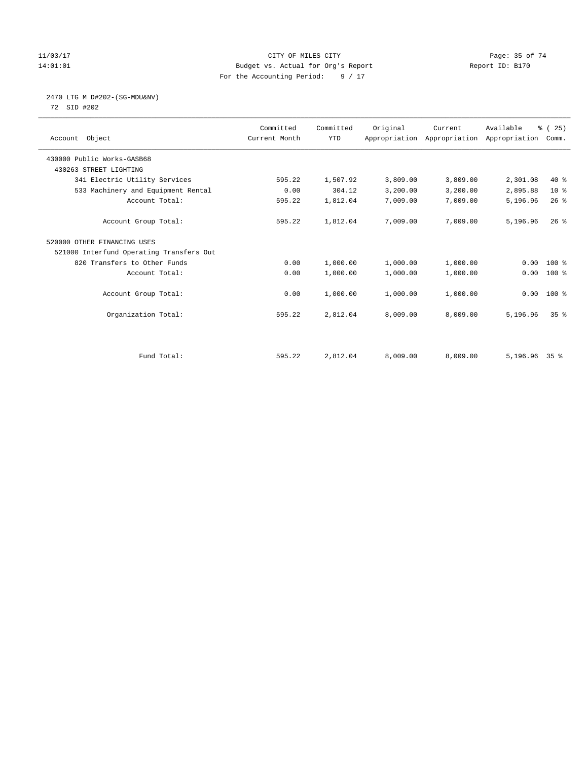CITY OF MILES CITY
Budget vs. Actual for Org's Report
For the Accounting Period: 9 / 17

11/03/17
14:01:01

Report ID: B170

2470 LTG M D#202-(SG-MDU&NV)
72 SID #202

| Account Object | Committed Current Month | Committed YTD | Original Appropriation | Current Appropriation | Available Appropriation | % ( 25) Comm. |
|---|---|---|---|---|---|---|
| 430000 Public Works-GASB68 | | | | | | |
| 430263 STREET LIGHTING | | | | | | |
| 341 Electric Utility Services | 595.22 | 1,507.92 | 3,809.00 | 3,809.00 | 2,301.08 | 40 % |
| 533 Machinery and Equipment Rental | 0.00 | 304.12 | 3,200.00 | 3,200.00 | 2,895.88 | 10 % |
| Account Total: | 595.22 | 1,812.04 | 7,009.00 | 7,009.00 | 5,196.96 | 26 % |
| Account Group Total: | 595.22 | 1,812.04 | 7,009.00 | 7,009.00 | 5,196.96 | 26 % |
| 520000 OTHER FINANCING USES | | | | | | |
| 521000 Interfund Operating Transfers Out | | | | | | |
| 820 Transfers to Other Funds | 0.00 | 1,000.00 | 1,000.00 | 1,000.00 | 0.00 | 100 % |
| Account Total: | 0.00 | 1,000.00 | 1,000.00 | 1,000.00 | 0.00 | 100 % |
| Account Group Total: | 0.00 | 1,000.00 | 1,000.00 | 1,000.00 | 0.00 | 100 % |
| Organization Total: | 595.22 | 2,812.04 | 8,009.00 | 8,009.00 | 5,196.96 | 35 % |
| Fund Total: | 595.22 | 2,812.04 | 8,009.00 | 8,009.00 | 5,196.96 | 35 % |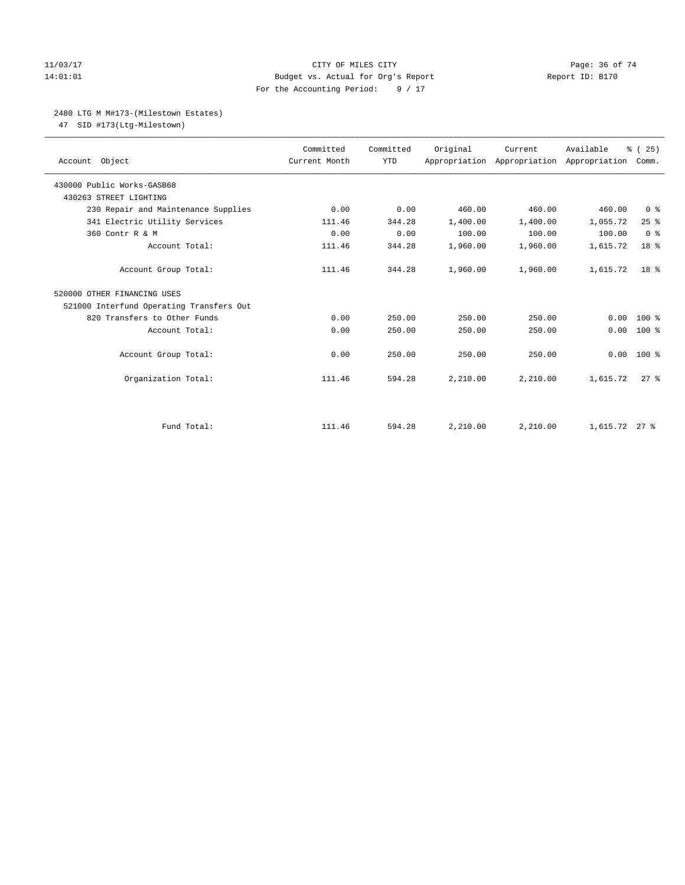CITY OF MILES CITY
Budget vs. Actual for Org's Report
For the Accounting Period: 9 / 17

11/03/17
14:01:01

Report ID: B170

## 2480 LTG M M#173-(Milestown Estates)

47 SID #173(Ltg-Milestown)

| Account Object | Committed Current Month | Committed YTD | Original Appropriation | Current Appropriation | Available Appropriation | % ( 25) Comm. |
|---|---|---|---|---|---|---|
| 430000 Public Works-GASB68 | | | | | | |
| 430263 STREET LIGHTING | | | | | | |
| 230 Repair and Maintenance Supplies | 0.00 | 0.00 | 460.00 | 460.00 | 460.00 | 0 % |
| 341 Electric Utility Services | 111.46 | 344.28 | 1,400.00 | 1,400.00 | 1,055.72 | 25 % |
| 360 Contr R & M | 0.00 | 0.00 | 100.00 | 100.00 | 100.00 | 0 % |
| Account Total: | 111.46 | 344.28 | 1,960.00 | 1,960.00 | 1,615.72 | 18 % |
| Account Group Total: | 111.46 | 344.28 | 1,960.00 | 1,960.00 | 1,615.72 | 18 % |
| 520000 OTHER FINANCING USES | | | | | | |
| 521000 Interfund Operating Transfers Out | | | | | | |
| 820 Transfers to Other Funds | 0.00 | 250.00 | 250.00 | 250.00 | 0.00 | 100 % |
| Account Total: | 0.00 | 250.00 | 250.00 | 250.00 | 0.00 | 100 % |
| Account Group Total: | 0.00 | 250.00 | 250.00 | 250.00 | 0.00 | 100 % |
| Organization Total: | 111.46 | 594.28 | 2,210.00 | 2,210.00 | 1,615.72 | 27 % |
| Fund Total: | 111.46 | 594.28 | 2,210.00 | 2,210.00 | 1,615.72 | 27 % |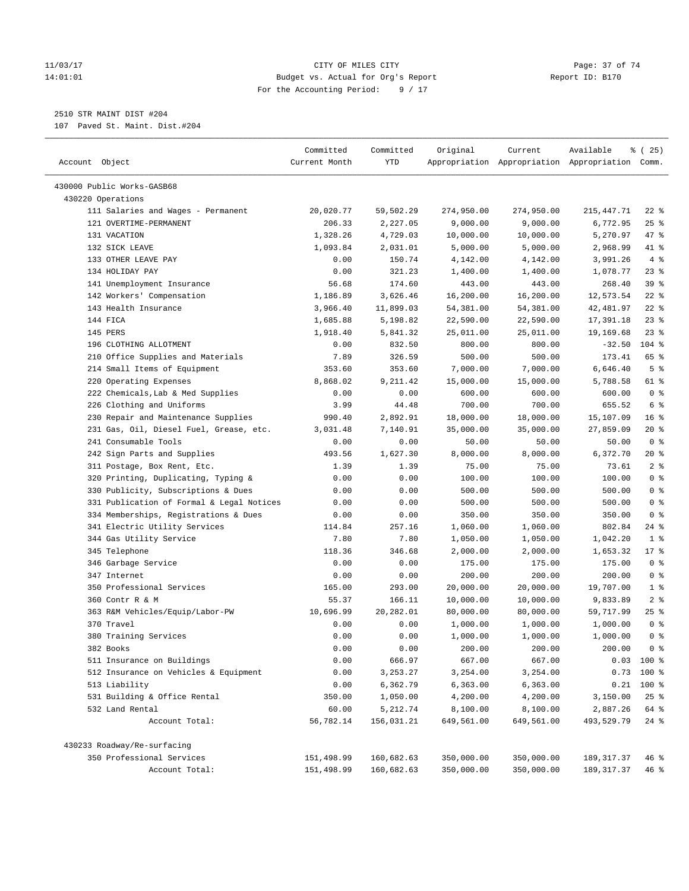11/03/17 CITY OF MILES CITY
14:01:01 Budget vs. Actual for Org's Report Report ID: B170
For the Accounting Period: 9 / 17

2510 STR MAINT DIST #204
107 Paved St. Maint. Dist.#204

| Account Object | Committed Current Month | Committed YTD | Original Appropriation | Current Appropriation | Available Appropriation | % ( 25) Comm. |
|---|---|---|---|---|---|---|
| 430000 Public Works-GASB68 | | | | | | |
| 430220 Operations | | | | | | |
| 111 Salaries and Wages - Permanent | 20,020.77 | 59,502.29 | 274,950.00 | 274,950.00 | 215,447.71 | 22 % |
| 121 OVERTIME-PERMANENT | 206.33 | 2,227.05 | 9,000.00 | 9,000.00 | 6,772.95 | 25 % |
| 131 VACATION | 1,328.26 | 4,729.03 | 10,000.00 | 10,000.00 | 5,270.97 | 47 % |
| 132 SICK LEAVE | 1,093.84 | 2,031.01 | 5,000.00 | 5,000.00 | 2,968.99 | 41 % |
| 133 OTHER LEAVE PAY | 0.00 | 150.74 | 4,142.00 | 4,142.00 | 3,991.26 | 4 % |
| 134 HOLIDAY PAY | 0.00 | 321.23 | 1,400.00 | 1,400.00 | 1,078.77 | 23 % |
| 141 Unemployment Insurance | 56.68 | 174.60 | 443.00 | 443.00 | 268.40 | 39 % |
| 142 Workers' Compensation | 1,186.89 | 3,626.46 | 16,200.00 | 16,200.00 | 12,573.54 | 22 % |
| 143 Health Insurance | 3,966.40 | 11,899.03 | 54,381.00 | 54,381.00 | 42,481.97 | 22 % |
| 144 FICA | 1,685.88 | 5,198.82 | 22,590.00 | 22,590.00 | 17,391.18 | 23 % |
| 145 PERS | 1,918.40 | 5,841.32 | 25,011.00 | 25,011.00 | 19,169.68 | 23 % |
| 196 CLOTHING ALLOTMENT | 0.00 | 832.50 | 800.00 | 800.00 | -32.50 | 104 % |
| 210 Office Supplies and Materials | 7.89 | 326.59 | 500.00 | 500.00 | 173.41 | 65 % |
| 214 Small Items of Equipment | 353.60 | 353.60 | 7,000.00 | 7,000.00 | 6,646.40 | 5 % |
| 220 Operating Expenses | 8,868.02 | 9,211.42 | 15,000.00 | 15,000.00 | 5,788.58 | 61 % |
| 222 Chemicals,Lab & Med Supplies | 0.00 | 0.00 | 600.00 | 600.00 | 600.00 | 0 % |
| 226 Clothing and Uniforms | 3.99 | 44.48 | 700.00 | 700.00 | 655.52 | 6 % |
| 230 Repair and Maintenance Supplies | 990.40 | 2,892.91 | 18,000.00 | 18,000.00 | 15,107.09 | 16 % |
| 231 Gas, Oil, Diesel Fuel, Grease, etc. | 3,031.48 | 7,140.91 | 35,000.00 | 35,000.00 | 27,859.09 | 20 % |
| 241 Consumable Tools | 0.00 | 0.00 | 50.00 | 50.00 | 50.00 | 0 % |
| 242 Sign Parts and Supplies | 493.56 | 1,627.30 | 8,000.00 | 8,000.00 | 6,372.70 | 20 % |
| 311 Postage, Box Rent, Etc. | 1.39 | 1.39 | 75.00 | 75.00 | 73.61 | 2 % |
| 320 Printing, Duplicating, Typing & | 0.00 | 0.00 | 100.00 | 100.00 | 100.00 | 0 % |
| 330 Publicity, Subscriptions & Dues | 0.00 | 0.00 | 500.00 | 500.00 | 500.00 | 0 % |
| 331 Publication of Formal & Legal Notices | 0.00 | 0.00 | 500.00 | 500.00 | 500.00 | 0 % |
| 334 Memberships, Registrations & Dues | 0.00 | 0.00 | 350.00 | 350.00 | 350.00 | 0 % |
| 341 Electric Utility Services | 114.84 | 257.16 | 1,060.00 | 1,060.00 | 802.84 | 24 % |
| 344 Gas Utility Service | 7.80 | 7.80 | 1,050.00 | 1,050.00 | 1,042.20 | 1 % |
| 345 Telephone | 118.36 | 346.68 | 2,000.00 | 2,000.00 | 1,653.32 | 17 % |
| 346 Garbage Service | 0.00 | 0.00 | 175.00 | 175.00 | 175.00 | 0 % |
| 347 Internet | 0.00 | 0.00 | 200.00 | 200.00 | 200.00 | 0 % |
| 350 Professional Services | 165.00 | 293.00 | 20,000.00 | 20,000.00 | 19,707.00 | 1 % |
| 360 Contr R & M | 55.37 | 166.11 | 10,000.00 | 10,000.00 | 9,833.89 | 2 % |
| 363 R&M Vehicles/Equip/Labor-PW | 10,696.99 | 20,282.01 | 80,000.00 | 80,000.00 | 59,717.99 | 25 % |
| 370 Travel | 0.00 | 0.00 | 1,000.00 | 1,000.00 | 1,000.00 | 0 % |
| 380 Training Services | 0.00 | 0.00 | 1,000.00 | 1,000.00 | 1,000.00 | 0 % |
| 382 Books | 0.00 | 0.00 | 200.00 | 200.00 | 200.00 | 0 % |
| 511 Insurance on Buildings | 0.00 | 666.97 | 667.00 | 667.00 | 0.03 | 100 % |
| 512 Insurance on Vehicles & Equipment | 0.00 | 3,253.27 | 3,254.00 | 3,254.00 | 0.73 | 100 % |
| 513 Liability | 0.00 | 6,362.79 | 6,363.00 | 6,363.00 | 0.21 | 100 % |
| 531 Building & Office Rental | 350.00 | 1,050.00 | 4,200.00 | 4,200.00 | 3,150.00 | 25 % |
| 532 Land Rental | 60.00 | 5,212.74 | 8,100.00 | 8,100.00 | 2,887.26 | 64 % |
| Account Total: | 56,782.14 | 156,031.21 | 649,561.00 | 649,561.00 | 493,529.79 | 24 % |
| 430233 Roadway/Re-surfacing | | | | | | |
| 350 Professional Services | 151,498.99 | 160,682.63 | 350,000.00 | 350,000.00 | 189,317.37 | 46 % |
| Account Total: | 151,498.99 | 160,682.63 | 350,000.00 | 350,000.00 | 189,317.37 | 46 % |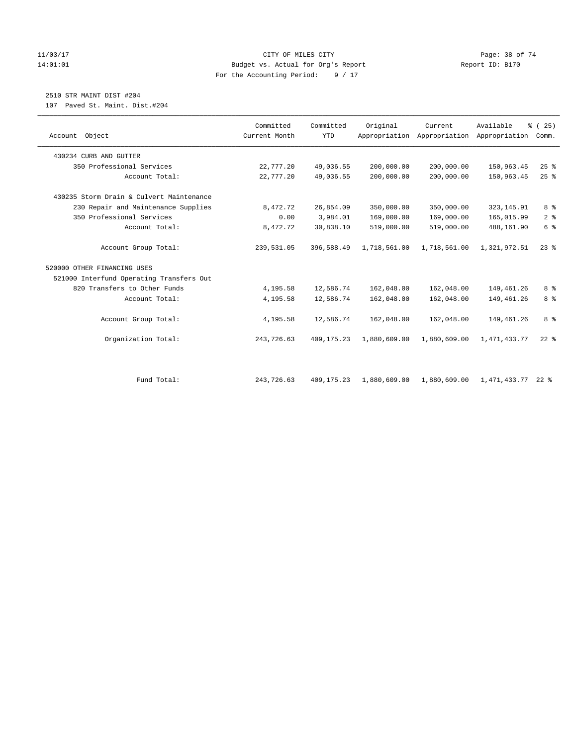CITY OF MILES CITY

Budget vs. Actual for Org's Report

For the Accounting Period: 9 / 17

11/03/17 14:01:01 — Report ID: B170

2510 STR MAINT DIST #204

107 Paved St. Maint. Dist.#204

| Account Object | Committed Current Month | Committed YTD | Original Appropriation | Current Appropriation | Available Appropriation | % ( 25) Comm. |
|---|---|---|---|---|---|---|
| 430234 CURB AND GUTTER | | | | | | |
| 350 Professional Services | 22,777.20 | 49,036.55 | 200,000.00 | 200,000.00 | 150,963.45 | 25 % |
| Account Total: | 22,777.20 | 49,036.55 | 200,000.00 | 200,000.00 | 150,963.45 | 25 % |
| 430235 Storm Drain & Culvert Maintenance | | | | | | |
| 230 Repair and Maintenance Supplies | 8,472.72 | 26,854.09 | 350,000.00 | 350,000.00 | 323,145.91 | 8 % |
| 350 Professional Services | 0.00 | 3,984.01 | 169,000.00 | 169,000.00 | 165,015.99 | 2 % |
| Account Total: | 8,472.72 | 30,838.10 | 519,000.00 | 519,000.00 | 488,161.90 | 6 % |
| Account Group Total: | 239,531.05 | 396,588.49 | 1,718,561.00 | 1,718,561.00 | 1,321,972.51 | 23 % |
| 520000 OTHER FINANCING USES | | | | | | |
| 521000 Interfund Operating Transfers Out | | | | | | |
| 820 Transfers to Other Funds | 4,195.58 | 12,586.74 | 162,048.00 | 162,048.00 | 149,461.26 | 8 % |
| Account Total: | 4,195.58 | 12,586.74 | 162,048.00 | 162,048.00 | 149,461.26 | 8 % |
| Account Group Total: | 4,195.58 | 12,586.74 | 162,048.00 | 162,048.00 | 149,461.26 | 8 % |
| Organization Total: | 243,726.63 | 409,175.23 | 1,880,609.00 | 1,880,609.00 | 1,471,433.77 | 22 % |
| Fund Total: | 243,726.63 | 409,175.23 | 1,880,609.00 | 1,880,609.00 | 1,471,433.77 | 22 % |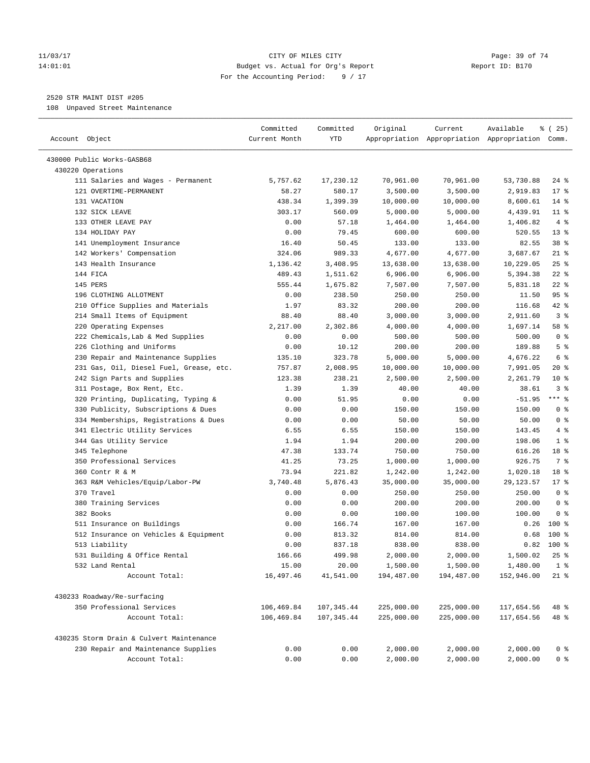11/03/17 CITY OF MILES CITY
14:01:01 Budget vs. Actual for Org's Report Report ID: B170
For the Accounting Period: 9 / 17

2520 STR MAINT DIST #205
108 Unpaved Street Maintenance

| Account Object | Committed Current Month | Committed YTD | Original Appropriation | Current Appropriation | Available Appropriation | % ( 25) Comm. |
|---|---|---|---|---|---|---|
| 430000 Public Works-GASB68 | | | | | | |
| 430220 Operations | | | | | | |
| 111 Salaries and Wages - Permanent | 5,757.62 | 17,230.12 | 70,961.00 | 70,961.00 | 53,730.88 | 24 % |
| 121 OVERTIME-PERMANENT | 58.27 | 580.17 | 3,500.00 | 3,500.00 | 2,919.83 | 17 % |
| 131 VACATION | 438.34 | 1,399.39 | 10,000.00 | 10,000.00 | 8,600.61 | 14 % |
| 132 SICK LEAVE | 303.17 | 560.09 | 5,000.00 | 5,000.00 | 4,439.91 | 11 % |
| 133 OTHER LEAVE PAY | 0.00 | 57.18 | 1,464.00 | 1,464.00 | 1,406.82 | 4 % |
| 134 HOLIDAY PAY | 0.00 | 79.45 | 600.00 | 600.00 | 520.55 | 13 % |
| 141 Unemployment Insurance | 16.40 | 50.45 | 133.00 | 133.00 | 82.55 | 38 % |
| 142 Workers' Compensation | 324.06 | 989.33 | 4,677.00 | 4,677.00 | 3,687.67 | 21 % |
| 143 Health Insurance | 1,136.42 | 3,408.95 | 13,638.00 | 13,638.00 | 10,229.05 | 25 % |
| 144 FICA | 489.43 | 1,511.62 | 6,906.00 | 6,906.00 | 5,394.38 | 22 % |
| 145 PERS | 555.44 | 1,675.82 | 7,507.00 | 7,507.00 | 5,831.18 | 22 % |
| 196 CLOTHING ALLOTMENT | 0.00 | 238.50 | 250.00 | 250.00 | 11.50 | 95 % |
| 210 Office Supplies and Materials | 1.97 | 83.32 | 200.00 | 200.00 | 116.68 | 42 % |
| 214 Small Items of Equipment | 88.40 | 88.40 | 3,000.00 | 3,000.00 | 2,911.60 | 3 % |
| 220 Operating Expenses | 2,217.00 | 2,302.86 | 4,000.00 | 4,000.00 | 1,697.14 | 58 % |
| 222 Chemicals,Lab & Med Supplies | 0.00 | 0.00 | 500.00 | 500.00 | 500.00 | 0 % |
| 226 Clothing and Uniforms | 0.00 | 10.12 | 200.00 | 200.00 | 189.88 | 5 % |
| 230 Repair and Maintenance Supplies | 135.10 | 323.78 | 5,000.00 | 5,000.00 | 4,676.22 | 6 % |
| 231 Gas, Oil, Diesel Fuel, Grease, etc. | 757.87 | 2,008.95 | 10,000.00 | 10,000.00 | 7,991.05 | 20 % |
| 242 Sign Parts and Supplies | 123.38 | 238.21 | 2,500.00 | 2,500.00 | 2,261.79 | 10 % |
| 311 Postage, Box Rent, Etc. | 1.39 | 1.39 | 40.00 | 40.00 | 38.61 | 3 % |
| 320 Printing, Duplicating, Typing & | 0.00 | 51.95 | 0.00 | 0.00 | -51.95 | *** % |
| 330 Publicity, Subscriptions & Dues | 0.00 | 0.00 | 150.00 | 150.00 | 150.00 | 0 % |
| 334 Memberships, Registrations & Dues | 0.00 | 0.00 | 50.00 | 50.00 | 50.00 | 0 % |
| 341 Electric Utility Services | 6.55 | 6.55 | 150.00 | 150.00 | 143.45 | 4 % |
| 344 Gas Utility Service | 1.94 | 1.94 | 200.00 | 200.00 | 198.06 | 1 % |
| 345 Telephone | 47.38 | 133.74 | 750.00 | 750.00 | 616.26 | 18 % |
| 350 Professional Services | 41.25 | 73.25 | 1,000.00 | 1,000.00 | 926.75 | 7 % |
| 360 Contr R & M | 73.94 | 221.82 | 1,242.00 | 1,242.00 | 1,020.18 | 18 % |
| 363 R&M Vehicles/Equip/Labor-PW | 3,740.48 | 5,876.43 | 35,000.00 | 35,000.00 | 29,123.57 | 17 % |
| 370 Travel | 0.00 | 0.00 | 250.00 | 250.00 | 250.00 | 0 % |
| 380 Training Services | 0.00 | 0.00 | 200.00 | 200.00 | 200.00 | 0 % |
| 382 Books | 0.00 | 0.00 | 100.00 | 100.00 | 100.00 | 0 % |
| 511 Insurance on Buildings | 0.00 | 166.74 | 167.00 | 167.00 | 0.26 | 100 % |
| 512 Insurance on Vehicles & Equipment | 0.00 | 813.32 | 814.00 | 814.00 | 0.68 | 100 % |
| 513 Liability | 0.00 | 837.18 | 838.00 | 838.00 | 0.82 | 100 % |
| 531 Building & Office Rental | 166.66 | 499.98 | 2,000.00 | 2,000.00 | 1,500.02 | 25 % |
| 532 Land Rental | 15.00 | 20.00 | 1,500.00 | 1,500.00 | 1,480.00 | 1 % |
| Account Total: | 16,497.46 | 41,541.00 | 194,487.00 | 194,487.00 | 152,946.00 | 21 % |
| 430233 Roadway/Re-surfacing | | | | | | |
| 350 Professional Services | 106,469.84 | 107,345.44 | 225,000.00 | 225,000.00 | 117,654.56 | 48 % |
| Account Total: | 106,469.84 | 107,345.44 | 225,000.00 | 225,000.00 | 117,654.56 | 48 % |
| 430235 Storm Drain & Culvert Maintenance | | | | | | |
| 230 Repair and Maintenance Supplies | 0.00 | 0.00 | 2,000.00 | 2,000.00 | 2,000.00 | 0 % |
| Account Total: | 0.00 | 0.00 | 2,000.00 | 2,000.00 | 2,000.00 | 0 % |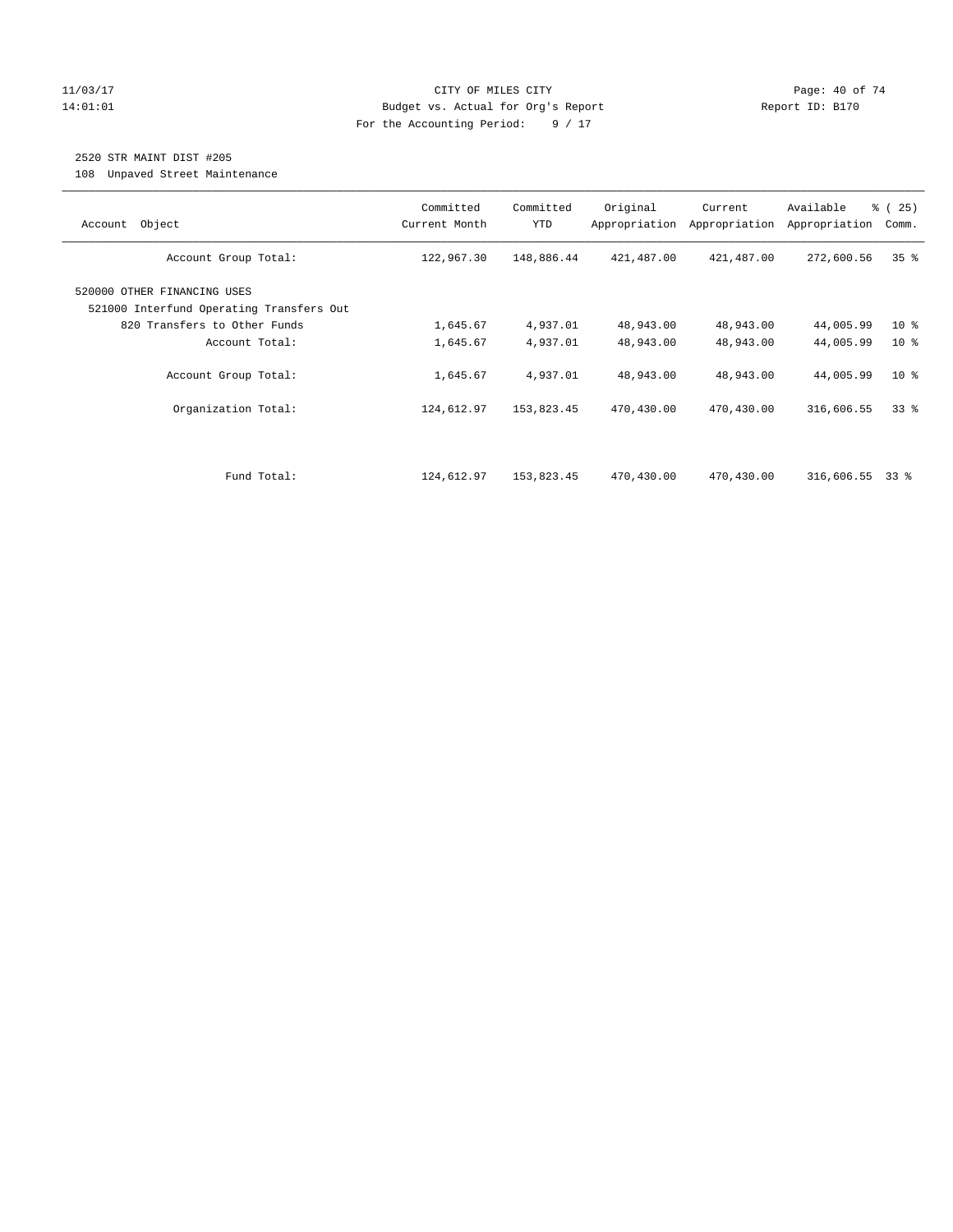CITY OF MILES CITY
Budget vs. Actual for Org's Report
For the Accounting Period: 9 / 17

11/03/17
14:01:01

Report ID: B170

2520 STR MAINT DIST #205
108 Unpaved Street Maintenance

| Account Object | Committed Current Month | Committed YTD | Original Appropriation | Current Appropriation | Available Appropriation | % ( 25) Comm. |
|---|---|---|---|---|---|---|
| Account Group Total: | 122,967.30 | 148,886.44 | 421,487.00 | 421,487.00 | 272,600.56 | 35 % |
| 520000 OTHER FINANCING USES | | | | | | |
| 521000 Interfund Operating Transfers Out | | | | | | |
| 820 Transfers to Other Funds | 1,645.67 | 4,937.01 | 48,943.00 | 48,943.00 | 44,005.99 | 10 % |
| Account Total: | 1,645.67 | 4,937.01 | 48,943.00 | 48,943.00 | 44,005.99 | 10 % |
| Account Group Total: | 1,645.67 | 4,937.01 | 48,943.00 | 48,943.00 | 44,005.99 | 10 % |
| Organization Total: | 124,612.97 | 153,823.45 | 470,430.00 | 470,430.00 | 316,606.55 | 33 % |
| Fund Total: | 124,612.97 | 153,823.45 | 470,430.00 | 470,430.00 | 316,606.55 | 33 % |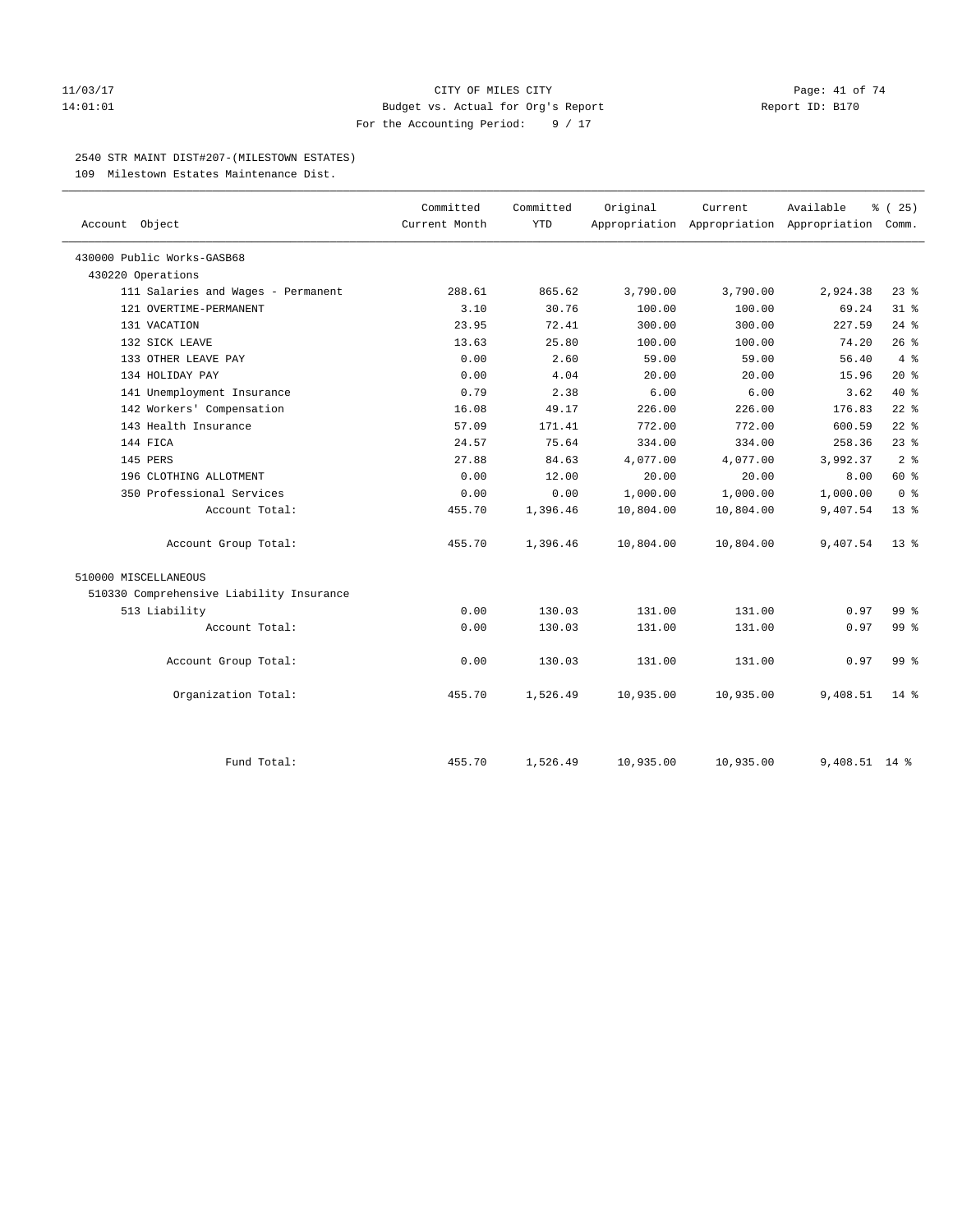CITY OF MILES CITY
Budget vs. Actual for Org's Report
For the Accounting Period: 9 / 17

11/03/17
14:01:01

Report ID: B170

2540 STR MAINT DIST#207-(MILESTOWN ESTATES)
109 Milestown Estates Maintenance Dist.

| Account Object | Committed Current Month | Committed YTD | Original Appropriation | Current Appropriation | Available Appropriation | % ( 25) Comm. |
|---|---|---|---|---|---|---|
| 430000 Public Works-GASB68 | | | | | | |
| 430220 Operations | | | | | | |
| 111 Salaries and Wages - Permanent | 288.61 | 865.62 | 3,790.00 | 3,790.00 | 2,924.38 | 23 % |
| 121 OVERTIME-PERMANENT | 3.10 | 30.76 | 100.00 | 100.00 | 69.24 | 31 % |
| 131 VACATION | 23.95 | 72.41 | 300.00 | 300.00 | 227.59 | 24 % |
| 132 SICK LEAVE | 13.63 | 25.80 | 100.00 | 100.00 | 74.20 | 26 % |
| 133 OTHER LEAVE PAY | 0.00 | 2.60 | 59.00 | 59.00 | 56.40 | 4 % |
| 134 HOLIDAY PAY | 0.00 | 4.04 | 20.00 | 20.00 | 15.96 | 20 % |
| 141 Unemployment Insurance | 0.79 | 2.38 | 6.00 | 6.00 | 3.62 | 40 % |
| 142 Workers' Compensation | 16.08 | 49.17 | 226.00 | 226.00 | 176.83 | 22 % |
| 143 Health Insurance | 57.09 | 171.41 | 772.00 | 772.00 | 600.59 | 22 % |
| 144 FICA | 24.57 | 75.64 | 334.00 | 334.00 | 258.36 | 23 % |
| 145 PERS | 27.88 | 84.63 | 4,077.00 | 4,077.00 | 3,992.37 | 2 % |
| 196 CLOTHING ALLOTMENT | 0.00 | 12.00 | 20.00 | 20.00 | 8.00 | 60 % |
| 350 Professional Services | 0.00 | 0.00 | 1,000.00 | 1,000.00 | 1,000.00 | 0 % |
| Account Total: | 455.70 | 1,396.46 | 10,804.00 | 10,804.00 | 9,407.54 | 13 % |
| Account Group Total: | 455.70 | 1,396.46 | 10,804.00 | 10,804.00 | 9,407.54 | 13 % |
| 510000 MISCELLANEOUS | | | | | | |
| 510330 Comprehensive Liability Insurance | | | | | | |
| 513 Liability | 0.00 | 130.03 | 131.00 | 131.00 | 0.97 | 99 % |
| Account Total: | 0.00 | 130.03 | 131.00 | 131.00 | 0.97 | 99 % |
| Account Group Total: | 0.00 | 130.03 | 131.00 | 131.00 | 0.97 | 99 % |
| Organization Total: | 455.70 | 1,526.49 | 10,935.00 | 10,935.00 | 9,408.51 | 14 % |
| Fund Total: | 455.70 | 1,526.49 | 10,935.00 | 10,935.00 | 9,408.51 | 14 % |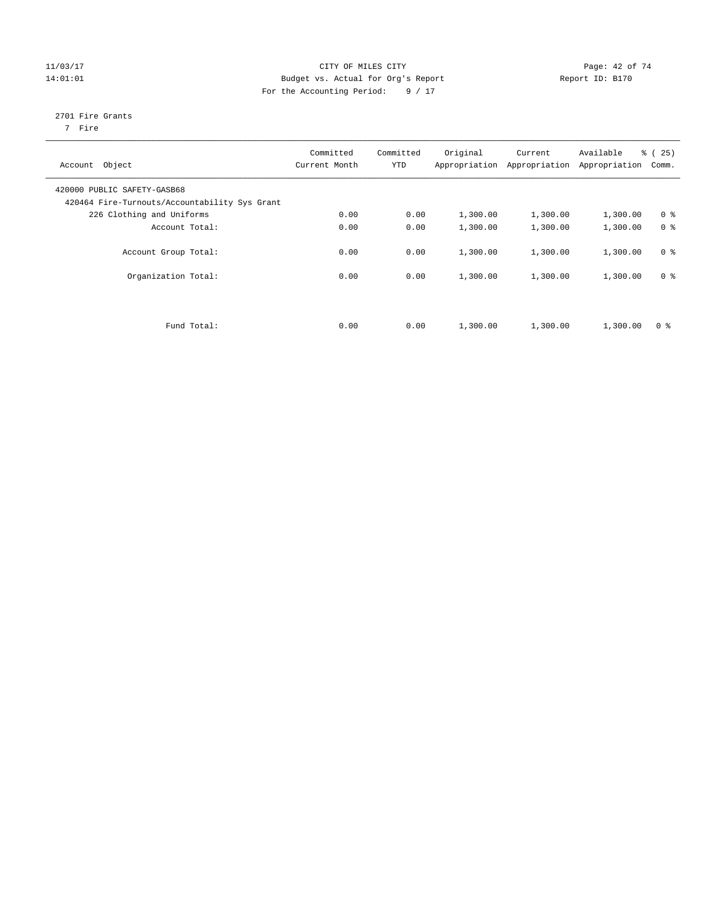CITY OF MILES CITY
Budget vs. Actual for Org's Report
For the Accounting Period: 9 / 17

11/03/17
14:01:01

Report ID: B170

2701 Fire Grants
7 Fire

| Account Object | Committed Current Month | Committed YTD | Original Appropriation | Current Appropriation | Available Appropriation | % ( 25) Comm. |
|---|---|---|---|---|---|---|
| 420000 PUBLIC SAFETY-GASB68 | | | | | | |
| 420464 Fire-Turnouts/Accountability Sys Grant | | | | | | |
| 226 Clothing and Uniforms | 0.00 | 0.00 | 1,300.00 | 1,300.00 | 1,300.00 | 0 % |
| Account Total: | 0.00 | 0.00 | 1,300.00 | 1,300.00 | 1,300.00 | 0 % |
| Account Group Total: | 0.00 | 0.00 | 1,300.00 | 1,300.00 | 1,300.00 | 0 % |
| Organization Total: | 0.00 | 0.00 | 1,300.00 | 1,300.00 | 1,300.00 | 0 % |
| Fund Total: | 0.00 | 0.00 | 1,300.00 | 1,300.00 | 1,300.00 | 0 % |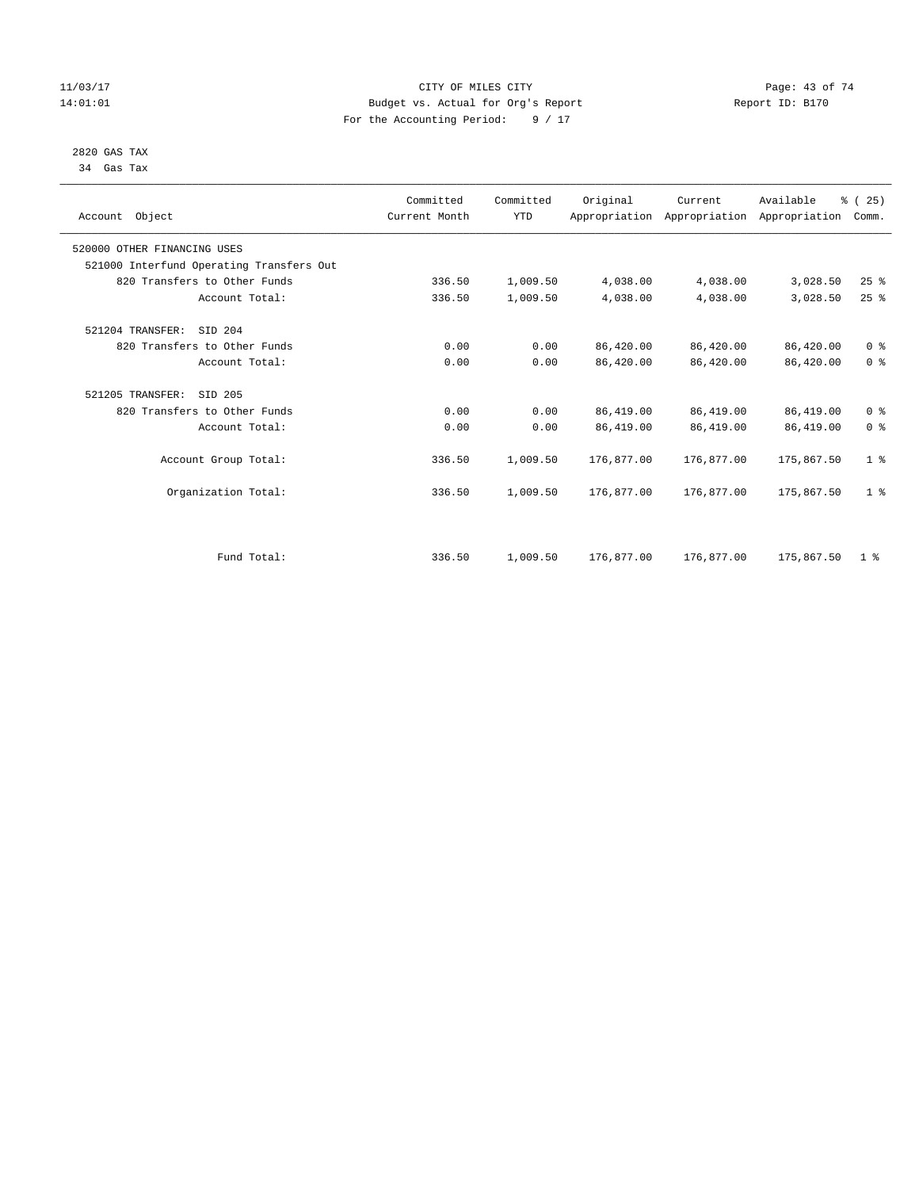CITY OF MILES CITY
Budget vs. Actual for Org's Report
For the Accounting Period: 9 / 17

11/03/17
14:01:01

Report ID: B170

2820 GAS TAX
34 Gas Tax

| Account Object | Committed Current Month | Committed YTD | Original Appropriation | Current Appropriation | Available Appropriation | % ( 25) Comm. |
|---|---|---|---|---|---|---|
| 520000 OTHER FINANCING USES | | | | | | |
| 521000 Interfund Operating Transfers Out | | | | | | |
| 820 Transfers to Other Funds | 336.50 | 1,009.50 | 4,038.00 | 4,038.00 | 3,028.50 | 25 % |
| Account Total: | 336.50 | 1,009.50 | 4,038.00 | 4,038.00 | 3,028.50 | 25 % |
| 521204 TRANSFER: SID 204 | | | | | | |
| 820 Transfers to Other Funds | 0.00 | 0.00 | 86,420.00 | 86,420.00 | 86,420.00 | 0 % |
| Account Total: | 0.00 | 0.00 | 86,420.00 | 86,420.00 | 86,420.00 | 0 % |
| 521205 TRANSFER: SID 205 | | | | | | |
| 820 Transfers to Other Funds | 0.00 | 0.00 | 86,419.00 | 86,419.00 | 86,419.00 | 0 % |
| Account Total: | 0.00 | 0.00 | 86,419.00 | 86,419.00 | 86,419.00 | 0 % |
| Account Group Total: | 336.50 | 1,009.50 | 176,877.00 | 176,877.00 | 175,867.50 | 1 % |
| Organization Total: | 336.50 | 1,009.50 | 176,877.00 | 176,877.00 | 175,867.50 | 1 % |
| Fund Total: | 336.50 | 1,009.50 | 176,877.00 | 176,877.00 | 175,867.50 | 1 % |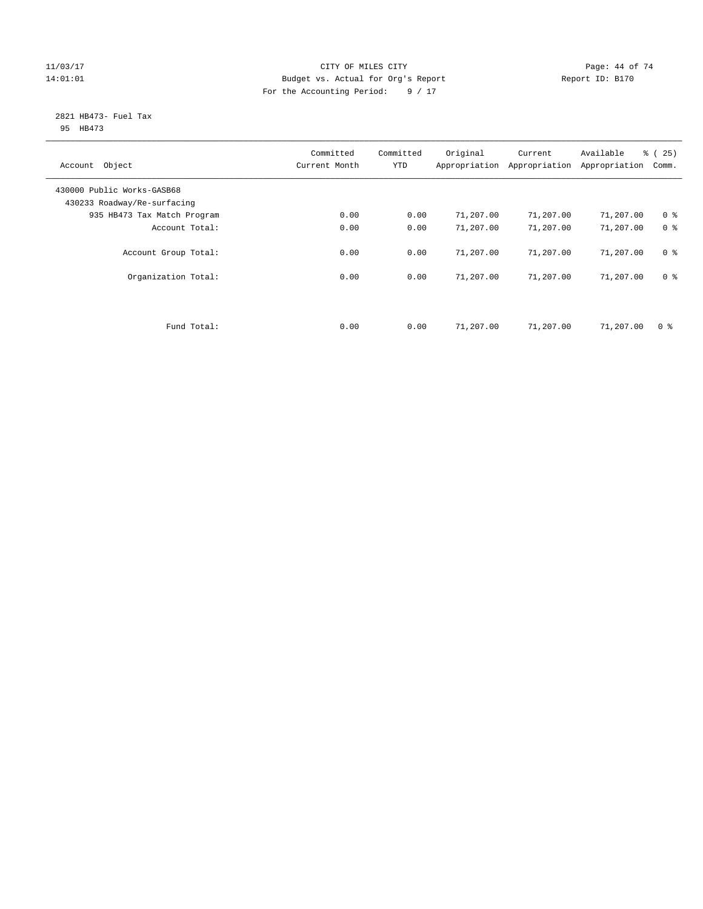CITY OF MILES CITY
Budget vs. Actual for Org's Report
For the Accounting Period: 9 / 17

11/03/17
14:01:01

Report ID: B170

2821 HB473- Fuel Tax
95 HB473

| Account Object | Committed Current Month | Committed YTD | Original Appropriation | Current Appropriation | Available Appropriation | % ( 25) Comm. |
|---|---|---|---|---|---|---|
| 430000 Public Works-GASB68 | | | | | | |
| 430233 Roadway/Re-surfacing | | | | | | |
| 935 HB473 Tax Match Program | 0.00 | 0.00 | 71,207.00 | 71,207.00 | 71,207.00 | 0 % |
| Account Total: | 0.00 | 0.00 | 71,207.00 | 71,207.00 | 71,207.00 | 0 % |
| Account Group Total: | 0.00 | 0.00 | 71,207.00 | 71,207.00 | 71,207.00 | 0 % |
| Organization Total: | 0.00 | 0.00 | 71,207.00 | 71,207.00 | 71,207.00 | 0 % |
| Fund Total: | 0.00 | 0.00 | 71,207.00 | 71,207.00 | 71,207.00 | 0 % |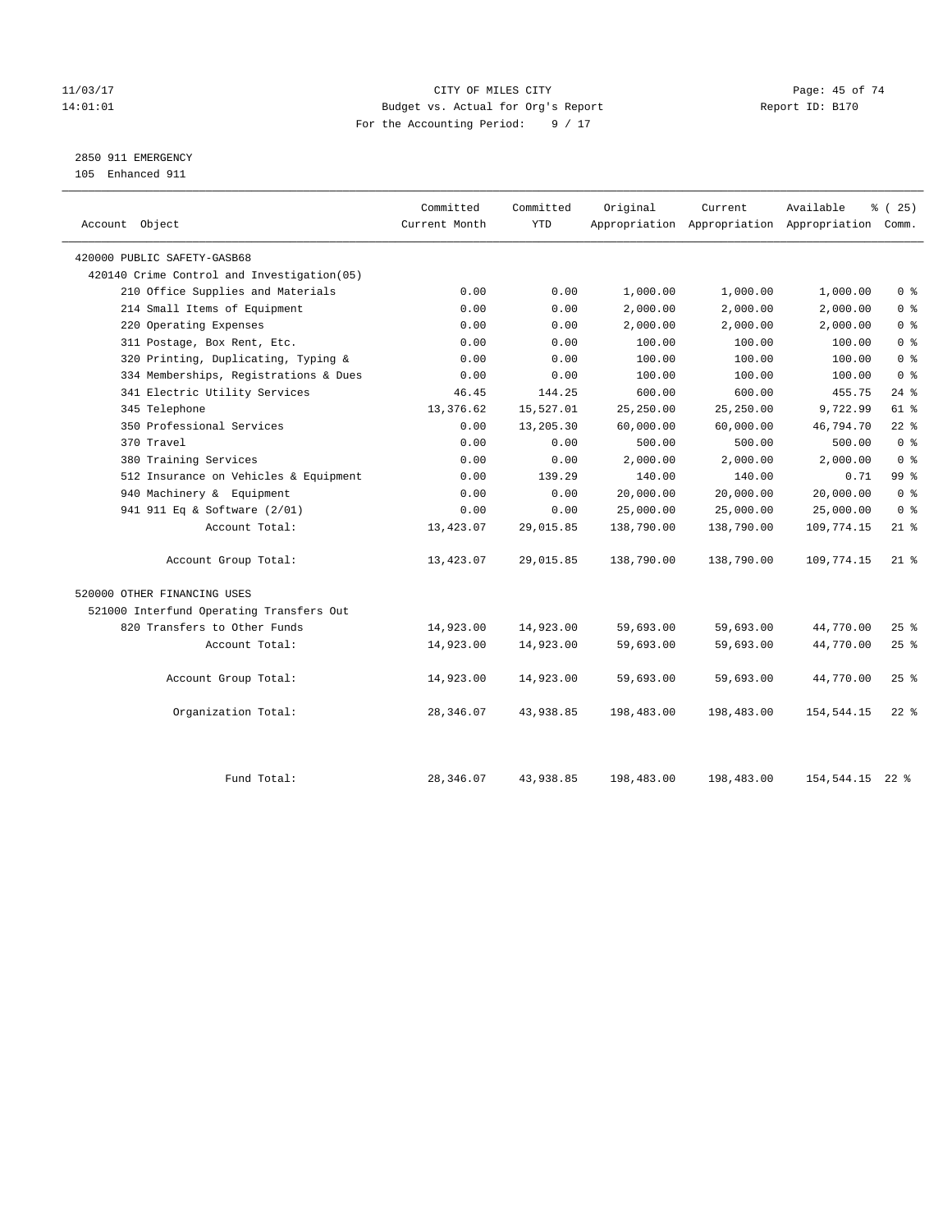11/03/17 CITY OF MILES CITY
14:01:01 Budget vs. Actual for Org's Report Report ID: B170
For the Accounting Period: 9 / 17

2850 911 EMERGENCY
105 Enhanced 911

| Account Object | Committed Current Month | Committed YTD | Original Appropriation | Current Appropriation | Available Appropriation | % ( 25) Comm. |
|---|---|---|---|---|---|---|
| 420000 PUBLIC SAFETY-GASB68 | | | | | | |
| 420140 Crime Control and Investigation(05) | | | | | | |
| 210 Office Supplies and Materials | 0.00 | 0.00 | 1,000.00 | 1,000.00 | 1,000.00 | 0 % |
| 214 Small Items of Equipment | 0.00 | 0.00 | 2,000.00 | 2,000.00 | 2,000.00 | 0 % |
| 220 Operating Expenses | 0.00 | 0.00 | 2,000.00 | 2,000.00 | 2,000.00 | 0 % |
| 311 Postage, Box Rent, Etc. | 0.00 | 0.00 | 100.00 | 100.00 | 100.00 | 0 % |
| 320 Printing, Duplicating, Typing & | 0.00 | 0.00 | 100.00 | 100.00 | 100.00 | 0 % |
| 334 Memberships, Registrations & Dues | 0.00 | 0.00 | 100.00 | 100.00 | 100.00 | 0 % |
| 341 Electric Utility Services | 46.45 | 144.25 | 600.00 | 600.00 | 455.75 | 24 % |
| 345 Telephone | 13,376.62 | 15,527.01 | 25,250.00 | 25,250.00 | 9,722.99 | 61 % |
| 350 Professional Services | 0.00 | 13,205.30 | 60,000.00 | 60,000.00 | 46,794.70 | 22 % |
| 370 Travel | 0.00 | 0.00 | 500.00 | 500.00 | 500.00 | 0 % |
| 380 Training Services | 0.00 | 0.00 | 2,000.00 | 2,000.00 | 2,000.00 | 0 % |
| 512 Insurance on Vehicles & Equipment | 0.00 | 139.29 | 140.00 | 140.00 | 0.71 | 99 % |
| 940 Machinery & Equipment | 0.00 | 0.00 | 20,000.00 | 20,000.00 | 20,000.00 | 0 % |
| 941 911 Eq & Software (2/01) | 0.00 | 0.00 | 25,000.00 | 25,000.00 | 25,000.00 | 0 % |
| Account Total: | 13,423.07 | 29,015.85 | 138,790.00 | 138,790.00 | 109,774.15 | 21 % |
| Account Group Total: | 13,423.07 | 29,015.85 | 138,790.00 | 138,790.00 | 109,774.15 | 21 % |
| 520000 OTHER FINANCING USES | | | | | | |
| 521000 Interfund Operating Transfers Out | | | | | | |
| 820 Transfers to Other Funds | 14,923.00 | 14,923.00 | 59,693.00 | 59,693.00 | 44,770.00 | 25 % |
| Account Total: | 14,923.00 | 14,923.00 | 59,693.00 | 59,693.00 | 44,770.00 | 25 % |
| Account Group Total: | 14,923.00 | 14,923.00 | 59,693.00 | 59,693.00 | 44,770.00 | 25 % |
| Organization Total: | 28,346.07 | 43,938.85 | 198,483.00 | 198,483.00 | 154,544.15 | 22 % |
| Fund Total: | 28,346.07 | 43,938.85 | 198,483.00 | 198,483.00 | 154,544.15 | 22 % |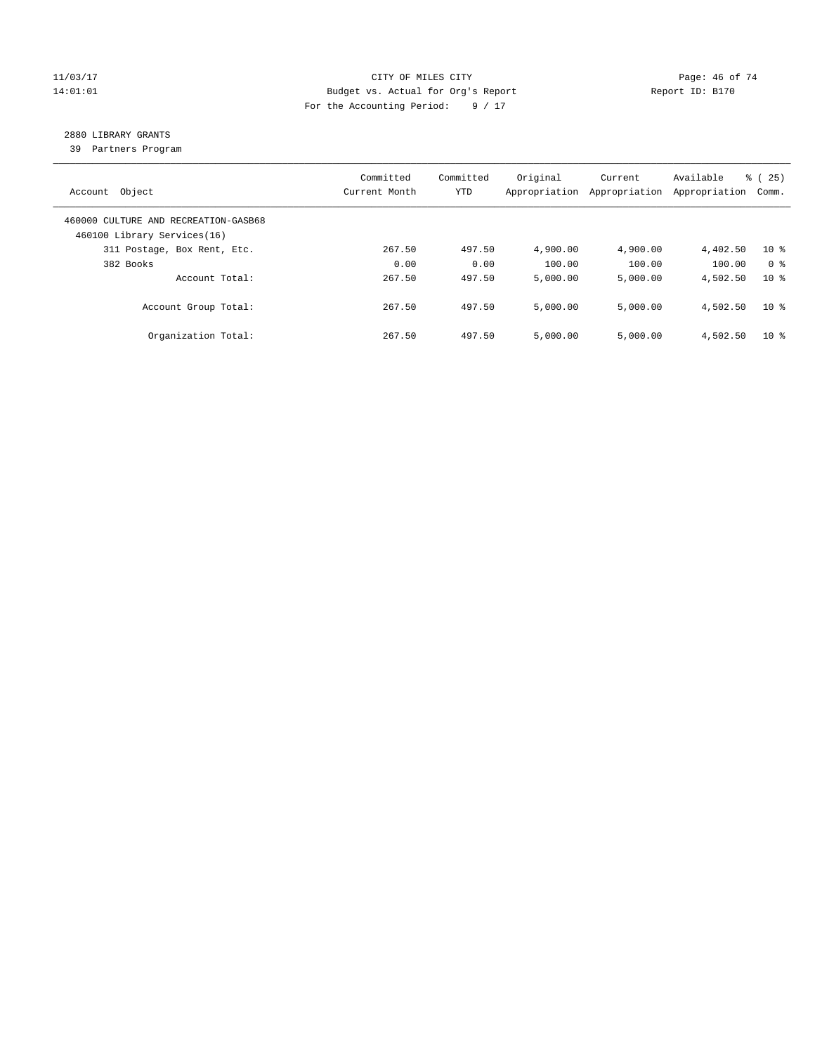CITY OF MILES CITY

Budget vs. Actual for Org's Report

For the Accounting Period: 9 / 17

11/03/17
14:01:01

Report ID: B170

## 2880 LIBRARY GRANTS

39 Partners Program

| Account Object | Committed Current Month | Committed YTD | Original Appropriation | Current Appropriation | Available Appropriation | % ( 25) Comm. |
|---|---|---|---|---|---|---|
| 460000 CULTURE AND RECREATION-GASB68 | | | | | | |
| 460100 Library Services(16) | | | | | | |
| 311 Postage, Box Rent, Etc. | 267.50 | 497.50 | 4,900.00 | 4,900.00 | 4,402.50 | 10 % |
| 382 Books | 0.00 | 0.00 | 100.00 | 100.00 | 100.00 | 0 % |
| Account Total: | 267.50 | 497.50 | 5,000.00 | 5,000.00 | 4,502.50 | 10 % |
| Account Group Total: | 267.50 | 497.50 | 5,000.00 | 5,000.00 | 4,502.50 | 10 % |
| Organization Total: | 267.50 | 497.50 | 5,000.00 | 5,000.00 | 4,502.50 | 10 % |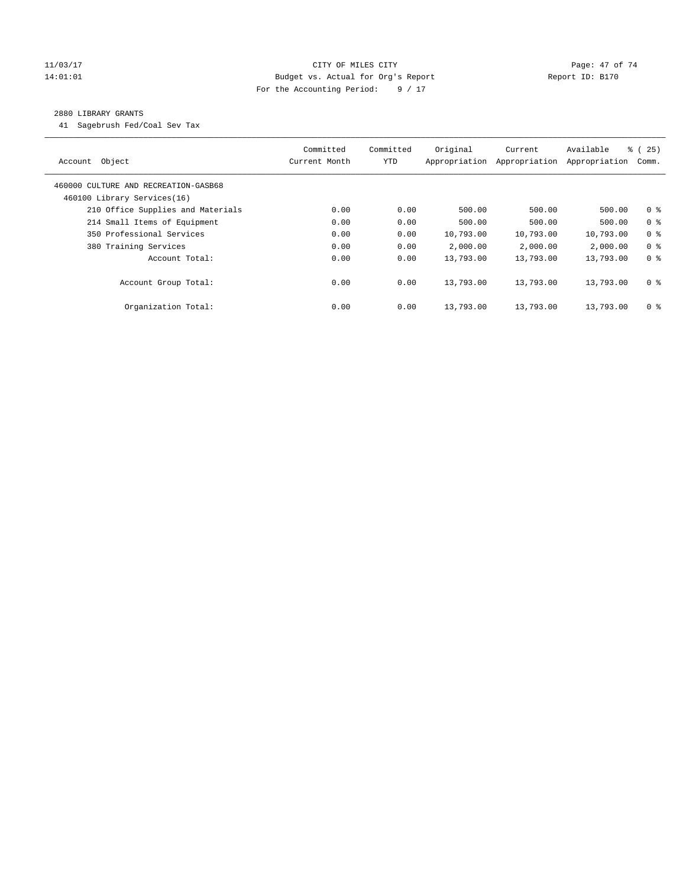CITY OF MILES CITY

Budget vs. Actual for Org's Report

For the Accounting Period: 9 / 17

11/03/17 14:01:01 — Report ID: B170

## 2880 LIBRARY GRANTS

41 Sagebrush Fed/Coal Sev Tax

| Account Object | Committed Current Month | Committed YTD | Original Appropriation | Current Appropriation | Available Appropriation | % ( 25) Comm. |
|---|---|---|---|---|---|---|
| 460000 CULTURE AND RECREATION-GASB68 | | | | | | |
| 460100 Library Services(16) | | | | | | |
| 210 Office Supplies and Materials | 0.00 | 0.00 | 500.00 | 500.00 | 500.00 | 0 % |
| 214 Small Items of Equipment | 0.00 | 0.00 | 500.00 | 500.00 | 500.00 | 0 % |
| 350 Professional Services | 0.00 | 0.00 | 10,793.00 | 10,793.00 | 10,793.00 | 0 % |
| 380 Training Services | 0.00 | 0.00 | 2,000.00 | 2,000.00 | 2,000.00 | 0 % |
| Account Total: | 0.00 | 0.00 | 13,793.00 | 13,793.00 | 13,793.00 | 0 % |
| Account Group Total: | 0.00 | 0.00 | 13,793.00 | 13,793.00 | 13,793.00 | 0 % |
| Organization Total: | 0.00 | 0.00 | 13,793.00 | 13,793.00 | 13,793.00 | 0 % |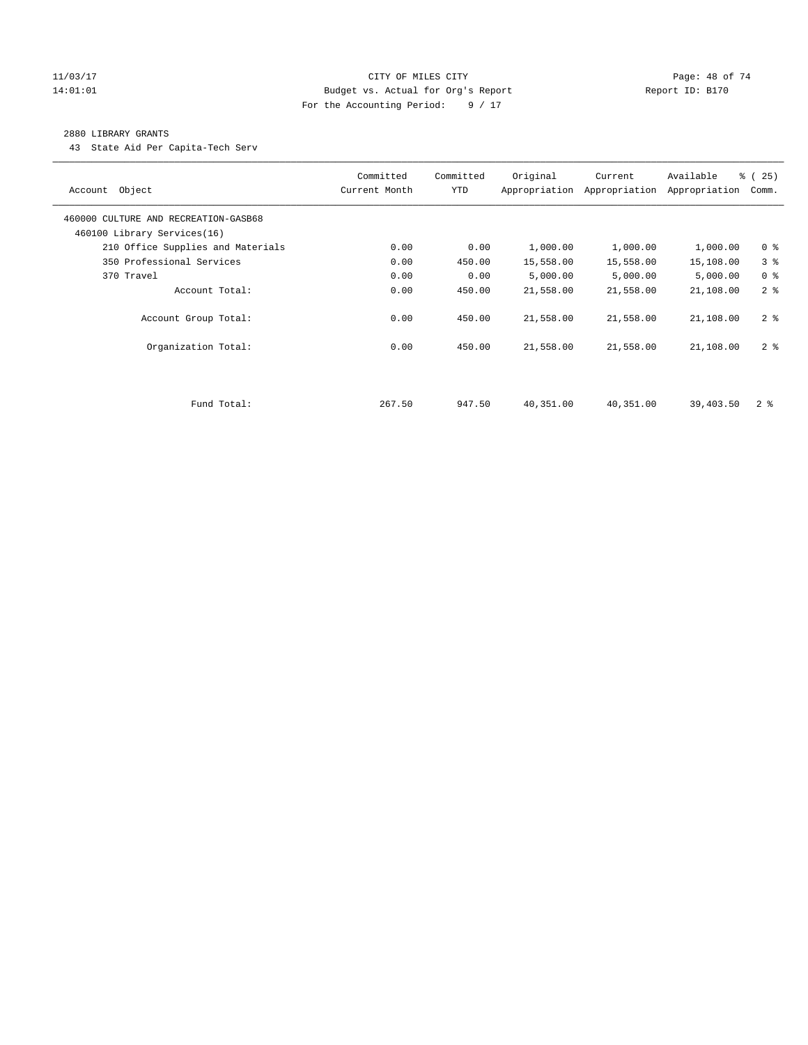CITY OF MILES CITY
Budget vs. Actual for Org's Report
For the Accounting Period: 9 / 17

11/03/17
14:01:01

Report ID: B170

## 2880 LIBRARY GRANTS

43 State Aid Per Capita-Tech Serv

| Account Object | Committed Current Month | Committed YTD | Original Appropriation | Current Appropriation | Available Appropriation | % ( 25) Comm. |
|---|---|---|---|---|---|---|
| 460000 CULTURE AND RECREATION-GASB68 | | | | | | |
| 460100 Library Services(16) | | | | | | |
| 210 Office Supplies and Materials | 0.00 | 0.00 | 1,000.00 | 1,000.00 | 1,000.00 | 0 % |
| 350 Professional Services | 0.00 | 450.00 | 15,558.00 | 15,558.00 | 15,108.00 | 3 % |
| 370 Travel | 0.00 | 0.00 | 5,000.00 | 5,000.00 | 5,000.00 | 0 % |
| Account Total: | 0.00 | 450.00 | 21,558.00 | 21,558.00 | 21,108.00 | 2 % |
| Account Group Total: | 0.00 | 450.00 | 21,558.00 | 21,558.00 | 21,108.00 | 2 % |
| Organization Total: | 0.00 | 450.00 | 21,558.00 | 21,558.00 | 21,108.00 | 2 % |
| Fund Total: | 267.50 | 947.50 | 40,351.00 | 40,351.00 | 39,403.50 | 2 % |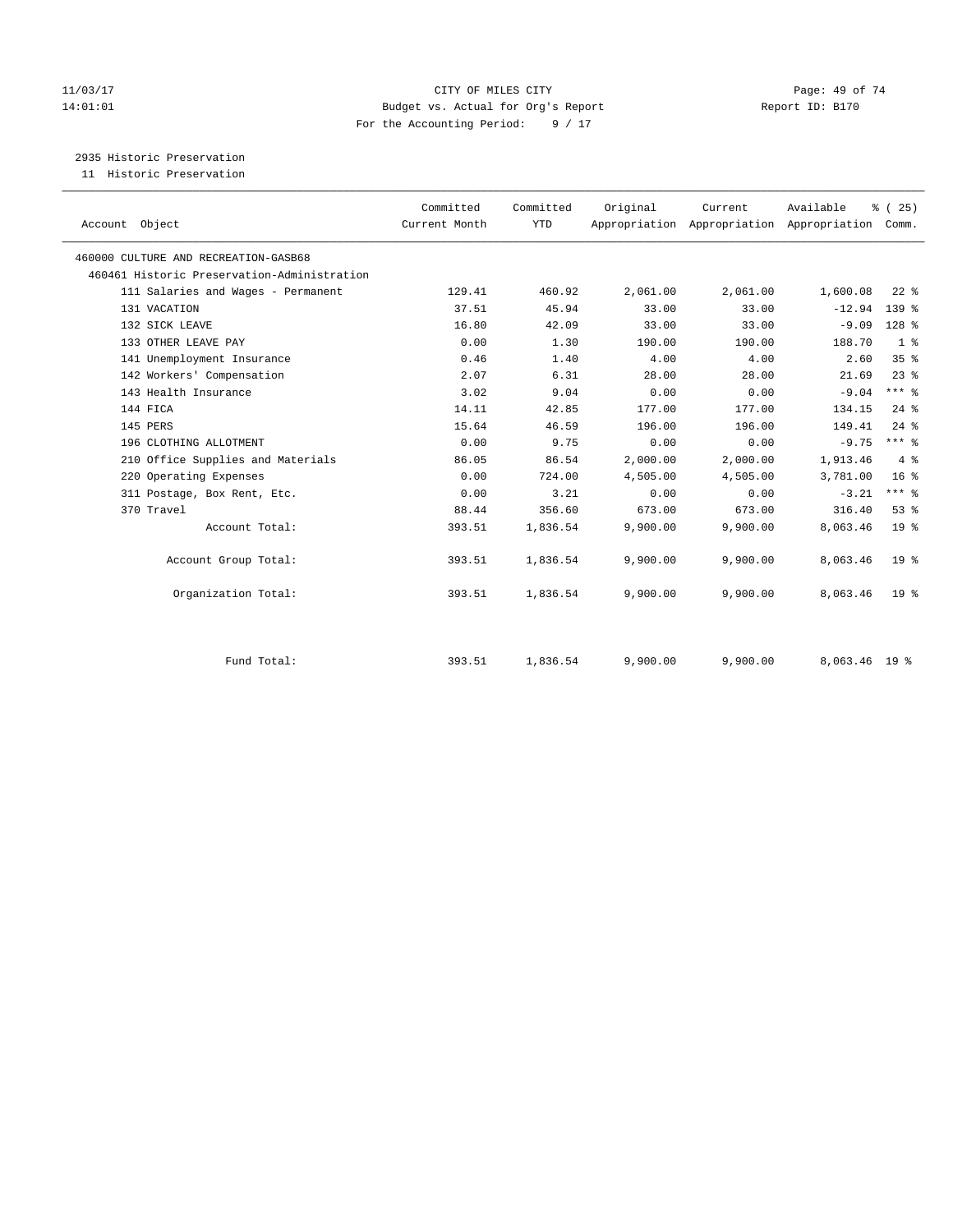CITY OF MILES CITY
Budget vs. Actual for Org's Report
For the Accounting Period: 9 / 17

11/03/17
14:01:01

Report ID: B170

2935 Historic Preservation
11 Historic Preservation

| Account Object | Committed Current Month | Committed YTD | Original Appropriation | Current Appropriation | Available Appropriation | % ( 25) Comm. |
|---|---|---|---|---|---|---|
| 460000 CULTURE AND RECREATION-GASB68 | | | | | | |
| 460461 Historic Preservation-Administration | | | | | | |
| 111 Salaries and Wages - Permanent | 129.41 | 460.92 | 2,061.00 | 2,061.00 | 1,600.08 | 22 % |
| 131 VACATION | 37.51 | 45.94 | 33.00 | 33.00 | -12.94 | 139 % |
| 132 SICK LEAVE | 16.80 | 42.09 | 33.00 | 33.00 | -9.09 | 128 % |
| 133 OTHER LEAVE PAY | 0.00 | 1.30 | 190.00 | 190.00 | 188.70 | 1 % |
| 141 Unemployment Insurance | 0.46 | 1.40 | 4.00 | 4.00 | 2.60 | 35 % |
| 142 Workers' Compensation | 2.07 | 6.31 | 28.00 | 28.00 | 21.69 | 23 % |
| 143 Health Insurance | 3.02 | 9.04 | 0.00 | 0.00 | -9.04 | *** % |
| 144 FICA | 14.11 | 42.85 | 177.00 | 177.00 | 134.15 | 24 % |
| 145 PERS | 15.64 | 46.59 | 196.00 | 196.00 | 149.41 | 24 % |
| 196 CLOTHING ALLOTMENT | 0.00 | 9.75 | 0.00 | 0.00 | -9.75 | *** % |
| 210 Office Supplies and Materials | 86.05 | 86.54 | 2,000.00 | 2,000.00 | 1,913.46 | 4 % |
| 220 Operating Expenses | 0.00 | 724.00 | 4,505.00 | 4,505.00 | 3,781.00 | 16 % |
| 311 Postage, Box Rent, Etc. | 0.00 | 3.21 | 0.00 | 0.00 | -3.21 | *** % |
| 370 Travel | 88.44 | 356.60 | 673.00 | 673.00 | 316.40 | 53 % |
| Account Total: | 393.51 | 1,836.54 | 9,900.00 | 9,900.00 | 8,063.46 | 19 % |
| Account Group Total: | 393.51 | 1,836.54 | 9,900.00 | 9,900.00 | 8,063.46 | 19 % |
| Organization Total: | 393.51 | 1,836.54 | 9,900.00 | 9,900.00 | 8,063.46 | 19 % |
| Fund Total: | 393.51 | 1,836.54 | 9,900.00 | 9,900.00 | 8,063.46 | 19 % |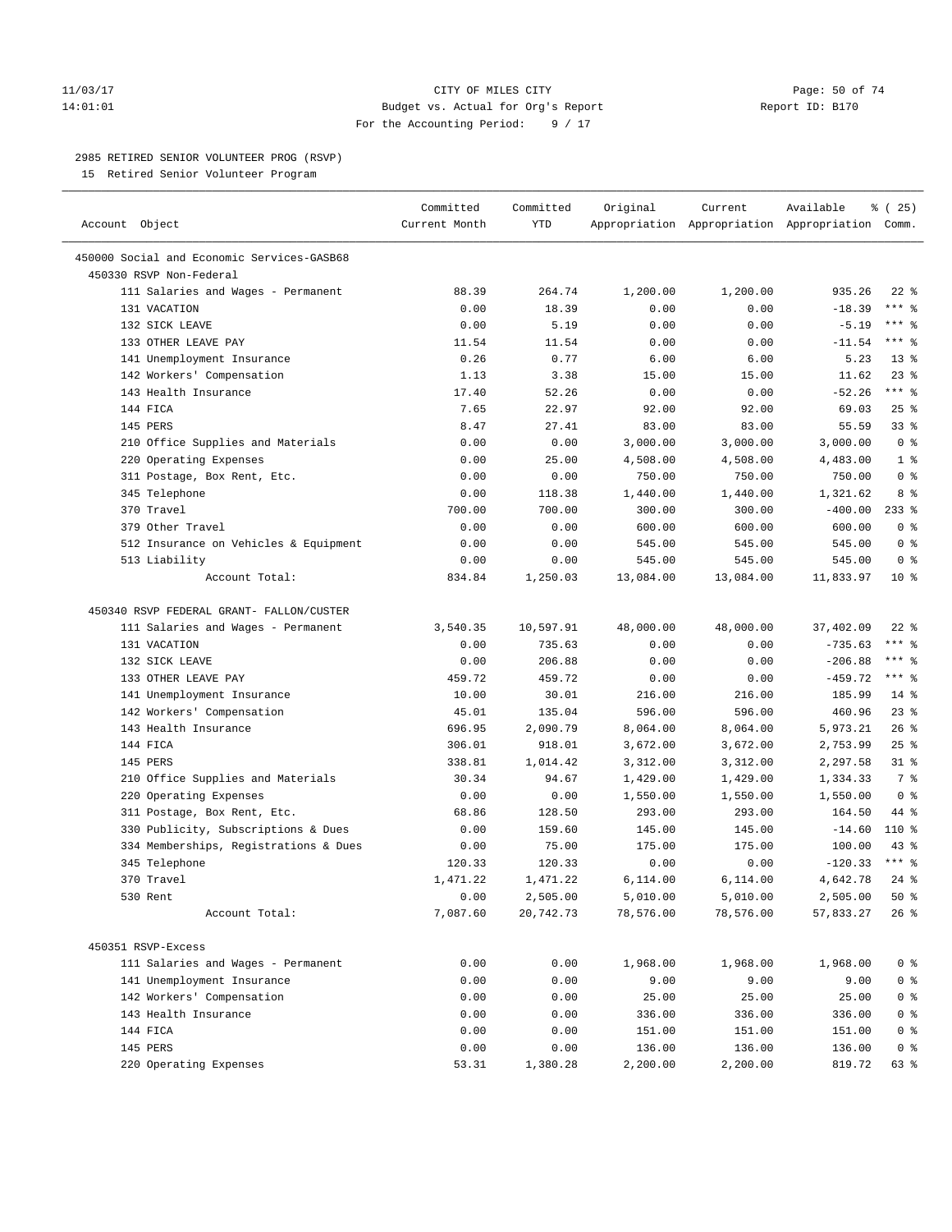CITY OF MILES CITY
Budget vs. Actual for Org's Report
For the Accounting Period: 9 / 17

11/03/17
14:01:01

Report ID: B170

2985 RETIRED SENIOR VOLUNTEER PROG (RSVP)
15 Retired Senior Volunteer Program

| Account Object | Committed Current Month | Committed YTD | Original Appropriation | Current Appropriation | Available Appropriation | % ( 25) Comm. |
|---|---|---|---|---|---|---|
| 450000 Social and Economic Services-GASB68 | | | | | | |
| 450330 RSVP Non-Federal | | | | | | |
| 111 Salaries and Wages - Permanent | 88.39 | 264.74 | 1,200.00 | 1,200.00 | 935.26 | 22 % |
| 131 VACATION | 0.00 | 18.39 | 0.00 | 0.00 | -18.39 | *** % |
| 132 SICK LEAVE | 0.00 | 5.19 | 0.00 | 0.00 | -5.19 | *** % |
| 133 OTHER LEAVE PAY | 11.54 | 11.54 | 0.00 | 0.00 | -11.54 | *** % |
| 141 Unemployment Insurance | 0.26 | 0.77 | 6.00 | 6.00 | 5.23 | 13 % |
| 142 Workers' Compensation | 1.13 | 3.38 | 15.00 | 15.00 | 11.62 | 23 % |
| 143 Health Insurance | 17.40 | 52.26 | 0.00 | 0.00 | -52.26 | *** % |
| 144 FICA | 7.65 | 22.97 | 92.00 | 92.00 | 69.03 | 25 % |
| 145 PERS | 8.47 | 27.41 | 83.00 | 83.00 | 55.59 | 33 % |
| 210 Office Supplies and Materials | 0.00 | 0.00 | 3,000.00 | 3,000.00 | 3,000.00 | 0 % |
| 220 Operating Expenses | 0.00 | 25.00 | 4,508.00 | 4,508.00 | 4,483.00 | 1 % |
| 311 Postage, Box Rent, Etc. | 0.00 | 0.00 | 750.00 | 750.00 | 750.00 | 0 % |
| 345 Telephone | 0.00 | 118.38 | 1,440.00 | 1,440.00 | 1,321.62 | 8 % |
| 370 Travel | 700.00 | 700.00 | 300.00 | 300.00 | -400.00 | 233 % |
| 379 Other Travel | 0.00 | 0.00 | 600.00 | 600.00 | 600.00 | 0 % |
| 512 Insurance on Vehicles & Equipment | 0.00 | 0.00 | 545.00 | 545.00 | 545.00 | 0 % |
| 513 Liability | 0.00 | 0.00 | 545.00 | 545.00 | 545.00 | 0 % |
| Account Total: | 834.84 | 1,250.03 | 13,084.00 | 13,084.00 | 11,833.97 | 10 % |
| 450340 RSVP FEDERAL GRANT- FALLON/CUSTER | | | | | | |
| 111 Salaries and Wages - Permanent | 3,540.35 | 10,597.91 | 48,000.00 | 48,000.00 | 37,402.09 | 22 % |
| 131 VACATION | 0.00 | 735.63 | 0.00 | 0.00 | -735.63 | *** % |
| 132 SICK LEAVE | 0.00 | 206.88 | 0.00 | 0.00 | -206.88 | *** % |
| 133 OTHER LEAVE PAY | 459.72 | 459.72 | 0.00 | 0.00 | -459.72 | *** % |
| 141 Unemployment Insurance | 10.00 | 30.01 | 216.00 | 216.00 | 185.99 | 14 % |
| 142 Workers' Compensation | 45.01 | 135.04 | 596.00 | 596.00 | 460.96 | 23 % |
| 143 Health Insurance | 696.95 | 2,090.79 | 8,064.00 | 8,064.00 | 5,973.21 | 26 % |
| 144 FICA | 306.01 | 918.01 | 3,672.00 | 3,672.00 | 2,753.99 | 25 % |
| 145 PERS | 338.81 | 1,014.42 | 3,312.00 | 3,312.00 | 2,297.58 | 31 % |
| 210 Office Supplies and Materials | 30.34 | 94.67 | 1,429.00 | 1,429.00 | 1,334.33 | 7 % |
| 220 Operating Expenses | 0.00 | 0.00 | 1,550.00 | 1,550.00 | 1,550.00 | 0 % |
| 311 Postage, Box Rent, Etc. | 68.86 | 128.50 | 293.00 | 293.00 | 164.50 | 44 % |
| 330 Publicity, Subscriptions & Dues | 0.00 | 159.60 | 145.00 | 145.00 | -14.60 | 110 % |
| 334 Memberships, Registrations & Dues | 0.00 | 75.00 | 175.00 | 175.00 | 100.00 | 43 % |
| 345 Telephone | 120.33 | 120.33 | 0.00 | 0.00 | -120.33 | *** % |
| 370 Travel | 1,471.22 | 1,471.22 | 6,114.00 | 6,114.00 | 4,642.78 | 24 % |
| 530 Rent | 0.00 | 2,505.00 | 5,010.00 | 5,010.00 | 2,505.00 | 50 % |
| Account Total: | 7,087.60 | 20,742.73 | 78,576.00 | 78,576.00 | 57,833.27 | 26 % |
| 450351 RSVP-Excess | | | | | | |
| 111 Salaries and Wages - Permanent | 0.00 | 0.00 | 1,968.00 | 1,968.00 | 1,968.00 | 0 % |
| 141 Unemployment Insurance | 0.00 | 0.00 | 9.00 | 9.00 | 9.00 | 0 % |
| 142 Workers' Compensation | 0.00 | 0.00 | 25.00 | 25.00 | 25.00 | 0 % |
| 143 Health Insurance | 0.00 | 0.00 | 336.00 | 336.00 | 336.00 | 0 % |
| 144 FICA | 0.00 | 0.00 | 151.00 | 151.00 | 151.00 | 0 % |
| 145 PERS | 0.00 | 0.00 | 136.00 | 136.00 | 136.00 | 0 % |
| 220 Operating Expenses | 53.31 | 1,380.28 | 2,200.00 | 2,200.00 | 819.72 | 63 % |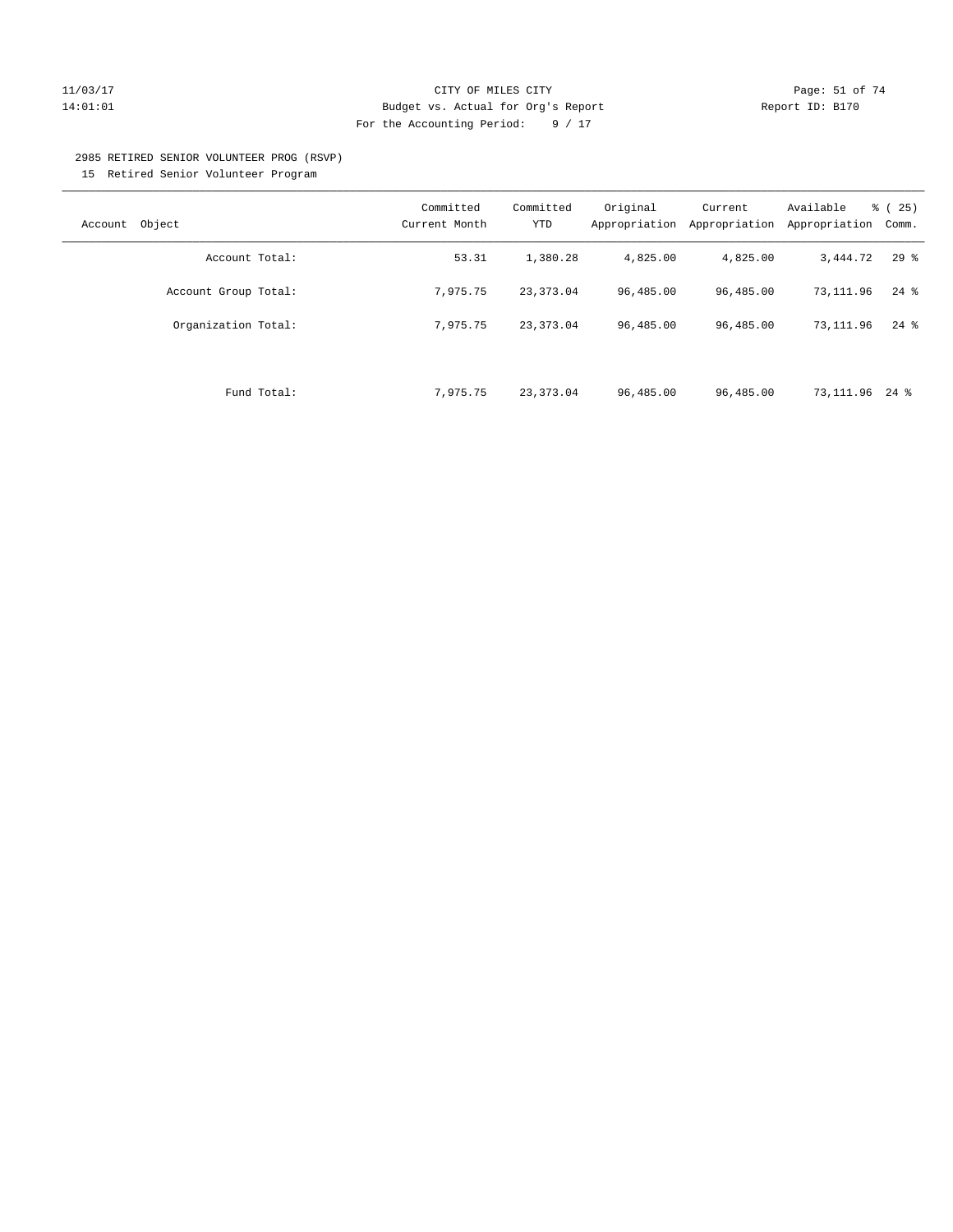2985 RETIRED SENIOR VOLUNTEER PROG (RSVP)

15 Retired Senior Volunteer Program

| Account Object | Committed Current Month | Committed YTD | Original Appropriation | Current Appropriation | Available Appropriation | % ( 25) Comm. |
|---|---|---|---|---|---|---|
| Account Total: | 53.31 | 1,380.28 | 4,825.00 | 4,825.00 | 3,444.72 | 29 % |
| Account Group Total: | 7,975.75 | 23,373.04 | 96,485.00 | 96,485.00 | 73,111.96 | 24 % |
| Organization Total: | 7,975.75 | 23,373.04 | 96,485.00 | 96,485.00 | 73,111.96 | 24 % |
| Fund Total: | 7,975.75 | 23,373.04 | 96,485.00 | 96,485.00 | 73,111.96 | 24 % |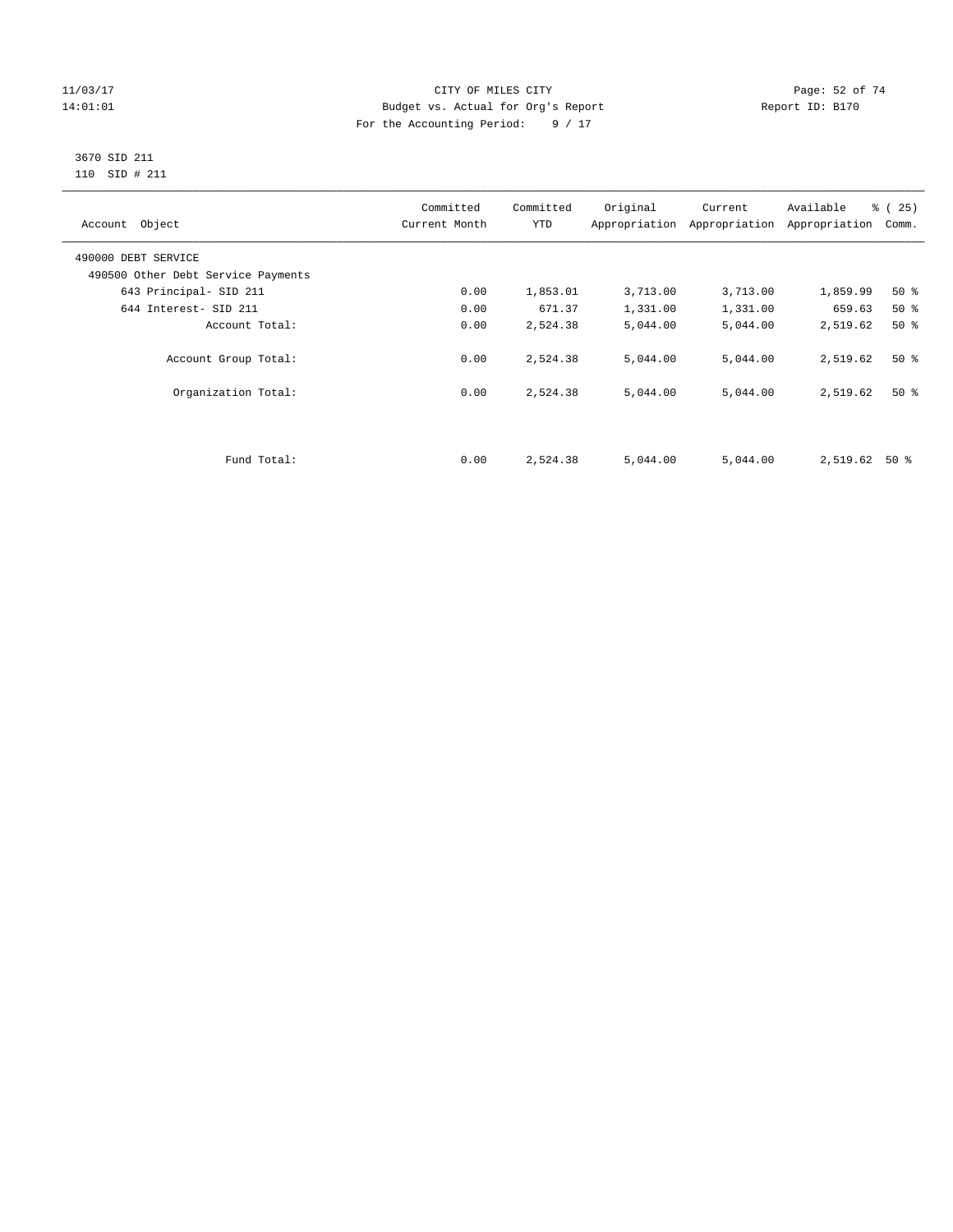CITY OF MILES CITY
Budget vs. Actual for Org's Report
For the Accounting Period: 9 / 17

11/03/17
14:01:01

Report ID: B170

3670 SID 211
110 SID # 211

| Account Object | Committed Current Month | Committed YTD | Original Appropriation | Current Appropriation | Available Appropriation | % ( 25) Comm. |
|---|---|---|---|---|---|---|
| 490000 DEBT SERVICE | | | | | | |
| 490500 Other Debt Service Payments | | | | | | |
| 643 Principal- SID 211 | 0.00 | 1,853.01 | 3,713.00 | 3,713.00 | 1,859.99 | 50 % |
| 644 Interest- SID 211 | 0.00 | 671.37 | 1,331.00 | 1,331.00 | 659.63 | 50 % |
| Account Total: | 0.00 | 2,524.38 | 5,044.00 | 5,044.00 | 2,519.62 | 50 % |
| Account Group Total: | 0.00 | 2,524.38 | 5,044.00 | 5,044.00 | 2,519.62 | 50 % |
| Organization Total: | 0.00 | 2,524.38 | 5,044.00 | 5,044.00 | 2,519.62 | 50 % |
| Fund Total: | 0.00 | 2,524.38 | 5,044.00 | 5,044.00 | 2,519.62 | 50 % |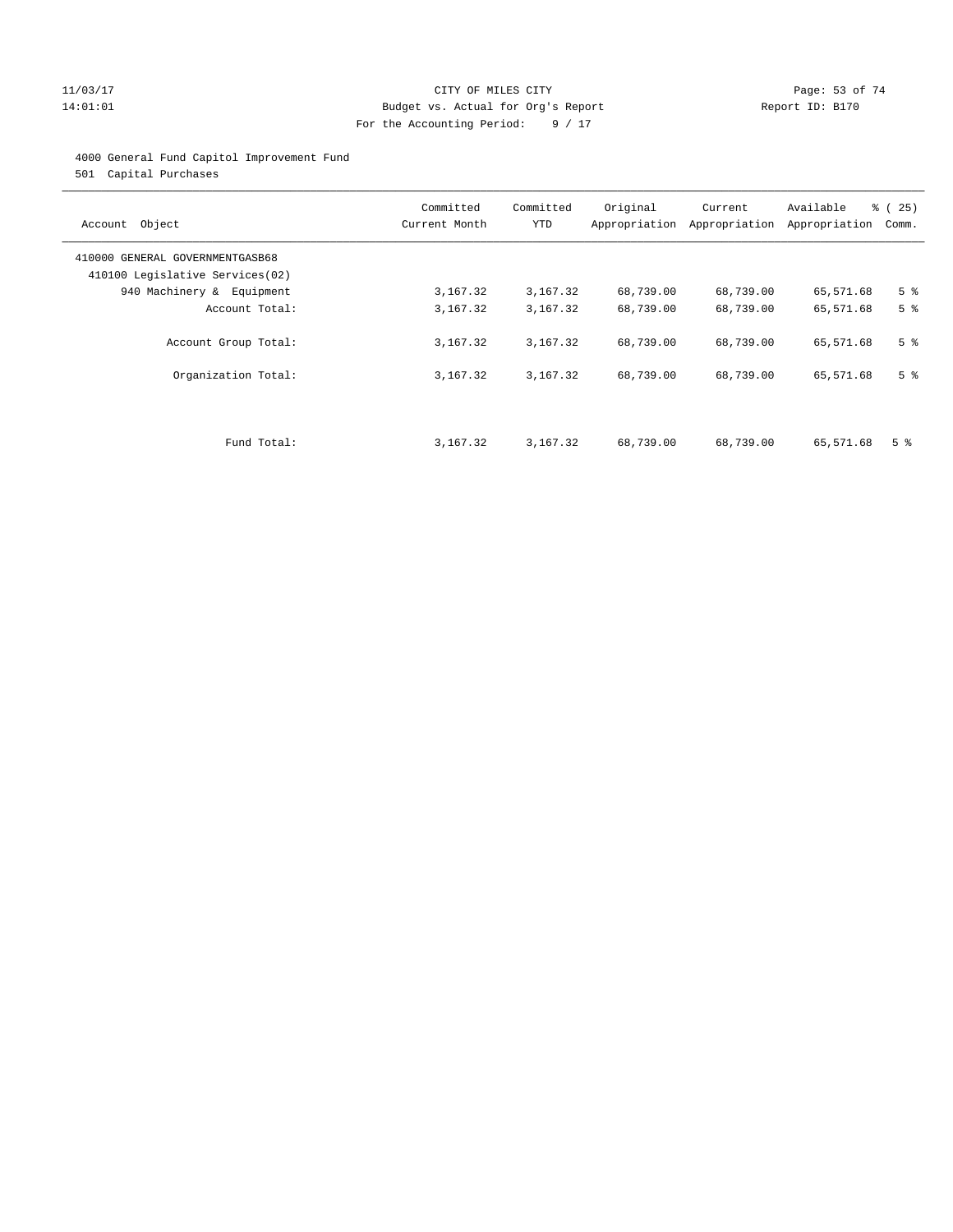CITY OF MILES CITY
Budget vs. Actual for Org's Report
For the Accounting Period: 9 / 17

11/03/17
14:01:01

Report ID: B170

4000 General Fund Capitol Improvement Fund
501 Capital Purchases

| Account Object | Committed Current Month | Committed YTD | Original Appropriation | Current Appropriation | Available Appropriation | % ( 25) Comm. |
|---|---|---|---|---|---|---|
| 410000 GENERAL GOVERNMENTGASB68 | | | | | | |
| 410100 Legislative Services(02) | | | | | | |
| 940 Machinery & Equipment | 3,167.32 | 3,167.32 | 68,739.00 | 68,739.00 | 65,571.68 | 5 % |
| Account Total: | 3,167.32 | 3,167.32 | 68,739.00 | 68,739.00 | 65,571.68 | 5 % |
| Account Group Total: | 3,167.32 | 3,167.32 | 68,739.00 | 68,739.00 | 65,571.68 | 5 % |
| Organization Total: | 3,167.32 | 3,167.32 | 68,739.00 | 68,739.00 | 65,571.68 | 5 % |
| Fund Total: | 3,167.32 | 3,167.32 | 68,739.00 | 68,739.00 | 65,571.68 | 5 % |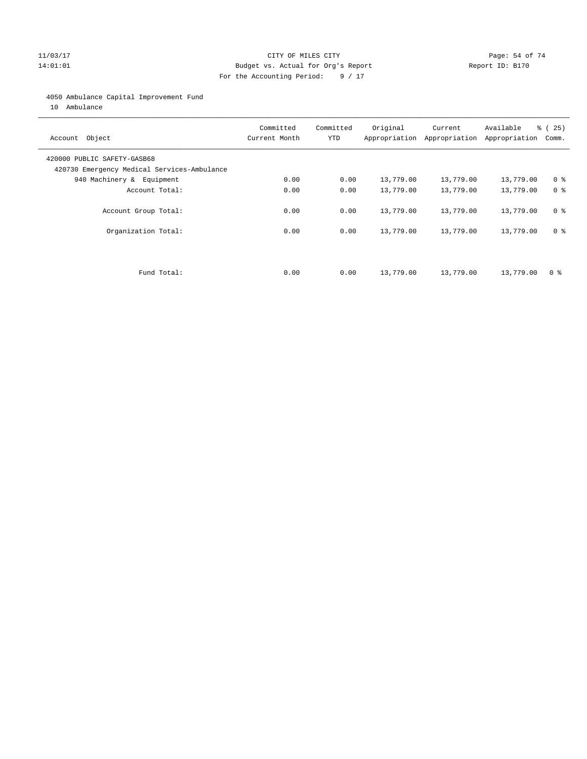CITY OF MILES CITY

Budget vs. Actual for Org's Report

For the Accounting Period: 9 / 17

11/03/17 14:01:01 — Report ID: B170

4050 Ambulance Capital Improvement Fund

10 Ambulance

| Account Object | Committed Current Month | Committed YTD | Original Appropriation | Current Appropriation | Available Appropriation | % ( 25) Comm. |
|---|---|---|---|---|---|---|
| 420000 PUBLIC SAFETY-GASB68 | | | | | | |
| 420730 Emergency Medical Services-Ambulance | | | | | | |
| 940 Machinery & Equipment | 0.00 | 0.00 | 13,779.00 | 13,779.00 | 13,779.00 | 0 % |
| Account Total: | 0.00 | 0.00 | 13,779.00 | 13,779.00 | 13,779.00 | 0 % |
| Account Group Total: | 0.00 | 0.00 | 13,779.00 | 13,779.00 | 13,779.00 | 0 % |
| Organization Total: | 0.00 | 0.00 | 13,779.00 | 13,779.00 | 13,779.00 | 0 % |
| Fund Total: | 0.00 | 0.00 | 13,779.00 | 13,779.00 | 13,779.00 | 0 % |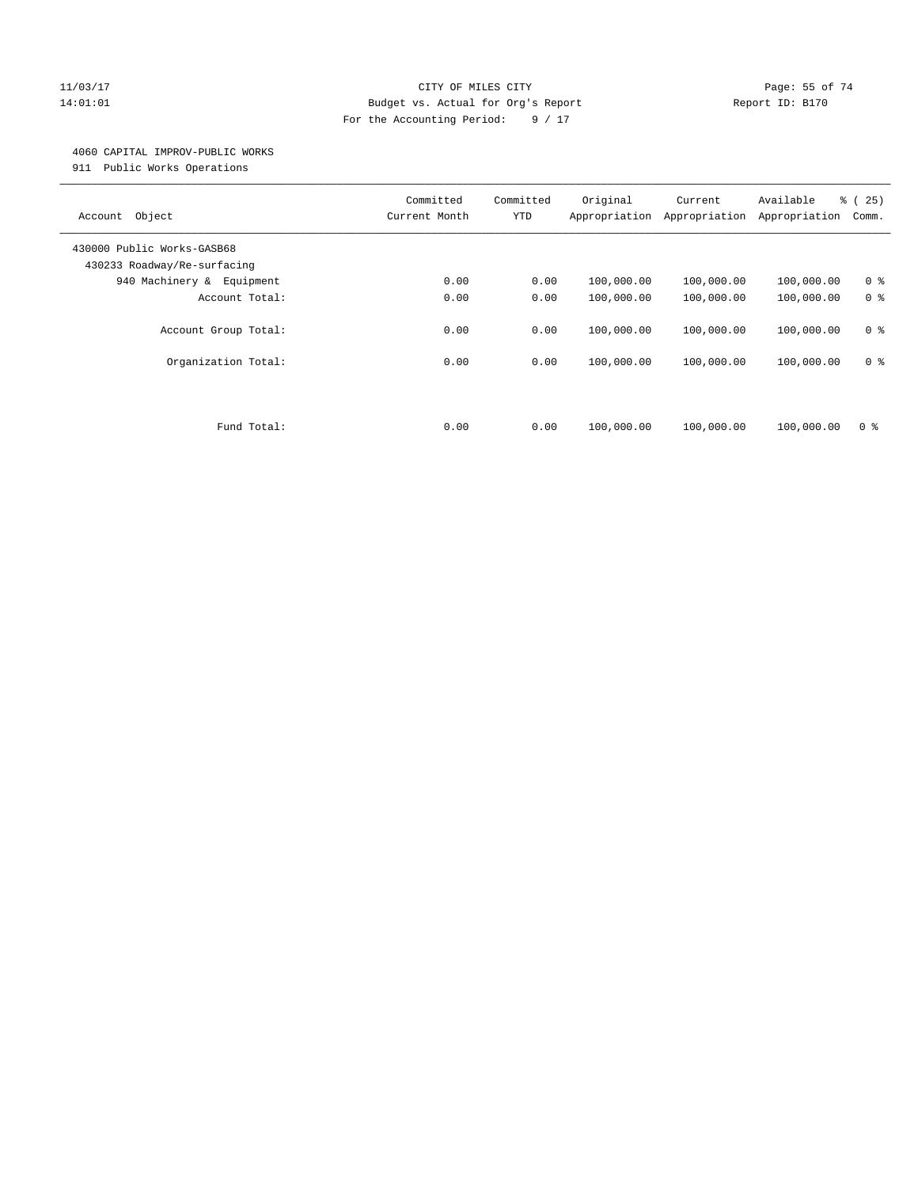CITY OF MILES CITY
Budget vs. Actual for Org's Report
For the Accounting Period: 9 / 17

11/03/17
14:01:01

Report ID: B170

4060 CAPITAL IMPROV-PUBLIC WORKS
911 Public Works Operations

| Account Object | Committed Current Month | Committed YTD | Original Appropriation | Current Appropriation | Available Appropriation | % ( 25) Comm. |
|---|---|---|---|---|---|---|
| 430000 Public Works-GASB68 | | | | | | |
| 430233 Roadway/Re-surfacing | | | | | | |
| 940 Machinery & Equipment | 0.00 | 0.00 | 100,000.00 | 100,000.00 | 100,000.00 | 0 % |
| Account Total: | 0.00 | 0.00 | 100,000.00 | 100,000.00 | 100,000.00 | 0 % |
| Account Group Total: | 0.00 | 0.00 | 100,000.00 | 100,000.00 | 100,000.00 | 0 % |
| Organization Total: | 0.00 | 0.00 | 100,000.00 | 100,000.00 | 100,000.00 | 0 % |
| Fund Total: | 0.00 | 0.00 | 100,000.00 | 100,000.00 | 100,000.00 | 0 % |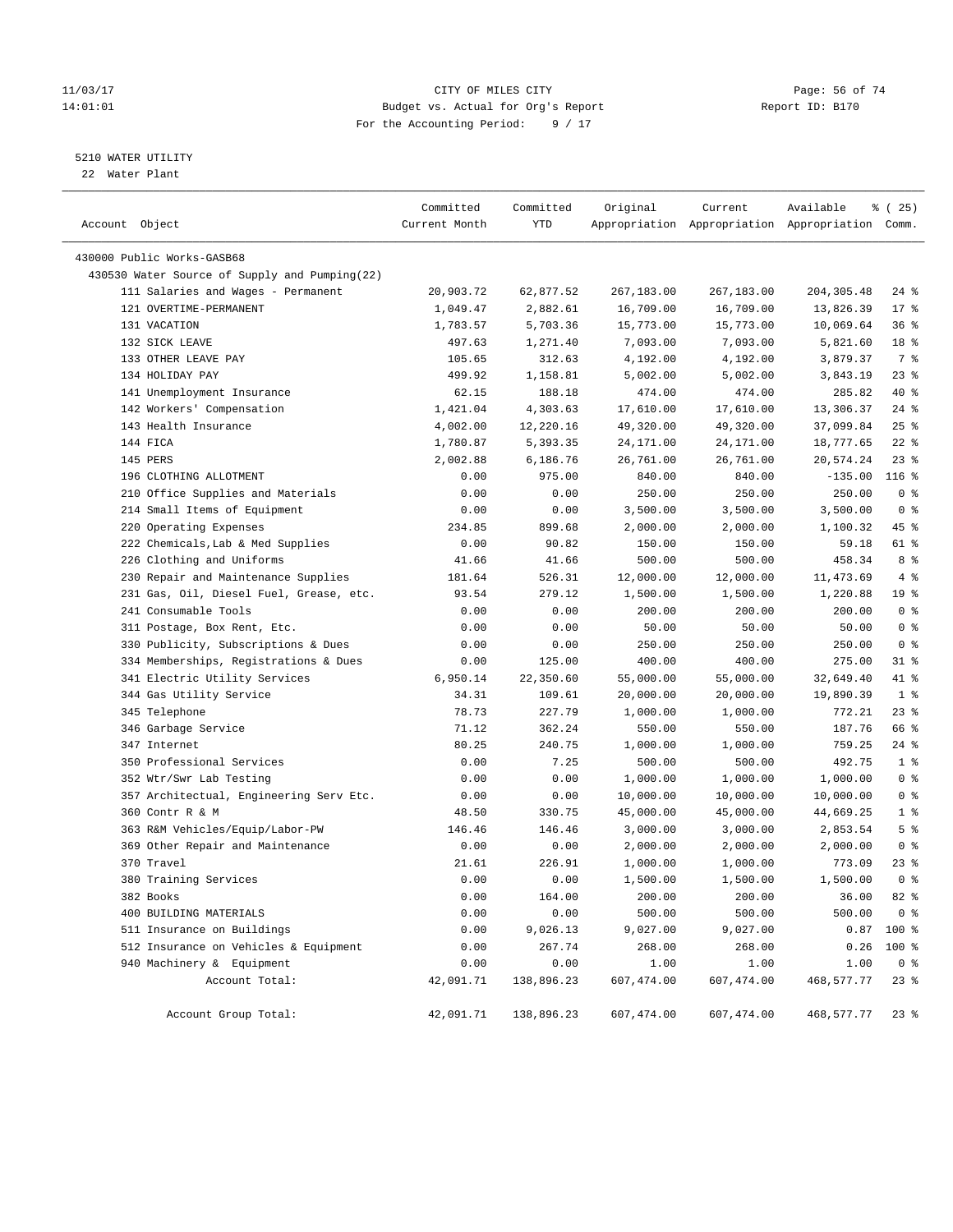CITY OF MILES CITY
Budget vs. Actual for Org's Report
For the Accounting Period: 9 / 17

11/03/17
14:01:01

Report ID: B170

5210 WATER UTILITY
22 Water Plant

| Account Object | Committed Current Month | Committed YTD | Original Appropriation | Current Appropriation | Available Appropriation | % ( 25) Comm. |
|---|---|---|---|---|---|---|
| 430000 Public Works-GASB68 | | | | | | |
| 430530 Water Source of Supply and Pumping(22) | | | | | | |
| 111 Salaries and Wages - Permanent | 20,903.72 | 62,877.52 | 267,183.00 | 267,183.00 | 204,305.48 | 24 % |
| 121 OVERTIME-PERMANENT | 1,049.47 | 2,882.61 | 16,709.00 | 16,709.00 | 13,826.39 | 17 % |
| 131 VACATION | 1,783.57 | 5,703.36 | 15,773.00 | 15,773.00 | 10,069.64 | 36 % |
| 132 SICK LEAVE | 497.63 | 1,271.40 | 7,093.00 | 7,093.00 | 5,821.60 | 18 % |
| 133 OTHER LEAVE PAY | 105.65 | 312.63 | 4,192.00 | 4,192.00 | 3,879.37 | 7 % |
| 134 HOLIDAY PAY | 499.92 | 1,158.81 | 5,002.00 | 5,002.00 | 3,843.19 | 23 % |
| 141 Unemployment Insurance | 62.15 | 188.18 | 474.00 | 474.00 | 285.82 | 40 % |
| 142 Workers' Compensation | 1,421.04 | 4,303.63 | 17,610.00 | 17,610.00 | 13,306.37 | 24 % |
| 143 Health Insurance | 4,002.00 | 12,220.16 | 49,320.00 | 49,320.00 | 37,099.84 | 25 % |
| 144 FICA | 1,780.87 | 5,393.35 | 24,171.00 | 24,171.00 | 18,777.65 | 22 % |
| 145 PERS | 2,002.88 | 6,186.76 | 26,761.00 | 26,761.00 | 20,574.24 | 23 % |
| 196 CLOTHING ALLOTMENT | 0.00 | 975.00 | 840.00 | 840.00 | -135.00 | 116 % |
| 210 Office Supplies and Materials | 0.00 | 0.00 | 250.00 | 250.00 | 250.00 | 0 % |
| 214 Small Items of Equipment | 0.00 | 0.00 | 3,500.00 | 3,500.00 | 3,500.00 | 0 % |
| 220 Operating Expenses | 234.85 | 899.68 | 2,000.00 | 2,000.00 | 1,100.32 | 45 % |
| 222 Chemicals,Lab & Med Supplies | 0.00 | 90.82 | 150.00 | 150.00 | 59.18 | 61 % |
| 226 Clothing and Uniforms | 41.66 | 41.66 | 500.00 | 500.00 | 458.34 | 8 % |
| 230 Repair and Maintenance Supplies | 181.64 | 526.31 | 12,000.00 | 12,000.00 | 11,473.69 | 4 % |
| 231 Gas, Oil, Diesel Fuel, Grease, etc. | 93.54 | 279.12 | 1,500.00 | 1,500.00 | 1,220.88 | 19 % |
| 241 Consumable Tools | 0.00 | 0.00 | 200.00 | 200.00 | 200.00 | 0 % |
| 311 Postage, Box Rent, Etc. | 0.00 | 0.00 | 50.00 | 50.00 | 50.00 | 0 % |
| 330 Publicity, Subscriptions & Dues | 0.00 | 0.00 | 250.00 | 250.00 | 250.00 | 0 % |
| 334 Memberships, Registrations & Dues | 0.00 | 125.00 | 400.00 | 400.00 | 275.00 | 31 % |
| 341 Electric Utility Services | 6,950.14 | 22,350.60 | 55,000.00 | 55,000.00 | 32,649.40 | 41 % |
| 344 Gas Utility Service | 34.31 | 109.61 | 20,000.00 | 20,000.00 | 19,890.39 | 1 % |
| 345 Telephone | 78.73 | 227.79 | 1,000.00 | 1,000.00 | 772.21 | 23 % |
| 346 Garbage Service | 71.12 | 362.24 | 550.00 | 550.00 | 187.76 | 66 % |
| 347 Internet | 80.25 | 240.75 | 1,000.00 | 1,000.00 | 759.25 | 24 % |
| 350 Professional Services | 0.00 | 7.25 | 500.00 | 500.00 | 492.75 | 1 % |
| 352 Wtr/Swr Lab Testing | 0.00 | 0.00 | 1,000.00 | 1,000.00 | 1,000.00 | 0 % |
| 357 Architectual, Engineering Serv Etc. | 0.00 | 0.00 | 10,000.00 | 10,000.00 | 10,000.00 | 0 % |
| 360 Contr R & M | 48.50 | 330.75 | 45,000.00 | 45,000.00 | 44,669.25 | 1 % |
| 363 R&M Vehicles/Equip/Labor-PW | 146.46 | 146.46 | 3,000.00 | 3,000.00 | 2,853.54 | 5 % |
| 369 Other Repair and Maintenance | 0.00 | 0.00 | 2,000.00 | 2,000.00 | 2,000.00 | 0 % |
| 370 Travel | 21.61 | 226.91 | 1,000.00 | 1,000.00 | 773.09 | 23 % |
| 380 Training Services | 0.00 | 0.00 | 1,500.00 | 1,500.00 | 1,500.00 | 0 % |
| 382 Books | 0.00 | 164.00 | 200.00 | 200.00 | 36.00 | 82 % |
| 400 BUILDING MATERIALS | 0.00 | 0.00 | 500.00 | 500.00 | 500.00 | 0 % |
| 511 Insurance on Buildings | 0.00 | 9,026.13 | 9,027.00 | 9,027.00 | 0.87 | 100 % |
| 512 Insurance on Vehicles & Equipment | 0.00 | 267.74 | 268.00 | 268.00 | 0.26 | 100 % |
| 940 Machinery & Equipment | 0.00 | 0.00 | 1.00 | 1.00 | 1.00 | 0 % |
| Account Total: | 42,091.71 | 138,896.23 | 607,474.00 | 607,474.00 | 468,577.77 | 23 % |
| Account Group Total: | 42,091.71 | 138,896.23 | 607,474.00 | 607,474.00 | 468,577.77 | 23 % |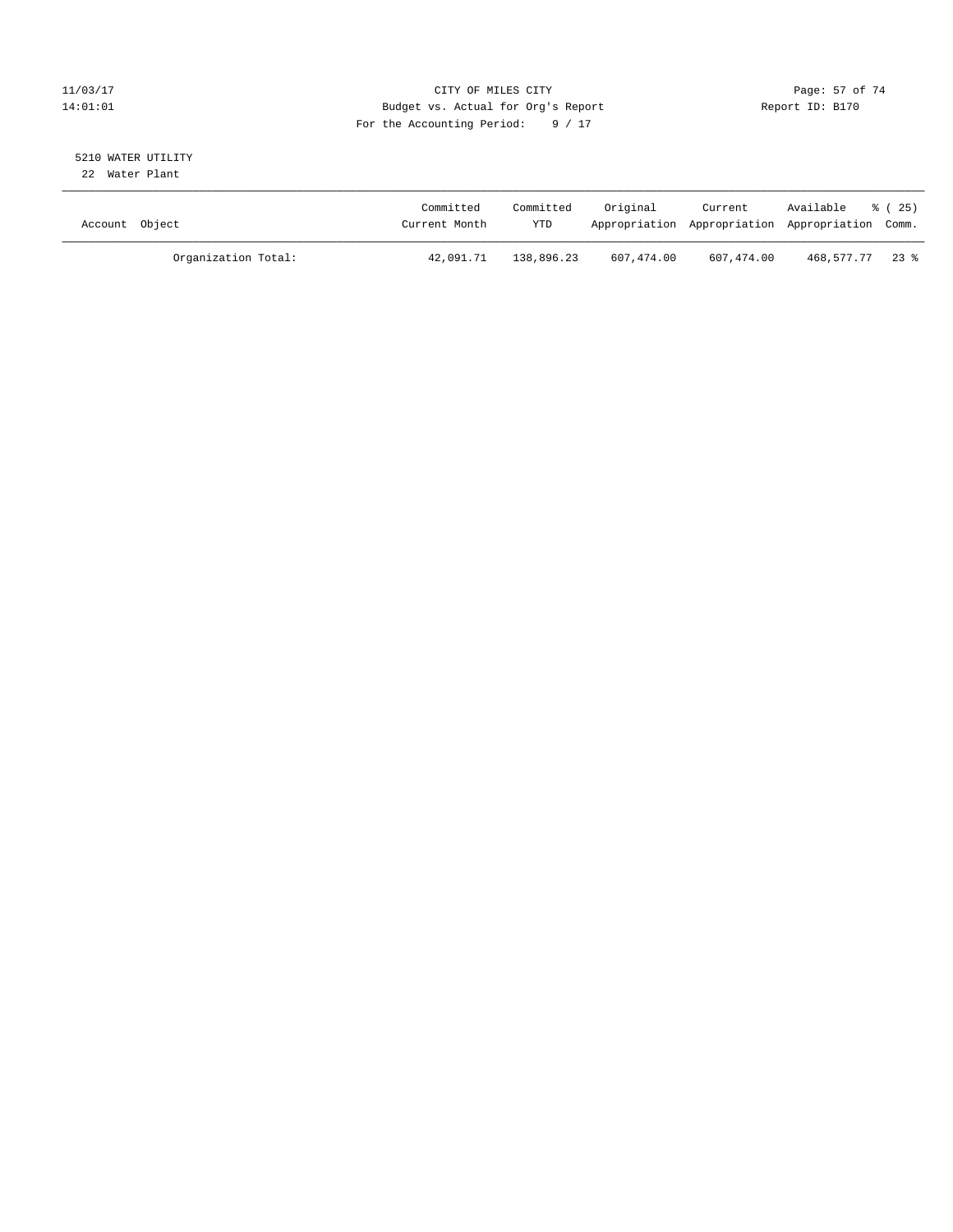CITY OF MILES CITY
Budget vs. Actual for Org's Report
For the Accounting Period: 9 / 17

5210 WATER UTILITY
22 Water Plant

| Account Object | Committed Current Month | Committed YTD | Original Appropriation | Current Appropriation | Available Appropriation | % ( 25) Comm. |
|---|---|---|---|---|---|---|
| Organization Total: | 42,091.71 | 138,896.23 | 607,474.00 | 607,474.00 | 468,577.77 | 23 % |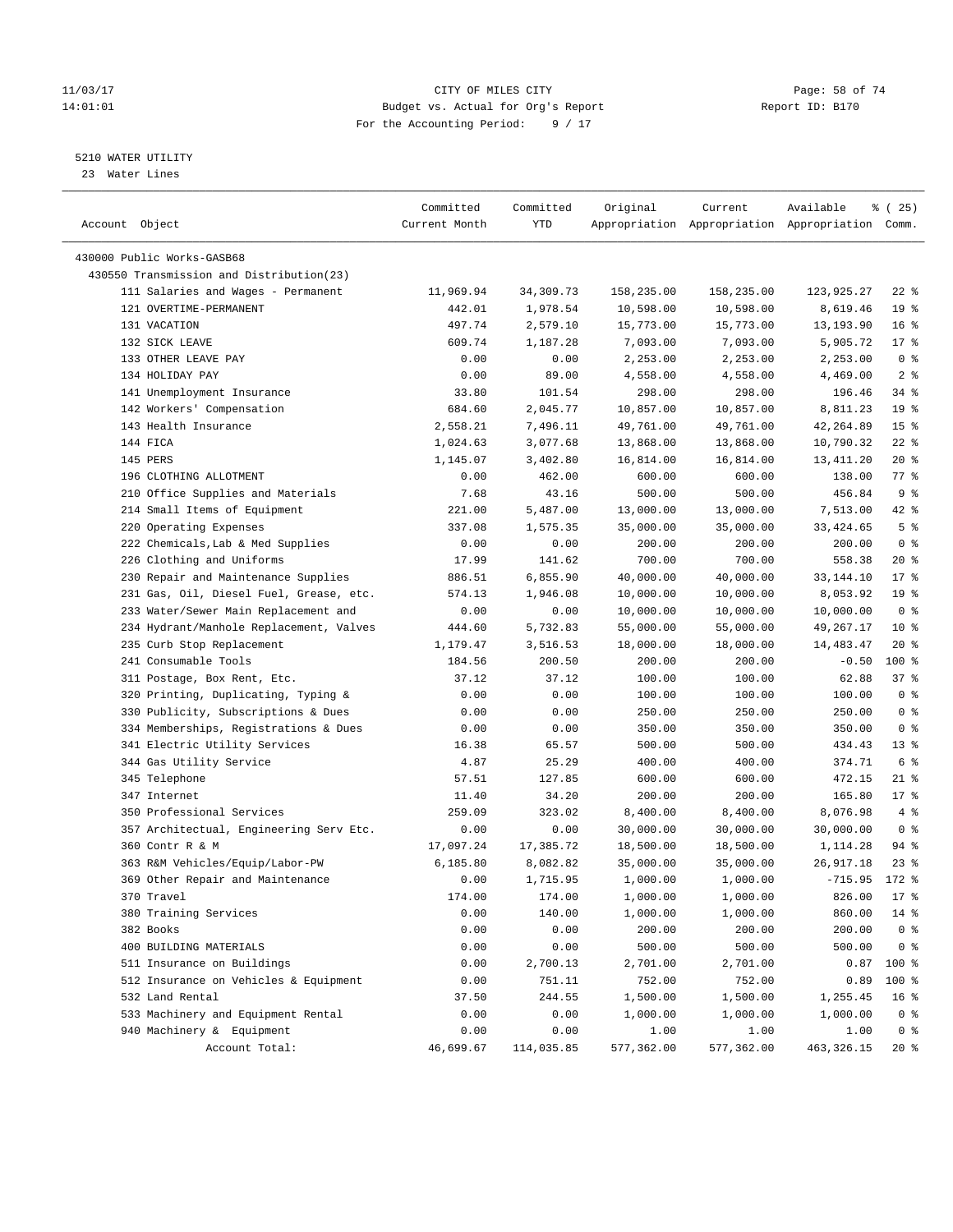11/03/17 CITY OF MILES CITY
14:01:01 Budget vs. Actual for Org's Report Report ID: B170
For the Accounting Period: 9 / 17

5210 WATER UTILITY
23 Water Lines

| Account Object | Committed Current Month | Committed YTD | Original Appropriation | Current Appropriation | Available Appropriation | % ( 25) Comm. |
|---|---|---|---|---|---|---|
| 430000 Public Works-GASB68 | | | | | | |
| 430550 Transmission and Distribution(23) | | | | | | |
| 111 Salaries and Wages - Permanent | 11,969.94 | 34,309.73 | 158,235.00 | 158,235.00 | 123,925.27 | 22 % |
| 121 OVERTIME-PERMANENT | 442.01 | 1,978.54 | 10,598.00 | 10,598.00 | 8,619.46 | 19 % |
| 131 VACATION | 497.74 | 2,579.10 | 15,773.00 | 15,773.00 | 13,193.90 | 16 % |
| 132 SICK LEAVE | 609.74 | 1,187.28 | 7,093.00 | 7,093.00 | 5,905.72 | 17 % |
| 133 OTHER LEAVE PAY | 0.00 | 0.00 | 2,253.00 | 2,253.00 | 2,253.00 | 0 % |
| 134 HOLIDAY PAY | 0.00 | 89.00 | 4,558.00 | 4,558.00 | 4,469.00 | 2 % |
| 141 Unemployment Insurance | 33.80 | 101.54 | 298.00 | 298.00 | 196.46 | 34 % |
| 142 Workers' Compensation | 684.60 | 2,045.77 | 10,857.00 | 10,857.00 | 8,811.23 | 19 % |
| 143 Health Insurance | 2,558.21 | 7,496.11 | 49,761.00 | 49,761.00 | 42,264.89 | 15 % |
| 144 FICA | 1,024.63 | 3,077.68 | 13,868.00 | 13,868.00 | 10,790.32 | 22 % |
| 145 PERS | 1,145.07 | 3,402.80 | 16,814.00 | 16,814.00 | 13,411.20 | 20 % |
| 196 CLOTHING ALLOTMENT | 0.00 | 462.00 | 600.00 | 600.00 | 138.00 | 77 % |
| 210 Office Supplies and Materials | 7.68 | 43.16 | 500.00 | 500.00 | 456.84 | 9 % |
| 214 Small Items of Equipment | 221.00 | 5,487.00 | 13,000.00 | 13,000.00 | 7,513.00 | 42 % |
| 220 Operating Expenses | 337.08 | 1,575.35 | 35,000.00 | 35,000.00 | 33,424.65 | 5 % |
| 222 Chemicals,Lab & Med Supplies | 0.00 | 0.00 | 200.00 | 200.00 | 200.00 | 0 % |
| 226 Clothing and Uniforms | 17.99 | 141.62 | 700.00 | 700.00 | 558.38 | 20 % |
| 230 Repair and Maintenance Supplies | 886.51 | 6,855.90 | 40,000.00 | 40,000.00 | 33,144.10 | 17 % |
| 231 Gas, Oil, Diesel Fuel, Grease, etc. | 574.13 | 1,946.08 | 10,000.00 | 10,000.00 | 8,053.92 | 19 % |
| 233 Water/Sewer Main Replacement and | 0.00 | 0.00 | 10,000.00 | 10,000.00 | 10,000.00 | 0 % |
| 234 Hydrant/Manhole Replacement, Valves | 444.60 | 5,732.83 | 55,000.00 | 55,000.00 | 49,267.17 | 10 % |
| 235 Curb Stop Replacement | 1,179.47 | 3,516.53 | 18,000.00 | 18,000.00 | 14,483.47 | 20 % |
| 241 Consumable Tools | 184.56 | 200.50 | 200.00 | 200.00 | -0.50 | 100 % |
| 311 Postage, Box Rent, Etc. | 37.12 | 37.12 | 100.00 | 100.00 | 62.88 | 37 % |
| 320 Printing, Duplicating, Typing & | 0.00 | 0.00 | 100.00 | 100.00 | 100.00 | 0 % |
| 330 Publicity, Subscriptions & Dues | 0.00 | 0.00 | 250.00 | 250.00 | 250.00 | 0 % |
| 334 Memberships, Registrations & Dues | 0.00 | 0.00 | 350.00 | 350.00 | 350.00 | 0 % |
| 341 Electric Utility Services | 16.38 | 65.57 | 500.00 | 500.00 | 434.43 | 13 % |
| 344 Gas Utility Service | 4.87 | 25.29 | 400.00 | 400.00 | 374.71 | 6 % |
| 345 Telephone | 57.51 | 127.85 | 600.00 | 600.00 | 472.15 | 21 % |
| 347 Internet | 11.40 | 34.20 | 200.00 | 200.00 | 165.80 | 17 % |
| 350 Professional Services | 259.09 | 323.02 | 8,400.00 | 8,400.00 | 8,076.98 | 4 % |
| 357 Architectual, Engineering Serv Etc. | 0.00 | 0.00 | 30,000.00 | 30,000.00 | 30,000.00 | 0 % |
| 360 Contr R & M | 17,097.24 | 17,385.72 | 18,500.00 | 18,500.00 | 1,114.28 | 94 % |
| 363 R&M Vehicles/Equip/Labor-PW | 6,185.80 | 8,082.82 | 35,000.00 | 35,000.00 | 26,917.18 | 23 % |
| 369 Other Repair and Maintenance | 0.00 | 1,715.95 | 1,000.00 | 1,000.00 | -715.95 | 172 % |
| 370 Travel | 174.00 | 174.00 | 1,000.00 | 1,000.00 | 826.00 | 17 % |
| 380 Training Services | 0.00 | 140.00 | 1,000.00 | 1,000.00 | 860.00 | 14 % |
| 382 Books | 0.00 | 0.00 | 200.00 | 200.00 | 200.00 | 0 % |
| 400 BUILDING MATERIALS | 0.00 | 0.00 | 500.00 | 500.00 | 500.00 | 0 % |
| 511 Insurance on Buildings | 0.00 | 2,700.13 | 2,701.00 | 2,701.00 | 0.87 | 100 % |
| 512 Insurance on Vehicles & Equipment | 0.00 | 751.11 | 752.00 | 752.00 | 0.89 | 100 % |
| 532 Land Rental | 37.50 | 244.55 | 1,500.00 | 1,500.00 | 1,255.45 | 16 % |
| 533 Machinery and Equipment Rental | 0.00 | 0.00 | 1,000.00 | 1,000.00 | 1,000.00 | 0 % |
| 940 Machinery & Equipment | 0.00 | 0.00 | 1.00 | 1.00 | 1.00 | 0 % |
| Account Total: | 46,699.67 | 114,035.85 | 577,362.00 | 577,362.00 | 463,326.15 | 20 % |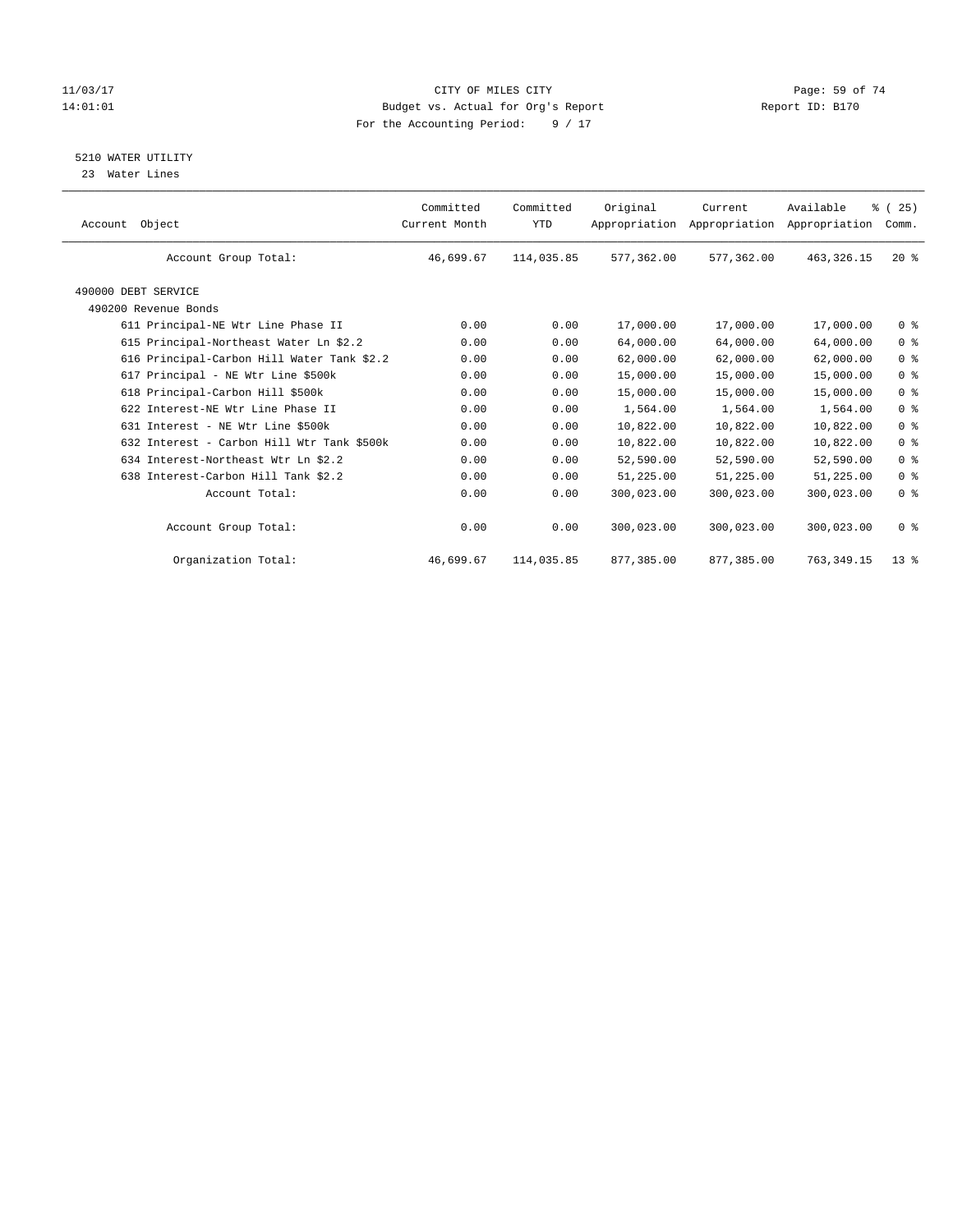CITY OF MILES CITY
Budget vs. Actual for Org's Report
For the Accounting Period: 9 / 17

## 5210 WATER UTILITY

23 Water Lines

| Account Object | Committed Current Month | Committed YTD | Original Appropriation | Current Appropriation | Available Appropriation | % ( 25) Comm. |
|---|---|---|---|---|---|---|
| Account Group Total: | 46,699.67 | 114,035.85 | 577,362.00 | 577,362.00 | 463,326.15 | 20 % |
| 490000 DEBT SERVICE | | | | | | |
| 490200 Revenue Bonds | | | | | | |
| 611 Principal-NE Wtr Line Phase II | 0.00 | 0.00 | 17,000.00 | 17,000.00 | 17,000.00 | 0 % |
| 615 Principal-Northeast Water Ln $2.2 | 0.00 | 0.00 | 64,000.00 | 64,000.00 | 64,000.00 | 0 % |
| 616 Principal-Carbon Hill Water Tank $2.2 | 0.00 | 0.00 | 62,000.00 | 62,000.00 | 62,000.00 | 0 % |
| 617 Principal - NE Wtr Line $500k | 0.00 | 0.00 | 15,000.00 | 15,000.00 | 15,000.00 | 0 % |
| 618 Principal-Carbon Hill $500k | 0.00 | 0.00 | 15,000.00 | 15,000.00 | 15,000.00 | 0 % |
| 622 Interest-NE Wtr Line Phase II | 0.00 | 0.00 | 1,564.00 | 1,564.00 | 1,564.00 | 0 % |
| 631 Interest - NE Wtr Line $500k | 0.00 | 0.00 | 10,822.00 | 10,822.00 | 10,822.00 | 0 % |
| 632 Interest - Carbon Hill Wtr Tank $500k | 0.00 | 0.00 | 10,822.00 | 10,822.00 | 10,822.00 | 0 % |
| 634 Interest-Northeast Wtr Ln $2.2 | 0.00 | 0.00 | 52,590.00 | 52,590.00 | 52,590.00 | 0 % |
| 638 Interest-Carbon Hill Tank $2.2 | 0.00 | 0.00 | 51,225.00 | 51,225.00 | 51,225.00 | 0 % |
| Account Total: | 0.00 | 0.00 | 300,023.00 | 300,023.00 | 300,023.00 | 0 % |
| Account Group Total: | 0.00 | 0.00 | 300,023.00 | 300,023.00 | 300,023.00 | 0 % |
| Organization Total: | 46,699.67 | 114,035.85 | 877,385.00 | 877,385.00 | 763,349.15 | 13 % |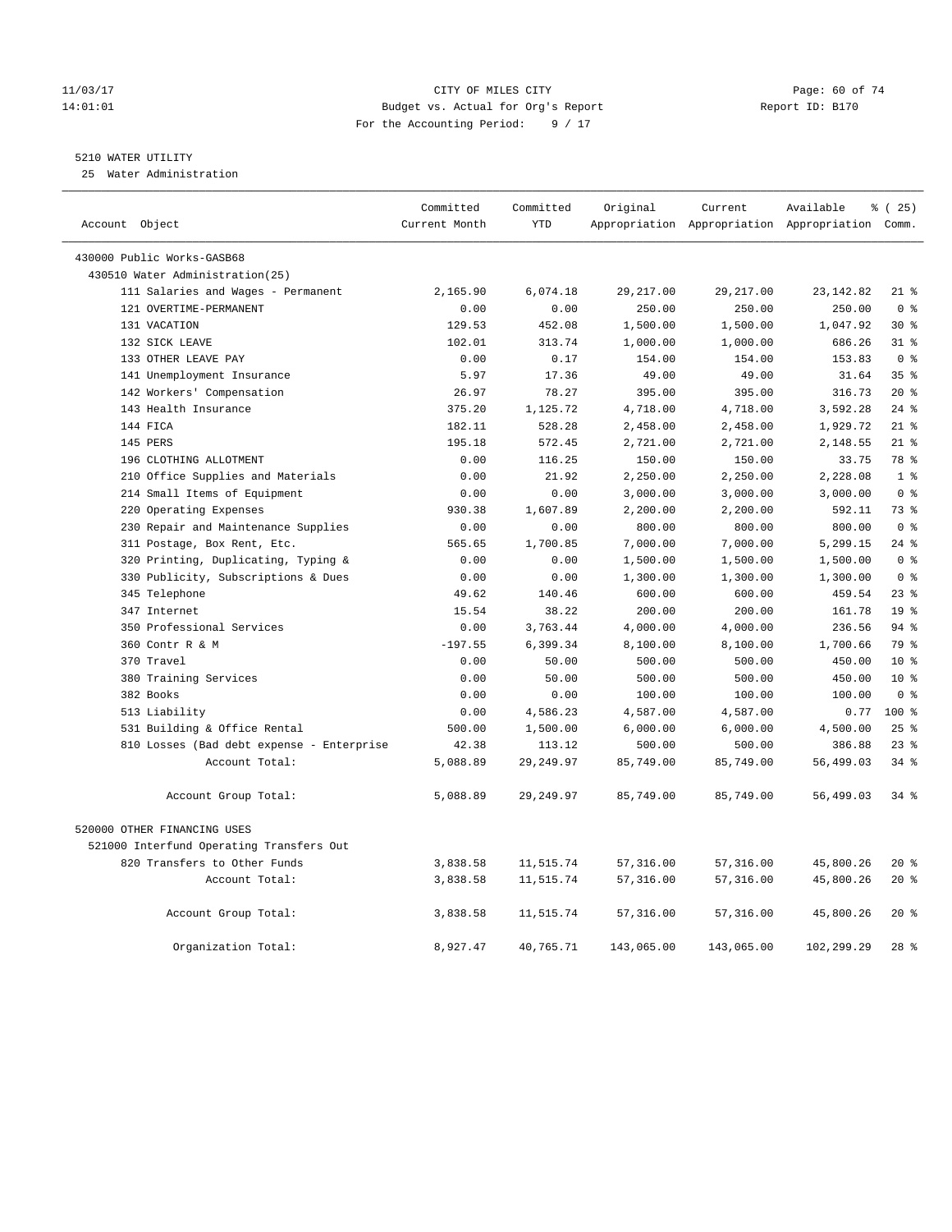CITY OF MILES CITY
Budget vs. Actual for Org's Report
For the Accounting Period: 9 / 17

Report ID: B170

## 5210 WATER UTILITY

25 Water Administration

| Account Object | Committed Current Month | Committed YTD | Original Appropriation | Current Appropriation | Available Appropriation | % ( 25) Comm. |
|---|---|---|---|---|---|---|
| 430000 Public Works-GASB68 | | | | | | |
| 430510 Water Administration(25) | | | | | | |
| 111 Salaries and Wages - Permanent | 2,165.90 | 6,074.18 | 29,217.00 | 29,217.00 | 23,142.82 | 21 % |
| 121 OVERTIME-PERMANENT | 0.00 | 0.00 | 250.00 | 250.00 | 250.00 | 0 % |
| 131 VACATION | 129.53 | 452.08 | 1,500.00 | 1,500.00 | 1,047.92 | 30 % |
| 132 SICK LEAVE | 102.01 | 313.74 | 1,000.00 | 1,000.00 | 686.26 | 31 % |
| 133 OTHER LEAVE PAY | 0.00 | 0.17 | 154.00 | 154.00 | 153.83 | 0 % |
| 141 Unemployment Insurance | 5.97 | 17.36 | 49.00 | 49.00 | 31.64 | 35 % |
| 142 Workers' Compensation | 26.97 | 78.27 | 395.00 | 395.00 | 316.73 | 20 % |
| 143 Health Insurance | 375.20 | 1,125.72 | 4,718.00 | 4,718.00 | 3,592.28 | 24 % |
| 144 FICA | 182.11 | 528.28 | 2,458.00 | 2,458.00 | 1,929.72 | 21 % |
| 145 PERS | 195.18 | 572.45 | 2,721.00 | 2,721.00 | 2,148.55 | 21 % |
| 196 CLOTHING ALLOTMENT | 0.00 | 116.25 | 150.00 | 150.00 | 33.75 | 78 % |
| 210 Office Supplies and Materials | 0.00 | 21.92 | 2,250.00 | 2,250.00 | 2,228.08 | 1 % |
| 214 Small Items of Equipment | 0.00 | 0.00 | 3,000.00 | 3,000.00 | 3,000.00 | 0 % |
| 220 Operating Expenses | 930.38 | 1,607.89 | 2,200.00 | 2,200.00 | 592.11 | 73 % |
| 230 Repair and Maintenance Supplies | 0.00 | 0.00 | 800.00 | 800.00 | 800.00 | 0 % |
| 311 Postage, Box Rent, Etc. | 565.65 | 1,700.85 | 7,000.00 | 7,000.00 | 5,299.15 | 24 % |
| 320 Printing, Duplicating, Typing & | 0.00 | 0.00 | 1,500.00 | 1,500.00 | 1,500.00 | 0 % |
| 330 Publicity, Subscriptions & Dues | 0.00 | 0.00 | 1,300.00 | 1,300.00 | 1,300.00 | 0 % |
| 345 Telephone | 49.62 | 140.46 | 600.00 | 600.00 | 459.54 | 23 % |
| 347 Internet | 15.54 | 38.22 | 200.00 | 200.00 | 161.78 | 19 % |
| 350 Professional Services | 0.00 | 3,763.44 | 4,000.00 | 4,000.00 | 236.56 | 94 % |
| 360 Contr R & M | -197.55 | 6,399.34 | 8,100.00 | 8,100.00 | 1,700.66 | 79 % |
| 370 Travel | 0.00 | 50.00 | 500.00 | 500.00 | 450.00 | 10 % |
| 380 Training Services | 0.00 | 50.00 | 500.00 | 500.00 | 450.00 | 10 % |
| 382 Books | 0.00 | 0.00 | 100.00 | 100.00 | 100.00 | 0 % |
| 513 Liability | 0.00 | 4,586.23 | 4,587.00 | 4,587.00 | 0.77 | 100 % |
| 531 Building & Office Rental | 500.00 | 1,500.00 | 6,000.00 | 6,000.00 | 4,500.00 | 25 % |
| 810 Losses (Bad debt expense - Enterprise | 42.38 | 113.12 | 500.00 | 500.00 | 386.88 | 23 % |
| Account Total: | 5,088.89 | 29,249.97 | 85,749.00 | 85,749.00 | 56,499.03 | 34 % |
| Account Group Total: | 5,088.89 | 29,249.97 | 85,749.00 | 85,749.00 | 56,499.03 | 34 % |
| 520000 OTHER FINANCING USES | | | | | | |
| 521000 Interfund Operating Transfers Out | | | | | | |
| 820 Transfers to Other Funds | 3,838.58 | 11,515.74 | 57,316.00 | 57,316.00 | 45,800.26 | 20 % |
| Account Total: | 3,838.58 | 11,515.74 | 57,316.00 | 57,316.00 | 45,800.26 | 20 % |
| Account Group Total: | 3,838.58 | 11,515.74 | 57,316.00 | 57,316.00 | 45,800.26 | 20 % |
| Organization Total: | 8,927.47 | 40,765.71 | 143,065.00 | 143,065.00 | 102,299.29 | 28 % |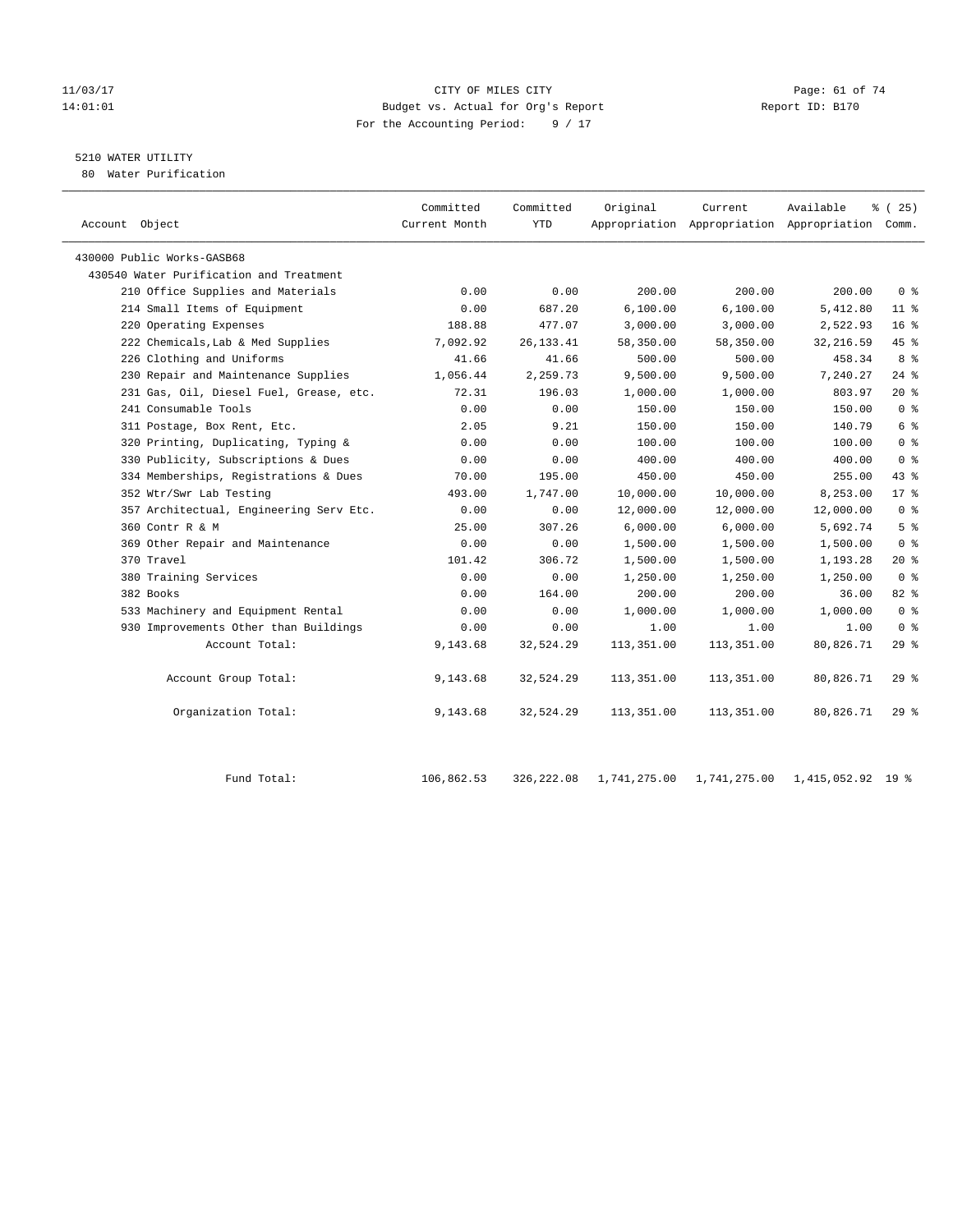CITY OF MILES CITY
Budget vs. Actual for Org's Report
For the Accounting Period: 9 / 17

11/03/17
14:01:01

Report ID: B170

## 5210 WATER UTILITY

80 Water Purification

| Account Object | Committed Current Month | Committed YTD | Original Appropriation | Current Appropriation | Available Appropriation | % ( 25) Comm. |
|---|---|---|---|---|---|---|
| 430000 Public Works-GASB68 | | | | | | |
| 430540 Water Purification and Treatment | | | | | | |
| 210 Office Supplies and Materials | 0.00 | 0.00 | 200.00 | 200.00 | 200.00 | 0 % |
| 214 Small Items of Equipment | 0.00 | 687.20 | 6,100.00 | 6,100.00 | 5,412.80 | 11 % |
| 220 Operating Expenses | 188.88 | 477.07 | 3,000.00 | 3,000.00 | 2,522.93 | 16 % |
| 222 Chemicals,Lab & Med Supplies | 7,092.92 | 26,133.41 | 58,350.00 | 58,350.00 | 32,216.59 | 45 % |
| 226 Clothing and Uniforms | 41.66 | 41.66 | 500.00 | 500.00 | 458.34 | 8 % |
| 230 Repair and Maintenance Supplies | 1,056.44 | 2,259.73 | 9,500.00 | 9,500.00 | 7,240.27 | 24 % |
| 231 Gas, Oil, Diesel Fuel, Grease, etc. | 72.31 | 196.03 | 1,000.00 | 1,000.00 | 803.97 | 20 % |
| 241 Consumable Tools | 0.00 | 0.00 | 150.00 | 150.00 | 150.00 | 0 % |
| 311 Postage, Box Rent, Etc. | 2.05 | 9.21 | 150.00 | 150.00 | 140.79 | 6 % |
| 320 Printing, Duplicating, Typing & | 0.00 | 0.00 | 100.00 | 100.00 | 100.00 | 0 % |
| 330 Publicity, Subscriptions & Dues | 0.00 | 0.00 | 400.00 | 400.00 | 400.00 | 0 % |
| 334 Memberships, Registrations & Dues | 70.00 | 195.00 | 450.00 | 450.00 | 255.00 | 43 % |
| 352 Wtr/Swr Lab Testing | 493.00 | 1,747.00 | 10,000.00 | 10,000.00 | 8,253.00 | 17 % |
| 357 Architectual, Engineering Serv Etc. | 0.00 | 0.00 | 12,000.00 | 12,000.00 | 12,000.00 | 0 % |
| 360 Contr R & M | 25.00 | 307.26 | 6,000.00 | 6,000.00 | 5,692.74 | 5 % |
| 369 Other Repair and Maintenance | 0.00 | 0.00 | 1,500.00 | 1,500.00 | 1,500.00 | 0 % |
| 370 Travel | 101.42 | 306.72 | 1,500.00 | 1,500.00 | 1,193.28 | 20 % |
| 380 Training Services | 0.00 | 0.00 | 1,250.00 | 1,250.00 | 1,250.00 | 0 % |
| 382 Books | 0.00 | 164.00 | 200.00 | 200.00 | 36.00 | 82 % |
| 533 Machinery and Equipment Rental | 0.00 | 0.00 | 1,000.00 | 1,000.00 | 1,000.00 | 0 % |
| 930 Improvements Other than Buildings | 0.00 | 0.00 | 1.00 | 1.00 | 1.00 | 0 % |
| Account Total: | 9,143.68 | 32,524.29 | 113,351.00 | 113,351.00 | 80,826.71 | 29 % |
| Account Group Total: | 9,143.68 | 32,524.29 | 113,351.00 | 113,351.00 | 80,826.71 | 29 % |
| Organization Total: | 9,143.68 | 32,524.29 | 113,351.00 | 113,351.00 | 80,826.71 | 29 % |
| Fund Total: | 106,862.53 | 326,222.08 | 1,741,275.00 | 1,741,275.00 | 1,415,052.92 | 19 % |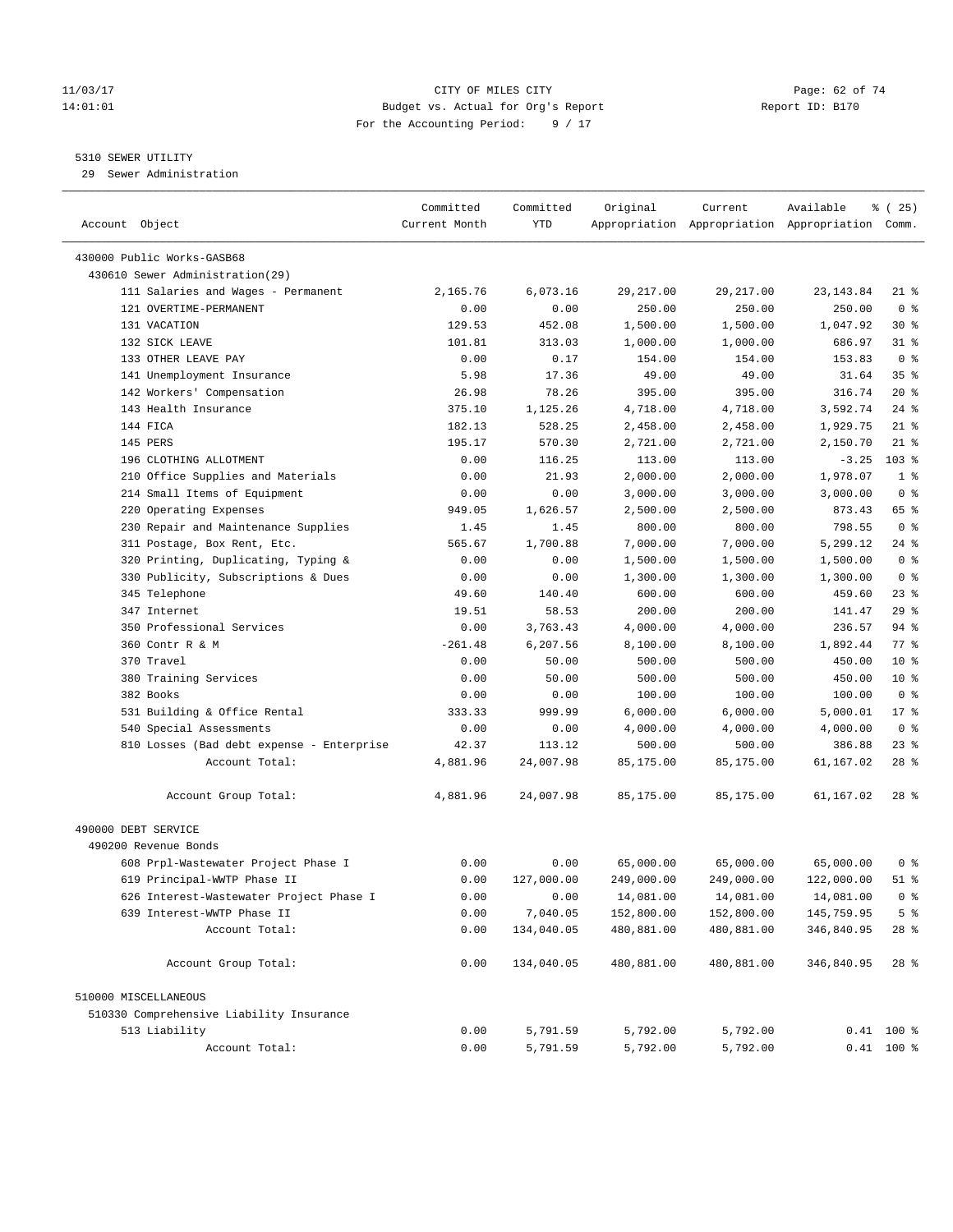11/03/17 CITY OF MILES CITY
14:01:01 Budget vs. Actual for Org's Report Report ID: B170
For the Accounting Period: 9 / 17

5310 SEWER UTILITY
29 Sewer Administration

| Account Object | Committed Current Month | Committed YTD | Original Appropriation | Current Appropriation | Available Appropriation | % ( 25) Comm. |
|---|---|---|---|---|---|---|
| 430000 Public Works-GASB68 | | | | | | |
| 430610 Sewer Administration(29) | | | | | | |
| 111 Salaries and Wages - Permanent | 2,165.76 | 6,073.16 | 29,217.00 | 29,217.00 | 23,143.84 | 21 % |
| 121 OVERTIME-PERMANENT | 0.00 | 0.00 | 250.00 | 250.00 | 250.00 | 0 % |
| 131 VACATION | 129.53 | 452.08 | 1,500.00 | 1,500.00 | 1,047.92 | 30 % |
| 132 SICK LEAVE | 101.81 | 313.03 | 1,000.00 | 1,000.00 | 686.97 | 31 % |
| 133 OTHER LEAVE PAY | 0.00 | 0.17 | 154.00 | 154.00 | 153.83 | 0 % |
| 141 Unemployment Insurance | 5.98 | 17.36 | 49.00 | 49.00 | 31.64 | 35 % |
| 142 Workers' Compensation | 26.98 | 78.26 | 395.00 | 395.00 | 316.74 | 20 % |
| 143 Health Insurance | 375.10 | 1,125.26 | 4,718.00 | 4,718.00 | 3,592.74 | 24 % |
| 144 FICA | 182.13 | 528.25 | 2,458.00 | 2,458.00 | 1,929.75 | 21 % |
| 145 PERS | 195.17 | 570.30 | 2,721.00 | 2,721.00 | 2,150.70 | 21 % |
| 196 CLOTHING ALLOTMENT | 0.00 | 116.25 | 113.00 | 113.00 | -3.25 | 103 % |
| 210 Office Supplies and Materials | 0.00 | 21.93 | 2,000.00 | 2,000.00 | 1,978.07 | 1 % |
| 214 Small Items of Equipment | 0.00 | 0.00 | 3,000.00 | 3,000.00 | 3,000.00 | 0 % |
| 220 Operating Expenses | 949.05 | 1,626.57 | 2,500.00 | 2,500.00 | 873.43 | 65 % |
| 230 Repair and Maintenance Supplies | 1.45 | 1.45 | 800.00 | 800.00 | 798.55 | 0 % |
| 311 Postage, Box Rent, Etc. | 565.67 | 1,700.88 | 7,000.00 | 7,000.00 | 5,299.12 | 24 % |
| 320 Printing, Duplicating, Typing & | 0.00 | 0.00 | 1,500.00 | 1,500.00 | 1,500.00 | 0 % |
| 330 Publicity, Subscriptions & Dues | 0.00 | 0.00 | 1,300.00 | 1,300.00 | 1,300.00 | 0 % |
| 345 Telephone | 49.60 | 140.40 | 600.00 | 600.00 | 459.60 | 23 % |
| 347 Internet | 19.51 | 58.53 | 200.00 | 200.00 | 141.47 | 29 % |
| 350 Professional Services | 0.00 | 3,763.43 | 4,000.00 | 4,000.00 | 236.57 | 94 % |
| 360 Contr R & M | -261.48 | 6,207.56 | 8,100.00 | 8,100.00 | 1,892.44 | 77 % |
| 370 Travel | 0.00 | 50.00 | 500.00 | 500.00 | 450.00 | 10 % |
| 380 Training Services | 0.00 | 50.00 | 500.00 | 500.00 | 450.00 | 10 % |
| 382 Books | 0.00 | 0.00 | 100.00 | 100.00 | 100.00 | 0 % |
| 531 Building & Office Rental | 333.33 | 999.99 | 6,000.00 | 6,000.00 | 5,000.01 | 17 % |
| 540 Special Assessments | 0.00 | 0.00 | 4,000.00 | 4,000.00 | 4,000.00 | 0 % |
| 810 Losses (Bad debt expense - Enterprise | 42.37 | 113.12 | 500.00 | 500.00 | 386.88 | 23 % |
| Account Total: | 4,881.96 | 24,007.98 | 85,175.00 | 85,175.00 | 61,167.02 | 28 % |
| Account Group Total: | 4,881.96 | 24,007.98 | 85,175.00 | 85,175.00 | 61,167.02 | 28 % |
| 490000 DEBT SERVICE | | | | | | |
| 490200 Revenue Bonds | | | | | | |
| 608 Prpl-Wastewater Project Phase I | 0.00 | 0.00 | 65,000.00 | 65,000.00 | 65,000.00 | 0 % |
| 619 Principal-WWTP Phase II | 0.00 | 127,000.00 | 249,000.00 | 249,000.00 | 122,000.00 | 51 % |
| 626 Interest-Wastewater Project Phase I | 0.00 | 0.00 | 14,081.00 | 14,081.00 | 14,081.00 | 0 % |
| 639 Interest-WWTP Phase II | 0.00 | 7,040.05 | 152,800.00 | 152,800.00 | 145,759.95 | 5 % |
| Account Total: | 0.00 | 134,040.05 | 480,881.00 | 480,881.00 | 346,840.95 | 28 % |
| Account Group Total: | 0.00 | 134,040.05 | 480,881.00 | 480,881.00 | 346,840.95 | 28 % |
| 510000 MISCELLANEOUS | | | | | | |
| 510330 Comprehensive Liability Insurance | | | | | | |
| 513 Liability | 0.00 | 5,791.59 | 5,792.00 | 5,792.00 | 0.41 | 100 % |
| Account Total: | 0.00 | 5,791.59 | 5,792.00 | 5,792.00 | 0.41 | 100 % |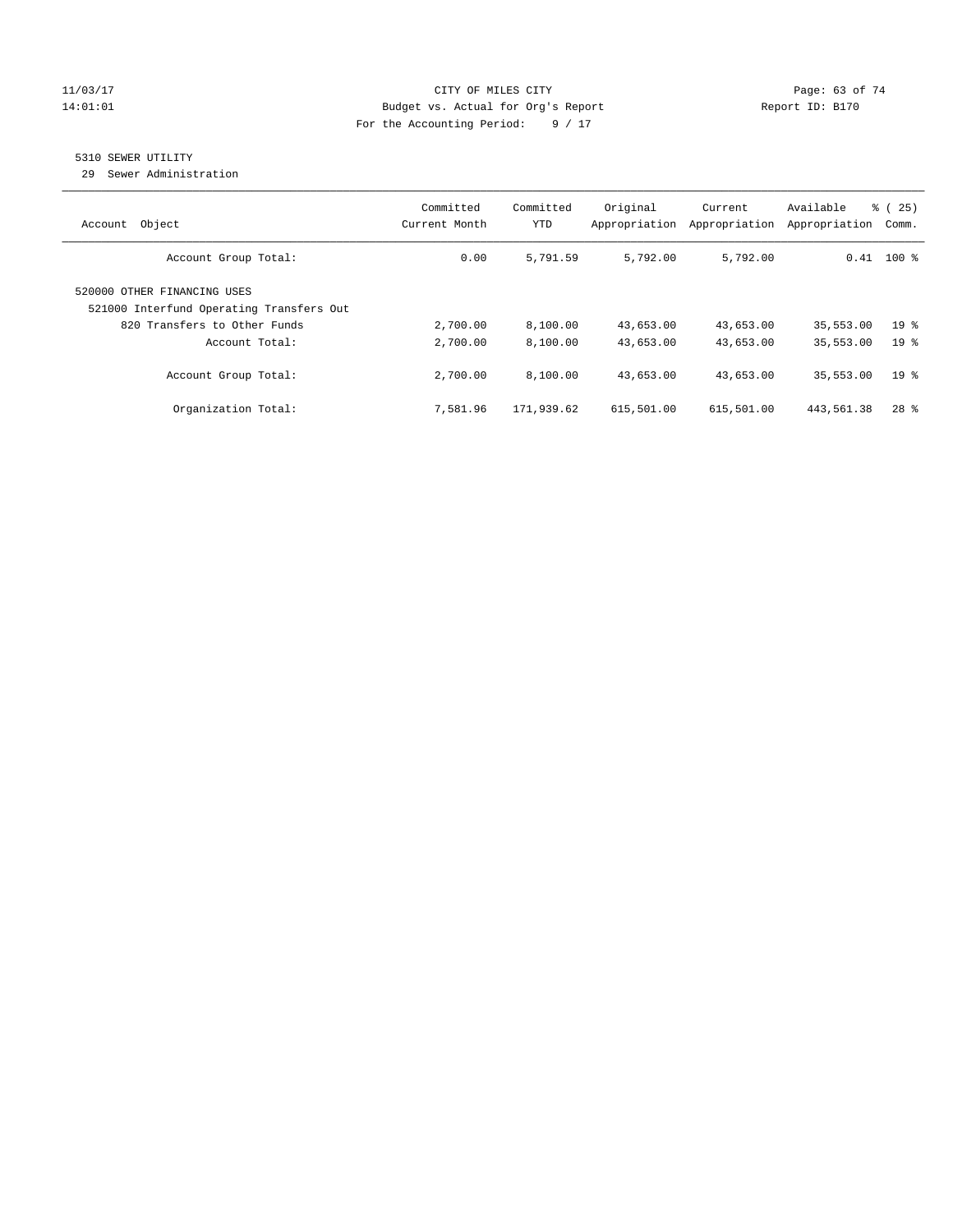CITY OF MILES CITY
Budget vs. Actual for Org's Report
For the Accounting Period: 9 / 17

11/03/17
14:01:01

Report ID: B170

## 5310 SEWER UTILITY

29 Sewer Administration

| Account Object | Committed Current Month | Committed YTD | Original Appropriation | Current Appropriation | Available Appropriation | % ( 25) Comm. |
|---|---|---|---|---|---|---|
| Account Group Total: | 0.00 | 5,791.59 | 5,792.00 | 5,792.00 | 0.41 | 100 % |
| 520000 OTHER FINANCING USES | | | | | | |
| 521000 Interfund Operating Transfers Out | | | | | | |
| 820 Transfers to Other Funds | 2,700.00 | 8,100.00 | 43,653.00 | 43,653.00 | 35,553.00 | 19 % |
| Account Total: | 2,700.00 | 8,100.00 | 43,653.00 | 43,653.00 | 35,553.00 | 19 % |
| Account Group Total: | 2,700.00 | 8,100.00 | 43,653.00 | 43,653.00 | 35,553.00 | 19 % |
| Organization Total: | 7,581.96 | 171,939.62 | 615,501.00 | 615,501.00 | 443,561.38 | 28 % |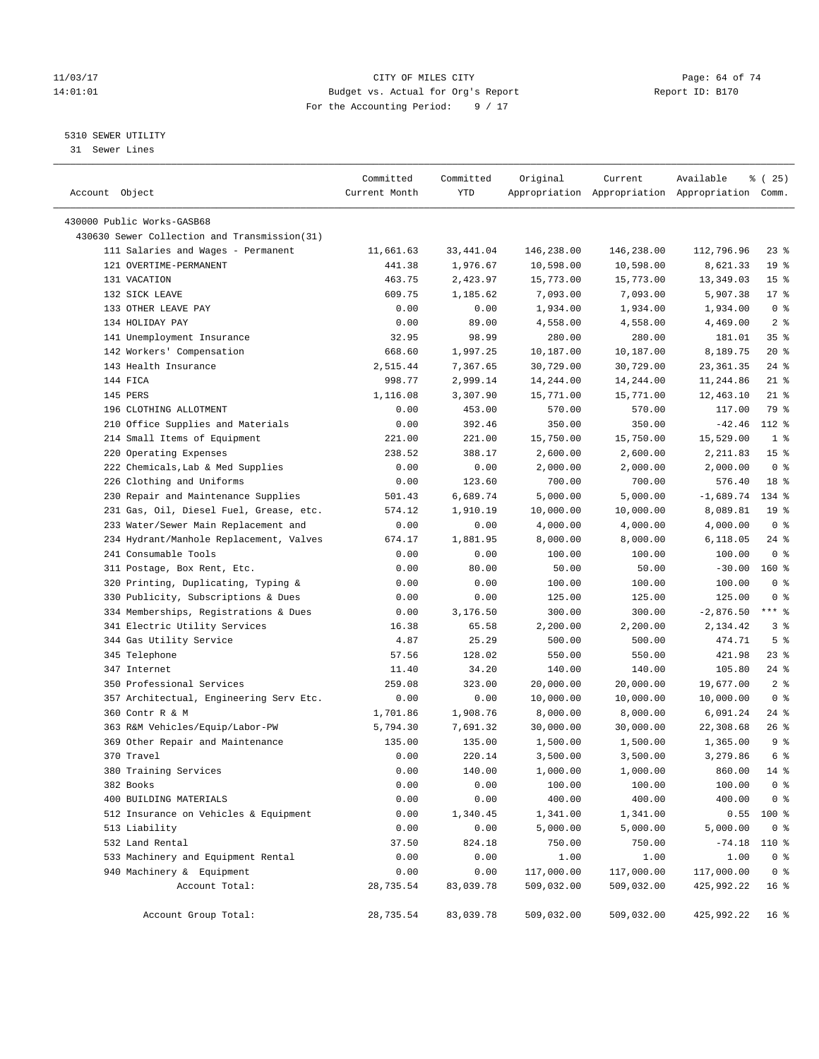CITY OF MILES CITY
Budget vs. Actual for Org's Report
For the Accounting Period: 9 / 17

11/03/17
14:01:01

Report ID: B170

5310 SEWER UTILITY
31 Sewer Lines

| Account Object | Committed Current Month | Committed YTD | Original Appropriation | Current Appropriation | Available Appropriation | % ( 25) Comm. |
|---|---|---|---|---|---|---|
| 430000 Public Works-GASB68 | | | | | | |
| 430630 Sewer Collection and Transmission(31) | | | | | | |
| 111 Salaries and Wages - Permanent | 11,661.63 | 33,441.04 | 146,238.00 | 146,238.00 | 112,796.96 | 23 % |
| 121 OVERTIME-PERMANENT | 441.38 | 1,976.67 | 10,598.00 | 10,598.00 | 8,621.33 | 19 % |
| 131 VACATION | 463.75 | 2,423.97 | 15,773.00 | 15,773.00 | 13,349.03 | 15 % |
| 132 SICK LEAVE | 609.75 | 1,185.62 | 7,093.00 | 7,093.00 | 5,907.38 | 17 % |
| 133 OTHER LEAVE PAY | 0.00 | 0.00 | 1,934.00 | 1,934.00 | 1,934.00 | 0 % |
| 134 HOLIDAY PAY | 0.00 | 89.00 | 4,558.00 | 4,558.00 | 4,469.00 | 2 % |
| 141 Unemployment Insurance | 32.95 | 98.99 | 280.00 | 280.00 | 181.01 | 35 % |
| 142 Workers' Compensation | 668.60 | 1,997.25 | 10,187.00 | 10,187.00 | 8,189.75 | 20 % |
| 143 Health Insurance | 2,515.44 | 7,367.65 | 30,729.00 | 30,729.00 | 23,361.35 | 24 % |
| 144 FICA | 998.77 | 2,999.14 | 14,244.00 | 14,244.00 | 11,244.86 | 21 % |
| 145 PERS | 1,116.08 | 3,307.90 | 15,771.00 | 15,771.00 | 12,463.10 | 21 % |
| 196 CLOTHING ALLOTMENT | 0.00 | 453.00 | 570.00 | 570.00 | 117.00 | 79 % |
| 210 Office Supplies and Materials | 0.00 | 392.46 | 350.00 | 350.00 | -42.46 | 112 % |
| 214 Small Items of Equipment | 221.00 | 221.00 | 15,750.00 | 15,750.00 | 15,529.00 | 1 % |
| 220 Operating Expenses | 238.52 | 388.17 | 2,600.00 | 2,600.00 | 2,211.83 | 15 % |
| 222 Chemicals,Lab & Med Supplies | 0.00 | 0.00 | 2,000.00 | 2,000.00 | 2,000.00 | 0 % |
| 226 Clothing and Uniforms | 0.00 | 123.60 | 700.00 | 700.00 | 576.40 | 18 % |
| 230 Repair and Maintenance Supplies | 501.43 | 6,689.74 | 5,000.00 | 5,000.00 | -1,689.74 | 134 % |
| 231 Gas, Oil, Diesel Fuel, Grease, etc. | 574.12 | 1,910.19 | 10,000.00 | 10,000.00 | 8,089.81 | 19 % |
| 233 Water/Sewer Main Replacement and | 0.00 | 0.00 | 4,000.00 | 4,000.00 | 4,000.00 | 0 % |
| 234 Hydrant/Manhole Replacement, Valves | 674.17 | 1,881.95 | 8,000.00 | 8,000.00 | 6,118.05 | 24 % |
| 241 Consumable Tools | 0.00 | 0.00 | 100.00 | 100.00 | 100.00 | 0 % |
| 311 Postage, Box Rent, Etc. | 0.00 | 80.00 | 50.00 | 50.00 | -30.00 | 160 % |
| 320 Printing, Duplicating, Typing & | 0.00 | 0.00 | 100.00 | 100.00 | 100.00 | 0 % |
| 330 Publicity, Subscriptions & Dues | 0.00 | 0.00 | 125.00 | 125.00 | 125.00 | 0 % |
| 334 Memberships, Registrations & Dues | 0.00 | 3,176.50 | 300.00 | 300.00 | -2,876.50 | *** % |
| 341 Electric Utility Services | 16.38 | 65.58 | 2,200.00 | 2,200.00 | 2,134.42 | 3 % |
| 344 Gas Utility Service | 4.87 | 25.29 | 500.00 | 500.00 | 474.71 | 5 % |
| 345 Telephone | 57.56 | 128.02 | 550.00 | 550.00 | 421.98 | 23 % |
| 347 Internet | 11.40 | 34.20 | 140.00 | 140.00 | 105.80 | 24 % |
| 350 Professional Services | 259.08 | 323.00 | 20,000.00 | 20,000.00 | 19,677.00 | 2 % |
| 357 Architectual, Engineering Serv Etc. | 0.00 | 0.00 | 10,000.00 | 10,000.00 | 10,000.00 | 0 % |
| 360 Contr R & M | 1,701.86 | 1,908.76 | 8,000.00 | 8,000.00 | 6,091.24 | 24 % |
| 363 R&M Vehicles/Equip/Labor-PW | 5,794.30 | 7,691.32 | 30,000.00 | 30,000.00 | 22,308.68 | 26 % |
| 369 Other Repair and Maintenance | 135.00 | 135.00 | 1,500.00 | 1,500.00 | 1,365.00 | 9 % |
| 370 Travel | 0.00 | 220.14 | 3,500.00 | 3,500.00 | 3,279.86 | 6 % |
| 380 Training Services | 0.00 | 140.00 | 1,000.00 | 1,000.00 | 860.00 | 14 % |
| 382 Books | 0.00 | 0.00 | 100.00 | 100.00 | 100.00 | 0 % |
| 400 BUILDING MATERIALS | 0.00 | 0.00 | 400.00 | 400.00 | 400.00 | 0 % |
| 512 Insurance on Vehicles & Equipment | 0.00 | 1,340.45 | 1,341.00 | 1,341.00 | 0.55 | 100 % |
| 513 Liability | 0.00 | 0.00 | 5,000.00 | 5,000.00 | 5,000.00 | 0 % |
| 532 Land Rental | 37.50 | 824.18 | 750.00 | 750.00 | -74.18 | 110 % |
| 533 Machinery and Equipment Rental | 0.00 | 0.00 | 1.00 | 1.00 | 1.00 | 0 % |
| 940 Machinery & Equipment | 0.00 | 0.00 | 117,000.00 | 117,000.00 | 117,000.00 | 0 % |
| Account Total: | 28,735.54 | 83,039.78 | 509,032.00 | 509,032.00 | 425,992.22 | 16 % |
| Account Group Total: | 28,735.54 | 83,039.78 | 509,032.00 | 509,032.00 | 425,992.22 | 16 % |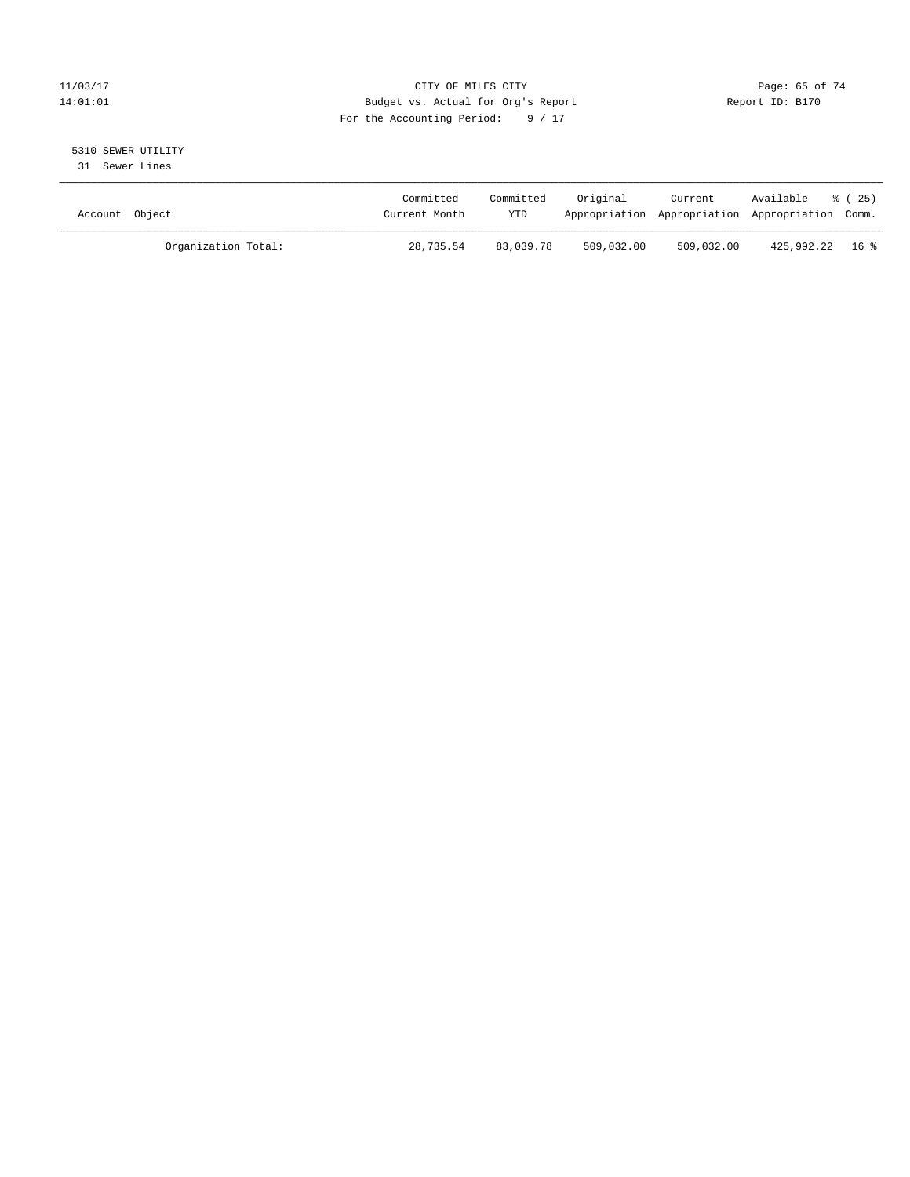CITY OF MILES CITY

Budget vs. Actual for Org's Report

For the Accounting Period: 9 / 17

Report ID: B170

11/03/17
14:01:01

5310 SEWER UTILITY

31 Sewer Lines

| Account Object | Committed Current Month | Committed YTD | Original Appropriation | Current Appropriation | Available Appropriation | % ( 25) Comm. |
|---|---|---|---|---|---|---|
| Organization Total: | 28,735.54 | 83,039.78 | 509,032.00 | 509,032.00 | 425,992.22 | 16 % |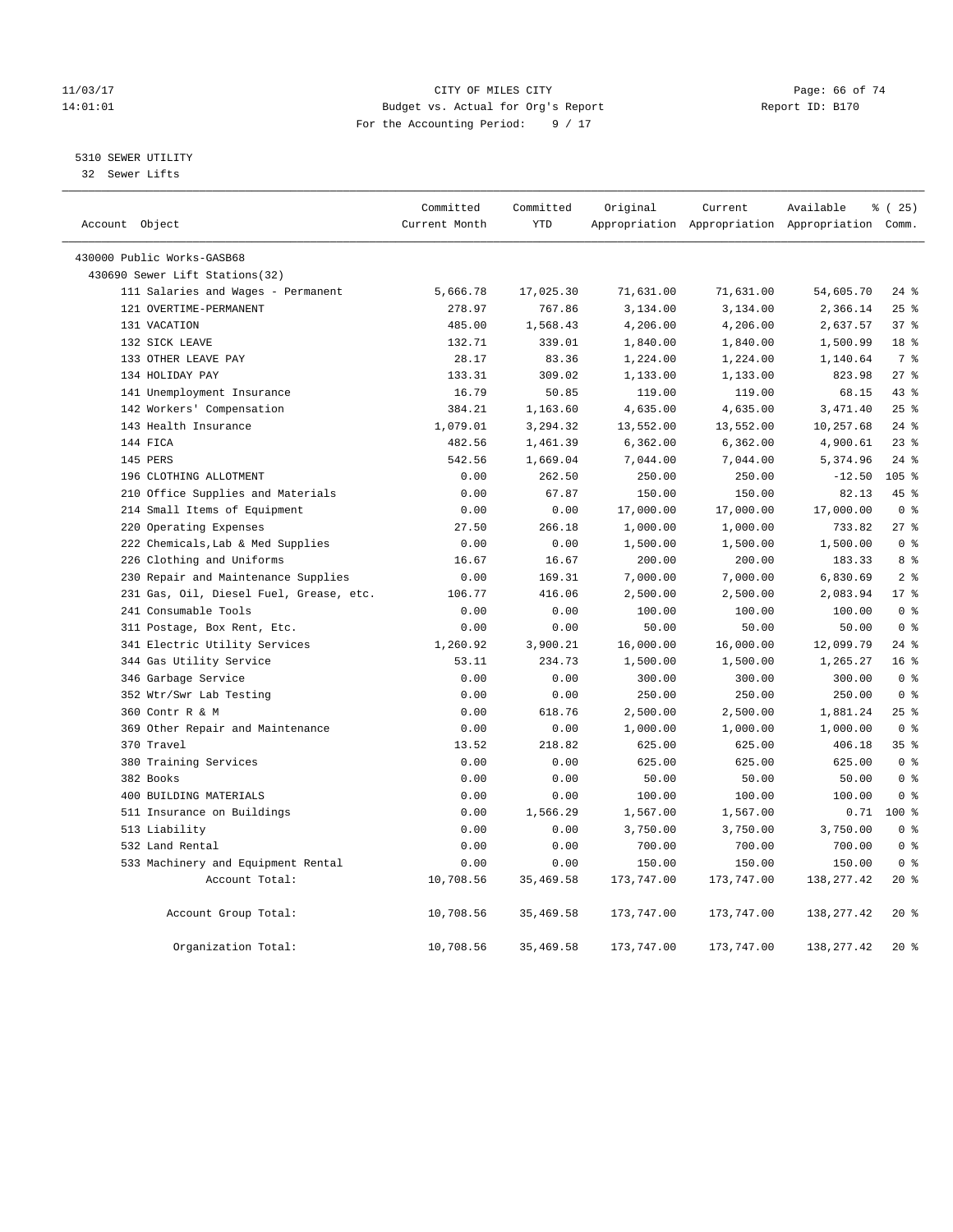CITY OF MILES CITY
Budget vs. Actual for Org's Report
For the Accounting Period: 9 / 17

11/03/17
14:01:01

Report ID: B170

5310 SEWER UTILITY
32 Sewer Lifts

| Account Object | Committed Current Month | Committed YTD | Original Appropriation | Current Appropriation | Available Appropriation | % ( 25) Comm. |
|---|---|---|---|---|---|---|
| 430000 Public Works-GASB68 | | | | | | |
| 430690 Sewer Lift Stations(32) | | | | | | |
| 111 Salaries and Wages - Permanent | 5,666.78 | 17,025.30 | 71,631.00 | 71,631.00 | 54,605.70 | 24 % |
| 121 OVERTIME-PERMANENT | 278.97 | 767.86 | 3,134.00 | 3,134.00 | 2,366.14 | 25 % |
| 131 VACATION | 485.00 | 1,568.43 | 4,206.00 | 4,206.00 | 2,637.57 | 37 % |
| 132 SICK LEAVE | 132.71 | 339.01 | 1,840.00 | 1,840.00 | 1,500.99 | 18 % |
| 133 OTHER LEAVE PAY | 28.17 | 83.36 | 1,224.00 | 1,224.00 | 1,140.64 | 7 % |
| 134 HOLIDAY PAY | 133.31 | 309.02 | 1,133.00 | 1,133.00 | 823.98 | 27 % |
| 141 Unemployment Insurance | 16.79 | 50.85 | 119.00 | 119.00 | 68.15 | 43 % |
| 142 Workers' Compensation | 384.21 | 1,163.60 | 4,635.00 | 4,635.00 | 3,471.40 | 25 % |
| 143 Health Insurance | 1,079.01 | 3,294.32 | 13,552.00 | 13,552.00 | 10,257.68 | 24 % |
| 144 FICA | 482.56 | 1,461.39 | 6,362.00 | 6,362.00 | 4,900.61 | 23 % |
| 145 PERS | 542.56 | 1,669.04 | 7,044.00 | 7,044.00 | 5,374.96 | 24 % |
| 196 CLOTHING ALLOTMENT | 0.00 | 262.50 | 250.00 | 250.00 | -12.50 | 105 % |
| 210 Office Supplies and Materials | 0.00 | 67.87 | 150.00 | 150.00 | 82.13 | 45 % |
| 214 Small Items of Equipment | 0.00 | 0.00 | 17,000.00 | 17,000.00 | 17,000.00 | 0 % |
| 220 Operating Expenses | 27.50 | 266.18 | 1,000.00 | 1,000.00 | 733.82 | 27 % |
| 222 Chemicals,Lab & Med Supplies | 0.00 | 0.00 | 1,500.00 | 1,500.00 | 1,500.00 | 0 % |
| 226 Clothing and Uniforms | 16.67 | 16.67 | 200.00 | 200.00 | 183.33 | 8 % |
| 230 Repair and Maintenance Supplies | 0.00 | 169.31 | 7,000.00 | 7,000.00 | 6,830.69 | 2 % |
| 231 Gas, Oil, Diesel Fuel, Grease, etc. | 106.77 | 416.06 | 2,500.00 | 2,500.00 | 2,083.94 | 17 % |
| 241 Consumable Tools | 0.00 | 0.00 | 100.00 | 100.00 | 100.00 | 0 % |
| 311 Postage, Box Rent, Etc. | 0.00 | 0.00 | 50.00 | 50.00 | 50.00 | 0 % |
| 341 Electric Utility Services | 1,260.92 | 3,900.21 | 16,000.00 | 16,000.00 | 12,099.79 | 24 % |
| 344 Gas Utility Service | 53.11 | 234.73 | 1,500.00 | 1,500.00 | 1,265.27 | 16 % |
| 346 Garbage Service | 0.00 | 0.00 | 300.00 | 300.00 | 300.00 | 0 % |
| 352 Wtr/Swr Lab Testing | 0.00 | 0.00 | 250.00 | 250.00 | 250.00 | 0 % |
| 360 Contr R & M | 0.00 | 618.76 | 2,500.00 | 2,500.00 | 1,881.24 | 25 % |
| 369 Other Repair and Maintenance | 0.00 | 0.00 | 1,000.00 | 1,000.00 | 1,000.00 | 0 % |
| 370 Travel | 13.52 | 218.82 | 625.00 | 625.00 | 406.18 | 35 % |
| 380 Training Services | 0.00 | 0.00 | 625.00 | 625.00 | 625.00 | 0 % |
| 382 Books | 0.00 | 0.00 | 50.00 | 50.00 | 50.00 | 0 % |
| 400 BUILDING MATERIALS | 0.00 | 0.00 | 100.00 | 100.00 | 100.00 | 0 % |
| 511 Insurance on Buildings | 0.00 | 1,566.29 | 1,567.00 | 1,567.00 | 0.71 | 100 % |
| 513 Liability | 0.00 | 0.00 | 3,750.00 | 3,750.00 | 3,750.00 | 0 % |
| 532 Land Rental | 0.00 | 0.00 | 700.00 | 700.00 | 700.00 | 0 % |
| 533 Machinery and Equipment Rental | 0.00 | 0.00 | 150.00 | 150.00 | 150.00 | 0 % |
| Account Total: | 10,708.56 | 35,469.58 | 173,747.00 | 173,747.00 | 138,277.42 | 20 % |
| Account Group Total: | 10,708.56 | 35,469.58 | 173,747.00 | 173,747.00 | 138,277.42 | 20 % |
| Organization Total: | 10,708.56 | 35,469.58 | 173,747.00 | 173,747.00 | 138,277.42 | 20 % |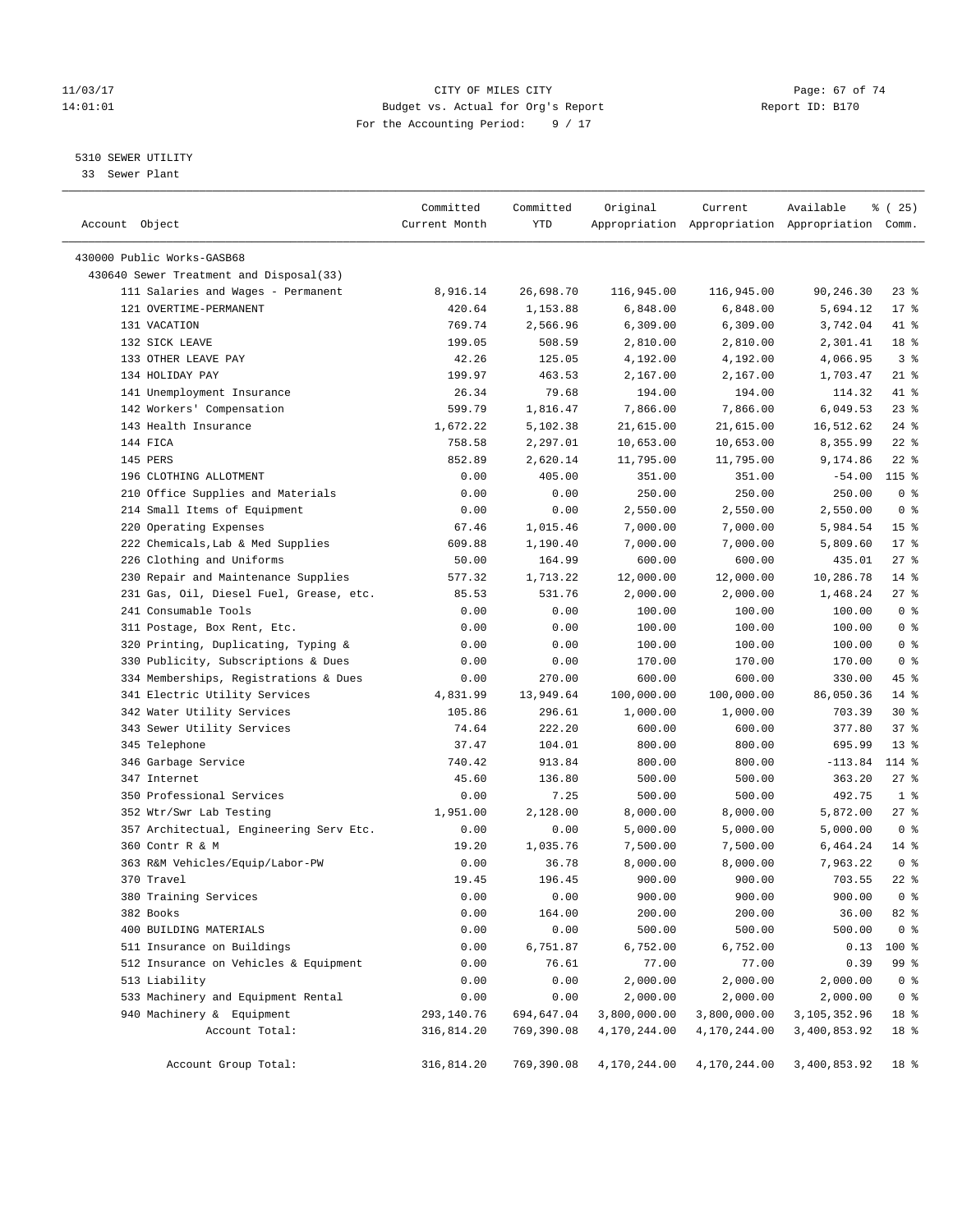CITY OF MILES CITY
Budget vs. Actual for Org's Report
For the Accounting Period: 9 / 17

11/03/17
14:01:01

Report ID: B170

5310 SEWER UTILITY
33 Sewer Plant

| Account Object | Committed Current Month | Committed YTD | Original Appropriation | Current Appropriation | Available Appropriation | % ( 25) Comm. |
|---|---|---|---|---|---|---|
| 430000 Public Works-GASB68 | | | | | | |
| 430640 Sewer Treatment and Disposal(33) | | | | | | |
| 111 Salaries and Wages - Permanent | 8,916.14 | 26,698.70 | 116,945.00 | 116,945.00 | 90,246.30 | 23 % |
| 121 OVERTIME-PERMANENT | 420.64 | 1,153.88 | 6,848.00 | 6,848.00 | 5,694.12 | 17 % |
| 131 VACATION | 769.74 | 2,566.96 | 6,309.00 | 6,309.00 | 3,742.04 | 41 % |
| 132 SICK LEAVE | 199.05 | 508.59 | 2,810.00 | 2,810.00 | 2,301.41 | 18 % |
| 133 OTHER LEAVE PAY | 42.26 | 125.05 | 4,192.00 | 4,192.00 | 4,066.95 | 3 % |
| 134 HOLIDAY PAY | 199.97 | 463.53 | 2,167.00 | 2,167.00 | 1,703.47 | 21 % |
| 141 Unemployment Insurance | 26.34 | 79.68 | 194.00 | 194.00 | 114.32 | 41 % |
| 142 Workers' Compensation | 599.79 | 1,816.47 | 7,866.00 | 7,866.00 | 6,049.53 | 23 % |
| 143 Health Insurance | 1,672.22 | 5,102.38 | 21,615.00 | 21,615.00 | 16,512.62 | 24 % |
| 144 FICA | 758.58 | 2,297.01 | 10,653.00 | 10,653.00 | 8,355.99 | 22 % |
| 145 PERS | 852.89 | 2,620.14 | 11,795.00 | 11,795.00 | 9,174.86 | 22 % |
| 196 CLOTHING ALLOTMENT | 0.00 | 405.00 | 351.00 | 351.00 | -54.00 | 115 % |
| 210 Office Supplies and Materials | 0.00 | 0.00 | 250.00 | 250.00 | 250.00 | 0 % |
| 214 Small Items of Equipment | 0.00 | 0.00 | 2,550.00 | 2,550.00 | 2,550.00 | 0 % |
| 220 Operating Expenses | 67.46 | 1,015.46 | 7,000.00 | 7,000.00 | 5,984.54 | 15 % |
| 222 Chemicals,Lab & Med Supplies | 609.88 | 1,190.40 | 7,000.00 | 7,000.00 | 5,809.60 | 17 % |
| 226 Clothing and Uniforms | 50.00 | 164.99 | 600.00 | 600.00 | 435.01 | 27 % |
| 230 Repair and Maintenance Supplies | 577.32 | 1,713.22 | 12,000.00 | 12,000.00 | 10,286.78 | 14 % |
| 231 Gas, Oil, Diesel Fuel, Grease, etc. | 85.53 | 531.76 | 2,000.00 | 2,000.00 | 1,468.24 | 27 % |
| 241 Consumable Tools | 0.00 | 0.00 | 100.00 | 100.00 | 100.00 | 0 % |
| 311 Postage, Box Rent, Etc. | 0.00 | 0.00 | 100.00 | 100.00 | 100.00 | 0 % |
| 320 Printing, Duplicating, Typing & | 0.00 | 0.00 | 100.00 | 100.00 | 100.00 | 0 % |
| 330 Publicity, Subscriptions & Dues | 0.00 | 0.00 | 170.00 | 170.00 | 170.00 | 0 % |
| 334 Memberships, Registrations & Dues | 0.00 | 270.00 | 600.00 | 600.00 | 330.00 | 45 % |
| 341 Electric Utility Services | 4,831.99 | 13,949.64 | 100,000.00 | 100,000.00 | 86,050.36 | 14 % |
| 342 Water Utility Services | 105.86 | 296.61 | 1,000.00 | 1,000.00 | 703.39 | 30 % |
| 343 Sewer Utility Services | 74.64 | 222.20 | 600.00 | 600.00 | 377.80 | 37 % |
| 345 Telephone | 37.47 | 104.01 | 800.00 | 800.00 | 695.99 | 13 % |
| 346 Garbage Service | 740.42 | 913.84 | 800.00 | 800.00 | -113.84 | 114 % |
| 347 Internet | 45.60 | 136.80 | 500.00 | 500.00 | 363.20 | 27 % |
| 350 Professional Services | 0.00 | 7.25 | 500.00 | 500.00 | 492.75 | 1 % |
| 352 Wtr/Swr Lab Testing | 1,951.00 | 2,128.00 | 8,000.00 | 8,000.00 | 5,872.00 | 27 % |
| 357 Architectual, Engineering Serv Etc. | 0.00 | 0.00 | 5,000.00 | 5,000.00 | 5,000.00 | 0 % |
| 360 Contr R & M | 19.20 | 1,035.76 | 7,500.00 | 7,500.00 | 6,464.24 | 14 % |
| 363 R&M Vehicles/Equip/Labor-PW | 0.00 | 36.78 | 8,000.00 | 8,000.00 | 7,963.22 | 0 % |
| 370 Travel | 19.45 | 196.45 | 900.00 | 900.00 | 703.55 | 22 % |
| 380 Training Services | 0.00 | 0.00 | 900.00 | 900.00 | 900.00 | 0 % |
| 382 Books | 0.00 | 164.00 | 200.00 | 200.00 | 36.00 | 82 % |
| 400 BUILDING MATERIALS | 0.00 | 0.00 | 500.00 | 500.00 | 500.00 | 0 % |
| 511 Insurance on Buildings | 0.00 | 6,751.87 | 6,752.00 | 6,752.00 | 0.13 | 100 % |
| 512 Insurance on Vehicles & Equipment | 0.00 | 76.61 | 77.00 | 77.00 | 0.39 | 99 % |
| 513 Liability | 0.00 | 0.00 | 2,000.00 | 2,000.00 | 2,000.00 | 0 % |
| 533 Machinery and Equipment Rental | 0.00 | 0.00 | 2,000.00 | 2,000.00 | 2,000.00 | 0 % |
| 940 Machinery & Equipment | 293,140.76 | 694,647.04 | 3,800,000.00 | 3,800,000.00 | 3,105,352.96 | 18 % |
| Account Total: | 316,814.20 | 769,390.08 | 4,170,244.00 | 4,170,244.00 | 3,400,853.92 | 18 % |
| Account Group Total: | 316,814.20 | 769,390.08 | 4,170,244.00 | 4,170,244.00 | 3,400,853.92 | 18 % |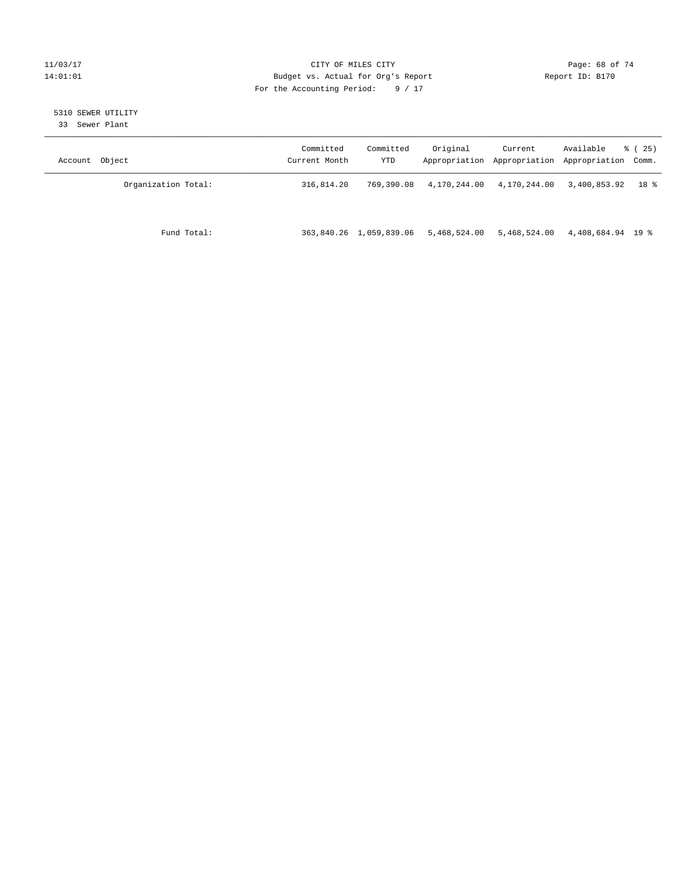CITY OF MILES CITY
Budget vs. Actual for Org's Report
For the Accounting Period: 9 / 17

11/03/17
14:01:01

Report ID: B170

5310 SEWER UTILITY
33 Sewer Plant

| Account Object | Committed Current Month | Committed YTD | Original Appropriation | Current Appropriation | Available Appropriation | % ( 25) Comm. |
|---|---|---|---|---|---|---|
| Organization Total: | 316,814.20 | 769,390.08 | 4,170,244.00 | 4,170,244.00 | 3,400,853.92 | 18 % |
| Fund Total: | 363,840.26 | 1,059,839.06 | 5,468,524.00 | 5,468,524.00 | 4,408,684.94 | 19 % |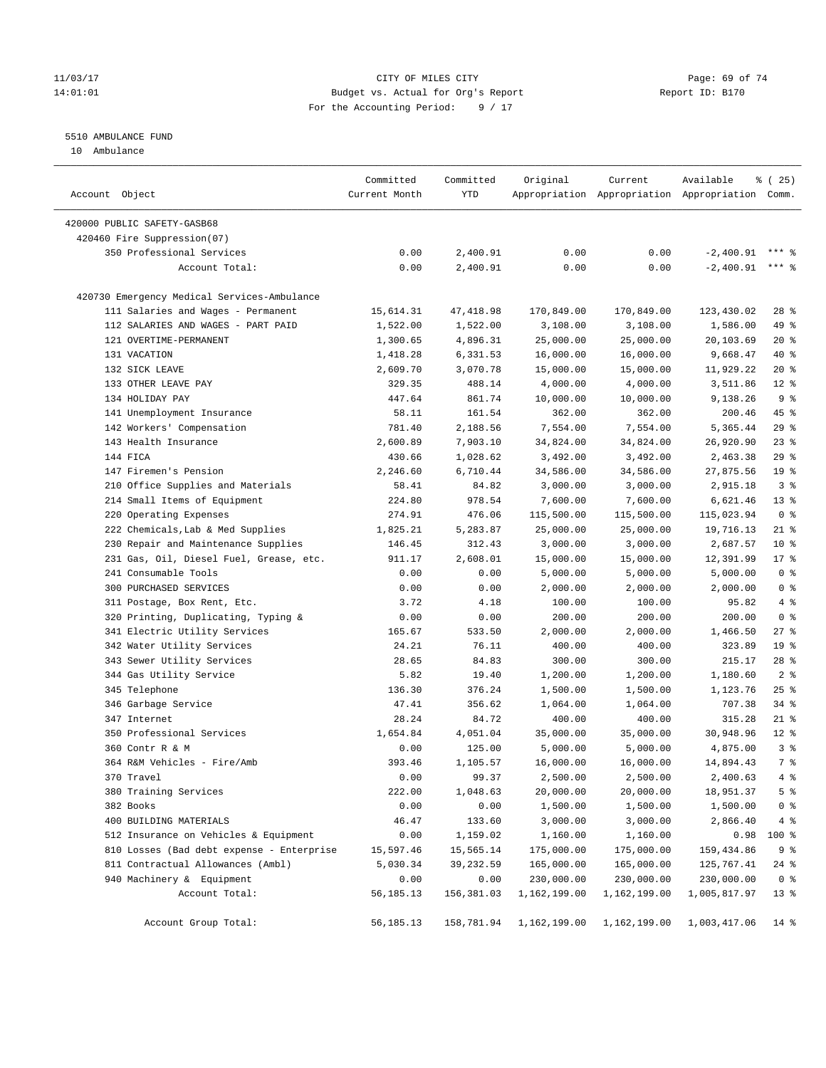CITY OF MILES CITY
Budget vs. Actual for Org's Report
For the Accounting Period: 9 / 17

11/03/17
14:01:01

Report ID: B170

5510 AMBULANCE FUND
10 Ambulance

| Account Object | Committed Current Month | Committed YTD | Original Appropriation | Current Appropriation | Available Appropriation | % ( 25) Comm. |
|---|---|---|---|---|---|---|
| 420000 PUBLIC SAFETY-GASB68 | | | | | | |
| 420460 Fire Suppression(07) | | | | | | |
| 350 Professional Services | 0.00 | 2,400.91 | 0.00 | 0.00 | -2,400.91 | *** % |
| Account Total: | 0.00 | 2,400.91 | 0.00 | 0.00 | -2,400.91 | *** % |
| 420730 Emergency Medical Services-Ambulance | | | | | | |
| 111 Salaries and Wages - Permanent | 15,614.31 | 47,418.98 | 170,849.00 | 170,849.00 | 123,430.02 | 28 % |
| 112 SALARIES AND WAGES - PART PAID | 1,522.00 | 1,522.00 | 3,108.00 | 3,108.00 | 1,586.00 | 49 % |
| 121 OVERTIME-PERMANENT | 1,300.65 | 4,896.31 | 25,000.00 | 25,000.00 | 20,103.69 | 20 % |
| 131 VACATION | 1,418.28 | 6,331.53 | 16,000.00 | 16,000.00 | 9,668.47 | 40 % |
| 132 SICK LEAVE | 2,609.70 | 3,070.78 | 15,000.00 | 15,000.00 | 11,929.22 | 20 % |
| 133 OTHER LEAVE PAY | 329.35 | 488.14 | 4,000.00 | 4,000.00 | 3,511.86 | 12 % |
| 134 HOLIDAY PAY | 447.64 | 861.74 | 10,000.00 | 10,000.00 | 9,138.26 | 9 % |
| 141 Unemployment Insurance | 58.11 | 161.54 | 362.00 | 362.00 | 200.46 | 45 % |
| 142 Workers' Compensation | 781.40 | 2,188.56 | 7,554.00 | 7,554.00 | 5,365.44 | 29 % |
| 143 Health Insurance | 2,600.89 | 7,903.10 | 34,824.00 | 34,824.00 | 26,920.90 | 23 % |
| 144 FICA | 430.66 | 1,028.62 | 3,492.00 | 3,492.00 | 2,463.38 | 29 % |
| 147 Firemen's Pension | 2,246.60 | 6,710.44 | 34,586.00 | 34,586.00 | 27,875.56 | 19 % |
| 210 Office Supplies and Materials | 58.41 | 84.82 | 3,000.00 | 3,000.00 | 2,915.18 | 3 % |
| 214 Small Items of Equipment | 224.80 | 978.54 | 7,600.00 | 7,600.00 | 6,621.46 | 13 % |
| 220 Operating Expenses | 274.91 | 476.06 | 115,500.00 | 115,500.00 | 115,023.94 | 0 % |
| 222 Chemicals,Lab & Med Supplies | 1,825.21 | 5,283.87 | 25,000.00 | 25,000.00 | 19,716.13 | 21 % |
| 230 Repair and Maintenance Supplies | 146.45 | 312.43 | 3,000.00 | 3,000.00 | 2,687.57 | 10 % |
| 231 Gas, Oil, Diesel Fuel, Grease, etc. | 911.17 | 2,608.01 | 15,000.00 | 15,000.00 | 12,391.99 | 17 % |
| 241 Consumable Tools | 0.00 | 0.00 | 5,000.00 | 5,000.00 | 5,000.00 | 0 % |
| 300 PURCHASED SERVICES | 0.00 | 0.00 | 2,000.00 | 2,000.00 | 2,000.00 | 0 % |
| 311 Postage, Box Rent, Etc. | 3.72 | 4.18 | 100.00 | 100.00 | 95.82 | 4 % |
| 320 Printing, Duplicating, Typing & | 0.00 | 0.00 | 200.00 | 200.00 | 200.00 | 0 % |
| 341 Electric Utility Services | 165.67 | 533.50 | 2,000.00 | 2,000.00 | 1,466.50 | 27 % |
| 342 Water Utility Services | 24.21 | 76.11 | 400.00 | 400.00 | 323.89 | 19 % |
| 343 Sewer Utility Services | 28.65 | 84.83 | 300.00 | 300.00 | 215.17 | 28 % |
| 344 Gas Utility Service | 5.82 | 19.40 | 1,200.00 | 1,200.00 | 1,180.60 | 2 % |
| 345 Telephone | 136.30 | 376.24 | 1,500.00 | 1,500.00 | 1,123.76 | 25 % |
| 346 Garbage Service | 47.41 | 356.62 | 1,064.00 | 1,064.00 | 707.38 | 34 % |
| 347 Internet | 28.24 | 84.72 | 400.00 | 400.00 | 315.28 | 21 % |
| 350 Professional Services | 1,654.84 | 4,051.04 | 35,000.00 | 35,000.00 | 30,948.96 | 12 % |
| 360 Contr R & M | 0.00 | 125.00 | 5,000.00 | 5,000.00 | 4,875.00 | 3 % |
| 364 R&M Vehicles - Fire/Amb | 393.46 | 1,105.57 | 16,000.00 | 16,000.00 | 14,894.43 | 7 % |
| 370 Travel | 0.00 | 99.37 | 2,500.00 | 2,500.00 | 2,400.63 | 4 % |
| 380 Training Services | 222.00 | 1,048.63 | 20,000.00 | 20,000.00 | 18,951.37 | 5 % |
| 382 Books | 0.00 | 0.00 | 1,500.00 | 1,500.00 | 1,500.00 | 0 % |
| 400 BUILDING MATERIALS | 46.47 | 133.60 | 3,000.00 | 3,000.00 | 2,866.40 | 4 % |
| 512 Insurance on Vehicles & Equipment | 0.00 | 1,159.02 | 1,160.00 | 1,160.00 | 0.98 | 100 % |
| 810 Losses (Bad debt expense - Enterprise | 15,597.46 | 15,565.14 | 175,000.00 | 175,000.00 | 159,434.86 | 9 % |
| 811 Contractual Allowances (Ambl) | 5,030.34 | 39,232.59 | 165,000.00 | 165,000.00 | 125,767.41 | 24 % |
| 940 Machinery & Equipment | 0.00 | 0.00 | 230,000.00 | 230,000.00 | 230,000.00 | 0 % |
| Account Total: | 56,185.13 | 156,381.03 | 1,162,199.00 | 1,162,199.00 | 1,005,817.97 | 13 % |
| Account Group Total: | 56,185.13 | 158,781.94 | 1,162,199.00 | 1,162,199.00 | 1,003,417.06 | 14 % |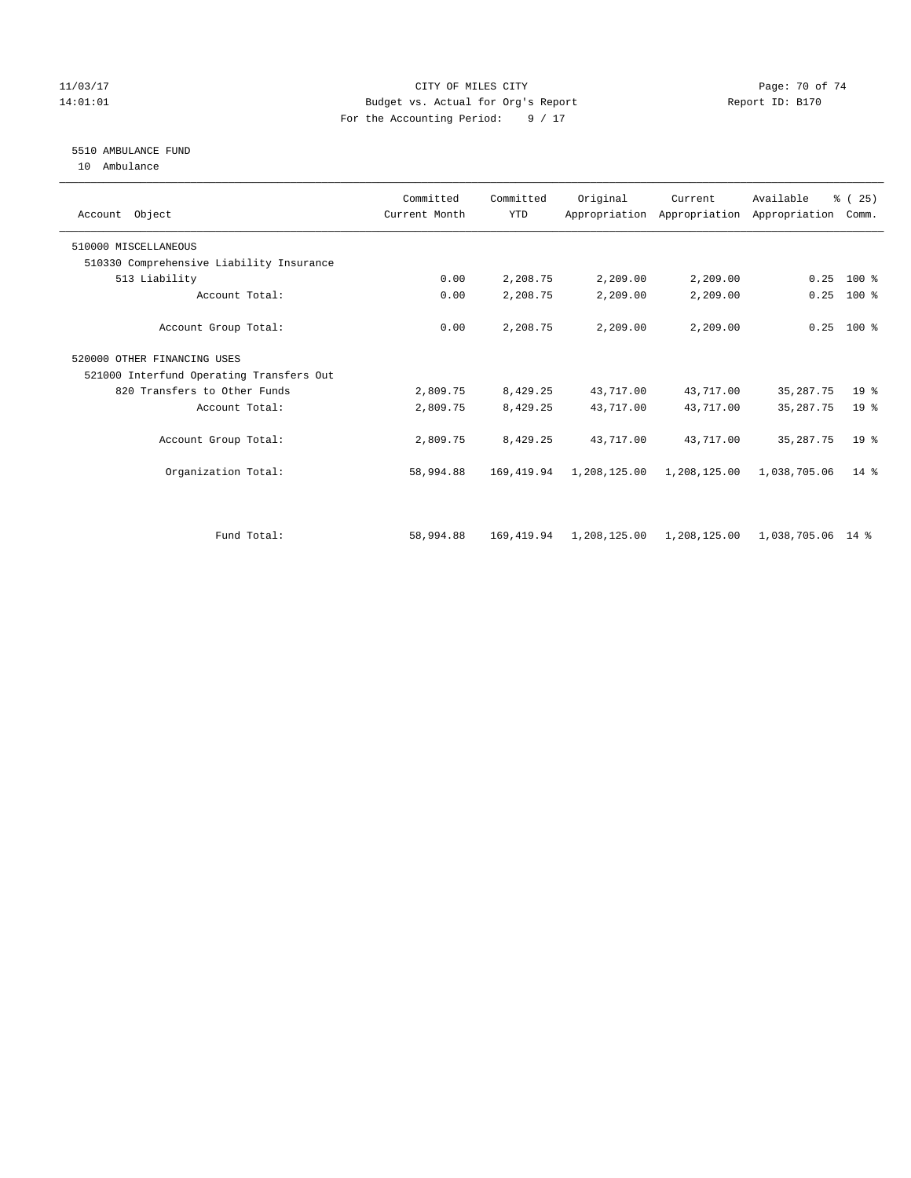CITY OF MILES CITY
Budget vs. Actual for Org's Report
For the Accounting Period: 9 / 17

11/03/17
14:01:01

Report ID: B170

## 5510 AMBULANCE FUND

10 Ambulance

| Account Object | Committed Current Month | Committed YTD | Original Appropriation | Current Appropriation | Available Appropriation | % ( 25) Comm. |
|---|---|---|---|---|---|---|
| 510000 MISCELLANEOUS | | | | | | |
| 510330 Comprehensive Liability Insurance | | | | | | |
| 513 Liability | 0.00 | 2,208.75 | 2,209.00 | 2,209.00 | 0.25 | 100 % |
| Account Total: | 0.00 | 2,208.75 | 2,209.00 | 2,209.00 | 0.25 | 100 % |
| Account Group Total: | 0.00 | 2,208.75 | 2,209.00 | 2,209.00 | 0.25 | 100 % |
| 520000 OTHER FINANCING USES | | | | | | |
| 521000 Interfund Operating Transfers Out | | | | | | |
| 820 Transfers to Other Funds | 2,809.75 | 8,429.25 | 43,717.00 | 43,717.00 | 35,287.75 | 19 % |
| Account Total: | 2,809.75 | 8,429.25 | 43,717.00 | 43,717.00 | 35,287.75 | 19 % |
| Account Group Total: | 2,809.75 | 8,429.25 | 43,717.00 | 43,717.00 | 35,287.75 | 19 % |
| Organization Total: | 58,994.88 | 169,419.94 | 1,208,125.00 | 1,208,125.00 | 1,038,705.06 | 14 % |
| Fund Total: | 58,994.88 | 169,419.94 | 1,208,125.00 | 1,208,125.00 | 1,038,705.06 | 14 % |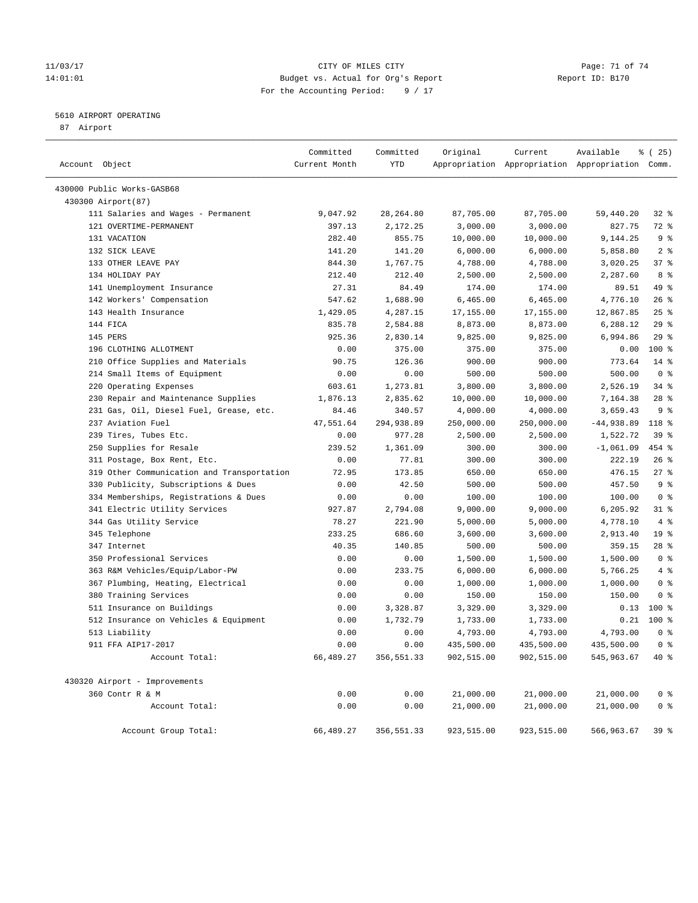11/03/17 CITY OF MILES CITY
14:01:01 Budget vs. Actual for Org's Report Report ID: B170
For the Accounting Period: 9 / 17

5610 AIRPORT OPERATING
87 Airport

| Account Object | Committed Current Month | Committed YTD | Original Appropriation | Current Appropriation | Available Appropriation | % ( 25) Comm. |
|---|---|---|---|---|---|---|
| 430000 Public Works-GASB68 | | | | | | |
| 430300 Airport(87) | | | | | | |
| 111 Salaries and Wages - Permanent | 9,047.92 | 28,264.80 | 87,705.00 | 87,705.00 | 59,440.20 | 32 % |
| 121 OVERTIME-PERMANENT | 397.13 | 2,172.25 | 3,000.00 | 3,000.00 | 827.75 | 72 % |
| 131 VACATION | 282.40 | 855.75 | 10,000.00 | 10,000.00 | 9,144.25 | 9 % |
| 132 SICK LEAVE | 141.20 | 141.20 | 6,000.00 | 6,000.00 | 5,858.80 | 2 % |
| 133 OTHER LEAVE PAY | 844.30 | 1,767.75 | 4,788.00 | 4,788.00 | 3,020.25 | 37 % |
| 134 HOLIDAY PAY | 212.40 | 212.40 | 2,500.00 | 2,500.00 | 2,287.60 | 8 % |
| 141 Unemployment Insurance | 27.31 | 84.49 | 174.00 | 174.00 | 89.51 | 49 % |
| 142 Workers' Compensation | 547.62 | 1,688.90 | 6,465.00 | 6,465.00 | 4,776.10 | 26 % |
| 143 Health Insurance | 1,429.05 | 4,287.15 | 17,155.00 | 17,155.00 | 12,867.85 | 25 % |
| 144 FICA | 835.78 | 2,584.88 | 8,873.00 | 8,873.00 | 6,288.12 | 29 % |
| 145 PERS | 925.36 | 2,830.14 | 9,825.00 | 9,825.00 | 6,994.86 | 29 % |
| 196 CLOTHING ALLOTMENT | 0.00 | 375.00 | 375.00 | 375.00 | 0.00 | 100 % |
| 210 Office Supplies and Materials | 90.75 | 126.36 | 900.00 | 900.00 | 773.64 | 14 % |
| 214 Small Items of Equipment | 0.00 | 0.00 | 500.00 | 500.00 | 500.00 | 0 % |
| 220 Operating Expenses | 603.61 | 1,273.81 | 3,800.00 | 3,800.00 | 2,526.19 | 34 % |
| 230 Repair and Maintenance Supplies | 1,876.13 | 2,835.62 | 10,000.00 | 10,000.00 | 7,164.38 | 28 % |
| 231 Gas, Oil, Diesel Fuel, Grease, etc. | 84.46 | 340.57 | 4,000.00 | 4,000.00 | 3,659.43 | 9 % |
| 237 Aviation Fuel | 47,551.64 | 294,938.89 | 250,000.00 | 250,000.00 | -44,938.89 | 118 % |
| 239 Tires, Tubes Etc. | 0.00 | 977.28 | 2,500.00 | 2,500.00 | 1,522.72 | 39 % |
| 250 Supplies for Resale | 239.52 | 1,361.09 | 300.00 | 300.00 | -1,061.09 | 454 % |
| 311 Postage, Box Rent, Etc. | 0.00 | 77.81 | 300.00 | 300.00 | 222.19 | 26 % |
| 319 Other Communication and Transportation | 72.95 | 173.85 | 650.00 | 650.00 | 476.15 | 27 % |
| 330 Publicity, Subscriptions & Dues | 0.00 | 42.50 | 500.00 | 500.00 | 457.50 | 9 % |
| 334 Memberships, Registrations & Dues | 0.00 | 0.00 | 100.00 | 100.00 | 100.00 | 0 % |
| 341 Electric Utility Services | 927.87 | 2,794.08 | 9,000.00 | 9,000.00 | 6,205.92 | 31 % |
| 344 Gas Utility Service | 78.27 | 221.90 | 5,000.00 | 5,000.00 | 4,778.10 | 4 % |
| 345 Telephone | 233.25 | 686.60 | 3,600.00 | 3,600.00 | 2,913.40 | 19 % |
| 347 Internet | 40.35 | 140.85 | 500.00 | 500.00 | 359.15 | 28 % |
| 350 Professional Services | 0.00 | 0.00 | 1,500.00 | 1,500.00 | 1,500.00 | 0 % |
| 363 R&M Vehicles/Equip/Labor-PW | 0.00 | 233.75 | 6,000.00 | 6,000.00 | 5,766.25 | 4 % |
| 367 Plumbing, Heating, Electrical | 0.00 | 0.00 | 1,000.00 | 1,000.00 | 1,000.00 | 0 % |
| 380 Training Services | 0.00 | 0.00 | 150.00 | 150.00 | 150.00 | 0 % |
| 511 Insurance on Buildings | 0.00 | 3,328.87 | 3,329.00 | 3,329.00 | 0.13 | 100 % |
| 512 Insurance on Vehicles & Equipment | 0.00 | 1,732.79 | 1,733.00 | 1,733.00 | 0.21 | 100 % |
| 513 Liability | 0.00 | 0.00 | 4,793.00 | 4,793.00 | 4,793.00 | 0 % |
| 911 FFA AIP17-2017 | 0.00 | 0.00 | 435,500.00 | 435,500.00 | 435,500.00 | 0 % |
| Account Total: | 66,489.27 | 356,551.33 | 902,515.00 | 902,515.00 | 545,963.67 | 40 % |
| 430320 Airport - Improvements | | | | | | |
| 360 Contr R & M | 0.00 | 0.00 | 21,000.00 | 21,000.00 | 21,000.00 | 0 % |
| Account Total: | 0.00 | 0.00 | 21,000.00 | 21,000.00 | 21,000.00 | 0 % |
| Account Group Total: | 66,489.27 | 356,551.33 | 923,515.00 | 923,515.00 | 566,963.67 | 39 % |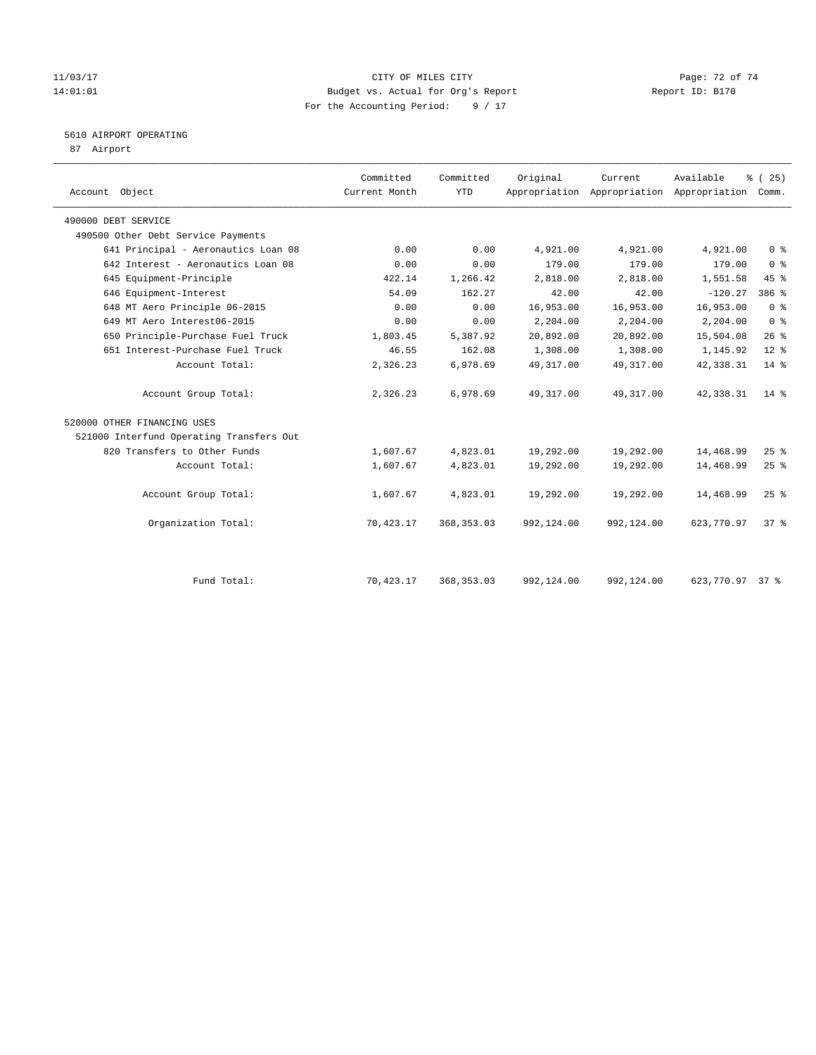CITY OF MILES CITY
Budget vs. Actual for Org's Report
For the Accounting Period: 9 / 17

11/03/17
14:01:01

Report ID: B170

## 5610 AIRPORT OPERATING

87 Airport

| Account Object | Committed Current Month | Committed YTD | Original Appropriation | Current Appropriation | Available Appropriation | % ( 25) Comm. |
|---|---|---|---|---|---|---|
| 490000 DEBT SERVICE | | | | | | |
| 490500 Other Debt Service Payments | | | | | | |
| 641 Principal - Aeronautics Loan 08 | 0.00 | 0.00 | 4,921.00 | 4,921.00 | 4,921.00 | 0 % |
| 642 Interest - Aeronautics Loan 08 | 0.00 | 0.00 | 179.00 | 179.00 | 179.00 | 0 % |
| 645 Equipment-Principle | 422.14 | 1,266.42 | 2,818.00 | 2,818.00 | 1,551.58 | 45 % |
| 646 Equipment-Interest | 54.09 | 162.27 | 42.00 | 42.00 | -120.27 | 386 % |
| 648 MT Aero Principle 06-2015 | 0.00 | 0.00 | 16,953.00 | 16,953.00 | 16,953.00 | 0 % |
| 649 MT Aero Interest06-2015 | 0.00 | 0.00 | 2,204.00 | 2,204.00 | 2,204.00 | 0 % |
| 650 Principle-Purchase Fuel Truck | 1,803.45 | 5,387.92 | 20,892.00 | 20,892.00 | 15,504.08 | 26 % |
| 651 Interest-Purchase Fuel Truck | 46.55 | 162.08 | 1,308.00 | 1,308.00 | 1,145.92 | 12 % |
| Account Total: | 2,326.23 | 6,978.69 | 49,317.00 | 49,317.00 | 42,338.31 | 14 % |
| Account Group Total: | 2,326.23 | 6,978.69 | 49,317.00 | 49,317.00 | 42,338.31 | 14 % |
| 520000 OTHER FINANCING USES | | | | | | |
| 521000 Interfund Operating Transfers Out | | | | | | |
| 820 Transfers to Other Funds | 1,607.67 | 4,823.01 | 19,292.00 | 19,292.00 | 14,468.99 | 25 % |
| Account Total: | 1,607.67 | 4,823.01 | 19,292.00 | 19,292.00 | 14,468.99 | 25 % |
| Account Group Total: | 1,607.67 | 4,823.01 | 19,292.00 | 19,292.00 | 14,468.99 | 25 % |
| Organization Total: | 70,423.17 | 368,353.03 | 992,124.00 | 992,124.00 | 623,770.97 | 37 % |
| Fund Total: | 70,423.17 | 368,353.03 | 992,124.00 | 992,124.00 | 623,770.97 | 37 % |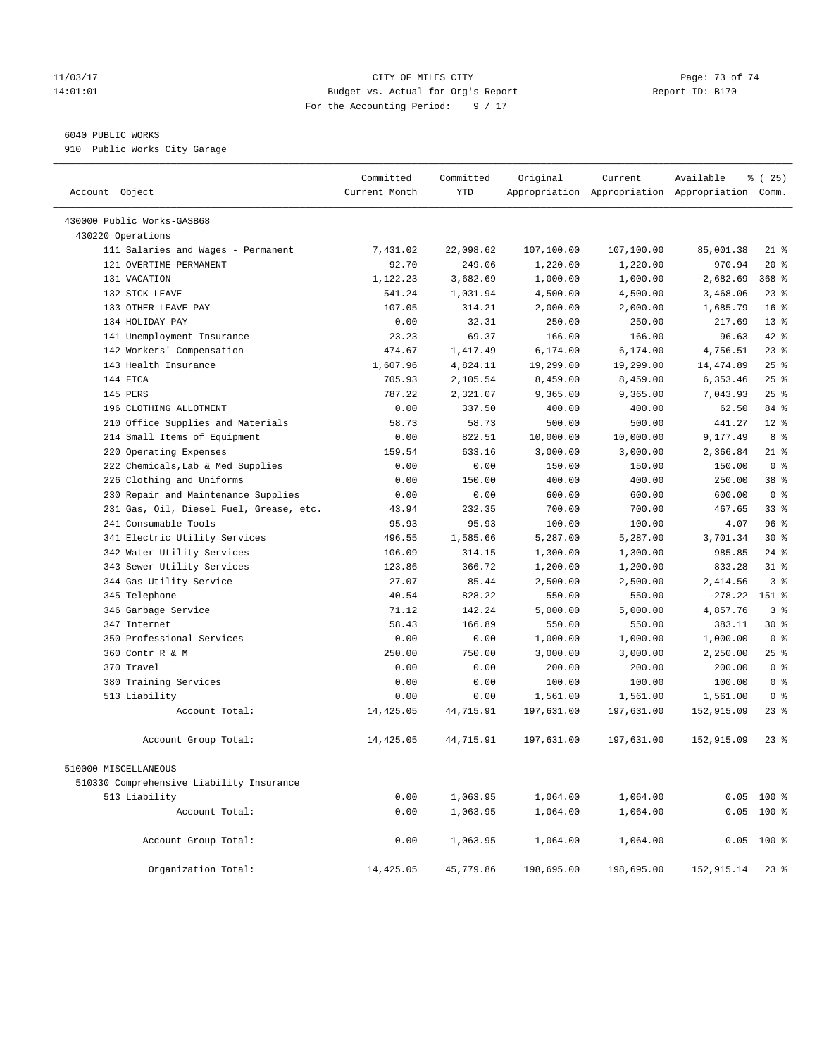CITY OF MILES CITY
Budget vs. Actual for Org's Report
For the Accounting Period: 9 / 17

11/03/17
14:01:01

Report ID: B170

6040 PUBLIC WORKS
910 Public Works City Garage

| Account Object | Committed Current Month | Committed YTD | Original Appropriation | Current Appropriation | Available Appropriation | % ( 25) Comm. |
|---|---|---|---|---|---|---|
| 430000 Public Works-GASB68 | | | | | | |
| 430220 Operations | | | | | | |
| 111 Salaries and Wages - Permanent | 7,431.02 | 22,098.62 | 107,100.00 | 107,100.00 | 85,001.38 | 21 % |
| 121 OVERTIME-PERMANENT | 92.70 | 249.06 | 1,220.00 | 1,220.00 | 970.94 | 20 % |
| 131 VACATION | 1,122.23 | 3,682.69 | 1,000.00 | 1,000.00 | -2,682.69 | 368 % |
| 132 SICK LEAVE | 541.24 | 1,031.94 | 4,500.00 | 4,500.00 | 3,468.06 | 23 % |
| 133 OTHER LEAVE PAY | 107.05 | 314.21 | 2,000.00 | 2,000.00 | 1,685.79 | 16 % |
| 134 HOLIDAY PAY | 0.00 | 32.31 | 250.00 | 250.00 | 217.69 | 13 % |
| 141 Unemployment Insurance | 23.23 | 69.37 | 166.00 | 166.00 | 96.63 | 42 % |
| 142 Workers' Compensation | 474.67 | 1,417.49 | 6,174.00 | 6,174.00 | 4,756.51 | 23 % |
| 143 Health Insurance | 1,607.96 | 4,824.11 | 19,299.00 | 19,299.00 | 14,474.89 | 25 % |
| 144 FICA | 705.93 | 2,105.54 | 8,459.00 | 8,459.00 | 6,353.46 | 25 % |
| 145 PERS | 787.22 | 2,321.07 | 9,365.00 | 9,365.00 | 7,043.93 | 25 % |
| 196 CLOTHING ALLOTMENT | 0.00 | 337.50 | 400.00 | 400.00 | 62.50 | 84 % |
| 210 Office Supplies and Materials | 58.73 | 58.73 | 500.00 | 500.00 | 441.27 | 12 % |
| 214 Small Items of Equipment | 0.00 | 822.51 | 10,000.00 | 10,000.00 | 9,177.49 | 8 % |
| 220 Operating Expenses | 159.54 | 633.16 | 3,000.00 | 3,000.00 | 2,366.84 | 21 % |
| 222 Chemicals,Lab & Med Supplies | 0.00 | 0.00 | 150.00 | 150.00 | 150.00 | 0 % |
| 226 Clothing and Uniforms | 0.00 | 150.00 | 400.00 | 400.00 | 250.00 | 38 % |
| 230 Repair and Maintenance Supplies | 0.00 | 0.00 | 600.00 | 600.00 | 600.00 | 0 % |
| 231 Gas, Oil, Diesel Fuel, Grease, etc. | 43.94 | 232.35 | 700.00 | 700.00 | 467.65 | 33 % |
| 241 Consumable Tools | 95.93 | 95.93 | 100.00 | 100.00 | 4.07 | 96 % |
| 341 Electric Utility Services | 496.55 | 1,585.66 | 5,287.00 | 5,287.00 | 3,701.34 | 30 % |
| 342 Water Utility Services | 106.09 | 314.15 | 1,300.00 | 1,300.00 | 985.85 | 24 % |
| 343 Sewer Utility Services | 123.86 | 366.72 | 1,200.00 | 1,200.00 | 833.28 | 31 % |
| 344 Gas Utility Service | 27.07 | 85.44 | 2,500.00 | 2,500.00 | 2,414.56 | 3 % |
| 345 Telephone | 40.54 | 828.22 | 550.00 | 550.00 | -278.22 | 151 % |
| 346 Garbage Service | 71.12 | 142.24 | 5,000.00 | 5,000.00 | 4,857.76 | 3 % |
| 347 Internet | 58.43 | 166.89 | 550.00 | 550.00 | 383.11 | 30 % |
| 350 Professional Services | 0.00 | 0.00 | 1,000.00 | 1,000.00 | 1,000.00 | 0 % |
| 360 Contr R & M | 250.00 | 750.00 | 3,000.00 | 3,000.00 | 2,250.00 | 25 % |
| 370 Travel | 0.00 | 0.00 | 200.00 | 200.00 | 200.00 | 0 % |
| 380 Training Services | 0.00 | 0.00 | 100.00 | 100.00 | 100.00 | 0 % |
| 513 Liability | 0.00 | 0.00 | 1,561.00 | 1,561.00 | 1,561.00 | 0 % |
| Account Total: | 14,425.05 | 44,715.91 | 197,631.00 | 197,631.00 | 152,915.09 | 23 % |
| Account Group Total: | 14,425.05 | 44,715.91 | 197,631.00 | 197,631.00 | 152,915.09 | 23 % |
| 510000 MISCELLANEOUS | | | | | | |
| 510330 Comprehensive Liability Insurance | | | | | | |
| 513 Liability | 0.00 | 1,063.95 | 1,064.00 | 1,064.00 | 0.05 | 100 % |
| Account Total: | 0.00 | 1,063.95 | 1,064.00 | 1,064.00 | 0.05 | 100 % |
| Account Group Total: | 0.00 | 1,063.95 | 1,064.00 | 1,064.00 | 0.05 | 100 % |
| Organization Total: | 14,425.05 | 45,779.86 | 198,695.00 | 198,695.00 | 152,915.14 | 23 % |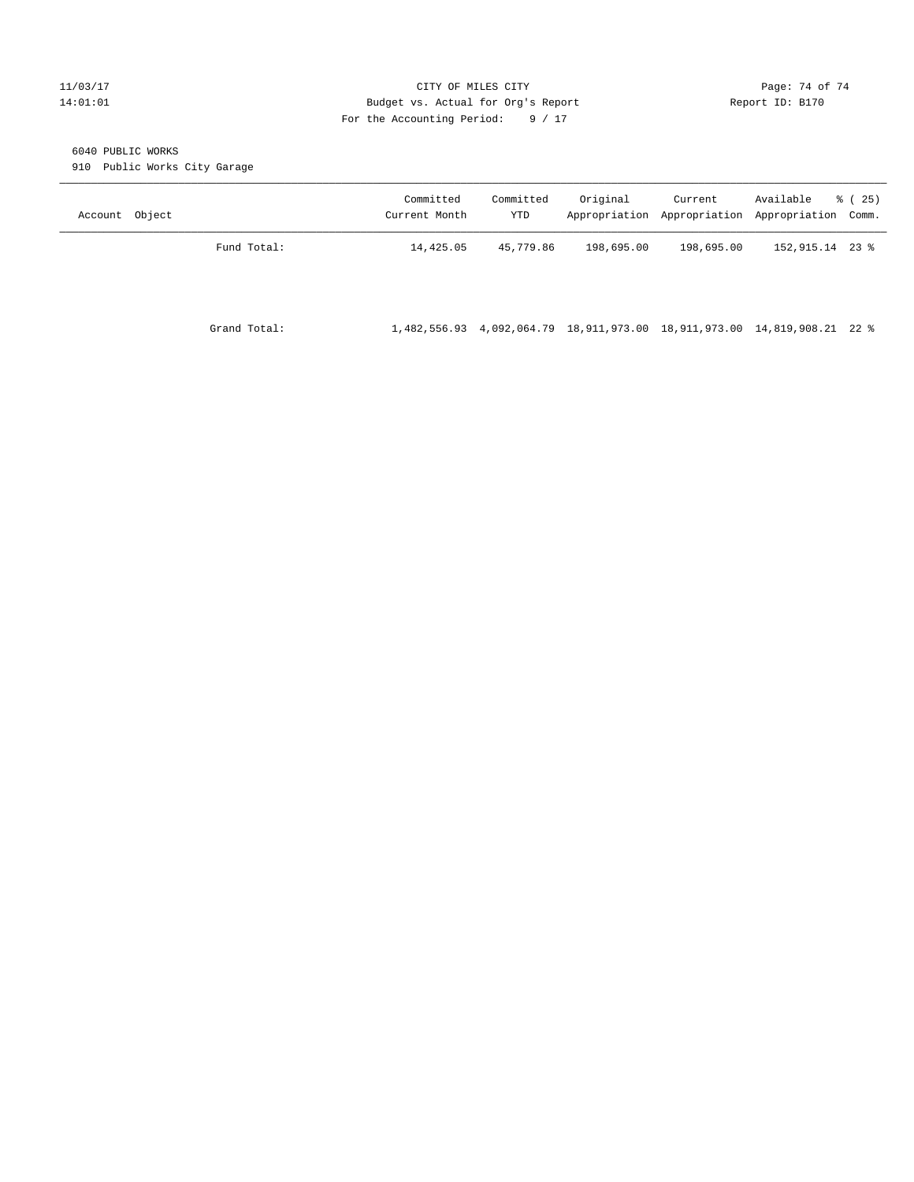CITY OF MILES CITY
Budget vs. Actual for Org's Report
For the Accounting Period: 9 / 17

11/03/17
14:01:01

Report ID: B170

6040 PUBLIC WORKS
910 Public Works City Garage

| Account Object | | Committed Current Month | Committed YTD | Original Appropriation | Current Appropriation | Available Appropriation | % ( 25) Comm. |
|---|---|---|---|---|---|---|---|
| | Fund Total: | 14,425.05 | 45,779.86 | 198,695.00 | 198,695.00 | 152,915.14 | 23 % |
| | Grand Total: | 1,482,556.93 | 4,092,064.79 | 18,911,973.00 | 18,911,973.00 | 14,819,908.21 | 22 % |